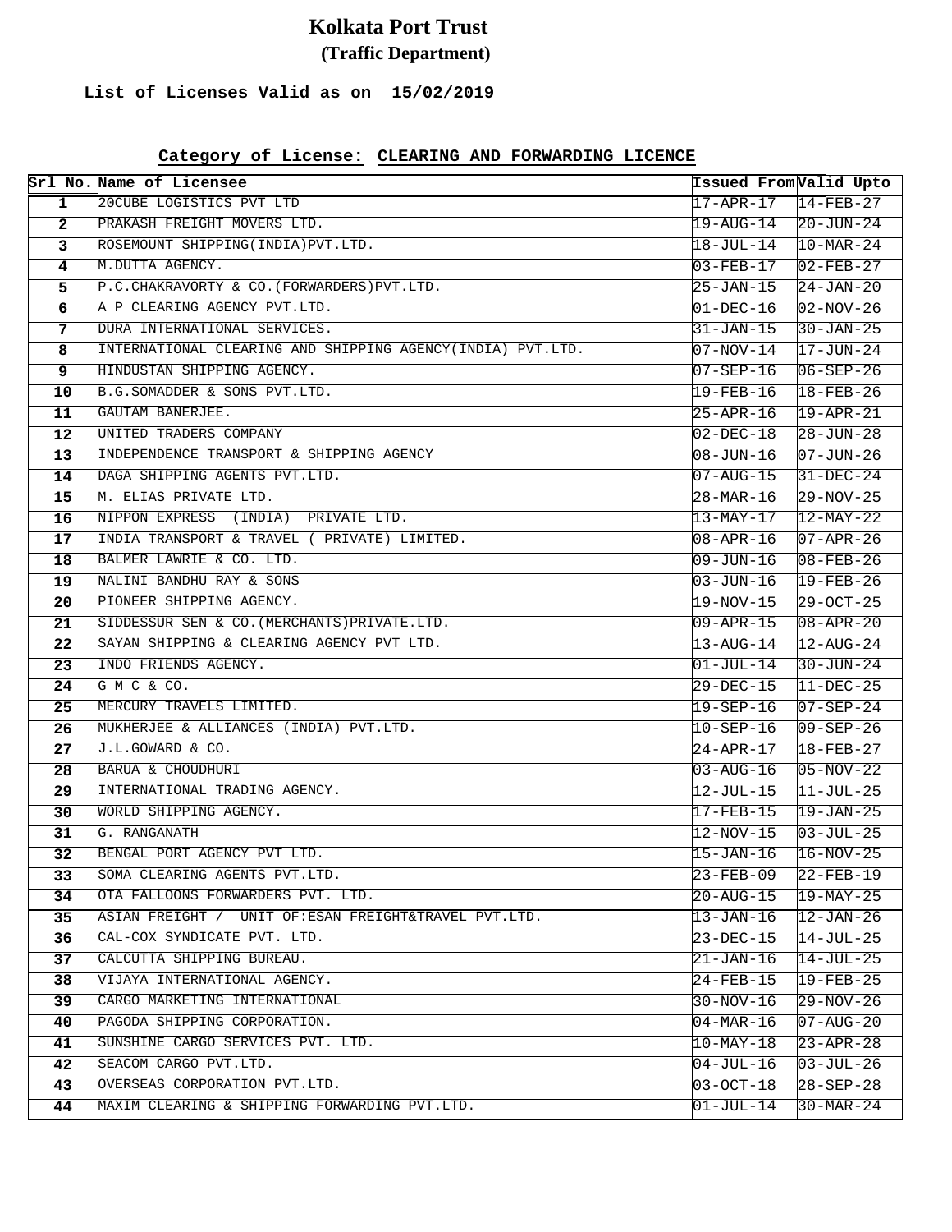# Kolkata Port Trust

## (Traffic Department)

**List of Licenses Valid as on 15/02/2019**

**Category of License: CLEARING AND FORWARDING LICENCE**

| Srl No. | Name of Licensee | Issued From | Valid Upto |
|---|---|---|---|
| 1 | 20CUBE LOGISTICS PVT LTD | 17-APR-17 | 14-FEB-27 |
| 2 | PRAKASH FREIGHT MOVERS LTD. | 19-AUG-14 | 20-JUN-24 |
| 3 | ROSEMOUNT SHIPPING(INDIA)PVT.LTD. | 18-JUL-14 | 10-MAR-24 |
| 4 | M.DUTTA AGENCY. | 03-FEB-17 | 02-FEB-27 |
| 5 | P.C.CHAKRAVORTY & CO.(FORWARDERS)PVT.LTD. | 25-JAN-15 | 24-JAN-20 |
| 6 | A P CLEARING AGENCY PVT.LTD. | 01-DEC-16 | 02-NOV-26 |
| 7 | DURA INTERNATIONAL SERVICES. | 31-JAN-15 | 30-JAN-25 |
| 8 | INTERNATIONAL CLEARING AND SHIPPING AGENCY(INDIA) PVT.LTD. | 07-NOV-14 | 17-JUN-24 |
| 9 | HINDUSTAN SHIPPING AGENCY. | 07-SEP-16 | 06-SEP-26 |
| 10 | B.G.SOMADDER & SONS PVT.LTD. | 19-FEB-16 | 18-FEB-26 |
| 11 | GAUTAM BANERJEE. | 25-APR-16 | 19-APR-21 |
| 12 | UNITED TRADERS COMPANY | 02-DEC-18 | 28-JUN-28 |
| 13 | INDEPENDENCE TRANSPORT & SHIPPING AGENCY | 08-JUN-16 | 07-JUN-26 |
| 14 | DAGA SHIPPING AGENTS PVT.LTD. | 07-AUG-15 | 31-DEC-24 |
| 15 | M. ELIAS PRIVATE LTD. | 28-MAR-16 | 29-NOV-25 |
| 16 | NIPPON EXPRESS (INDIA) PRIVATE LTD. | 13-MAY-17 | 12-MAY-22 |
| 17 | INDIA TRANSPORT & TRAVEL ( PRIVATE) LIMITED. | 08-APR-16 | 07-APR-26 |
| 18 | BALMER LAWRIE & CO. LTD. | 09-JUN-16 | 08-FEB-26 |
| 19 | NALINI BANDHU RAY & SONS | 03-JUN-16 | 19-FEB-26 |
| 20 | PIONEER SHIPPING AGENCY. | 19-NOV-15 | 29-OCT-25 |
| 21 | SIDDESSUR SEN & CO.(MERCHANTS)PRIVATE.LTD. | 09-APR-15 | 08-APR-20 |
| 22 | SAYAN SHIPPING & CLEARING AGENCY PVT LTD. | 13-AUG-14 | 12-AUG-24 |
| 23 | INDO FRIENDS AGENCY. | 01-JUL-14 | 30-JUN-24 |
| 24 | G M C & CO. | 29-DEC-15 | 11-DEC-25 |
| 25 | MERCURY TRAVELS LIMITED. | 19-SEP-16 | 07-SEP-24 |
| 26 | MUKHERJEE & ALLIANCES (INDIA) PVT.LTD. | 10-SEP-16 | 09-SEP-26 |
| 27 | J.L.GOWARD & CO. | 24-APR-17 | 18-FEB-27 |
| 28 | BARUA & CHOUDHURI | 03-AUG-16 | 05-NOV-22 |
| 29 | INTERNATIONAL TRADING AGENCY. | 12-JUL-15 | 11-JUL-25 |
| 30 | WORLD SHIPPING AGENCY. | 17-FEB-15 | 19-JAN-25 |
| 31 | G. RANGANATH | 12-NOV-15 | 03-JUL-25 |
| 32 | BENGAL PORT AGENCY PVT LTD. | 15-JAN-16 | 16-NOV-25 |
| 33 | SOMA CLEARING AGENTS PVT.LTD. | 23-FEB-09 | 22-FEB-19 |
| 34 | OTA FALLOONS FORWARDERS PVT. LTD. | 20-AUG-15 | 19-MAY-25 |
| 35 | ASIAN FREIGHT / UNIT OF:ESAN FREIGHT&TRAVEL PVT.LTD. | 13-JAN-16 | 12-JAN-26 |
| 36 | CAL-COX SYNDICATE PVT. LTD. | 23-DEC-15 | 14-JUL-25 |
| 37 | CALCUTTA SHIPPING BUREAU. | 21-JAN-16 | 14-JUL-25 |
| 38 | VIJAYA INTERNATIONAL AGENCY. | 24-FEB-15 | 19-FEB-25 |
| 39 | CARGO MARKETING INTERNATIONAL | 30-NOV-16 | 29-NOV-26 |
| 40 | PAGODA SHIPPING CORPORATION. | 04-MAR-16 | 07-AUG-20 |
| 41 | SUNSHINE CARGO SERVICES PVT. LTD. | 10-MAY-18 | 23-APR-28 |
| 42 | SEACOM CARGO PVT.LTD. | 04-JUL-16 | 03-JUL-26 |
| 43 | OVERSEAS CORPORATION PVT.LTD. | 03-OCT-18 | 28-SEP-28 |
| 44 | MAXIM CLEARING & SHIPPING FORWARDING PVT.LTD. | 01-JUL-14 | 30-MAR-24 |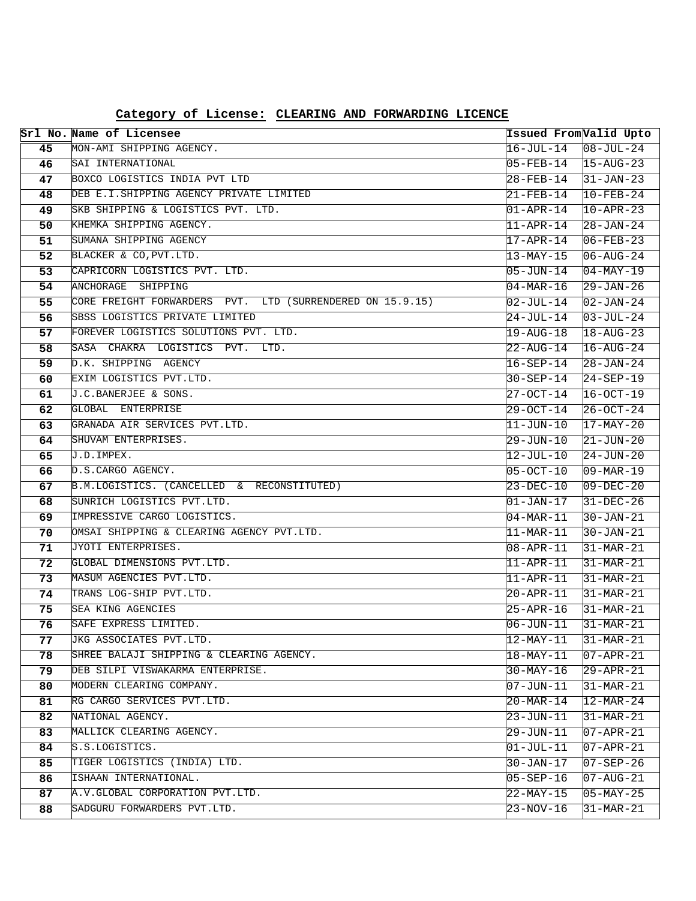**Category of License: CLEARING AND FORWARDING LICENCE**

| Srl No. | Name of Licensee | Issued From | Valid Upto |
|---|---|---|---|
| 45 | MON-AMI SHIPPING AGENCY. | 16-JUL-14 | 08-JUL-24 |
| 46 | SAI INTERNATIONAL | 05-FEB-14 | 15-AUG-23 |
| 47 | BOXCO LOGISTICS INDIA PVT LTD | 28-FEB-14 | 31-JAN-23 |
| 48 | DEB E.I.SHIPPING AGENCY PRIVATE LIMITED | 21-FEB-14 | 10-FEB-24 |
| 49 | SKB SHIPPING & LOGISTICS PVT. LTD. | 01-APR-14 | 10-APR-23 |
| 50 | KHEMKA SHIPPING AGENCY. | 11-APR-14 | 28-JAN-24 |
| 51 | SUMANA SHIPPING AGENCY | 17-APR-14 | 06-FEB-23 |
| 52 | BLACKER & CO,PVT.LTD. | 13-MAY-15 | 06-AUG-24 |
| 53 | CAPRICORN LOGISTICS PVT. LTD. | 05-JUN-14 | 04-MAY-19 |
| 54 | ANCHORAGE SHIPPING | 04-MAR-16 | 29-JAN-26 |
| 55 | CORE FREIGHT FORWARDERS PVT. LTD (SURRENDERED ON 15.9.15) | 02-JUL-14 | 02-JAN-24 |
| 56 | SBSS LOGISTICS PRIVATE LIMITED | 24-JUL-14 | 03-JUL-24 |
| 57 | FOREVER LOGISTICS SOLUTIONS PVT. LTD. | 19-AUG-18 | 18-AUG-23 |
| 58 | SASA CHAKRA LOGISTICS PVT. LTD. | 22-AUG-14 | 16-AUG-24 |
| 59 | D.K. SHIPPING AGENCY | 16-SEP-14 | 28-JAN-24 |
| 60 | EXIM LOGISTICS PVT.LTD. | 30-SEP-14 | 24-SEP-19 |
| 61 | J.C.BANERJEE & SONS. | 27-OCT-14 | 16-OCT-19 |
| 62 | GLOBAL ENTERPRISE | 29-OCT-14 | 26-OCT-24 |
| 63 | GRANADA AIR SERVICES PVT.LTD. | 11-JUN-10 | 17-MAY-20 |
| 64 | SHUVAM ENTERPRISES. | 29-JUN-10 | 21-JUN-20 |
| 65 | J.D.IMPEX. | 12-JUL-10 | 24-JUN-20 |
| 66 | D.S.CARGO AGENCY. | 05-OCT-10 | 09-MAR-19 |
| 67 | B.M.LOGISTICS. (CANCELLED & RECONSTITUTED) | 23-DEC-10 | 09-DEC-20 |
| 68 | SUNRICH LOGISTICS PVT.LTD. | 01-JAN-17 | 31-DEC-26 |
| 69 | IMPRESSIVE CARGO LOGISTICS. | 04-MAR-11 | 30-JAN-21 |
| 70 | OMSAI SHIPPING & CLEARING AGENCY PVT.LTD. | 11-MAR-11 | 30-JAN-21 |
| 71 | JYOTI ENTERPRISES. | 08-APR-11 | 31-MAR-21 |
| 72 | GLOBAL DIMENSIONS PVT.LTD. | 11-APR-11 | 31-MAR-21 |
| 73 | MASUM AGENCIES PVT.LTD. | 11-APR-11 | 31-MAR-21 |
| 74 | TRANS LOG-SHIP PVT.LTD. | 20-APR-11 | 31-MAR-21 |
| 75 | SEA KING AGENCIES | 25-APR-16 | 31-MAR-21 |
| 76 | SAFE EXPRESS LIMITED. | 06-JUN-11 | 31-MAR-21 |
| 77 | JKG ASSOCIATES PVT.LTD. | 12-MAY-11 | 31-MAR-21 |
| 78 | SHREE BALAJI SHIPPING & CLEARING AGENCY. | 18-MAY-11 | 07-APR-21 |
| 79 | DEB SILPI VISWAKARMA ENTERPRISE. | 30-MAY-16 | 29-APR-21 |
| 80 | MODERN CLEARING COMPANY. | 07-JUN-11 | 31-MAR-21 |
| 81 | RG CARGO SERVICES PVT.LTD. | 20-MAR-14 | 12-MAR-24 |
| 82 | NATIONAL AGENCY. | 23-JUN-11 | 31-MAR-21 |
| 83 | MALLICK CLEARING AGENCY. | 29-JUN-11 | 07-APR-21 |
| 84 | S.S.LOGISTICS. | 01-JUL-11 | 07-APR-21 |
| 85 | TIGER LOGISTICS (INDIA) LTD. | 30-JAN-17 | 07-SEP-26 |
| 86 | ISHAAN INTERNATIONAL. | 05-SEP-16 | 07-AUG-21 |
| 87 | A.V.GLOBAL CORPORATION PVT.LTD. | 22-MAY-15 | 05-MAY-25 |
| 88 | SADGURU FORWARDERS PVT.LTD. | 23-NOV-16 | 31-MAR-21 |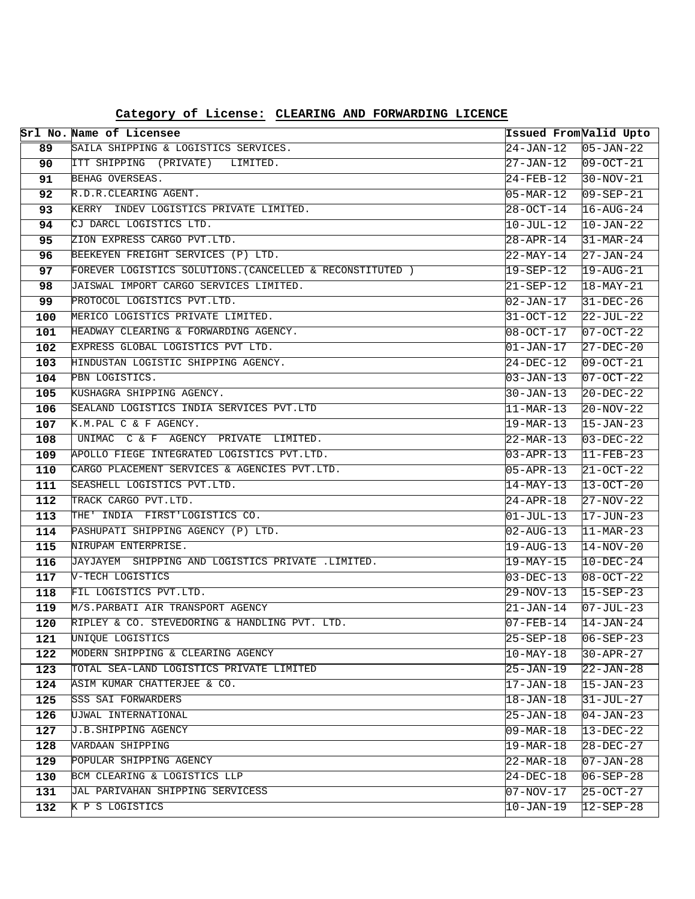**Category of License: CLEARING AND FORWARDING LICENCE**

| Srl No. | Name of Licensee | Issued From | Valid Upto |
|---|---|---|---|
| 89 | SAILA SHIPPING & LOGISTICS SERVICES. | 24-JAN-12 | 05-JAN-22 |
| 90 | ITT SHIPPING (PRIVATE) LIMITED. | 27-JAN-12 | 09-OCT-21 |
| 91 | BEHAG OVERSEAS. | 24-FEB-12 | 30-NOV-21 |
| 92 | R.D.R.CLEARING AGENT. | 05-MAR-12 | 09-SEP-21 |
| 93 | KERRY INDEV LOGISTICS PRIVATE LIMITED. | 28-OCT-14 | 16-AUG-24 |
| 94 | CJ DARCL LOGISTICS LTD. | 10-JUL-12 | 10-JAN-22 |
| 95 | ZION EXPRESS CARGO PVT.LTD. | 28-APR-14 | 31-MAR-24 |
| 96 | BEEKEYEN FREIGHT SERVICES (P) LTD. | 22-MAY-14 | 27-JAN-24 |
| 97 | FOREVER LOGISTICS SOLUTIONS.(CANCELLED & RECONSTITUTED ) | 19-SEP-12 | 19-AUG-21 |
| 98 | JAISWAL IMPORT CARGO SERVICES LIMITED. | 21-SEP-12 | 18-MAY-21 |
| 99 | PROTOCOL LOGISTICS PVT.LTD. | 02-JAN-17 | 31-DEC-26 |
| 100 | MERICO LOGISTICS PRIVATE LIMITED. | 31-OCT-12 | 22-JUL-22 |
| 101 | HEADWAY CLEARING & FORWARDING AGENCY. | 08-OCT-17 | 07-OCT-22 |
| 102 | EXPRESS GLOBAL LOGISTICS PVT LTD. | 01-JAN-17 | 27-DEC-20 |
| 103 | HINDUSTAN LOGISTIC SHIPPING AGENCY. | 24-DEC-12 | 09-OCT-21 |
| 104 | PBN LOGISTICS. | 03-JAN-13 | 07-OCT-22 |
| 105 | KUSHAGRA SHIPPING AGENCY. | 30-JAN-13 | 20-DEC-22 |
| 106 | SEALAND LOGISTICS INDIA SERVICES PVT.LTD | 11-MAR-13 | 20-NOV-22 |
| 107 | K.M.PAL C & F AGENCY. | 19-MAR-13 | 15-JAN-23 |
| 108 | UNIMAC C & F AGENCY PRIVATE LIMITED. | 22-MAR-13 | 03-DEC-22 |
| 109 | APOLLO FIEGE INTEGRATED LOGISTICS PVT.LTD. | 03-APR-13 | 11-FEB-23 |
| 110 | CARGO PLACEMENT SERVICES & AGENCIES PVT.LTD. | 05-APR-13 | 21-OCT-22 |
| 111 | SEASHELL LOGISTICS PVT.LTD. | 14-MAY-13 | 13-OCT-20 |
| 112 | TRACK CARGO PVT.LTD. | 24-APR-18 | 27-NOV-22 |
| 113 | THE' INDIA FIRST'LOGISTICS CO. | 01-JUL-13 | 17-JUN-23 |
| 114 | PASHUPATI SHIPPING AGENCY (P) LTD. | 02-AUG-13 | 11-MAR-23 |
| 115 | NIRUPAM ENTERPRISE. | 19-AUG-13 | 14-NOV-20 |
| 116 | JAYJAYEM SHIPPING AND LOGISTICS PRIVATE .LIMITED. | 19-MAY-15 | 10-DEC-24 |
| 117 | V-TECH LOGISTICS | 03-DEC-13 | 08-OCT-22 |
| 118 | FIL LOGISTICS PVT.LTD. | 29-NOV-13 | 15-SEP-23 |
| 119 | M/S.PARBATI AIR TRANSPORT AGENCY | 21-JAN-14 | 07-JUL-23 |
| 120 | RIPLEY & CO. STEVEDORING & HANDLING PVT. LTD. | 07-FEB-14 | 14-JAN-24 |
| 121 | UNIQUE LOGISTICS | 25-SEP-18 | 06-SEP-23 |
| 122 | MODERN SHIPPING & CLEARING AGENCY | 10-MAY-18 | 30-APR-27 |
| 123 | TOTAL SEA-LAND LOGISTICS PRIVATE LIMITED | 25-JAN-19 | 22-JAN-28 |
| 124 | ASIM KUMAR CHATTERJEE & CO. | 17-JAN-18 | 15-JAN-23 |
| 125 | SSS SAI FORWARDERS | 18-JAN-18 | 31-JUL-27 |
| 126 | UJWAL INTERNATIONAL | 25-JAN-18 | 04-JAN-23 |
| 127 | J.B.SHIPPING AGENCY | 09-MAR-18 | 13-DEC-22 |
| 128 | VARDAAN SHIPPING | 19-MAR-18 | 28-DEC-27 |
| 129 | POPULAR SHIPPING AGENCY | 22-MAR-18 | 07-JAN-28 |
| 130 | BCM CLEARING & LOGISTICS LLP | 24-DEC-18 | 06-SEP-28 |
| 131 | JAL PARIVAHAN SHIPPING SERVICESS | 07-NOV-17 | 25-OCT-27 |
| 132 | K P S LOGISTICS | 10-JAN-19 | 12-SEP-28 |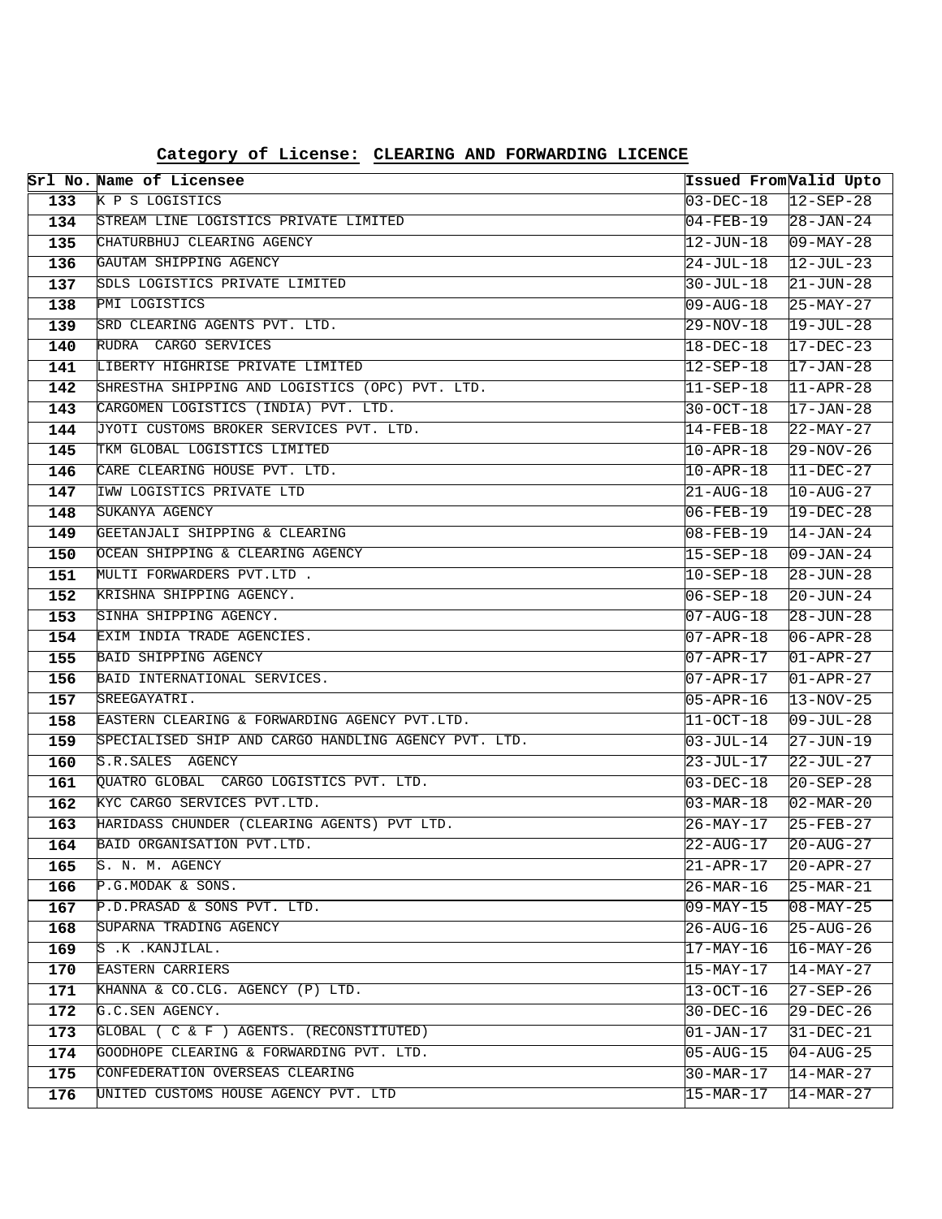**Category of License: CLEARING AND FORWARDING LICENCE**

| Srl No. | Name of Licensee | Issued From | Valid Upto |
|---|---|---|---|
| 133 | K P S LOGISTICS | 03-DEC-18 | 12-SEP-28 |
| 134 | STREAM LINE LOGISTICS PRIVATE LIMITED | 04-FEB-19 | 28-JAN-24 |
| 135 | CHATURBHUJ CLEARING AGENCY | 12-JUN-18 | 09-MAY-28 |
| 136 | GAUTAM SHIPPING AGENCY | 24-JUL-18 | 12-JUL-23 |
| 137 | SDLS LOGISTICS PRIVATE LIMITED | 30-JUL-18 | 21-JUN-28 |
| 138 | PMI LOGISTICS | 09-AUG-18 | 25-MAY-27 |
| 139 | SRD CLEARING AGENTS PVT. LTD. | 29-NOV-18 | 19-JUL-28 |
| 140 | RUDRA CARGO SERVICES | 18-DEC-18 | 17-DEC-23 |
| 141 | LIBERTY HIGHRISE PRIVATE LIMITED | 12-SEP-18 | 17-JAN-28 |
| 142 | SHRESTHA SHIPPING AND LOGISTICS (OPC) PVT. LTD. | 11-SEP-18 | 11-APR-28 |
| 143 | CARGOMEN LOGISTICS (INDIA) PVT. LTD. | 30-OCT-18 | 17-JAN-28 |
| 144 | JYOTI CUSTOMS BROKER SERVICES PVT. LTD. | 14-FEB-18 | 22-MAY-27 |
| 145 | TKM GLOBAL LOGISTICS LIMITED | 10-APR-18 | 29-NOV-26 |
| 146 | CARE CLEARING HOUSE PVT. LTD. | 10-APR-18 | 11-DEC-27 |
| 147 | IWW LOGISTICS PRIVATE LTD | 21-AUG-18 | 10-AUG-27 |
| 148 | SUKANYA AGENCY | 06-FEB-19 | 19-DEC-28 |
| 149 | GEETANJALI SHIPPING & CLEARING | 08-FEB-19 | 14-JAN-24 |
| 150 | OCEAN SHIPPING & CLEARING AGENCY | 15-SEP-18 | 09-JAN-24 |
| 151 | MULTI FORWARDERS PVT.LTD . | 10-SEP-18 | 28-JUN-28 |
| 152 | KRISHNA SHIPPING AGENCY. | 06-SEP-18 | 20-JUN-24 |
| 153 | SINHA SHIPPING AGENCY. | 07-AUG-18 | 28-JUN-28 |
| 154 | EXIM INDIA TRADE AGENCIES. | 07-APR-18 | 06-APR-28 |
| 155 | BAID SHIPPING AGENCY | 07-APR-17 | 01-APR-27 |
| 156 | BAID INTERNATIONAL SERVICES. | 07-APR-17 | 01-APR-27 |
| 157 | SREEGAYATRI. | 05-APR-16 | 13-NOV-25 |
| 158 | EASTERN CLEARING & FORWARDING AGENCY PVT.LTD. | 11-OCT-18 | 09-JUL-28 |
| 159 | SPECIALISED SHIP AND CARGO HANDLING AGENCY PVT. LTD. | 03-JUL-14 | 27-JUN-19 |
| 160 | S.R.SALES AGENCY | 23-JUL-17 | 22-JUL-27 |
| 161 | QUATRO GLOBAL CARGO LOGISTICS PVT. LTD. | 03-DEC-18 | 20-SEP-28 |
| 162 | KYC CARGO SERVICES PVT.LTD. | 03-MAR-18 | 02-MAR-20 |
| 163 | HARIDASS CHUNDER (CLEARING AGENTS) PVT LTD. | 26-MAY-17 | 25-FEB-27 |
| 164 | BAID ORGANISATION PVT.LTD. | 22-AUG-17 | 20-AUG-27 |
| 165 | S. N. M. AGENCY | 21-APR-17 | 20-APR-27 |
| 166 | P.G.MODAK & SONS. | 26-MAR-16 | 25-MAR-21 |
| 167 | P.D.PRASAD & SONS PVT. LTD. | 09-MAY-15 | 08-MAY-25 |
| 168 | SUPARNA TRADING AGENCY | 26-AUG-16 | 25-AUG-26 |
| 169 | S .K .KANJILAL. | 17-MAY-16 | 16-MAY-26 |
| 170 | EASTERN CARRIERS | 15-MAY-17 | 14-MAY-27 |
| 171 | KHANNA & CO.CLG. AGENCY (P) LTD. | 13-OCT-16 | 27-SEP-26 |
| 172 | G.C.SEN AGENCY. | 30-DEC-16 | 29-DEC-26 |
| 173 | GLOBAL ( C & F ) AGENTS. (RECONSTITUTED) | 01-JAN-17 | 31-DEC-21 |
| 174 | GOODHOPE CLEARING & FORWARDING PVT. LTD. | 05-AUG-15 | 04-AUG-25 |
| 175 | CONFEDERATION OVERSEAS CLEARING | 30-MAR-17 | 14-MAR-27 |
| 176 | UNITED CUSTOMS HOUSE AGENCY PVT. LTD | 15-MAR-17 | 14-MAR-27 |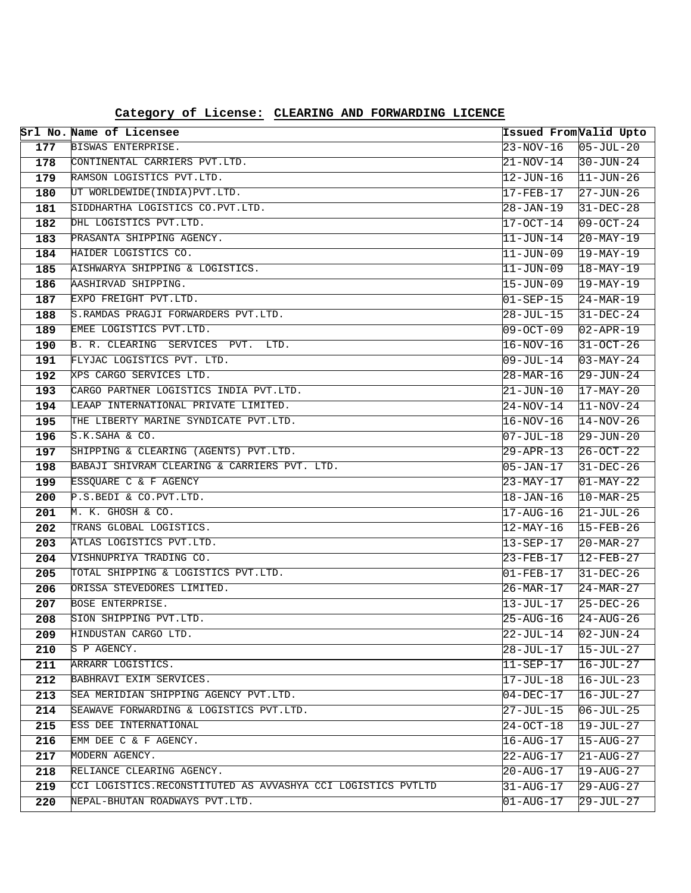**Category of License: CLEARING AND FORWARDING LICENCE**

| Srl No. | Name of Licensee | Issued From | Valid Upto |
|---|---|---|---|
| 177 | BISWAS ENTERPRISE. | 23-NOV-16 | 05-JUL-20 |
| 178 | CONTINENTAL CARRIERS PVT.LTD. | 21-NOV-14 | 30-JUN-24 |
| 179 | RAMSON LOGISTICS PVT.LTD. | 12-JUN-16 | 11-JUN-26 |
| 180 | UT WORLDEWIDE(INDIA)PVT.LTD. | 17-FEB-17 | 27-JUN-26 |
| 181 | SIDDHARTHA LOGISTICS CO.PVT.LTD. | 28-JAN-19 | 31-DEC-28 |
| 182 | DHL LOGISTICS PVT.LTD. | 17-OCT-14 | 09-OCT-24 |
| 183 | PRASANTA SHIPPING AGENCY. | 11-JUN-14 | 20-MAY-19 |
| 184 | HAIDER LOGISTICS CO. | 11-JUN-09 | 19-MAY-19 |
| 185 | AISHWARYA SHIPPING & LOGISTICS. | 11-JUN-09 | 18-MAY-19 |
| 186 | AASHIRVAD SHIPPING. | 15-JUN-09 | 19-MAY-19 |
| 187 | EXPO FREIGHT PVT.LTD. | 01-SEP-15 | 24-MAR-19 |
| 188 | S.RAMDAS PRAGJI FORWARDERS PVT.LTD. | 28-JUL-15 | 31-DEC-24 |
| 189 | EMEE LOGISTICS PVT.LTD. | 09-OCT-09 | 02-APR-19 |
| 190 | B. R. CLEARING SERVICES PVT. LTD. | 16-NOV-16 | 31-OCT-26 |
| 191 | FLYJAC LOGISTICS PVT. LTD. | 09-JUL-14 | 03-MAY-24 |
| 192 | XPS CARGO SERVICES LTD. | 28-MAR-16 | 29-JUN-24 |
| 193 | CARGO PARTNER LOGISTICS INDIA PVT.LTD. | 21-JUN-10 | 17-MAY-20 |
| 194 | LEAAP INTERNATIONAL PRIVATE LIMITED. | 24-NOV-14 | 11-NOV-24 |
| 195 | THE LIBERTY MARINE SYNDICATE PVT.LTD. | 16-NOV-16 | 14-NOV-26 |
| 196 | S.K.SAHA & CO. | 07-JUL-18 | 29-JUN-20 |
| 197 | SHIPPING & CLEARING (AGENTS) PVT.LTD. | 29-APR-13 | 26-OCT-22 |
| 198 | BABAJI SHIVRAM CLEARING & CARRIERS PVT. LTD. | 05-JAN-17 | 31-DEC-26 |
| 199 | ESSQUARE C & F AGENCY | 23-MAY-17 | 01-MAY-22 |
| 200 | P.S.BEDI & CO.PVT.LTD. | 18-JAN-16 | 10-MAR-25 |
| 201 | M. K. GHOSH & CO. | 17-AUG-16 | 21-JUL-26 |
| 202 | TRANS GLOBAL LOGISTICS. | 12-MAY-16 | 15-FEB-26 |
| 203 | ATLAS LOGISTICS PVT.LTD. | 13-SEP-17 | 20-MAR-27 |
| 204 | VISHNUPRIYA TRADING CO. | 23-FEB-17 | 12-FEB-27 |
| 205 | TOTAL SHIPPING & LOGISTICS PVT.LTD. | 01-FEB-17 | 31-DEC-26 |
| 206 | ORISSA STEVEDORES LIMITED. | 26-MAR-17 | 24-MAR-27 |
| 207 | BOSE ENTERPRISE. | 13-JUL-17 | 25-DEC-26 |
| 208 | SION SHIPPING PVT.LTD. | 25-AUG-16 | 24-AUG-26 |
| 209 | HINDUSTAN CARGO LTD. | 22-JUL-14 | 02-JUN-24 |
| 210 | S P AGENCY. | 28-JUL-17 | 15-JUL-27 |
| 211 | ARRARR LOGISTICS. | 11-SEP-17 | 16-JUL-27 |
| 212 | BABHRAVI EXIM SERVICES. | 17-JUL-18 | 16-JUL-23 |
| 213 | SEA MERIDIAN SHIPPING AGENCY PVT.LTD. | 04-DEC-17 | 16-JUL-27 |
| 214 | SEAWAVE FORWARDING & LOGISTICS PVT.LTD. | 27-JUL-15 | 06-JUL-25 |
| 215 | ESS DEE INTERNATIONAL | 24-OCT-18 | 19-JUL-27 |
| 216 | EMM DEE C & F AGENCY. | 16-AUG-17 | 15-AUG-27 |
| 217 | MODERN AGENCY. | 22-AUG-17 | 21-AUG-27 |
| 218 | RELIANCE CLEARING AGENCY. | 20-AUG-17 | 19-AUG-27 |
| 219 | CCI LOGISTICS.RECONSTITUTED AS AVVASHYA CCI LOGISTICS PVTLTD | 31-AUG-17 | 29-AUG-27 |
| 220 | NEPAL-BHUTAN ROADWAYS PVT.LTD. | 01-AUG-17 | 29-JUL-27 |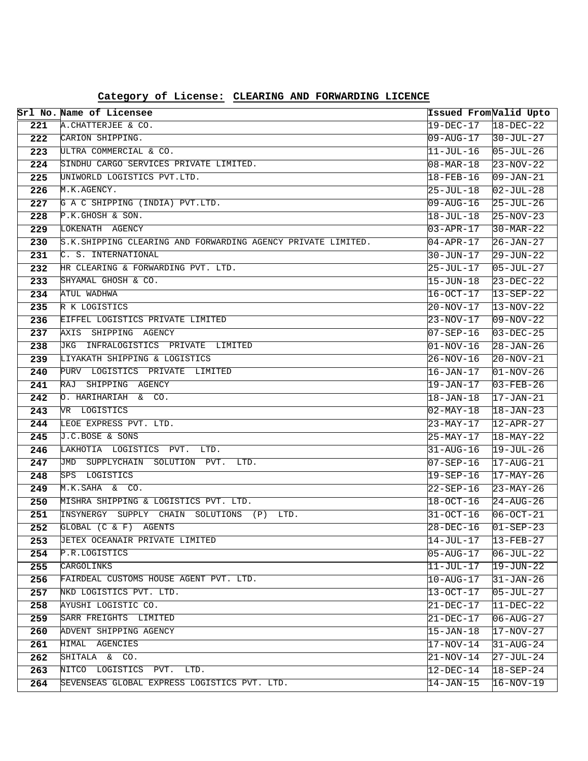**Category of License: CLEARING AND FORWARDING LICENCE**

| Srl No. | Name of Licensee | Issued From | Valid Upto |
|---|---|---|---|
| 221 | A.CHATTERJEE & CO. | 19-DEC-17 | 18-DEC-22 |
| 222 | CARION SHIPPING. | 09-AUG-17 | 30-JUL-27 |
| 223 | ULTRA COMMERCIAL & CO. | 11-JUL-16 | 05-JUL-26 |
| 224 | SINDHU CARGO SERVICES PRIVATE LIMITED. | 08-MAR-18 | 23-NOV-22 |
| 225 | UNIWORLD LOGISTICS PVT.LTD. | 18-FEB-16 | 09-JAN-21 |
| 226 | M.K.AGENCY. | 25-JUL-18 | 02-JUL-28 |
| 227 | G A C SHIPPING (INDIA) PVT.LTD. | 09-AUG-16 | 25-JUL-26 |
| 228 | P.K.GHOSH & SON. | 18-JUL-18 | 25-NOV-23 |
| 229 | LOKENATH AGENCY | 03-APR-17 | 30-MAR-22 |
| 230 | S.K.SHIPPING CLEARING AND FORWARDING AGENCY PRIVATE LIMITED. | 04-APR-17 | 26-JAN-27 |
| 231 | C. S. INTERNATIONAL | 30-JUN-17 | 29-JUN-22 |
| 232 | HR CLEARING & FORWARDING PVT. LTD. | 25-JUL-17 | 05-JUL-27 |
| 233 | SHYAMAL GHOSH & CO. | 15-JUN-18 | 23-DEC-22 |
| 234 | ATUL WADHWA | 16-OCT-17 | 13-SEP-22 |
| 235 | R K LOGISTICS | 20-NOV-17 | 13-NOV-22 |
| 236 | EIFFEL LOGISTICS PRIVATE LIMITED | 23-NOV-17 | 09-NOV-22 |
| 237 | AXIS SHIPPING AGENCY | 07-SEP-16 | 03-DEC-25 |
| 238 | JKG INFRALOGISTICS PRIVATE LIMITED | 01-NOV-16 | 28-JAN-26 |
| 239 | LIYAKATH SHIPPING & LOGISTICS | 26-NOV-16 | 20-NOV-21 |
| 240 | PURV LOGISTICS PRIVATE LIMITED | 16-JAN-17 | 01-NOV-26 |
| 241 | RAJ SHIPPING AGENCY | 19-JAN-17 | 03-FEB-26 |
| 242 | O. HARIHARIAH & CO. | 18-JAN-18 | 17-JAN-21 |
| 243 | VR LOGISTICS | 02-MAY-18 | 18-JAN-23 |
| 244 | LEOE EXPRESS PVT. LTD. | 23-MAY-17 | 12-APR-27 |
| 245 | J.C.BOSE & SONS | 25-MAY-17 | 18-MAY-22 |
| 246 | LAKHOTIA LOGISTICS PVT. LTD. | 31-AUG-16 | 19-JUL-26 |
| 247 | JMD SUPPLYCHAIN SOLUTION PVT. LTD. | 07-SEP-16 | 17-AUG-21 |
| 248 | SPS LOGISTICS | 19-SEP-16 | 17-MAY-26 |
| 249 | M.K.SAHA & CO. | 22-SEP-16 | 23-MAY-26 |
| 250 | MISHRA SHIPPING & LOGISTICS PVT. LTD. | 18-OCT-16 | 24-AUG-26 |
| 251 | INSYNERGY SUPPLY CHAIN SOLUTIONS (P) LTD. | 31-OCT-16 | 06-OCT-21 |
| 252 | GLOBAL (C & F) AGENTS | 28-DEC-16 | 01-SEP-23 |
| 253 | JETEX OCEANAIR PRIVATE LIMITED | 14-JUL-17 | 13-FEB-27 |
| 254 | P.R.LOGISTICS | 05-AUG-17 | 06-JUL-22 |
| 255 | CARGOLINKS | 11-JUL-17 | 19-JUN-22 |
| 256 | FAIRDEAL CUSTOMS HOUSE AGENT PVT. LTD. | 10-AUG-17 | 31-JAN-26 |
| 257 | NKD LOGISTICS PVT. LTD. | 13-OCT-17 | 05-JUL-27 |
| 258 | AYUSHI LOGISTIC CO. | 21-DEC-17 | 11-DEC-22 |
| 259 | SARR FREIGHTS LIMITED | 21-DEC-17 | 06-AUG-27 |
| 260 | ADVENT SHIPPING AGENCY | 15-JAN-18 | 17-NOV-27 |
| 261 | HIMAL AGENCIES | 17-NOV-14 | 31-AUG-24 |
| 262 | SHITALA & CO. | 21-NOV-14 | 27-JUL-24 |
| 263 | NITCO LOGISTICS PVT. LTD. | 12-DEC-14 | 18-SEP-24 |
| 264 | SEVENSEAS GLOBAL EXPRESS LOGISTICS PVT. LTD. | 14-JAN-15 | 16-NOV-19 |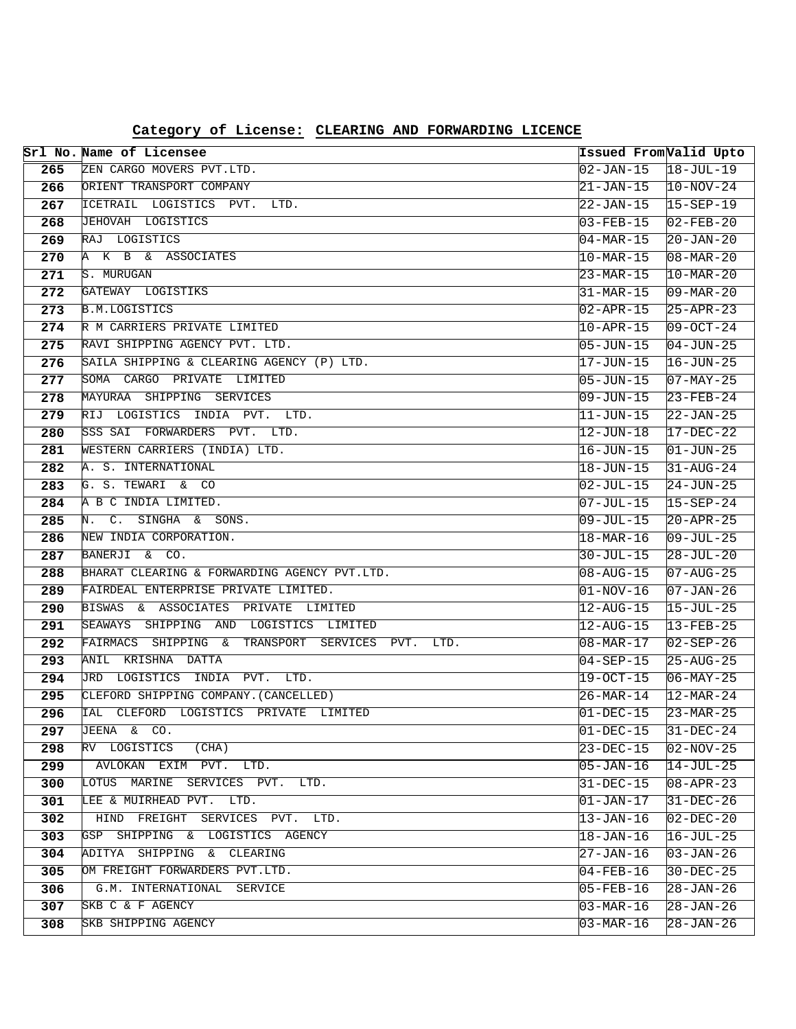**Category of License: CLEARING AND FORWARDING LICENCE**

| Srl No. | Name of Licensee | Issued From | Valid Upto |
|---|---|---|---|
| 265 | ZEN CARGO MOVERS PVT.LTD. | 02-JAN-15 | 18-JUL-19 |
| 266 | ORIENT TRANSPORT COMPANY | 21-JAN-15 | 10-NOV-24 |
| 267 | ICETRAIL LOGISTICS PVT. LTD. | 22-JAN-15 | 15-SEP-19 |
| 268 | JEHOVAH LOGISTICS | 03-FEB-15 | 02-FEB-20 |
| 269 | RAJ LOGISTICS | 04-MAR-15 | 20-JAN-20 |
| 270 | A K B & ASSOCIATES | 10-MAR-15 | 08-MAR-20 |
| 271 | S. MURUGAN | 23-MAR-15 | 10-MAR-20 |
| 272 | GATEWAY LOGISTIKS | 31-MAR-15 | 09-MAR-20 |
| 273 | B.M.LOGISTICS | 02-APR-15 | 25-APR-23 |
| 274 | R M CARRIERS PRIVATE LIMITED | 10-APR-15 | 09-OCT-24 |
| 275 | RAVI SHIPPING AGENCY PVT. LTD. | 05-JUN-15 | 04-JUN-25 |
| 276 | SAILA SHIPPING & CLEARING AGENCY (P) LTD. | 17-JUN-15 | 16-JUN-25 |
| 277 | SOMA CARGO PRIVATE LIMITED | 05-JUN-15 | 07-MAY-25 |
| 278 | MAYURAA SHIPPING SERVICES | 09-JUN-15 | 23-FEB-24 |
| 279 | RIJ LOGISTICS INDIA PVT. LTD. | 11-JUN-15 | 22-JAN-25 |
| 280 | SSS SAI FORWARDERS PVT. LTD. | 12-JUN-18 | 17-DEC-22 |
| 281 | WESTERN CARRIERS (INDIA) LTD. | 16-JUN-15 | 01-JUN-25 |
| 282 | A. S. INTERNATIONAL | 18-JUN-15 | 31-AUG-24 |
| 283 | G. S. TEWARI & CO | 02-JUL-15 | 24-JUN-25 |
| 284 | A B C INDIA LIMITED. | 07-JUL-15 | 15-SEP-24 |
| 285 | N. C. SINGHA & SONS. | 09-JUL-15 | 20-APR-25 |
| 286 | NEW INDIA CORPORATION. | 18-MAR-16 | 09-JUL-25 |
| 287 | BANERJI & CO. | 30-JUL-15 | 28-JUL-20 |
| 288 | BHARAT CLEARING & FORWARDING AGENCY PVT.LTD. | 08-AUG-15 | 07-AUG-25 |
| 289 | FAIRDEAL ENTERPRISE PRIVATE LIMITED. | 01-NOV-16 | 07-JAN-26 |
| 290 | BISWAS & ASSOCIATES PRIVATE LIMITED | 12-AUG-15 | 15-JUL-25 |
| 291 | SEAWAYS SHIPPING AND LOGISTICS LIMITED | 12-AUG-15 | 13-FEB-25 |
| 292 | FAIRMACS SHIPPING & TRANSPORT SERVICES PVT. LTD. | 08-MAR-17 | 02-SEP-26 |
| 293 | ANIL KRISHNA DATTA | 04-SEP-15 | 25-AUG-25 |
| 294 | JRD LOGISTICS INDIA PVT. LTD. | 19-OCT-15 | 06-MAY-25 |
| 295 | CLEFORD SHIPPING COMPANY.(CANCELLED) | 26-MAR-14 | 12-MAR-24 |
| 296 | IAL CLEFORD LOGISTICS PRIVATE LIMITED | 01-DEC-15 | 23-MAR-25 |
| 297 | JEENA & CO. | 01-DEC-15 | 31-DEC-24 |
| 298 | RV LOGISTICS (CHA) | 23-DEC-15 | 02-NOV-25 |
| 299 | AVLOKAN EXIM PVT. LTD. | 05-JAN-16 | 14-JUL-25 |
| 300 | LOTUS MARINE SERVICES PVT. LTD. | 31-DEC-15 | 08-APR-23 |
| 301 | LEE & MUIRHEAD PVT. LTD. | 01-JAN-17 | 31-DEC-26 |
| 302 | HIND FREIGHT SERVICES PVT. LTD. | 13-JAN-16 | 02-DEC-20 |
| 303 | GSP SHIPPING & LOGISTICS AGENCY | 18-JAN-16 | 16-JUL-25 |
| 304 | ADITYA SHIPPING & CLEARING | 27-JAN-16 | 03-JAN-26 |
| 305 | OM FREIGHT FORWARDERS PVT.LTD. | 04-FEB-16 | 30-DEC-25 |
| 306 | G.M. INTERNATIONAL SERVICE | 05-FEB-16 | 28-JAN-26 |
| 307 | SKB C & F AGENCY | 03-MAR-16 | 28-JAN-26 |
| 308 | SKB SHIPPING AGENCY | 03-MAR-16 | 28-JAN-26 |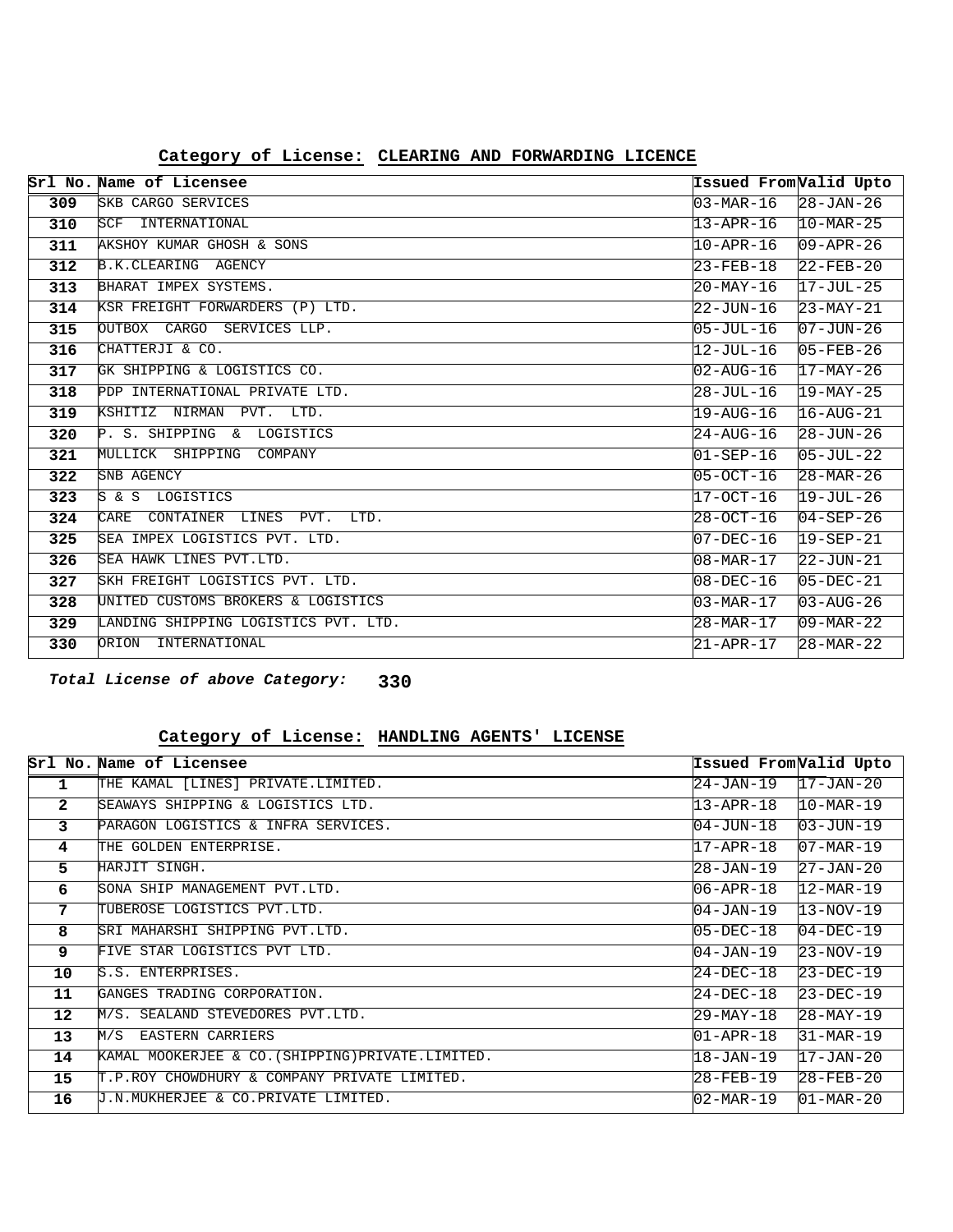**Category of License: CLEARING AND FORWARDING LICENCE**

| Srl No. | Name of Licensee | Issued From | Valid Upto |
|---|---|---|---|
| 309 | SKB CARGO SERVICES | 03-MAR-16 | 28-JAN-26 |
| 310 | SCF INTERNATIONAL | 13-APR-16 | 10-MAR-25 |
| 311 | AKSHOY KUMAR GHOSH & SONS | 10-APR-16 | 09-APR-26 |
| 312 | B.K.CLEARING AGENCY | 23-FEB-18 | 22-FEB-20 |
| 313 | BHARAT IMPEX SYSTEMS. | 20-MAY-16 | 17-JUL-25 |
| 314 | KSR FREIGHT FORWARDERS (P) LTD. | 22-JUN-16 | 23-MAY-21 |
| 315 | OUTBOX CARGO SERVICES LLP. | 05-JUL-16 | 07-JUN-26 |
| 316 | CHATTERJI & CO. | 12-JUL-16 | 05-FEB-26 |
| 317 | GK SHIPPING & LOGISTICS CO. | 02-AUG-16 | 17-MAY-26 |
| 318 | PDP INTERNATIONAL PRIVATE LTD. | 28-JUL-16 | 19-MAY-25 |
| 319 | KSHITIZ NIRMAN PVT. LTD. | 19-AUG-16 | 16-AUG-21 |
| 320 | P. S. SHIPPING & LOGISTICS | 24-AUG-16 | 28-JUN-26 |
| 321 | MULLICK SHIPPING COMPANY | 01-SEP-16 | 05-JUL-22 |
| 322 | SNB AGENCY | 05-OCT-16 | 28-MAR-26 |
| 323 | S & S LOGISTICS | 17-OCT-16 | 19-JUL-26 |
| 324 | CARE CONTAINER LINES PVT. LTD. | 28-OCT-16 | 04-SEP-26 |
| 325 | SEA IMPEX LOGISTICS PVT. LTD. | 07-DEC-16 | 19-SEP-21 |
| 326 | SEA HAWK LINES PVT.LTD. | 08-MAR-17 | 22-JUN-21 |
| 327 | SKH FREIGHT LOGISTICS PVT. LTD. | 08-DEC-16 | 05-DEC-21 |
| 328 | UNITED CUSTOMS BROKERS & LOGISTICS | 03-MAR-17 | 03-AUG-26 |
| 329 | LANDING SHIPPING LOGISTICS PVT. LTD. | 28-MAR-17 | 09-MAR-22 |
| 330 | ORION INTERNATIONAL | 21-APR-17 | 28-MAR-22 |

***Total License of above Category:*** **330**

**Category of License: HANDLING AGENTS' LICENSE**

| Srl No. | Name of Licensee | Issued From | Valid Upto |
|---|---|---|---|
| 1 | THE KAMAL [LINES] PRIVATE.LIMITED. | 24-JAN-19 | 17-JAN-20 |
| 2 | SEAWAYS SHIPPING & LOGISTICS LTD. | 13-APR-18 | 10-MAR-19 |
| 3 | PARAGON LOGISTICS & INFRA SERVICES. | 04-JUN-18 | 03-JUN-19 |
| 4 | THE GOLDEN ENTERPRISE. | 17-APR-18 | 07-MAR-19 |
| 5 | HARJIT SINGH. | 28-JAN-19 | 27-JAN-20 |
| 6 | SONA SHIP MANAGEMENT PVT.LTD. | 06-APR-18 | 12-MAR-19 |
| 7 | TUBEROSE LOGISTICS PVT.LTD. | 04-JAN-19 | 13-NOV-19 |
| 8 | SRI MAHARSHI SHIPPING PVT.LTD. | 05-DEC-18 | 04-DEC-19 |
| 9 | FIVE STAR LOGISTICS PVT LTD. | 04-JAN-19 | 23-NOV-19 |
| 10 | S.S. ENTERPRISES. | 24-DEC-18 | 23-DEC-19 |
| 11 | GANGES TRADING CORPORATION. | 24-DEC-18 | 23-DEC-19 |
| 12 | M/S. SEALAND STEVEDORES PVT.LTD. | 29-MAY-18 | 28-MAY-19 |
| 13 | M/S EASTERN CARRIERS | 01-APR-18 | 31-MAR-19 |
| 14 | KAMAL MOOKERJEE & CO.(SHIPPING)PRIVATE.LIMITED. | 18-JAN-19 | 17-JAN-20 |
| 15 | T.P.ROY CHOWDHURY & COMPANY PRIVATE LIMITED. | 28-FEB-19 | 28-FEB-20 |
| 16 | J.N.MUKHERJEE & CO.PRIVATE LIMITED. | 02-MAR-19 | 01-MAR-20 |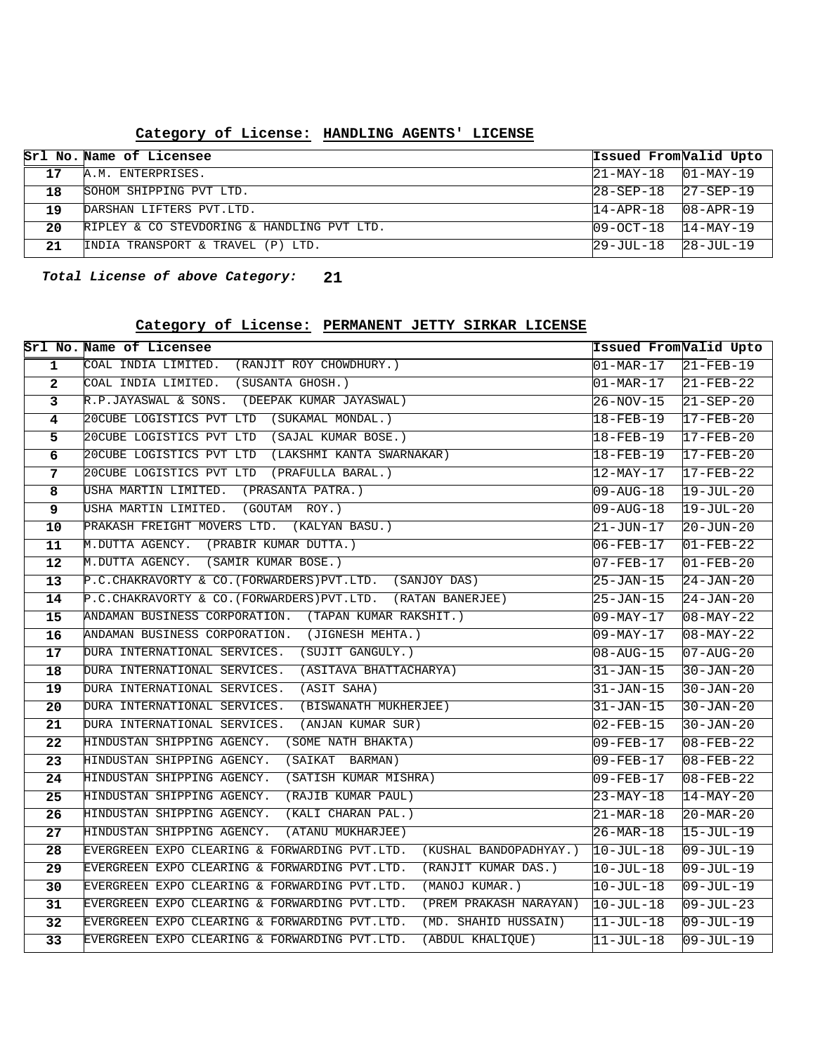## Category of License: HANDLING AGENTS' LICENSE

| Srl No. | Name of Licensee | Issued From | Valid Upto |
|---|---|---|---|
| 17 | A.M. ENTERPRISES. | 21-MAY-18 | 01-MAY-19 |
| 18 | SOHOM SHIPPING PVT LTD. | 28-SEP-18 | 27-SEP-19 |
| 19 | DARSHAN LIFTERS PVT.LTD. | 14-APR-18 | 08-APR-19 |
| 20 | RIPLEY & CO STEVDORING & HANDLING PVT LTD. | 09-OCT-18 | 14-MAY-19 |
| 21 | INDIA TRANSPORT & TRAVEL (P) LTD. | 29-JUL-18 | 28-JUL-19 |

***Total License of above Category:* 21**

## Category of License: PERMANENT JETTY SIRKAR LICENSE

| Srl No. | Name of Licensee | Issued From | Valid Upto |
|---|---|---|---|
| 1 | COAL INDIA LIMITED. (RANJIT ROY CHOWDHURY.) | 01-MAR-17 | 21-FEB-19 |
| 2 | COAL INDIA LIMITED. (SUSANTA GHOSH.) | 01-MAR-17 | 21-FEB-22 |
| 3 | R.P.JAYASWAL & SONS. (DEEPAK KUMAR JAYASWAL) | 26-NOV-15 | 21-SEP-20 |
| 4 | 20CUBE LOGISTICS PVT LTD (SUKAMAL MONDAL.) | 18-FEB-19 | 17-FEB-20 |
| 5 | 20CUBE LOGISTICS PVT LTD (SAJAL KUMAR BOSE.) | 18-FEB-19 | 17-FEB-20 |
| 6 | 20CUBE LOGISTICS PVT LTD (LAKSHMI KANTA SWARNAKAR) | 18-FEB-19 | 17-FEB-20 |
| 7 | 20CUBE LOGISTICS PVT LTD (PRAFULLA BARAL.) | 12-MAY-17 | 17-FEB-22 |
| 8 | USHA MARTIN LIMITED. (PRASANTA PATRA.) | 09-AUG-18 | 19-JUL-20 |
| 9 | USHA MARTIN LIMITED. (GOUTAM ROY.) | 09-AUG-18 | 19-JUL-20 |
| 10 | PRAKASH FREIGHT MOVERS LTD. (KALYAN BASU.) | 21-JUN-17 | 20-JUN-20 |
| 11 | M.DUTTA AGENCY. (PRABIR KUMAR DUTTA.) | 06-FEB-17 | 01-FEB-22 |
| 12 | M.DUTTA AGENCY. (SAMIR KUMAR BOSE.) | 07-FEB-17 | 01-FEB-20 |
| 13 | P.C.CHAKRAVORTY & CO.(FORWARDERS)PVT.LTD. (SANJOY DAS) | 25-JAN-15 | 24-JAN-20 |
| 14 | P.C.CHAKRAVORTY & CO.(FORWARDERS)PVT.LTD. (RATAN BANERJEE) | 25-JAN-15 | 24-JAN-20 |
| 15 | ANDAMAN BUSINESS CORPORATION. (TAPAN KUMAR RAKSHIT.) | 09-MAY-17 | 08-MAY-22 |
| 16 | ANDAMAN BUSINESS CORPORATION. (JIGNESH MEHTA.) | 09-MAY-17 | 08-MAY-22 |
| 17 | DURA INTERNATIONAL SERVICES. (SUJIT GANGULY.) | 08-AUG-15 | 07-AUG-20 |
| 18 | DURA INTERNATIONAL SERVICES. (ASITAVA BHATTACHARYA) | 31-JAN-15 | 30-JAN-20 |
| 19 | DURA INTERNATIONAL SERVICES. (ASIT SAHA) | 31-JAN-15 | 30-JAN-20 |
| 20 | DURA INTERNATIONAL SERVICES. (BISWANATH MUKHERJEE) | 31-JAN-15 | 30-JAN-20 |
| 21 | DURA INTERNATIONAL SERVICES. (ANJAN KUMAR SUR) | 02-FEB-15 | 30-JAN-20 |
| 22 | HINDUSTAN SHIPPING AGENCY. (SOME NATH BHAKTA) | 09-FEB-17 | 08-FEB-22 |
| 23 | HINDUSTAN SHIPPING AGENCY. (SAIKAT BARMAN) | 09-FEB-17 | 08-FEB-22 |
| 24 | HINDUSTAN SHIPPING AGENCY. (SATISH KUMAR MISHRA) | 09-FEB-17 | 08-FEB-22 |
| 25 | HINDUSTAN SHIPPING AGENCY. (RAJIB KUMAR PAUL) | 23-MAY-18 | 14-MAY-20 |
| 26 | HINDUSTAN SHIPPING AGENCY. (KALI CHARAN PAL.) | 21-MAR-18 | 20-MAR-20 |
| 27 | HINDUSTAN SHIPPING AGENCY. (ATANU MUKHARJEE) | 26-MAR-18 | 15-JUL-19 |
| 28 | EVERGREEN EXPO CLEARING & FORWARDING PVT.LTD. (KUSHAL BANDOPADHYAY.) | 10-JUL-18 | 09-JUL-19 |
| 29 | EVERGREEN EXPO CLEARING & FORWARDING PVT.LTD. (RANJIT KUMAR DAS.) | 10-JUL-18 | 09-JUL-19 |
| 30 | EVERGREEN EXPO CLEARING & FORWARDING PVT.LTD. (MANOJ KUMAR.) | 10-JUL-18 | 09-JUL-19 |
| 31 | EVERGREEN EXPO CLEARING & FORWARDING PVT.LTD. (PREM PRAKASH NARAYAN) | 10-JUL-18 | 09-JUL-23 |
| 32 | EVERGREEN EXPO CLEARING & FORWARDING PVT.LTD. (MD. SHAHID HUSSAIN) | 11-JUL-18 | 09-JUL-19 |
| 33 | EVERGREEN EXPO CLEARING & FORWARDING PVT.LTD. (ABDUL KHALIQUE) | 11-JUL-18 | 09-JUL-19 |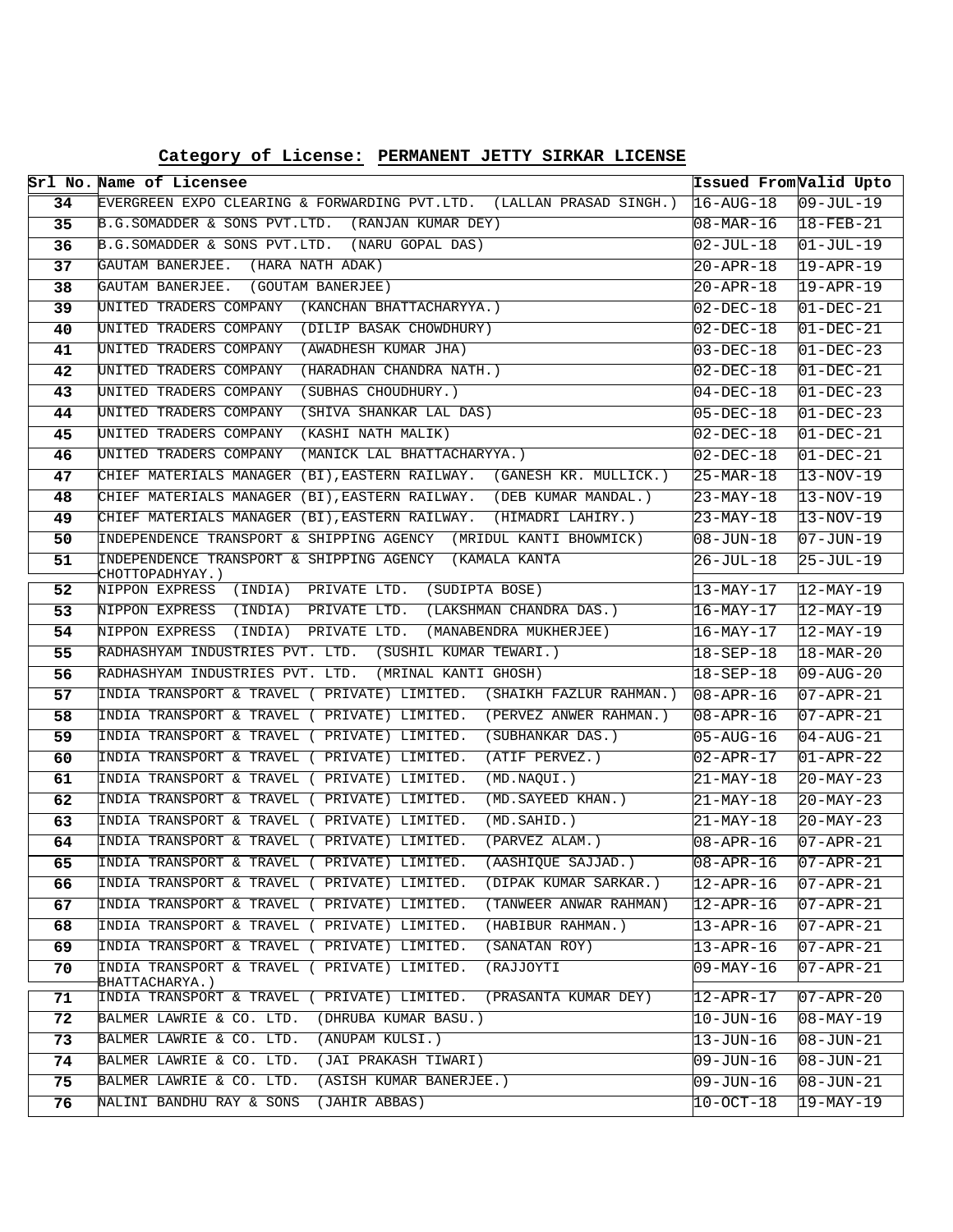**Category of License: PERMANENT JETTY SIRKAR LICENSE**

| Srl No. | Name of Licensee | Issued From | Valid Upto |
|---|---|---|---|
| 34 | EVERGREEN EXPO CLEARING & FORWARDING PVT.LTD. (LALLAN PRASAD SINGH.) | 16-AUG-18 | 09-JUL-19 |
| 35 | B.G.SOMADDER & SONS PVT.LTD. (RANJAN KUMAR DEY) | 08-MAR-16 | 18-FEB-21 |
| 36 | B.G.SOMADDER & SONS PVT.LTD. (NARU GOPAL DAS) | 02-JUL-18 | 01-JUL-19 |
| 37 | GAUTAM BANERJEE. (HARA NATH ADAK) | 20-APR-18 | 19-APR-19 |
| 38 | GAUTAM BANERJEE. (GOUTAM BANERJEE) | 20-APR-18 | 19-APR-19 |
| 39 | UNITED TRADERS COMPANY (KANCHAN BHATTACHARYYA.) | 02-DEC-18 | 01-DEC-21 |
| 40 | UNITED TRADERS COMPANY (DILIP BASAK CHOWDHURY) | 02-DEC-18 | 01-DEC-21 |
| 41 | UNITED TRADERS COMPANY (AWADHESH KUMAR JHA) | 03-DEC-18 | 01-DEC-23 |
| 42 | UNITED TRADERS COMPANY (HARADHAN CHANDRA NATH.) | 02-DEC-18 | 01-DEC-21 |
| 43 | UNITED TRADERS COMPANY (SUBHAS CHOUDHURY.) | 04-DEC-18 | 01-DEC-23 |
| 44 | UNITED TRADERS COMPANY (SHIVA SHANKAR LAL DAS) | 05-DEC-18 | 01-DEC-23 |
| 45 | UNITED TRADERS COMPANY (KASHI NATH MALIK) | 02-DEC-18 | 01-DEC-21 |
| 46 | UNITED TRADERS COMPANY (MANICK LAL BHATTACHARYYA.) | 02-DEC-18 | 01-DEC-21 |
| 47 | CHIEF MATERIALS MANAGER (BI),EASTERN RAILWAY. (GANESH KR. MULLICK.) | 25-MAR-18 | 13-NOV-19 |
| 48 | CHIEF MATERIALS MANAGER (BI),EASTERN RAILWAY. (DEB KUMAR MANDAL.) | 23-MAY-18 | 13-NOV-19 |
| 49 | CHIEF MATERIALS MANAGER (BI),EASTERN RAILWAY. (HIMADRI LAHIRY.) | 23-MAY-18 | 13-NOV-19 |
| 50 | INDEPENDENCE TRANSPORT & SHIPPING AGENCY (MRIDUL KANTI BHOWMICK) | 08-JUN-18 | 07-JUN-19 |
| 51 | INDEPENDENCE TRANSPORT & SHIPPING AGENCY (KAMALA KANTA CHOTTOPADHYAY.) | 26-JUL-18 | 25-JUL-19 |
| 52 | NIPPON EXPRESS (INDIA) PRIVATE LTD. (SUDIPTA BOSE) | 13-MAY-17 | 12-MAY-19 |
| 53 | NIPPON EXPRESS (INDIA) PRIVATE LTD. (LAKSHMAN CHANDRA DAS.) | 16-MAY-17 | 12-MAY-19 |
| 54 | NIPPON EXPRESS (INDIA) PRIVATE LTD. (MANABENDRA MUKHERJEE) | 16-MAY-17 | 12-MAY-19 |
| 55 | RADHASHYAM INDUSTRIES PVT. LTD. (SUSHIL KUMAR TEWARI.) | 18-SEP-18 | 18-MAR-20 |
| 56 | RADHASHYAM INDUSTRIES PVT. LTD. (MRINAL KANTI GHOSH) | 18-SEP-18 | 09-AUG-20 |
| 57 | INDIA TRANSPORT & TRAVEL ( PRIVATE) LIMITED. (SHAIKH FAZLUR RAHMAN.) | 08-APR-16 | 07-APR-21 |
| 58 | INDIA TRANSPORT & TRAVEL ( PRIVATE) LIMITED. (PERVEZ ANWER RAHMAN.) | 08-APR-16 | 07-APR-21 |
| 59 | INDIA TRANSPORT & TRAVEL ( PRIVATE) LIMITED. (SUBHANKAR DAS.) | 05-AUG-16 | 04-AUG-21 |
| 60 | INDIA TRANSPORT & TRAVEL ( PRIVATE) LIMITED. (ATIF PERVEZ.) | 02-APR-17 | 01-APR-22 |
| 61 | INDIA TRANSPORT & TRAVEL ( PRIVATE) LIMITED. (MD.NAQUI.) | 21-MAY-18 | 20-MAY-23 |
| 62 | INDIA TRANSPORT & TRAVEL ( PRIVATE) LIMITED. (MD.SAYEED KHAN.) | 21-MAY-18 | 20-MAY-23 |
| 63 | INDIA TRANSPORT & TRAVEL ( PRIVATE) LIMITED. (MD.SAHID.) | 21-MAY-18 | 20-MAY-23 |
| 64 | INDIA TRANSPORT & TRAVEL ( PRIVATE) LIMITED. (PARVEZ ALAM.) | 08-APR-16 | 07-APR-21 |
| 65 | INDIA TRANSPORT & TRAVEL ( PRIVATE) LIMITED. (AASHIQUE SAJJAD.) | 08-APR-16 | 07-APR-21 |
| 66 | INDIA TRANSPORT & TRAVEL ( PRIVATE) LIMITED. (DIPAK KUMAR SARKAR.) | 12-APR-16 | 07-APR-21 |
| 67 | INDIA TRANSPORT & TRAVEL ( PRIVATE) LIMITED. (TANWEER ANWAR RAHMAN) | 12-APR-16 | 07-APR-21 |
| 68 | INDIA TRANSPORT & TRAVEL ( PRIVATE) LIMITED. (HABIBUR RAHMAN.) | 13-APR-16 | 07-APR-21 |
| 69 | INDIA TRANSPORT & TRAVEL ( PRIVATE) LIMITED. (SANATAN ROY) | 13-APR-16 | 07-APR-21 |
| 70 | INDIA TRANSPORT & TRAVEL ( PRIVATE) LIMITED. (RAJJOYTI BHATTACHARYA.) | 09-MAY-16 | 07-APR-21 |
| 71 | INDIA TRANSPORT & TRAVEL ( PRIVATE) LIMITED. (PRASANTA KUMAR DEY) | 12-APR-17 | 07-APR-20 |
| 72 | BALMER LAWRIE & CO. LTD. (DHRUBA KUMAR BASU.) | 10-JUN-16 | 08-MAY-19 |
| 73 | BALMER LAWRIE & CO. LTD. (ANUPAM KULSI.) | 13-JUN-16 | 08-JUN-21 |
| 74 | BALMER LAWRIE & CO. LTD. (JAI PRAKASH TIWARI) | 09-JUN-16 | 08-JUN-21 |
| 75 | BALMER LAWRIE & CO. LTD. (ASISH KUMAR BANERJEE.) | 09-JUN-16 | 08-JUN-21 |
| 76 | NALINI BANDHU RAY & SONS (JAHIR ABBAS) | 10-OCT-18 | 19-MAY-19 |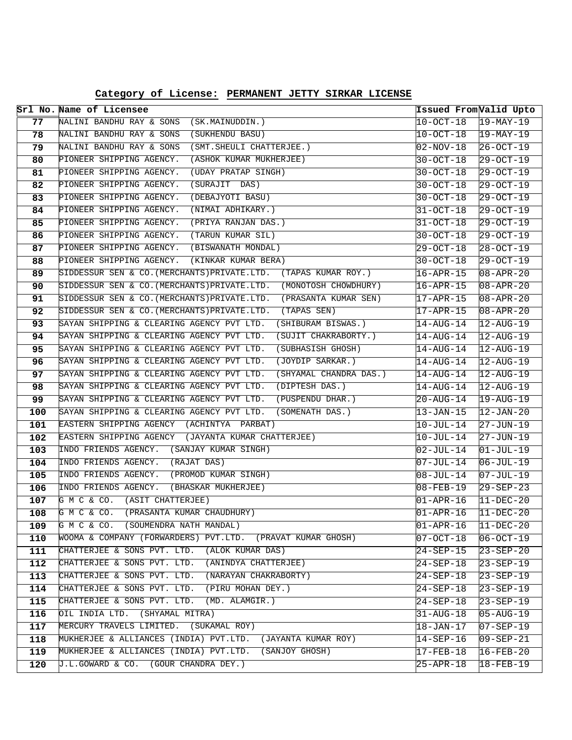**Category of License: PERMANENT JETTY SIRKAR LICENSE**

| Srl No. | Name of Licensee | Issued From | Valid Upto |
|---|---|---|---|
| 77 | NALINI BANDHU RAY & SONS (SK.MAINUDDIN.) | 10-OCT-18 | 19-MAY-19 |
| 78 | NALINI BANDHU RAY & SONS (SUKHENDU BASU) | 10-OCT-18 | 19-MAY-19 |
| 79 | NALINI BANDHU RAY & SONS (SMT.SHEULI CHATTERJEE.) | 02-NOV-18 | 26-OCT-19 |
| 80 | PIONEER SHIPPING AGENCY. (ASHOK KUMAR MUKHERJEE) | 30-OCT-18 | 29-OCT-19 |
| 81 | PIONEER SHIPPING AGENCY. (UDAY PRATAP SINGH) | 30-OCT-18 | 29-OCT-19 |
| 82 | PIONEER SHIPPING AGENCY. (SURAJIT DAS) | 30-OCT-18 | 29-OCT-19 |
| 83 | PIONEER SHIPPING AGENCY. (DEBAJYOTI BASU) | 30-OCT-18 | 29-OCT-19 |
| 84 | PIONEER SHIPPING AGENCY. (NIMAI ADHIKARY.) | 31-OCT-18 | 29-OCT-19 |
| 85 | PIONEER SHIPPING AGENCY. (PRIYA RANJAN DAS.) | 31-OCT-18 | 29-OCT-19 |
| 86 | PIONEER SHIPPING AGENCY. (TARUN KUMAR SIL) | 30-OCT-18 | 29-OCT-19 |
| 87 | PIONEER SHIPPING AGENCY. (BISWANATH MONDAL) | 29-OCT-18 | 28-OCT-19 |
| 88 | PIONEER SHIPPING AGENCY. (KINKAR KUMAR BERA) | 30-OCT-18 | 29-OCT-19 |
| 89 | SIDDESSUR SEN & CO.(MERCHANTS)PRIVATE.LTD. (TAPAS KUMAR ROY.) | 16-APR-15 | 08-APR-20 |
| 90 | SIDDESSUR SEN & CO.(MERCHANTS)PRIVATE.LTD. (MONOTOSH CHOWDHURY) | 16-APR-15 | 08-APR-20 |
| 91 | SIDDESSUR SEN & CO.(MERCHANTS)PRIVATE.LTD. (PRASANTA KUMAR SEN) | 17-APR-15 | 08-APR-20 |
| 92 | SIDDESSUR SEN & CO.(MERCHANTS)PRIVATE.LTD. (TAPAS SEN) | 17-APR-15 | 08-APR-20 |
| 93 | SAYAN SHIPPING & CLEARING AGENCY PVT LTD. (SHIBURAM BISWAS.) | 14-AUG-14 | 12-AUG-19 |
| 94 | SAYAN SHIPPING & CLEARING AGENCY PVT LTD. (SUJIT CHAKRABORTY.) | 14-AUG-14 | 12-AUG-19 |
| 95 | SAYAN SHIPPING & CLEARING AGENCY PVT LTD. (SUBHASISH GHOSH) | 14-AUG-14 | 12-AUG-19 |
| 96 | SAYAN SHIPPING & CLEARING AGENCY PVT LTD. (JOYDIP SARKAR.) | 14-AUG-14 | 12-AUG-19 |
| 97 | SAYAN SHIPPING & CLEARING AGENCY PVT LTD. (SHYAMAL CHANDRA DAS.) | 14-AUG-14 | 12-AUG-19 |
| 98 | SAYAN SHIPPING & CLEARING AGENCY PVT LTD. (DIPTESH DAS.) | 14-AUG-14 | 12-AUG-19 |
| 99 | SAYAN SHIPPING & CLEARING AGENCY PVT LTD. (PUSPENDU DHAR.) | 20-AUG-14 | 19-AUG-19 |
| 100 | SAYAN SHIPPING & CLEARING AGENCY PVT LTD. (SOMENATH DAS.) | 13-JAN-15 | 12-JAN-20 |
| 101 | EASTERN SHIPPING AGENCY (ACHINTYA PARBAT) | 10-JUL-14 | 27-JUN-19 |
| 102 | EASTERN SHIPPING AGENCY (JAYANTA KUMAR CHATTERJEE) | 10-JUL-14 | 27-JUN-19 |
| 103 | INDO FRIENDS AGENCY. (SANJAY KUMAR SINGH) | 02-JUL-14 | 01-JUL-19 |
| 104 | INDO FRIENDS AGENCY. (RAJAT DAS) | 07-JUL-14 | 06-JUL-19 |
| 105 | INDO FRIENDS AGENCY. (PROMOD KUMAR SINGH) | 08-JUL-14 | 07-JUL-19 |
| 106 | INDO FRIENDS AGENCY. (BHASKAR MUKHERJEE) | 08-FEB-19 | 29-SEP-23 |
| 107 | G M C & CO. (ASIT CHATTERJEE) | 01-APR-16 | 11-DEC-20 |
| 108 | G M C & CO. (PRASANTA KUMAR CHAUDHURY) | 01-APR-16 | 11-DEC-20 |
| 109 | G M C & CO. (SOUMENDRA NATH MANDAL) | 01-APR-16 | 11-DEC-20 |
| 110 | WOOMA & COMPANY (FORWARDERS) PVT.LTD. (PRAVAT KUMAR GHOSH) | 07-OCT-18 | 06-OCT-19 |
| 111 | CHATTERJEE & SONS PVT. LTD. (ALOK KUMAR DAS) | 24-SEP-15 | 23-SEP-20 |
| 112 | CHATTERJEE & SONS PVT. LTD. (ANINDYA CHATTERJEE) | 24-SEP-18 | 23-SEP-19 |
| 113 | CHATTERJEE & SONS PVT. LTD. (NARAYAN CHAKRABORTY) | 24-SEP-18 | 23-SEP-19 |
| 114 | CHATTERJEE & SONS PVT. LTD. (PIRU MOHAN DEY.) | 24-SEP-18 | 23-SEP-19 |
| 115 | CHATTERJEE & SONS PVT. LTD. (MD. ALAMGIR.) | 24-SEP-18 | 23-SEP-19 |
| 116 | OIL INDIA LTD. (SHYAMAL MITRA) | 31-AUG-18 | 05-AUG-19 |
| 117 | MERCURY TRAVELS LIMITED. (SUKAMAL ROY) | 18-JAN-17 | 07-SEP-19 |
| 118 | MUKHERJEE & ALLIANCES (INDIA) PVT.LTD. (JAYANTA KUMAR ROY) | 14-SEP-16 | 09-SEP-21 |
| 119 | MUKHERJEE & ALLIANCES (INDIA) PVT.LTD. (SANJOY GHOSH) | 17-FEB-18 | 16-FEB-20 |
| 120 | J.L.GOWARD & CO. (GOUR CHANDRA DEY.) | 25-APR-18 | 18-FEB-19 |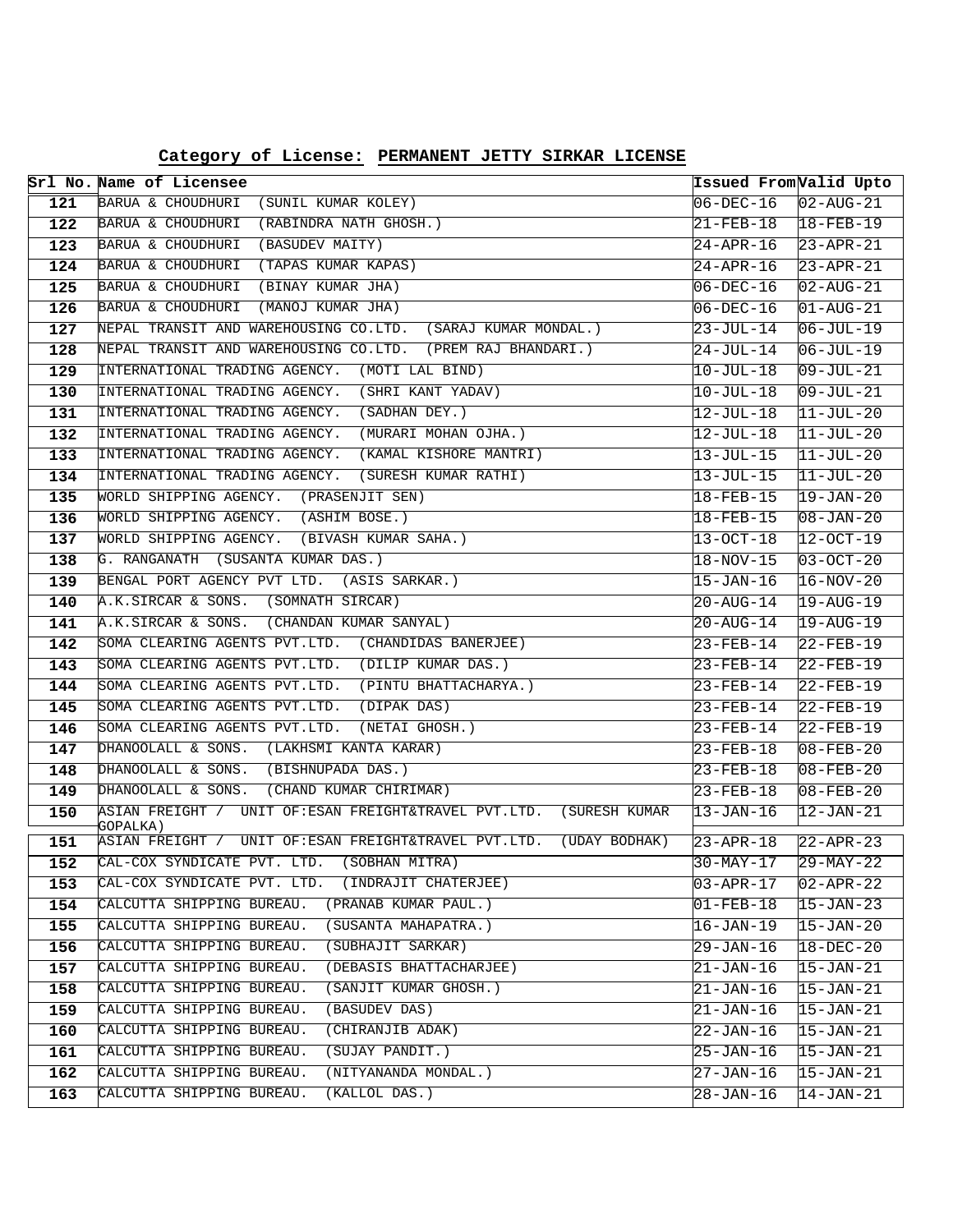**Category of License: PERMANENT JETTY SIRKAR LICENSE**

| Srl No. | Name of Licensee | Issued From | Valid Upto |
|---|---|---|---|
| 121 | BARUA & CHOUDHURI (SUNIL KUMAR KOLEY) | 06-DEC-16 | 02-AUG-21 |
| 122 | BARUA & CHOUDHURI (RABINDRA NATH GHOSH.) | 21-FEB-18 | 18-FEB-19 |
| 123 | BARUA & CHOUDHURI (BASUDEV MAITY) | 24-APR-16 | 23-APR-21 |
| 124 | BARUA & CHOUDHURI (TAPAS KUMAR KAPAS) | 24-APR-16 | 23-APR-21 |
| 125 | BARUA & CHOUDHURI (BINAY KUMAR JHA) | 06-DEC-16 | 02-AUG-21 |
| 126 | BARUA & CHOUDHURI (MANOJ KUMAR JHA) | 06-DEC-16 | 01-AUG-21 |
| 127 | NEPAL TRANSIT AND WAREHOUSING CO.LTD. (SARAJ KUMAR MONDAL.) | 23-JUL-14 | 06-JUL-19 |
| 128 | NEPAL TRANSIT AND WAREHOUSING CO.LTD. (PREM RAJ BHANDARI.) | 24-JUL-14 | 06-JUL-19 |
| 129 | INTERNATIONAL TRADING AGENCY. (MOTI LAL BIND) | 10-JUL-18 | 09-JUL-21 |
| 130 | INTERNATIONAL TRADING AGENCY. (SHRI KANT YADAV) | 10-JUL-18 | 09-JUL-21 |
| 131 | INTERNATIONAL TRADING AGENCY. (SADHAN DEY.) | 12-JUL-18 | 11-JUL-20 |
| 132 | INTERNATIONAL TRADING AGENCY. (MURARI MOHAN OJHA.) | 12-JUL-18 | 11-JUL-20 |
| 133 | INTERNATIONAL TRADING AGENCY. (KAMAL KISHORE MANTRI) | 13-JUL-15 | 11-JUL-20 |
| 134 | INTERNATIONAL TRADING AGENCY. (SURESH KUMAR RATHI) | 13-JUL-15 | 11-JUL-20 |
| 135 | WORLD SHIPPING AGENCY. (PRASENJIT SEN) | 18-FEB-15 | 19-JAN-20 |
| 136 | WORLD SHIPPING AGENCY. (ASHIM BOSE.) | 18-FEB-15 | 08-JAN-20 |
| 137 | WORLD SHIPPING AGENCY. (BIVASH KUMAR SAHA.) | 13-OCT-18 | 12-OCT-19 |
| 138 | G. RANGANATH (SUSANTA KUMAR DAS.) | 18-NOV-15 | 03-OCT-20 |
| 139 | BENGAL PORT AGENCY PVT LTD. (ASIS SARKAR.) | 15-JAN-16 | 16-NOV-20 |
| 140 | A.K.SIRCAR & SONS. (SOMNATH SIRCAR) | 20-AUG-14 | 19-AUG-19 |
| 141 | A.K.SIRCAR & SONS. (CHANDAN KUMAR SANYAL) | 20-AUG-14 | 19-AUG-19 |
| 142 | SOMA CLEARING AGENTS PVT.LTD. (CHANDIDAS BANERJEE) | 23-FEB-14 | 22-FEB-19 |
| 143 | SOMA CLEARING AGENTS PVT.LTD. (DILIP KUMAR DAS.) | 23-FEB-14 | 22-FEB-19 |
| 144 | SOMA CLEARING AGENTS PVT.LTD. (PINTU BHATTACHARYA.) | 23-FEB-14 | 22-FEB-19 |
| 145 | SOMA CLEARING AGENTS PVT.LTD. (DIPAK DAS) | 23-FEB-14 | 22-FEB-19 |
| 146 | SOMA CLEARING AGENTS PVT.LTD. (NETAI GHOSH.) | 23-FEB-14 | 22-FEB-19 |
| 147 | DHANOOLALL & SONS. (LAKHSMI KANTA KARAR) | 23-FEB-18 | 08-FEB-20 |
| 148 | DHANOOLALL & SONS. (BISHNUPADA DAS.) | 23-FEB-18 | 08-FEB-20 |
| 149 | DHANOOLALL & SONS. (CHAND KUMAR CHIRIMAR) | 23-FEB-18 | 08-FEB-20 |
| 150 | ASIAN FREIGHT / UNIT OF:ESAN FREIGHT&TRAVEL PVT.LTD. (SURESH KUMAR GOPALKA) | 13-JAN-16 | 12-JAN-21 |
| 151 | ASIAN FREIGHT / UNIT OF:ESAN FREIGHT&TRAVEL PVT.LTD. (UDAY BODHAK) | 23-APR-18 | 22-APR-23 |
| 152 | CAL-COX SYNDICATE PVT. LTD. (SOBHAN MITRA) | 30-MAY-17 | 29-MAY-22 |
| 153 | CAL-COX SYNDICATE PVT. LTD. (INDRAJIT CHATERJEE) | 03-APR-17 | 02-APR-22 |
| 154 | CALCUTTA SHIPPING BUREAU. (PRANAB KUMAR PAUL.) | 01-FEB-18 | 15-JAN-23 |
| 155 | CALCUTTA SHIPPING BUREAU. (SUSANTA MAHAPATRA.) | 16-JAN-19 | 15-JAN-20 |
| 156 | CALCUTTA SHIPPING BUREAU. (SUBHAJIT SARKAR) | 29-JAN-16 | 18-DEC-20 |
| 157 | CALCUTTA SHIPPING BUREAU. (DEBASIS BHATTACHARJEE) | 21-JAN-16 | 15-JAN-21 |
| 158 | CALCUTTA SHIPPING BUREAU. (SANJIT KUMAR GHOSH.) | 21-JAN-16 | 15-JAN-21 |
| 159 | CALCUTTA SHIPPING BUREAU. (BASUDEV DAS) | 21-JAN-16 | 15-JAN-21 |
| 160 | CALCUTTA SHIPPING BUREAU. (CHIRANJIB ADAK) | 22-JAN-16 | 15-JAN-21 |
| 161 | CALCUTTA SHIPPING BUREAU. (SUJAY PANDIT.) | 25-JAN-16 | 15-JAN-21 |
| 162 | CALCUTTA SHIPPING BUREAU. (NITYANANDA MONDAL.) | 27-JAN-16 | 15-JAN-21 |
| 163 | CALCUTTA SHIPPING BUREAU. (KALLOL DAS.) | 28-JAN-16 | 14-JAN-21 |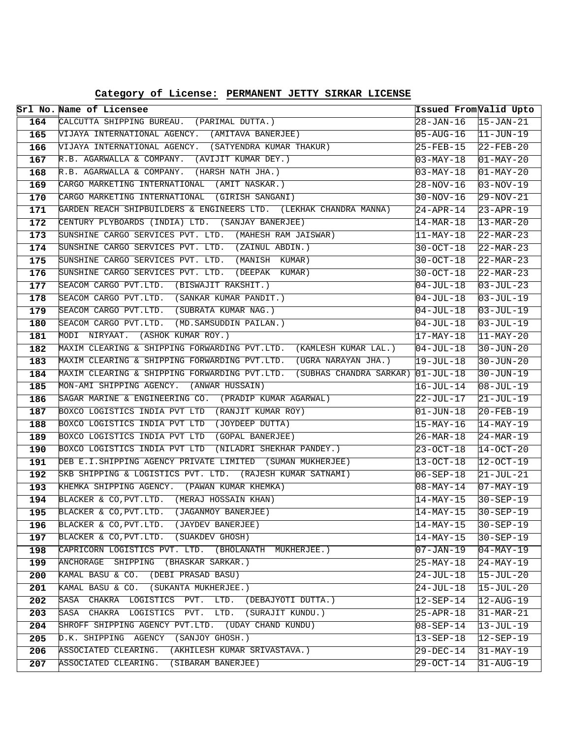**Category of License: PERMANENT JETTY SIRKAR LICENSE**

| Srl No. | Name of Licensee | Issued From | Valid Upto |
|---|---|---|---|
| 164 | CALCUTTA SHIPPING BUREAU. (PARIMAL DUTTA.) | 28-JAN-16 | 15-JAN-21 |
| 165 | VIJAYA INTERNATIONAL AGENCY. (AMITAVA BANERJEE) | 05-AUG-16 | 11-JUN-19 |
| 166 | VIJAYA INTERNATIONAL AGENCY. (SATYENDRA KUMAR THAKUR) | 25-FEB-15 | 22-FEB-20 |
| 167 | R.B. AGARWALLA & COMPANY. (AVIJIT KUMAR DEY.) | 03-MAY-18 | 01-MAY-20 |
| 168 | R.B. AGARWALLA & COMPANY. (HARSH NATH JHA.) | 03-MAY-18 | 01-MAY-20 |
| 169 | CARGO MARKETING INTERNATIONAL (AMIT NASKAR.) | 28-NOV-16 | 03-NOV-19 |
| 170 | CARGO MARKETING INTERNATIONAL (GIRISH SANGANI) | 30-NOV-16 | 29-NOV-21 |
| 171 | GARDEN REACH SHIPBUILDERS & ENGINEERS LTD. (LEKHAK CHANDRA MANNA) | 24-APR-14 | 23-APR-19 |
| 172 | CENTURY PLYBOARDS (INDIA) LTD. (SANJAY BANERJEE) | 14-MAR-18 | 13-MAR-20 |
| 173 | SUNSHINE CARGO SERVICES PVT. LTD. (MAHESH RAM JAISWAR) | 11-MAY-18 | 22-MAR-23 |
| 174 | SUNSHINE CARGO SERVICES PVT. LTD. (ZAINUL ABDIN.) | 30-OCT-18 | 22-MAR-23 |
| 175 | SUNSHINE CARGO SERVICES PVT. LTD. (MANISH KUMAR) | 30-OCT-18 | 22-MAR-23 |
| 176 | SUNSHINE CARGO SERVICES PVT. LTD. (DEEPAK KUMAR) | 30-OCT-18 | 22-MAR-23 |
| 177 | SEACOM CARGO PVT.LTD. (BISWAJIT RAKSHIT.) | 04-JUL-18 | 03-JUL-23 |
| 178 | SEACOM CARGO PVT.LTD. (SANKAR KUMAR PANDIT.) | 04-JUL-18 | 03-JUL-19 |
| 179 | SEACOM CARGO PVT.LTD. (SUBRATA KUMAR NAG.) | 04-JUL-18 | 03-JUL-19 |
| 180 | SEACOM CARGO PVT.LTD. (MD.SAMSUDDIN PAILAN.) | 04-JUL-18 | 03-JUL-19 |
| 181 | MODI NIRYAAT. (ASHOK KUMAR ROY.) | 17-MAY-18 | 11-MAY-20 |
| 182 | MAXIM CLEARING & SHIPPING FORWARDING PVT.LTD. (KAMLESH KUMAR LAL.) | 04-JUL-18 | 30-JUN-20 |
| 183 | MAXIM CLEARING & SHIPPING FORWARDING PVT.LTD. (UGRA NARAYAN JHA.) | 19-JUL-18 | 30-JUN-20 |
| 184 | MAXIM CLEARING & SHIPPING FORWARDING PVT.LTD. (SUBHAS CHANDRA SARKAR) | 01-JUL-18 | 30-JUN-19 |
| 185 | MON-AMI SHIPPING AGENCY. (ANWAR HUSSAIN) | 16-JUL-14 | 08-JUL-19 |
| 186 | SAGAR MARINE & ENGINEERING CO. (PRADIP KUMAR AGARWAL) | 22-JUL-17 | 21-JUL-19 |
| 187 | BOXCO LOGISTICS INDIA PVT LTD (RANJIT KUMAR ROY) | 01-JUN-18 | 20-FEB-19 |
| 188 | BOXCO LOGISTICS INDIA PVT LTD (JOYDEEP DUTTA) | 15-MAY-16 | 14-MAY-19 |
| 189 | BOXCO LOGISTICS INDIA PVT LTD (GOPAL BANERJEE) | 26-MAR-18 | 24-MAR-19 |
| 190 | BOXCO LOGISTICS INDIA PVT LTD (NILADRI SHEKHAR PANDEY.) | 23-OCT-18 | 14-OCT-20 |
| 191 | DEB E.I.SHIPPING AGENCY PRIVATE LIMITED (SUMAN MUKHERJEE) | 13-OCT-18 | 12-OCT-19 |
| 192 | SKB SHIPPING & LOGISTICS PVT. LTD. (RAJESH KUMAR SATNAMI) | 06-SEP-18 | 21-JUL-21 |
| 193 | KHEMKA SHIPPING AGENCY. (PAWAN KUMAR KHEMKA) | 08-MAY-14 | 07-MAY-19 |
| 194 | BLACKER & CO,PVT.LTD. (MERAJ HOSSAIN KHAN) | 14-MAY-15 | 30-SEP-19 |
| 195 | BLACKER & CO,PVT.LTD. (JAGANMOY BANERJEE) | 14-MAY-15 | 30-SEP-19 |
| 196 | BLACKER & CO,PVT.LTD. (JAYDEV BANERJEE) | 14-MAY-15 | 30-SEP-19 |
| 197 | BLACKER & CO,PVT.LTD. (SUAKDEV GHOSH) | 14-MAY-15 | 30-SEP-19 |
| 198 | CAPRICORN LOGISTICS PVT. LTD. (BHOLANATH MUKHERJEE.) | 07-JAN-19 | 04-MAY-19 |
| 199 | ANCHORAGE SHIPPING (BHASKAR SARKAR.) | 25-MAY-18 | 24-MAY-19 |
| 200 | KAMAL BASU & CO. (DEBI PRASAD BASU) | 24-JUL-18 | 15-JUL-20 |
| 201 | KAMAL BASU & CO. (SUKANTA MUKHERJEE.) | 24-JUL-18 | 15-JUL-20 |
| 202 | SASA CHAKRA LOGISTICS PVT. LTD. (DEBAJYOTI DUTTA.) | 12-SEP-14 | 12-AUG-19 |
| 203 | SASA CHAKRA LOGISTICS PVT. LTD. (SURAJIT KUNDU.) | 25-APR-18 | 31-MAR-21 |
| 204 | SHROFF SHIPPING AGENCY PVT.LTD. (UDAY CHAND KUNDU) | 08-SEP-14 | 13-JUL-19 |
| 205 | D.K. SHIPPING AGENCY (SANJOY GHOSH.) | 13-SEP-18 | 12-SEP-19 |
| 206 | ASSOCIATED CLEARING. (AKHILESH KUMAR SRIVASTAVA.) | 29-DEC-14 | 31-MAY-19 |
| 207 | ASSOCIATED CLEARING. (SIBARAM BANERJEE) | 29-OCT-14 | 31-AUG-19 |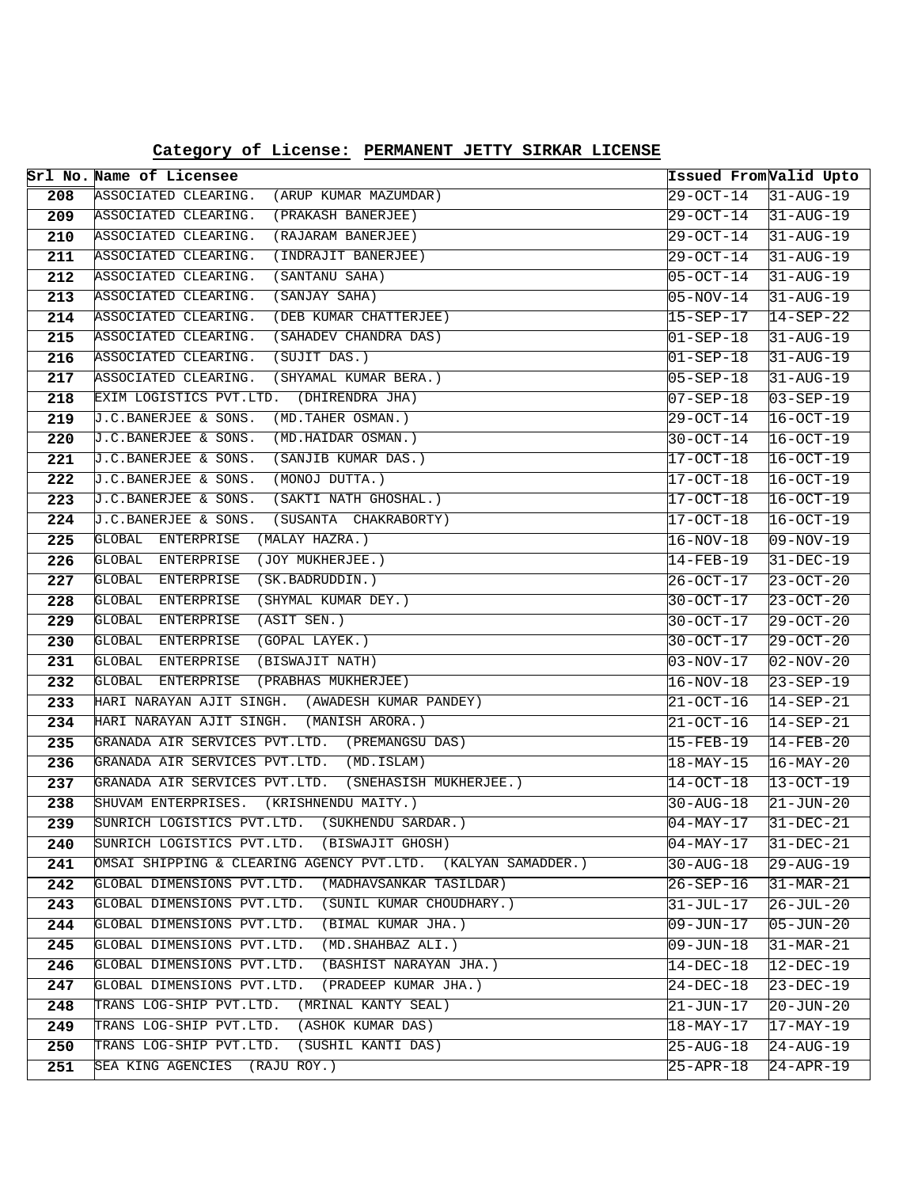**Category of License: PERMANENT JETTY SIRKAR LICENSE**

| Srl No. | Name of Licensee | Issued From | Valid Upto |
|---|---|---|---|
| 208 | ASSOCIATED CLEARING. (ARUP KUMAR MAZUMDAR) | 29-OCT-14 | 31-AUG-19 |
| 209 | ASSOCIATED CLEARING. (PRAKASH BANERJEE) | 29-OCT-14 | 31-AUG-19 |
| 210 | ASSOCIATED CLEARING. (RAJARAM BANERJEE) | 29-OCT-14 | 31-AUG-19 |
| 211 | ASSOCIATED CLEARING. (INDRAJIT BANERJEE) | 29-OCT-14 | 31-AUG-19 |
| 212 | ASSOCIATED CLEARING. (SANTANU SAHA) | 05-OCT-14 | 31-AUG-19 |
| 213 | ASSOCIATED CLEARING. (SANJAY SAHA) | 05-NOV-14 | 31-AUG-19 |
| 214 | ASSOCIATED CLEARING. (DEB KUMAR CHATTERJEE) | 15-SEP-17 | 14-SEP-22 |
| 215 | ASSOCIATED CLEARING. (SAHADEV CHANDRA DAS) | 01-SEP-18 | 31-AUG-19 |
| 216 | ASSOCIATED CLEARING. (SUJIT DAS.) | 01-SEP-18 | 31-AUG-19 |
| 217 | ASSOCIATED CLEARING. (SHYAMAL KUMAR BERA.) | 05-SEP-18 | 31-AUG-19 |
| 218 | EXIM LOGISTICS PVT.LTD. (DHIRENDRA JHA) | 07-SEP-18 | 03-SEP-19 |
| 219 | J.C.BANERJEE & SONS. (MD.TAHER OSMAN.) | 29-OCT-14 | 16-OCT-19 |
| 220 | J.C.BANERJEE & SONS. (MD.HAIDAR OSMAN.) | 30-OCT-14 | 16-OCT-19 |
| 221 | J.C.BANERJEE & SONS. (SANJIB KUMAR DAS.) | 17-OCT-18 | 16-OCT-19 |
| 222 | J.C.BANERJEE & SONS. (MONOJ DUTTA.) | 17-OCT-18 | 16-OCT-19 |
| 223 | J.C.BANERJEE & SONS. (SAKTI NATH GHOSHAL.) | 17-OCT-18 | 16-OCT-19 |
| 224 | J.C.BANERJEE & SONS. (SUSANTA CHAKRABORTY) | 17-OCT-18 | 16-OCT-19 |
| 225 | GLOBAL ENTERPRISE (MALAY HAZRA.) | 16-NOV-18 | 09-NOV-19 |
| 226 | GLOBAL ENTERPRISE (JOY MUKHERJEE.) | 14-FEB-19 | 31-DEC-19 |
| 227 | GLOBAL ENTERPRISE (SK.BADRUDDIN.) | 26-OCT-17 | 23-OCT-20 |
| 228 | GLOBAL ENTERPRISE (SHYMAL KUMAR DEY.) | 30-OCT-17 | 23-OCT-20 |
| 229 | GLOBAL ENTERPRISE (ASIT SEN.) | 30-OCT-17 | 29-OCT-20 |
| 230 | GLOBAL ENTERPRISE (GOPAL LAYEK.) | 30-OCT-17 | 29-OCT-20 |
| 231 | GLOBAL ENTERPRISE (BISWAJIT NATH) | 03-NOV-17 | 02-NOV-20 |
| 232 | GLOBAL ENTERPRISE (PRABHAS MUKHERJEE) | 16-NOV-18 | 23-SEP-19 |
| 233 | HARI NARAYAN AJIT SINGH. (AWADESH KUMAR PANDEY) | 21-OCT-16 | 14-SEP-21 |
| 234 | HARI NARAYAN AJIT SINGH. (MANISH ARORA.) | 21-OCT-16 | 14-SEP-21 |
| 235 | GRANADA AIR SERVICES PVT.LTD. (PREMANGSU DAS) | 15-FEB-19 | 14-FEB-20 |
| 236 | GRANADA AIR SERVICES PVT.LTD. (MD.ISLAM) | 18-MAY-15 | 16-MAY-20 |
| 237 | GRANADA AIR SERVICES PVT.LTD. (SNEHASISH MUKHERJEE.) | 14-OCT-18 | 13-OCT-19 |
| 238 | SHUVAM ENTERPRISES. (KRISHNENDU MAITY.) | 30-AUG-18 | 21-JUN-20 |
| 239 | SUNRICH LOGISTICS PVT.LTD. (SUKHENDU SARDAR.) | 04-MAY-17 | 31-DEC-21 |
| 240 | SUNRICH LOGISTICS PVT.LTD. (BISWAJIT GHOSH) | 04-MAY-17 | 31-DEC-21 |
| 241 | OMSAI SHIPPING & CLEARING AGENCY PVT.LTD. (KALYAN SAMADDER.) | 30-AUG-18 | 29-AUG-19 |
| 242 | GLOBAL DIMENSIONS PVT.LTD. (MADHAVSANKAR TASILDAR) | 26-SEP-16 | 31-MAR-21 |
| 243 | GLOBAL DIMENSIONS PVT.LTD. (SUNIL KUMAR CHOUDHARY.) | 31-JUL-17 | 26-JUL-20 |
| 244 | GLOBAL DIMENSIONS PVT.LTD. (BIMAL KUMAR JHA.) | 09-JUN-17 | 05-JUN-20 |
| 245 | GLOBAL DIMENSIONS PVT.LTD. (MD.SHAHBAZ ALI.) | 09-JUN-18 | 31-MAR-21 |
| 246 | GLOBAL DIMENSIONS PVT.LTD. (BASHIST NARAYAN JHA.) | 14-DEC-18 | 12-DEC-19 |
| 247 | GLOBAL DIMENSIONS PVT.LTD. (PRADEEP KUMAR JHA.) | 24-DEC-18 | 23-DEC-19 |
| 248 | TRANS LOG-SHIP PVT.LTD. (MRINAL KANTY SEAL) | 21-JUN-17 | 20-JUN-20 |
| 249 | TRANS LOG-SHIP PVT.LTD. (ASHOK KUMAR DAS) | 18-MAY-17 | 17-MAY-19 |
| 250 | TRANS LOG-SHIP PVT.LTD. (SUSHIL KANTI DAS) | 25-AUG-18 | 24-AUG-19 |
| 251 | SEA KING AGENCIES (RAJU ROY.) | 25-APR-18 | 24-APR-19 |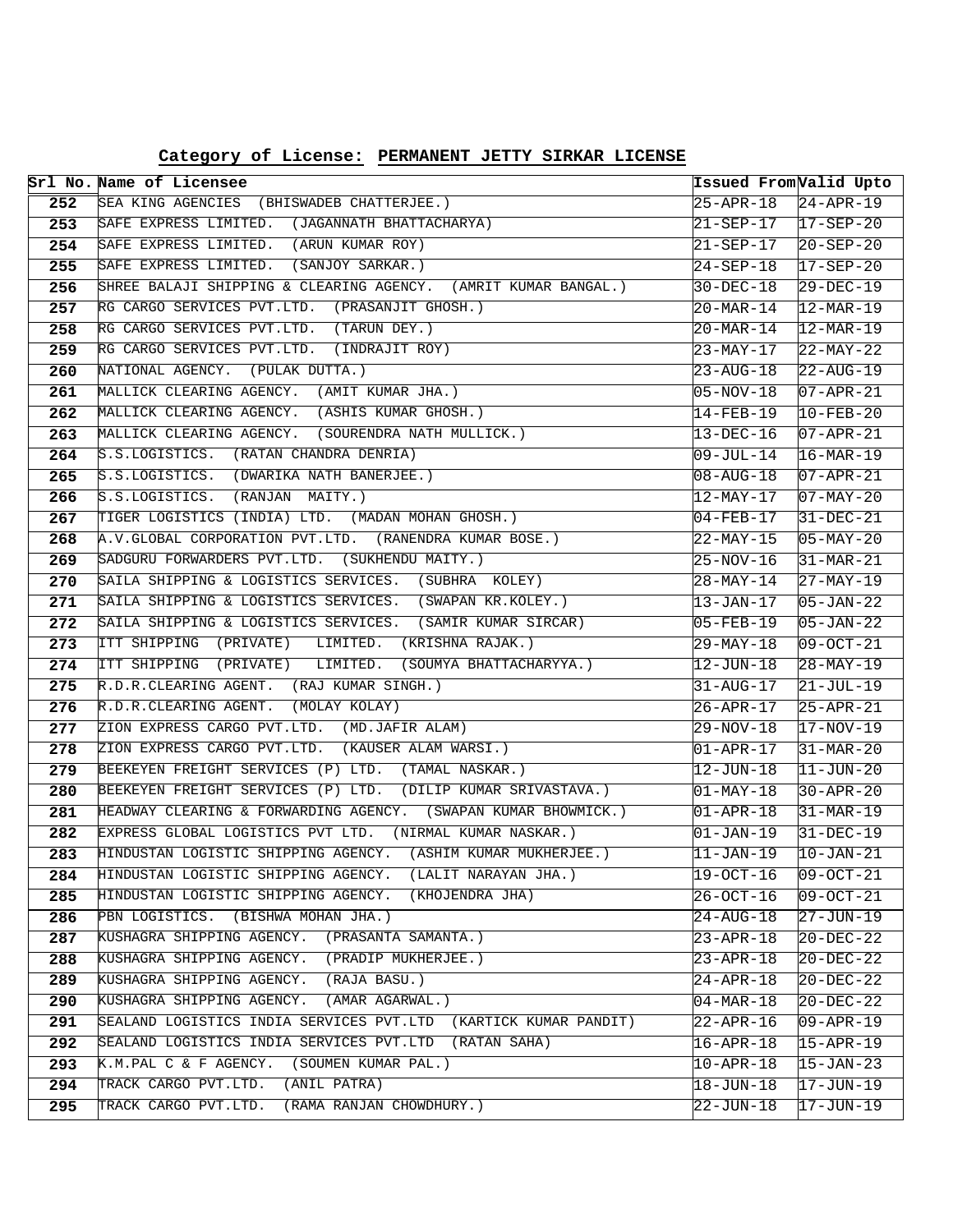**Category of License: PERMANENT JETTY SIRKAR LICENSE**

| Srl No. | Name of Licensee | Issued From | Valid Upto |
|---|---|---|---|
| 252 | SEA KING AGENCIES (BHISWADEB CHATTERJEE.) | 25-APR-18 | 24-APR-19 |
| 253 | SAFE EXPRESS LIMITED. (JAGANNATH BHATTACHARYA) | 21-SEP-17 | 17-SEP-20 |
| 254 | SAFE EXPRESS LIMITED. (ARUN KUMAR ROY) | 21-SEP-17 | 20-SEP-20 |
| 255 | SAFE EXPRESS LIMITED. (SANJOY SARKAR.) | 24-SEP-18 | 17-SEP-20 |
| 256 | SHREE BALAJI SHIPPING & CLEARING AGENCY. (AMRIT KUMAR BANGAL.) | 30-DEC-18 | 29-DEC-19 |
| 257 | RG CARGO SERVICES PVT.LTD. (PRASANJIT GHOSH.) | 20-MAR-14 | 12-MAR-19 |
| 258 | RG CARGO SERVICES PVT.LTD. (TARUN DEY.) | 20-MAR-14 | 12-MAR-19 |
| 259 | RG CARGO SERVICES PVT.LTD. (INDRAJIT ROY) | 23-MAY-17 | 22-MAY-22 |
| 260 | NATIONAL AGENCY. (PULAK DUTTA.) | 23-AUG-18 | 22-AUG-19 |
| 261 | MALLICK CLEARING AGENCY. (AMIT KUMAR JHA.) | 05-NOV-18 | 07-APR-21 |
| 262 | MALLICK CLEARING AGENCY. (ASHIS KUMAR GHOSH.) | 14-FEB-19 | 10-FEB-20 |
| 263 | MALLICK CLEARING AGENCY. (SOURENDRA NATH MULLICK.) | 13-DEC-16 | 07-APR-21 |
| 264 | S.S.LOGISTICS. (RATAN CHANDRA DENRIA) | 09-JUL-14 | 16-MAR-19 |
| 265 | S.S.LOGISTICS. (DWARIKA NATH BANERJEE.) | 08-AUG-18 | 07-APR-21 |
| 266 | S.S.LOGISTICS. (RANJAN MAITY.) | 12-MAY-17 | 07-MAY-20 |
| 267 | TIGER LOGISTICS (INDIA) LTD. (MADAN MOHAN GHOSH.) | 04-FEB-17 | 31-DEC-21 |
| 268 | A.V.GLOBAL CORPORATION PVT.LTD. (RANENDRA KUMAR BOSE.) | 22-MAY-15 | 05-MAY-20 |
| 269 | SADGURU FORWARDERS PVT.LTD. (SUKHENDU MAITY.) | 25-NOV-16 | 31-MAR-21 |
| 270 | SAILA SHIPPING & LOGISTICS SERVICES. (SUBHRA KOLEY) | 28-MAY-14 | 27-MAY-19 |
| 271 | SAILA SHIPPING & LOGISTICS SERVICES. (SWAPAN KR.KOLEY.) | 13-JAN-17 | 05-JAN-22 |
| 272 | SAILA SHIPPING & LOGISTICS SERVICES. (SAMIR KUMAR SIRCAR) | 05-FEB-19 | 05-JAN-22 |
| 273 | ITT SHIPPING (PRIVATE) LIMITED. (KRISHNA RAJAK.) | 29-MAY-18 | 09-OCT-21 |
| 274 | ITT SHIPPING (PRIVATE) LIMITED. (SOUMYA BHATTACHARYYA.) | 12-JUN-18 | 28-MAY-19 |
| 275 | R.D.R.CLEARING AGENT. (RAJ KUMAR SINGH.) | 31-AUG-17 | 21-JUL-19 |
| 276 | R.D.R.CLEARING AGENT. (MOLAY KOLAY) | 26-APR-17 | 25-APR-21 |
| 277 | ZION EXPRESS CARGO PVT.LTD. (MD.JAFIR ALAM) | 29-NOV-18 | 17-NOV-19 |
| 278 | ZION EXPRESS CARGO PVT.LTD. (KAUSER ALAM WARSI.) | 01-APR-17 | 31-MAR-20 |
| 279 | BEEKEYEN FREIGHT SERVICES (P) LTD. (TAMAL NASKAR.) | 12-JUN-18 | 11-JUN-20 |
| 280 | BEEKEYEN FREIGHT SERVICES (P) LTD. (DILIP KUMAR SRIVASTAVA.) | 01-MAY-18 | 30-APR-20 |
| 281 | HEADWAY CLEARING & FORWARDING AGENCY. (SWAPAN KUMAR BHOWMICK.) | 01-APR-18 | 31-MAR-19 |
| 282 | EXPRESS GLOBAL LOGISTICS PVT LTD. (NIRMAL KUMAR NASKAR.) | 01-JAN-19 | 31-DEC-19 |
| 283 | HINDUSTAN LOGISTIC SHIPPING AGENCY. (ASHIM KUMAR MUKHERJEE.) | 11-JAN-19 | 10-JAN-21 |
| 284 | HINDUSTAN LOGISTIC SHIPPING AGENCY. (LALIT NARAYAN JHA.) | 19-OCT-16 | 09-OCT-21 |
| 285 | HINDUSTAN LOGISTIC SHIPPING AGENCY. (KHOJENDRA JHA) | 26-OCT-16 | 09-OCT-21 |
| 286 | PBN LOGISTICS. (BISHWA MOHAN JHA.) | 24-AUG-18 | 27-JUN-19 |
| 287 | KUSHAGRA SHIPPING AGENCY. (PRASANTA SAMANTA.) | 23-APR-18 | 20-DEC-22 |
| 288 | KUSHAGRA SHIPPING AGENCY. (PRADIP MUKHERJEE.) | 23-APR-18 | 20-DEC-22 |
| 289 | KUSHAGRA SHIPPING AGENCY. (RAJA BASU.) | 24-APR-18 | 20-DEC-22 |
| 290 | KUSHAGRA SHIPPING AGENCY. (AMAR AGARWAL.) | 04-MAR-18 | 20-DEC-22 |
| 291 | SEALAND LOGISTICS INDIA SERVICES PVT.LTD (KARTICK KUMAR PANDIT) | 22-APR-16 | 09-APR-19 |
| 292 | SEALAND LOGISTICS INDIA SERVICES PVT.LTD (RATAN SAHA) | 16-APR-18 | 15-APR-19 |
| 293 | K.M.PAL C & F AGENCY. (SOUMEN KUMAR PAL.) | 10-APR-18 | 15-JAN-23 |
| 294 | TRACK CARGO PVT.LTD. (ANIL PATRA) | 18-JUN-18 | 17-JUN-19 |
| 295 | TRACK CARGO PVT.LTD. (RAMA RANJAN CHOWDHURY.) | 22-JUN-18 | 17-JUN-19 |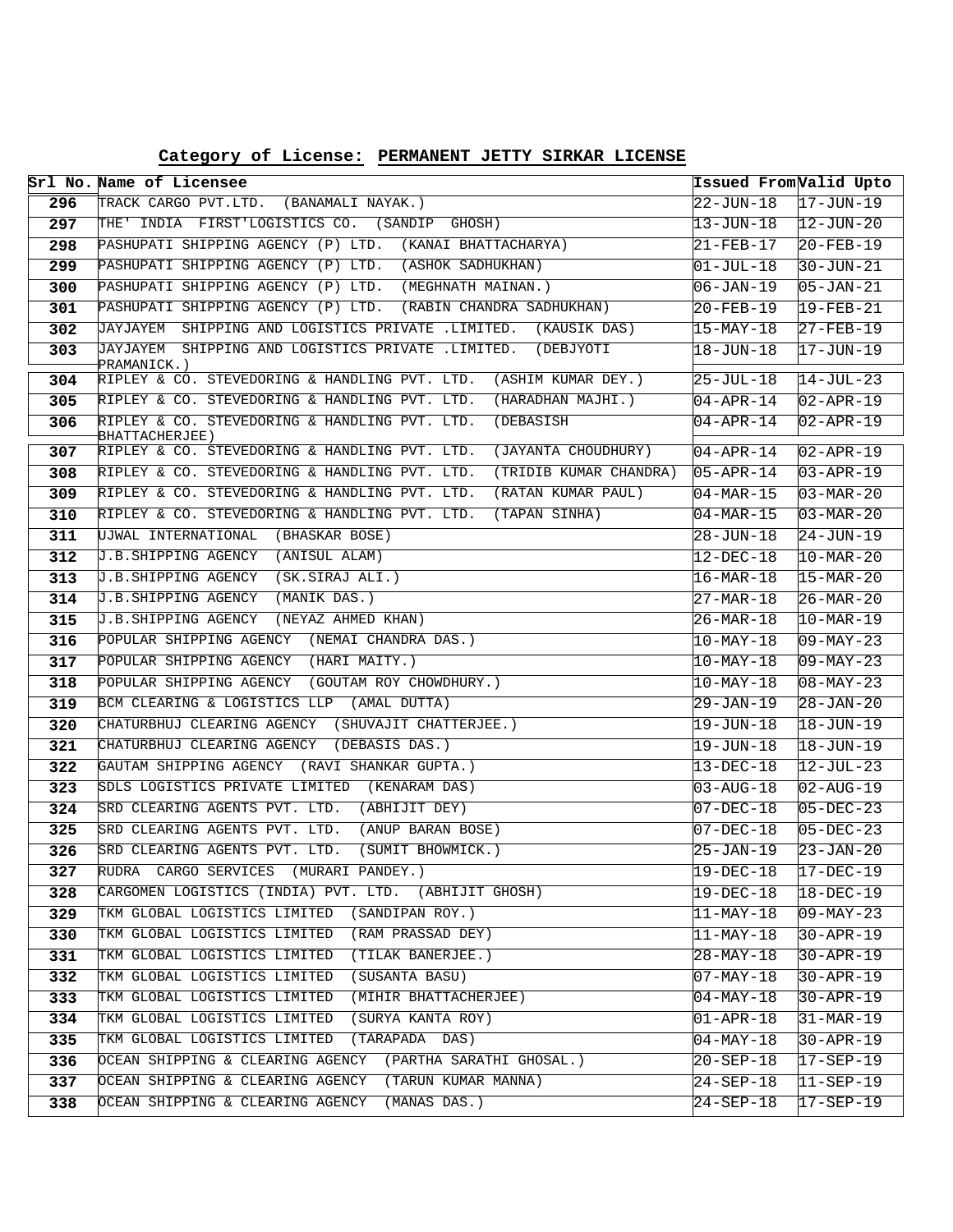**Category of License: PERMANENT JETTY SIRKAR LICENSE**

| Srl No. | Name of Licensee | Issued From | Valid Upto |
|---|---|---|---|
| 296 | TRACK CARGO PVT.LTD. (BANAMALI NAYAK.) | 22-JUN-18 | 17-JUN-19 |
| 297 | THE' INDIA FIRST'LOGISTICS CO. (SANDIP GHOSH) | 13-JUN-18 | 12-JUN-20 |
| 298 | PASHUPATI SHIPPING AGENCY (P) LTD. (KANAI BHATTACHARYA) | 21-FEB-17 | 20-FEB-19 |
| 299 | PASHUPATI SHIPPING AGENCY (P) LTD. (ASHOK SADHUKHAN) | 01-JUL-18 | 30-JUN-21 |
| 300 | PASHUPATI SHIPPING AGENCY (P) LTD. (MEGHNATH MAINAN.) | 06-JAN-19 | 05-JAN-21 |
| 301 | PASHUPATI SHIPPING AGENCY (P) LTD. (RABIN CHANDRA SADHUKHAN) | 20-FEB-19 | 19-FEB-21 |
| 302 | JAYJAYEM SHIPPING AND LOGISTICS PRIVATE .LIMITED. (KAUSIK DAS) | 15-MAY-18 | 27-FEB-19 |
| 303 | JAYJAYEM SHIPPING AND LOGISTICS PRIVATE .LIMITED. (DEBJYOTI PRAMANICK.) | 18-JUN-18 | 17-JUN-19 |
| 304 | RIPLEY & CO. STEVEDORING & HANDLING PVT. LTD. (ASHIM KUMAR DEY.) | 25-JUL-18 | 14-JUL-23 |
| 305 | RIPLEY & CO. STEVEDORING & HANDLING PVT. LTD. (HARADHAN MAJHI.) | 04-APR-14 | 02-APR-19 |
| 306 | RIPLEY & CO. STEVEDORING & HANDLING PVT. LTD. (DEBASISH BHATTACHERJEE) | 04-APR-14 | 02-APR-19 |
| 307 | RIPLEY & CO. STEVEDORING & HANDLING PVT. LTD. (JAYANTA CHOUDHURY) | 04-APR-14 | 02-APR-19 |
| 308 | RIPLEY & CO. STEVEDORING & HANDLING PVT. LTD. (TRIDIB KUMAR CHANDRA) | 05-APR-14 | 03-APR-19 |
| 309 | RIPLEY & CO. STEVEDORING & HANDLING PVT. LTD. (RATAN KUMAR PAUL) | 04-MAR-15 | 03-MAR-20 |
| 310 | RIPLEY & CO. STEVEDORING & HANDLING PVT. LTD. (TAPAN SINHA) | 04-MAR-15 | 03-MAR-20 |
| 311 | UJWAL INTERNATIONAL (BHASKAR BOSE) | 28-JUN-18 | 24-JUN-19 |
| 312 | J.B.SHIPPING AGENCY (ANISUL ALAM) | 12-DEC-18 | 10-MAR-20 |
| 313 | J.B.SHIPPING AGENCY (SK.SIRAJ ALI.) | 16-MAR-18 | 15-MAR-20 |
| 314 | J.B.SHIPPING AGENCY (MANIK DAS.) | 27-MAR-18 | 26-MAR-20 |
| 315 | J.B.SHIPPING AGENCY (NEYAZ AHMED KHAN) | 26-MAR-18 | 10-MAR-19 |
| 316 | POPULAR SHIPPING AGENCY (NEMAI CHANDRA DAS.) | 10-MAY-18 | 09-MAY-23 |
| 317 | POPULAR SHIPPING AGENCY (HARI MAITY.) | 10-MAY-18 | 09-MAY-23 |
| 318 | POPULAR SHIPPING AGENCY (GOUTAM ROY CHOWDHURY.) | 10-MAY-18 | 08-MAY-23 |
| 319 | BCM CLEARING & LOGISTICS LLP (AMAL DUTTA) | 29-JAN-19 | 28-JAN-20 |
| 320 | CHATURBHUJ CLEARING AGENCY (SHUVAJIT CHATTERJEE.) | 19-JUN-18 | 18-JUN-19 |
| 321 | CHATURBHUJ CLEARING AGENCY (DEBASIS DAS.) | 19-JUN-18 | 18-JUN-19 |
| 322 | GAUTAM SHIPPING AGENCY (RAVI SHANKAR GUPTA.) | 13-DEC-18 | 12-JUL-23 |
| 323 | SDLS LOGISTICS PRIVATE LIMITED (KENARAM DAS) | 03-AUG-18 | 02-AUG-19 |
| 324 | SRD CLEARING AGENTS PVT. LTD. (ABHIJIT DEY) | 07-DEC-18 | 05-DEC-23 |
| 325 | SRD CLEARING AGENTS PVT. LTD. (ANUP BARAN BOSE) | 07-DEC-18 | 05-DEC-23 |
| 326 | SRD CLEARING AGENTS PVT. LTD. (SUMIT BHOWMICK.) | 25-JAN-19 | 23-JAN-20 |
| 327 | RUDRA CARGO SERVICES (MURARI PANDEY.) | 19-DEC-18 | 17-DEC-19 |
| 328 | CARGOMEN LOGISTICS (INDIA) PVT. LTD. (ABHIJIT GHOSH) | 19-DEC-18 | 18-DEC-19 |
| 329 | TKM GLOBAL LOGISTICS LIMITED (SANDIPAN ROY.) | 11-MAY-18 | 09-MAY-23 |
| 330 | TKM GLOBAL LOGISTICS LIMITED (RAM PRASSAD DEY) | 11-MAY-18 | 30-APR-19 |
| 331 | TKM GLOBAL LOGISTICS LIMITED (TILAK BANERJEE.) | 28-MAY-18 | 30-APR-19 |
| 332 | TKM GLOBAL LOGISTICS LIMITED (SUSANTA BASU) | 07-MAY-18 | 30-APR-19 |
| 333 | TKM GLOBAL LOGISTICS LIMITED (MIHIR BHATTACHERJEE) | 04-MAY-18 | 30-APR-19 |
| 334 | TKM GLOBAL LOGISTICS LIMITED (SURYA KANTA ROY) | 01-APR-18 | 31-MAR-19 |
| 335 | TKM GLOBAL LOGISTICS LIMITED (TARAPADA DAS) | 04-MAY-18 | 30-APR-19 |
| 336 | OCEAN SHIPPING & CLEARING AGENCY (PARTHA SARATHI GHOSAL.) | 20-SEP-18 | 17-SEP-19 |
| 337 | OCEAN SHIPPING & CLEARING AGENCY (TARUN KUMAR MANNA) | 24-SEP-18 | 11-SEP-19 |
| 338 | OCEAN SHIPPING & CLEARING AGENCY (MANAS DAS.) | 24-SEP-18 | 17-SEP-19 |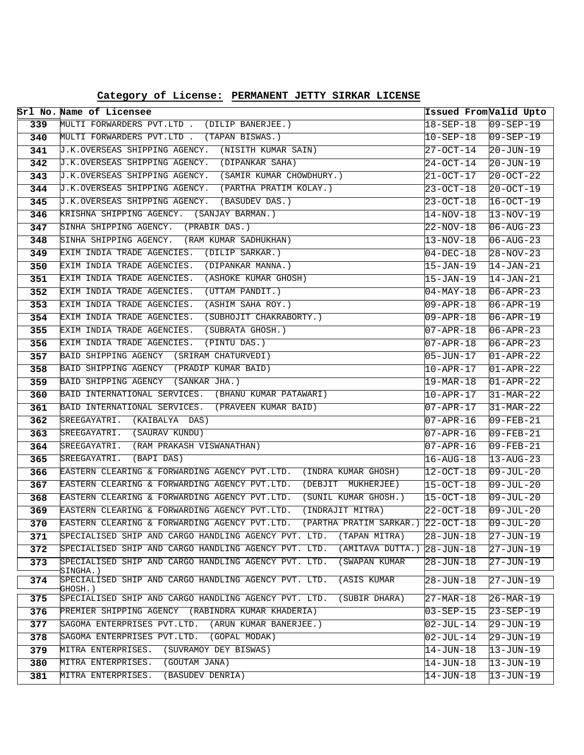**Category of License: PERMANENT JETTY SIRKAR LICENSE**

| Srl No. | Name of Licensee | Issued From | Valid Upto |
|---|---|---|---|
| 339 | MULTI FORWARDERS PVT.LTD . (DILIP BANERJEE.) | 18-SEP-18 | 09-SEP-19 |
| 340 | MULTI FORWARDERS PVT.LTD . (TAPAN BISWAS.) | 10-SEP-18 | 09-SEP-19 |
| 341 | J.K.OVERSEAS SHIPPING AGENCY. (NISITH KUMAR SAIN) | 27-OCT-14 | 20-JUN-19 |
| 342 | J.K.OVERSEAS SHIPPING AGENCY. (DIPANKAR SAHA) | 24-OCT-14 | 20-JUN-19 |
| 343 | J.K.OVERSEAS SHIPPING AGENCY. (SAMIR KUMAR CHOWDHURY.) | 21-OCT-17 | 20-OCT-22 |
| 344 | J.K.OVERSEAS SHIPPING AGENCY. (PARTHA PRATIM KOLAY.) | 23-OCT-18 | 20-OCT-19 |
| 345 | J.K.OVERSEAS SHIPPING AGENCY. (BASUDEV DAS.) | 23-OCT-18 | 16-OCT-19 |
| 346 | KRISHNA SHIPPING AGENCY. (SANJAY BARMAN.) | 14-NOV-18 | 13-NOV-19 |
| 347 | SINHA SHIPPING AGENCY. (PRABIR DAS.) | 22-NOV-18 | 06-AUG-23 |
| 348 | SINHA SHIPPING AGENCY. (RAM KUMAR SADHUKHAN) | 13-NOV-18 | 06-AUG-23 |
| 349 | EXIM INDIA TRADE AGENCIES. (DILIP SARKAR.) | 04-DEC-18 | 28-NOV-23 |
| 350 | EXIM INDIA TRADE AGENCIES. (DIPANKAR MANNA.) | 15-JAN-19 | 14-JAN-21 |
| 351 | EXIM INDIA TRADE AGENCIES. (ASHOKE KUMAR GHOSH) | 15-JAN-19 | 14-JAN-21 |
| 352 | EXIM INDIA TRADE AGENCIES. (UTTAM PANDIT.) | 04-MAY-18 | 06-APR-23 |
| 353 | EXIM INDIA TRADE AGENCIES. (ASHIM SAHA ROY.) | 09-APR-18 | 06-APR-19 |
| 354 | EXIM INDIA TRADE AGENCIES. (SUBHOJIT CHAKRABORTY.) | 09-APR-18 | 06-APR-19 |
| 355 | EXIM INDIA TRADE AGENCIES. (SUBRATA GHOSH.) | 07-APR-18 | 06-APR-23 |
| 356 | EXIM INDIA TRADE AGENCIES. (PINTU DAS.) | 07-APR-18 | 06-APR-23 |
| 357 | BAID SHIPPING AGENCY (SRIRAM CHATURVEDI) | 05-JUN-17 | 01-APR-22 |
| 358 | BAID SHIPPING AGENCY (PRADIP KUMAR BAID) | 10-APR-17 | 01-APR-22 |
| 359 | BAID SHIPPING AGENCY (SANKAR JHA.) | 19-MAR-18 | 01-APR-22 |
| 360 | BAID INTERNATIONAL SERVICES. (BHANU KUMAR PATAWARI) | 10-APR-17 | 31-MAR-22 |
| 361 | BAID INTERNATIONAL SERVICES. (PRAVEEN KUMAR BAID) | 07-APR-17 | 31-MAR-22 |
| 362 | SREEGAYATRI. (KAIBALYA DAS) | 07-APR-16 | 09-FEB-21 |
| 363 | SREEGAYATRI. (SAURAV KUNDU) | 07-APR-16 | 09-FEB-21 |
| 364 | SREEGAYATRI. (RAM PRAKASH VISWANATHAN) | 07-APR-16 | 09-FEB-21 |
| 365 | SREEGAYATRI. (BAPI DAS) | 16-AUG-18 | 13-AUG-23 |
| 366 | EASTERN CLEARING & FORWARDING AGENCY PVT.LTD. (INDRA KUMAR GHOSH) | 12-OCT-18 | 09-JUL-20 |
| 367 | EASTERN CLEARING & FORWARDING AGENCY PVT.LTD. (DEBJIT MUKHERJEE) | 15-OCT-18 | 09-JUL-20 |
| 368 | EASTERN CLEARING & FORWARDING AGENCY PVT.LTD. (SUNIL KUMAR GHOSH.) | 15-OCT-18 | 09-JUL-20 |
| 369 | EASTERN CLEARING & FORWARDING AGENCY PVT.LTD. (INDRAJIT MITRA) | 22-OCT-18 | 09-JUL-20 |
| 370 | EASTERN CLEARING & FORWARDING AGENCY PVT.LTD. (PARTHA PRATIM SARKAR.) | 22-OCT-18 | 09-JUL-20 |
| 371 | SPECIALISED SHIP AND CARGO HANDLING AGENCY PVT. LTD. (TAPAN MITRA) | 28-JUN-18 | 27-JUN-19 |
| 372 | SPECIALISED SHIP AND CARGO HANDLING AGENCY PVT. LTD. (AMITAVA DUTTA.) | 28-JUN-18 | 27-JUN-19 |
| 373 | SPECIALISED SHIP AND CARGO HANDLING AGENCY PVT. LTD. (SWAPAN KUMAR SINGHA.) | 28-JUN-18 | 27-JUN-19 |
| 374 | SPECIALISED SHIP AND CARGO HANDLING AGENCY PVT. LTD. (ASIS KUMAR GHOSH.) | 28-JUN-18 | 27-JUN-19 |
| 375 | SPECIALISED SHIP AND CARGO HANDLING AGENCY PVT. LTD. (SUBIR DHARA) | 27-MAR-18 | 26-MAR-19 |
| 376 | PREMIER SHIPPING AGENCY (RABINDRA KUMAR KHADERIA) | 03-SEP-15 | 23-SEP-19 |
| 377 | SAGOMA ENTERPRISES PVT.LTD. (ARUN KUMAR BANERJEE.) | 02-JUL-14 | 29-JUN-19 |
| 378 | SAGOMA ENTERPRISES PVT.LTD. (GOPAL MODAK) | 02-JUL-14 | 29-JUN-19 |
| 379 | MITRA ENTERPRISES. (SUVRAMOY DEY BISWAS) | 14-JUN-18 | 13-JUN-19 |
| 380 | MITRA ENTERPRISES. (GOUTAM JANA) | 14-JUN-18 | 13-JUN-19 |
| 381 | MITRA ENTERPRISES. (BASUDEV DENRIA) | 14-JUN-18 | 13-JUN-19 |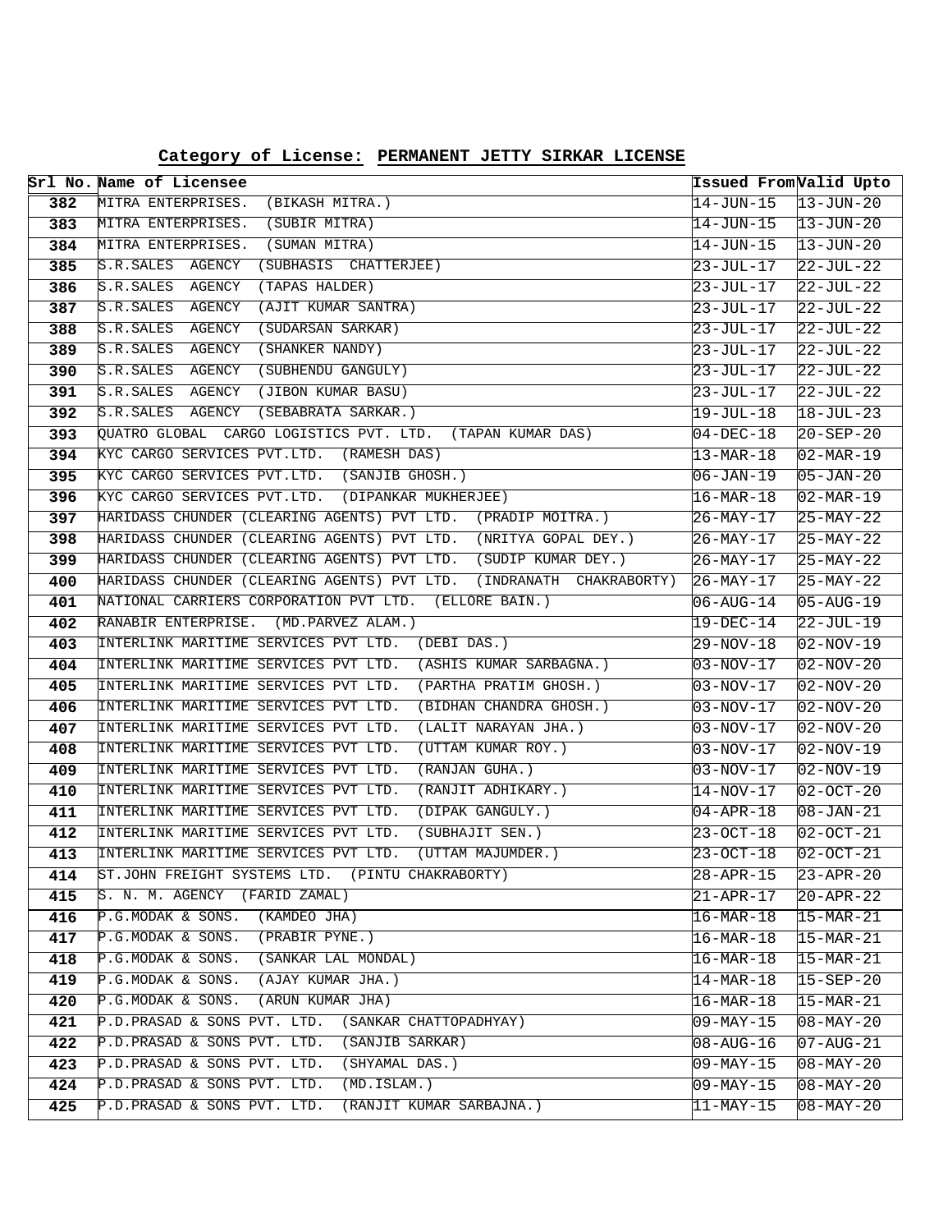**Category of License: PERMANENT JETTY SIRKAR LICENSE**

| Srl No. | Name of Licensee | Issued From | Valid Upto |
|---|---|---|---|
| 382 | MITRA ENTERPRISES. (BIKASH MITRA.) | 14-JUN-15 | 13-JUN-20 |
| 383 | MITRA ENTERPRISES. (SUBIR MITRA) | 14-JUN-15 | 13-JUN-20 |
| 384 | MITRA ENTERPRISES. (SUMAN MITRA) | 14-JUN-15 | 13-JUN-20 |
| 385 | S.R.SALES AGENCY (SUBHASIS CHATTERJEE) | 23-JUL-17 | 22-JUL-22 |
| 386 | S.R.SALES AGENCY (TAPAS HALDER) | 23-JUL-17 | 22-JUL-22 |
| 387 | S.R.SALES AGENCY (AJIT KUMAR SANTRA) | 23-JUL-17 | 22-JUL-22 |
| 388 | S.R.SALES AGENCY (SUDARSAN SARKAR) | 23-JUL-17 | 22-JUL-22 |
| 389 | S.R.SALES AGENCY (SHANKER NANDY) | 23-JUL-17 | 22-JUL-22 |
| 390 | S.R.SALES AGENCY (SUBHENDU GANGULY) | 23-JUL-17 | 22-JUL-22 |
| 391 | S.R.SALES AGENCY (JIBON KUMAR BASU) | 23-JUL-17 | 22-JUL-22 |
| 392 | S.R.SALES AGENCY (SEBABRATA SARKAR.) | 19-JUL-18 | 18-JUL-23 |
| 393 | QUATRO GLOBAL CARGO LOGISTICS PVT. LTD. (TAPAN KUMAR DAS) | 04-DEC-18 | 20-SEP-20 |
| 394 | KYC CARGO SERVICES PVT.LTD. (RAMESH DAS) | 13-MAR-18 | 02-MAR-19 |
| 395 | KYC CARGO SERVICES PVT.LTD. (SANJIB GHOSH.) | 06-JAN-19 | 05-JAN-20 |
| 396 | KYC CARGO SERVICES PVT.LTD. (DIPANKAR MUKHERJEE) | 16-MAR-18 | 02-MAR-19 |
| 397 | HARIDASS CHUNDER (CLEARING AGENTS) PVT LTD. (PRADIP MOITRA.) | 26-MAY-17 | 25-MAY-22 |
| 398 | HARIDASS CHUNDER (CLEARING AGENTS) PVT LTD. (NRITYA GOPAL DEY.) | 26-MAY-17 | 25-MAY-22 |
| 399 | HARIDASS CHUNDER (CLEARING AGENTS) PVT LTD. (SUDIP KUMAR DEY.) | 26-MAY-17 | 25-MAY-22 |
| 400 | HARIDASS CHUNDER (CLEARING AGENTS) PVT LTD. (INDRANATH CHAKRABORTY) | 26-MAY-17 | 25-MAY-22 |
| 401 | NATIONAL CARRIERS CORPORATION PVT LTD. (ELLORE BAIN.) | 06-AUG-14 | 05-AUG-19 |
| 402 | RANABIR ENTERPRISE. (MD.PARVEZ ALAM.) | 19-DEC-14 | 22-JUL-19 |
| 403 | INTERLINK MARITIME SERVICES PVT LTD. (DEBI DAS.) | 29-NOV-18 | 02-NOV-19 |
| 404 | INTERLINK MARITIME SERVICES PVT LTD. (ASHIS KUMAR SARBAGNA.) | 03-NOV-17 | 02-NOV-20 |
| 405 | INTERLINK MARITIME SERVICES PVT LTD. (PARTHA PRATIM GHOSH.) | 03-NOV-17 | 02-NOV-20 |
| 406 | INTERLINK MARITIME SERVICES PVT LTD. (BIDHAN CHANDRA GHOSH.) | 03-NOV-17 | 02-NOV-20 |
| 407 | INTERLINK MARITIME SERVICES PVT LTD. (LALIT NARAYAN JHA.) | 03-NOV-17 | 02-NOV-20 |
| 408 | INTERLINK MARITIME SERVICES PVT LTD. (UTTAM KUMAR ROY.) | 03-NOV-17 | 02-NOV-19 |
| 409 | INTERLINK MARITIME SERVICES PVT LTD. (RANJAN GUHA.) | 03-NOV-17 | 02-NOV-19 |
| 410 | INTERLINK MARITIME SERVICES PVT LTD. (RANJIT ADHIKARY.) | 14-NOV-17 | 02-OCT-20 |
| 411 | INTERLINK MARITIME SERVICES PVT LTD. (DIPAK GANGULY.) | 04-APR-18 | 08-JAN-21 |
| 412 | INTERLINK MARITIME SERVICES PVT LTD. (SUBHAJIT SEN.) | 23-OCT-18 | 02-OCT-21 |
| 413 | INTERLINK MARITIME SERVICES PVT LTD. (UTTAM MAJUMDER.) | 23-OCT-18 | 02-OCT-21 |
| 414 | ST.JOHN FREIGHT SYSTEMS LTD. (PINTU CHAKRABORTY) | 28-APR-15 | 23-APR-20 |
| 415 | S. N. M. AGENCY (FARID ZAMAL) | 21-APR-17 | 20-APR-22 |
| 416 | P.G.MODAK & SONS. (KAMDEO JHA) | 16-MAR-18 | 15-MAR-21 |
| 417 | P.G.MODAK & SONS. (PRABIR PYNE.) | 16-MAR-18 | 15-MAR-21 |
| 418 | P.G.MODAK & SONS. (SANKAR LAL MONDAL) | 16-MAR-18 | 15-MAR-21 |
| 419 | P.G.MODAK & SONS. (AJAY KUMAR JHA.) | 14-MAR-18 | 15-SEP-20 |
| 420 | P.G.MODAK & SONS. (ARUN KUMAR JHA) | 16-MAR-18 | 15-MAR-21 |
| 421 | P.D.PRASAD & SONS PVT. LTD. (SANKAR CHATTOPADHYAY) | 09-MAY-15 | 08-MAY-20 |
| 422 | P.D.PRASAD & SONS PVT. LTD. (SANJIB SARKAR) | 08-AUG-16 | 07-AUG-21 |
| 423 | P.D.PRASAD & SONS PVT. LTD. (SHYAMAL DAS.) | 09-MAY-15 | 08-MAY-20 |
| 424 | P.D.PRASAD & SONS PVT. LTD. (MD.ISLAM.) | 09-MAY-15 | 08-MAY-20 |
| 425 | P.D.PRASAD & SONS PVT. LTD. (RANJIT KUMAR SARBAJNA.) | 11-MAY-15 | 08-MAY-20 |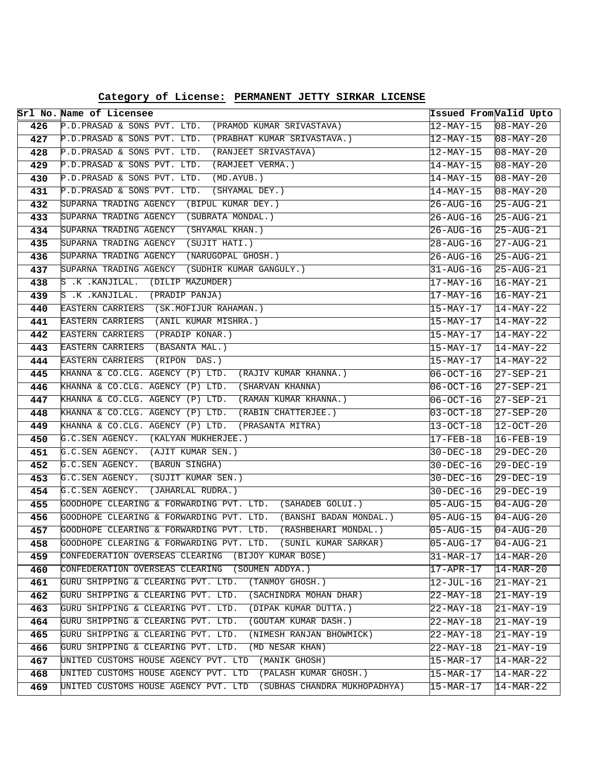**Category of License: PERMANENT JETTY SIRKAR LICENSE**

| Srl No. | Name of Licensee | Issued From | Valid Upto |
|---|---|---|---|
| 426 | P.D.PRASAD & SONS PVT. LTD. (PRAMOD KUMAR SRIVASTAVA) | 12-MAY-15 | 08-MAY-20 |
| 427 | P.D.PRASAD & SONS PVT. LTD. (PRABHAT KUMAR SRIVASTAVA.) | 12-MAY-15 | 08-MAY-20 |
| 428 | P.D.PRASAD & SONS PVT. LTD. (RANJEET SRIVASTAVA) | 12-MAY-15 | 08-MAY-20 |
| 429 | P.D.PRASAD & SONS PVT. LTD. (RAMJEET VERMA.) | 14-MAY-15 | 08-MAY-20 |
| 430 | P.D.PRASAD & SONS PVT. LTD. (MD.AYUB.) | 14-MAY-15 | 08-MAY-20 |
| 431 | P.D.PRASAD & SONS PVT. LTD. (SHYAMAL DEY.) | 14-MAY-15 | 08-MAY-20 |
| 432 | SUPARNA TRADING AGENCY (BIPUL KUMAR DEY.) | 26-AUG-16 | 25-AUG-21 |
| 433 | SUPARNA TRADING AGENCY (SUBRATA MONDAL.) | 26-AUG-16 | 25-AUG-21 |
| 434 | SUPARNA TRADING AGENCY (SHYAMAL KHAN.) | 26-AUG-16 | 25-AUG-21 |
| 435 | SUPARNA TRADING AGENCY (SUJIT HATI.) | 28-AUG-16 | 27-AUG-21 |
| 436 | SUPARNA TRADING AGENCY (NARUGOPAL GHOSH.) | 26-AUG-16 | 25-AUG-21 |
| 437 | SUPARNA TRADING AGENCY (SUDHIR KUMAR GANGULY.) | 31-AUG-16 | 25-AUG-21 |
| 438 | S .K .KANJILAL. (DILIP MAZUMDER) | 17-MAY-16 | 16-MAY-21 |
| 439 | S .K .KANJILAL. (PRADIP PANJA) | 17-MAY-16 | 16-MAY-21 |
| 440 | EASTERN CARRIERS (SK.MOFIJUR RAHAMAN.) | 15-MAY-17 | 14-MAY-22 |
| 441 | EASTERN CARRIERS (ANIL KUMAR MISHRA.) | 15-MAY-17 | 14-MAY-22 |
| 442 | EASTERN CARRIERS (PRADIP KONAR.) | 15-MAY-17 | 14-MAY-22 |
| 443 | EASTERN CARRIERS (BASANTA MAL.) | 15-MAY-17 | 14-MAY-22 |
| 444 | EASTERN CARRIERS (RIPON DAS.) | 15-MAY-17 | 14-MAY-22 |
| 445 | KHANNA & CO.CLG. AGENCY (P) LTD. (RAJIV KUMAR KHANNA.) | 06-OCT-16 | 27-SEP-21 |
| 446 | KHANNA & CO.CLG. AGENCY (P) LTD. (SHARVAN KHANNA) | 06-OCT-16 | 27-SEP-21 |
| 447 | KHANNA & CO.CLG. AGENCY (P) LTD. (RAMAN KUMAR KHANNA.) | 06-OCT-16 | 27-SEP-21 |
| 448 | KHANNA & CO.CLG. AGENCY (P) LTD. (RABIN CHATTERJEE.) | 03-OCT-18 | 27-SEP-20 |
| 449 | KHANNA & CO.CLG. AGENCY (P) LTD. (PRASANTA MITRA) | 13-OCT-18 | 12-OCT-20 |
| 450 | G.C.SEN AGENCY. (KALYAN MUKHERJEE.) | 17-FEB-18 | 16-FEB-19 |
| 451 | G.C.SEN AGENCY. (AJIT KUMAR SEN.) | 30-DEC-18 | 29-DEC-20 |
| 452 | G.C.SEN AGENCY. (BARUN SINGHA) | 30-DEC-16 | 29-DEC-19 |
| 453 | G.C.SEN AGENCY. (SUJIT KUMAR SEN.) | 30-DEC-16 | 29-DEC-19 |
| 454 | G.C.SEN AGENCY. (JAHARLAL RUDRA.) | 30-DEC-16 | 29-DEC-19 |
| 455 | GOODHOPE CLEARING & FORWARDING PVT. LTD. (SAHADEB GOLUI.) | 05-AUG-15 | 04-AUG-20 |
| 456 | GOODHOPE CLEARING & FORWARDING PVT. LTD. (BANSHI BADAN MONDAL.) | 05-AUG-15 | 04-AUG-20 |
| 457 | GOODHOPE CLEARING & FORWARDING PVT. LTD. (RASHBEHARI MONDAL.) | 05-AUG-15 | 04-AUG-20 |
| 458 | GOODHOPE CLEARING & FORWARDING PVT. LTD. (SUNIL KUMAR SARKAR) | 05-AUG-17 | 04-AUG-21 |
| 459 | CONFEDERATION OVERSEAS CLEARING (BIJOY KUMAR BOSE) | 31-MAR-17 | 14-MAR-20 |
| 460 | CONFEDERATION OVERSEAS CLEARING (SOUMEN ADDYA.) | 17-APR-17 | 14-MAR-20 |
| 461 | GURU SHIPPING & CLEARING PVT. LTD. (TANMOY GHOSH.) | 12-JUL-16 | 21-MAY-21 |
| 462 | GURU SHIPPING & CLEARING PVT. LTD. (SACHINDRA MOHAN DHAR) | 22-MAY-18 | 21-MAY-19 |
| 463 | GURU SHIPPING & CLEARING PVT. LTD. (DIPAK KUMAR DUTTA.) | 22-MAY-18 | 21-MAY-19 |
| 464 | GURU SHIPPING & CLEARING PVT. LTD. (GOUTAM KUMAR DASH.) | 22-MAY-18 | 21-MAY-19 |
| 465 | GURU SHIPPING & CLEARING PVT. LTD. (NIMESH RANJAN BHOWMICK) | 22-MAY-18 | 21-MAY-19 |
| 466 | GURU SHIPPING & CLEARING PVT. LTD. (MD NESAR KHAN) | 22-MAY-18 | 21-MAY-19 |
| 467 | UNITED CUSTOMS HOUSE AGENCY PVT. LTD (MANIK GHOSH) | 15-MAR-17 | 14-MAR-22 |
| 468 | UNITED CUSTOMS HOUSE AGENCY PVT. LTD (PALASH KUMAR GHOSH.) | 15-MAR-17 | 14-MAR-22 |
| 469 | UNITED CUSTOMS HOUSE AGENCY PVT. LTD (SUBHAS CHANDRA MUKHOPADHYA) | 15-MAR-17 | 14-MAR-22 |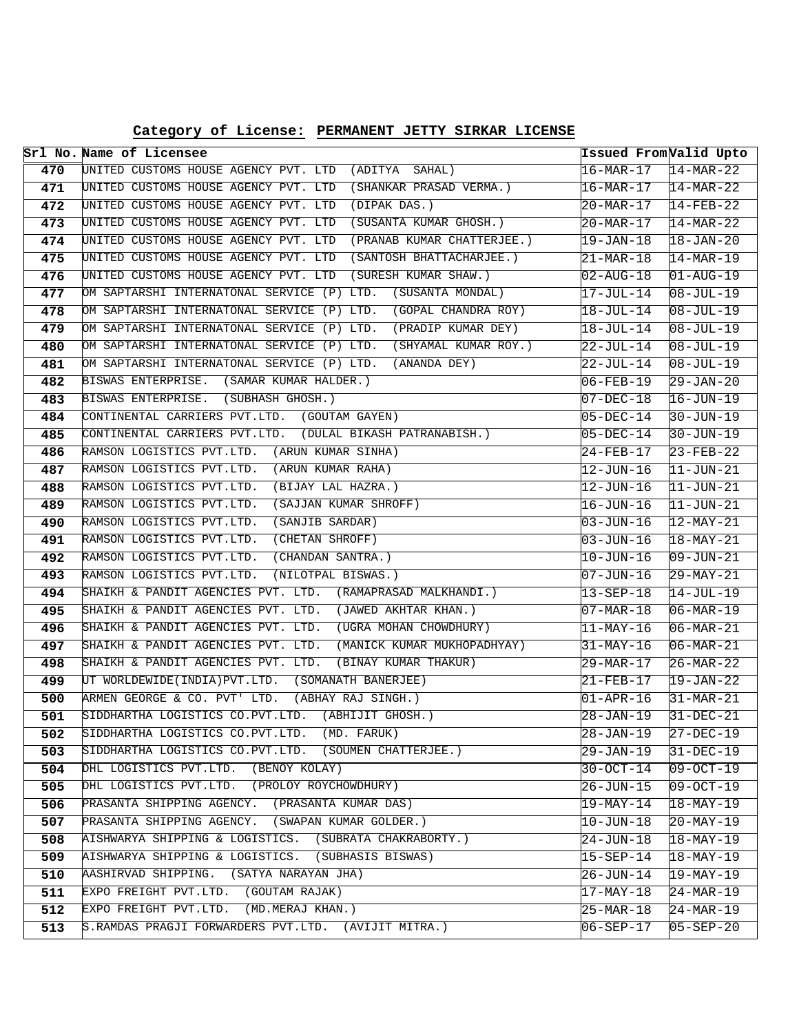**Category of License: PERMANENT JETTY SIRKAR LICENSE**

| Srl No. | Name of Licensee | Issued From | Valid Upto |
|---|---|---|---|
| 470 | UNITED CUSTOMS HOUSE AGENCY PVT. LTD (ADITYA SAHAL) | 16-MAR-17 | 14-MAR-22 |
| 471 | UNITED CUSTOMS HOUSE AGENCY PVT. LTD (SHANKAR PRASAD VERMA.) | 16-MAR-17 | 14-MAR-22 |
| 472 | UNITED CUSTOMS HOUSE AGENCY PVT. LTD (DIPAK DAS.) | 20-MAR-17 | 14-FEB-22 |
| 473 | UNITED CUSTOMS HOUSE AGENCY PVT. LTD (SUSANTA KUMAR GHOSH.) | 20-MAR-17 | 14-MAR-22 |
| 474 | UNITED CUSTOMS HOUSE AGENCY PVT. LTD (PRANAB KUMAR CHATTERJEE.) | 19-JAN-18 | 18-JAN-20 |
| 475 | UNITED CUSTOMS HOUSE AGENCY PVT. LTD (SANTOSH BHATTACHARJEE.) | 21-MAR-18 | 14-MAR-19 |
| 476 | UNITED CUSTOMS HOUSE AGENCY PVT. LTD (SURESH KUMAR SHAW.) | 02-AUG-18 | 01-AUG-19 |
| 477 | OM SAPTARSHI INTERNATONAL SERVICE (P) LTD. (SUSANTA MONDAL) | 17-JUL-14 | 08-JUL-19 |
| 478 | OM SAPTARSHI INTERNATONAL SERVICE (P) LTD. (GOPAL CHANDRA ROY) | 18-JUL-14 | 08-JUL-19 |
| 479 | OM SAPTARSHI INTERNATONAL SERVICE (P) LTD. (PRADIP KUMAR DEY) | 18-JUL-14 | 08-JUL-19 |
| 480 | OM SAPTARSHI INTERNATONAL SERVICE (P) LTD. (SHYAMAL KUMAR ROY.) | 22-JUL-14 | 08-JUL-19 |
| 481 | OM SAPTARSHI INTERNATONAL SERVICE (P) LTD. (ANANDA DEY) | 22-JUL-14 | 08-JUL-19 |
| 482 | BISWAS ENTERPRISE. (SAMAR KUMAR HALDER.) | 06-FEB-19 | 29-JAN-20 |
| 483 | BISWAS ENTERPRISE. (SUBHASH GHOSH.) | 07-DEC-18 | 16-JUN-19 |
| 484 | CONTINENTAL CARRIERS PVT.LTD. (GOUTAM GAYEN) | 05-DEC-14 | 30-JUN-19 |
| 485 | CONTINENTAL CARRIERS PVT.LTD. (DULAL BIKASH PATRANABISH.) | 05-DEC-14 | 30-JUN-19 |
| 486 | RAMSON LOGISTICS PVT.LTD. (ARUN KUMAR SINHA) | 24-FEB-17 | 23-FEB-22 |
| 487 | RAMSON LOGISTICS PVT.LTD. (ARUN KUMAR RAHA) | 12-JUN-16 | 11-JUN-21 |
| 488 | RAMSON LOGISTICS PVT.LTD. (BIJAY LAL HAZRA.) | 12-JUN-16 | 11-JUN-21 |
| 489 | RAMSON LOGISTICS PVT.LTD. (SAJJAN KUMAR SHROFF) | 16-JUN-16 | 11-JUN-21 |
| 490 | RAMSON LOGISTICS PVT.LTD. (SANJIB SARDAR) | 03-JUN-16 | 12-MAY-21 |
| 491 | RAMSON LOGISTICS PVT.LTD. (CHETAN SHROFF) | 03-JUN-16 | 18-MAY-21 |
| 492 | RAMSON LOGISTICS PVT.LTD. (CHANDAN SANTRA.) | 10-JUN-16 | 09-JUN-21 |
| 493 | RAMSON LOGISTICS PVT.LTD. (NILOTPAL BISWAS.) | 07-JUN-16 | 29-MAY-21 |
| 494 | SHAIKH & PANDIT AGENCIES PVT. LTD. (RAMAPRASAD MALKHANDI.) | 13-SEP-18 | 14-JUL-19 |
| 495 | SHAIKH & PANDIT AGENCIES PVT. LTD. (JAWED AKHTAR KHAN.) | 07-MAR-18 | 06-MAR-19 |
| 496 | SHAIKH & PANDIT AGENCIES PVT. LTD. (UGRA MOHAN CHOWDHURY) | 11-MAY-16 | 06-MAR-21 |
| 497 | SHAIKH & PANDIT AGENCIES PVT. LTD. (MANICK KUMAR MUKHOPADHYAY) | 31-MAY-16 | 06-MAR-21 |
| 498 | SHAIKH & PANDIT AGENCIES PVT. LTD. (BINAY KUMAR THAKUR) | 29-MAR-17 | 26-MAR-22 |
| 499 | UT WORLDEWIDE(INDIA)PVT.LTD. (SOMANATH BANERJEE) | 21-FEB-17 | 19-JAN-22 |
| 500 | ARMEN GEORGE & CO. PVT' LTD. (ABHAY RAJ SINGH.) | 01-APR-16 | 31-MAR-21 |
| 501 | SIDDHARTHA LOGISTICS CO.PVT.LTD. (ABHIJIT GHOSH.) | 28-JAN-19 | 31-DEC-21 |
| 502 | SIDDHARTHA LOGISTICS CO.PVT.LTD. (MD. FARUK) | 28-JAN-19 | 27-DEC-19 |
| 503 | SIDDHARTHA LOGISTICS CO.PVT.LTD. (SOUMEN CHATTERJEE.) | 29-JAN-19 | 31-DEC-19 |
| 504 | DHL LOGISTICS PVT.LTD. (BENOY KOLAY) | 30-OCT-14 | 09-OCT-19 |
| 505 | DHL LOGISTICS PVT.LTD. (PROLOY ROYCHOWDHURY) | 26-JUN-15 | 09-OCT-19 |
| 506 | PRASANTA SHIPPING AGENCY. (PRASANTA KUMAR DAS) | 19-MAY-14 | 18-MAY-19 |
| 507 | PRASANTA SHIPPING AGENCY. (SWAPAN KUMAR GOLDER.) | 10-JUN-18 | 20-MAY-19 |
| 508 | AISHWARYA SHIPPING & LOGISTICS. (SUBRATA CHAKRABORTY.) | 24-JUN-18 | 18-MAY-19 |
| 509 | AISHWARYA SHIPPING & LOGISTICS. (SUBHASIS BISWAS) | 15-SEP-14 | 18-MAY-19 |
| 510 | AASHIRVAD SHIPPING. (SATYA NARAYAN JHA) | 26-JUN-14 | 19-MAY-19 |
| 511 | EXPO FREIGHT PVT.LTD. (GOUTAM RAJAK) | 17-MAY-18 | 24-MAR-19 |
| 512 | EXPO FREIGHT PVT.LTD. (MD.MERAJ KHAN.) | 25-MAR-18 | 24-MAR-19 |
| 513 | S.RAMDAS PRAGJI FORWARDERS PVT.LTD. (AVIJIT MITRA.) | 06-SEP-17 | 05-SEP-20 |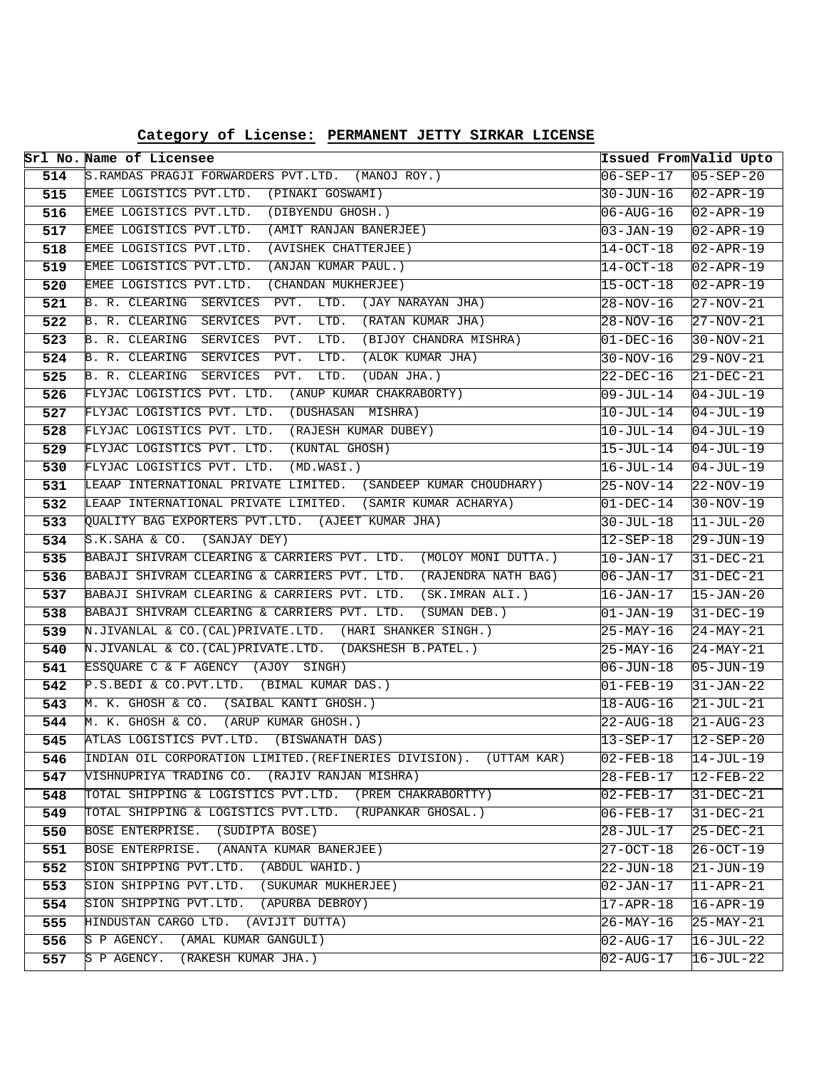**Category of License: PERMANENT JETTY SIRKAR LICENSE**

| Srl No. | Name of Licensee | Issued From | Valid Upto |
|---|---|---|---|
| 514 | S.RAMDAS PRAGJI FORWARDERS PVT.LTD. (MANOJ ROY.) | 06-SEP-17 | 05-SEP-20 |
| 515 | EMEE LOGISTICS PVT.LTD. (PINAKI GOSWAMI) | 30-JUN-16 | 02-APR-19 |
| 516 | EMEE LOGISTICS PVT.LTD. (DIBYENDU GHOSH.) | 06-AUG-16 | 02-APR-19 |
| 517 | EMEE LOGISTICS PVT.LTD. (AMIT RANJAN BANERJEE) | 03-JAN-19 | 02-APR-19 |
| 518 | EMEE LOGISTICS PVT.LTD. (AVISHEK CHATTERJEE) | 14-OCT-18 | 02-APR-19 |
| 519 | EMEE LOGISTICS PVT.LTD. (ANJAN KUMAR PAUL.) | 14-OCT-18 | 02-APR-19 |
| 520 | EMEE LOGISTICS PVT.LTD. (CHANDAN MUKHERJEE) | 15-OCT-18 | 02-APR-19 |
| 521 | B. R. CLEARING SERVICES PVT. LTD. (JAY NARAYAN JHA) | 28-NOV-16 | 27-NOV-21 |
| 522 | B. R. CLEARING SERVICES PVT. LTD. (RATAN KUMAR JHA) | 28-NOV-16 | 27-NOV-21 |
| 523 | B. R. CLEARING SERVICES PVT. LTD. (BIJOY CHANDRA MISHRA) | 01-DEC-16 | 30-NOV-21 |
| 524 | B. R. CLEARING SERVICES PVT. LTD. (ALOK KUMAR JHA) | 30-NOV-16 | 29-NOV-21 |
| 525 | B. R. CLEARING SERVICES PVT. LTD. (UDAN JHA.) | 22-DEC-16 | 21-DEC-21 |
| 526 | FLYJAC LOGISTICS PVT. LTD. (ANUP KUMAR CHAKRABORTY) | 09-JUL-14 | 04-JUL-19 |
| 527 | FLYJAC LOGISTICS PVT. LTD. (DUSHASAN MISHRA) | 10-JUL-14 | 04-JUL-19 |
| 528 | FLYJAC LOGISTICS PVT. LTD. (RAJESH KUMAR DUBEY) | 10-JUL-14 | 04-JUL-19 |
| 529 | FLYJAC LOGISTICS PVT. LTD. (KUNTAL GHOSH) | 15-JUL-14 | 04-JUL-19 |
| 530 | FLYJAC LOGISTICS PVT. LTD. (MD.WASI.) | 16-JUL-14 | 04-JUL-19 |
| 531 | LEAAP INTERNATIONAL PRIVATE LIMITED. (SANDEEP KUMAR CHOUDHARY) | 25-NOV-14 | 22-NOV-19 |
| 532 | LEAAP INTERNATIONAL PRIVATE LIMITED. (SAMIR KUMAR ACHARYA) | 01-DEC-14 | 30-NOV-19 |
| 533 | QUALITY BAG EXPORTERS PVT.LTD. (AJEET KUMAR JHA) | 30-JUL-18 | 11-JUL-20 |
| 534 | S.K.SAHA & CO. (SANJAY DEY) | 12-SEP-18 | 29-JUN-19 |
| 535 | BABAJI SHIVRAM CLEARING & CARRIERS PVT. LTD. (MOLOY MONI DUTTA.) | 10-JAN-17 | 31-DEC-21 |
| 536 | BABAJI SHIVRAM CLEARING & CARRIERS PVT. LTD. (RAJENDRA NATH BAG) | 06-JAN-17 | 31-DEC-21 |
| 537 | BABAJI SHIVRAM CLEARING & CARRIERS PVT. LTD. (SK.IMRAN ALI.) | 16-JAN-17 | 15-JAN-20 |
| 538 | BABAJI SHIVRAM CLEARING & CARRIERS PVT. LTD. (SUMAN DEB.) | 01-JAN-19 | 31-DEC-19 |
| 539 | N.JIVANLAL & CO.(CAL)PRIVATE.LTD. (HARI SHANKER SINGH.) | 25-MAY-16 | 24-MAY-21 |
| 540 | N.JIVANLAL & CO.(CAL)PRIVATE.LTD. (DAKSHESH B.PATEL.) | 25-MAY-16 | 24-MAY-21 |
| 541 | ESSQUARE C & F AGENCY (AJOY SINGH) | 06-JUN-18 | 05-JUN-19 |
| 542 | P.S.BEDI & CO.PVT.LTD. (BIMAL KUMAR DAS.) | 01-FEB-19 | 31-JAN-22 |
| 543 | M. K. GHOSH & CO. (SAIBAL KANTI GHOSH.) | 18-AUG-16 | 21-JUL-21 |
| 544 | M. K. GHOSH & CO. (ARUP KUMAR GHOSH.) | 22-AUG-18 | 21-AUG-23 |
| 545 | ATLAS LOGISTICS PVT.LTD. (BISWANATH DAS) | 13-SEP-17 | 12-SEP-20 |
| 546 | INDIAN OIL CORPORATION LIMITED.(REFINERIES DIVISION). (UTTAM KAR) | 02-FEB-18 | 14-JUL-19 |
| 547 | VISHNUPRIYA TRADING CO. (RAJIV RANJAN MISHRA) | 28-FEB-17 | 12-FEB-22 |
| 548 | TOTAL SHIPPING & LOGISTICS PVT.LTD. (PREM CHAKRABORTTY) | 02-FEB-17 | 31-DEC-21 |
| 549 | TOTAL SHIPPING & LOGISTICS PVT.LTD. (RUPANKAR GHOSAL.) | 06-FEB-17 | 31-DEC-21 |
| 550 | BOSE ENTERPRISE. (SUDIPTA BOSE) | 28-JUL-17 | 25-DEC-21 |
| 551 | BOSE ENTERPRISE. (ANANTA KUMAR BANERJEE) | 27-OCT-18 | 26-OCT-19 |
| 552 | SION SHIPPING PVT.LTD. (ABDUL WAHID.) | 22-JUN-18 | 21-JUN-19 |
| 553 | SION SHIPPING PVT.LTD. (SUKUMAR MUKHERJEE) | 02-JAN-17 | 11-APR-21 |
| 554 | SION SHIPPING PVT.LTD. (APURBA DEBROY) | 17-APR-18 | 16-APR-19 |
| 555 | HINDUSTAN CARGO LTD. (AVIJIT DUTTA) | 26-MAY-16 | 25-MAY-21 |
| 556 | S P AGENCY. (AMAL KUMAR GANGULI) | 02-AUG-17 | 16-JUL-22 |
| 557 | S P AGENCY. (RAKESH KUMAR JHA.) | 02-AUG-17 | 16-JUL-22 |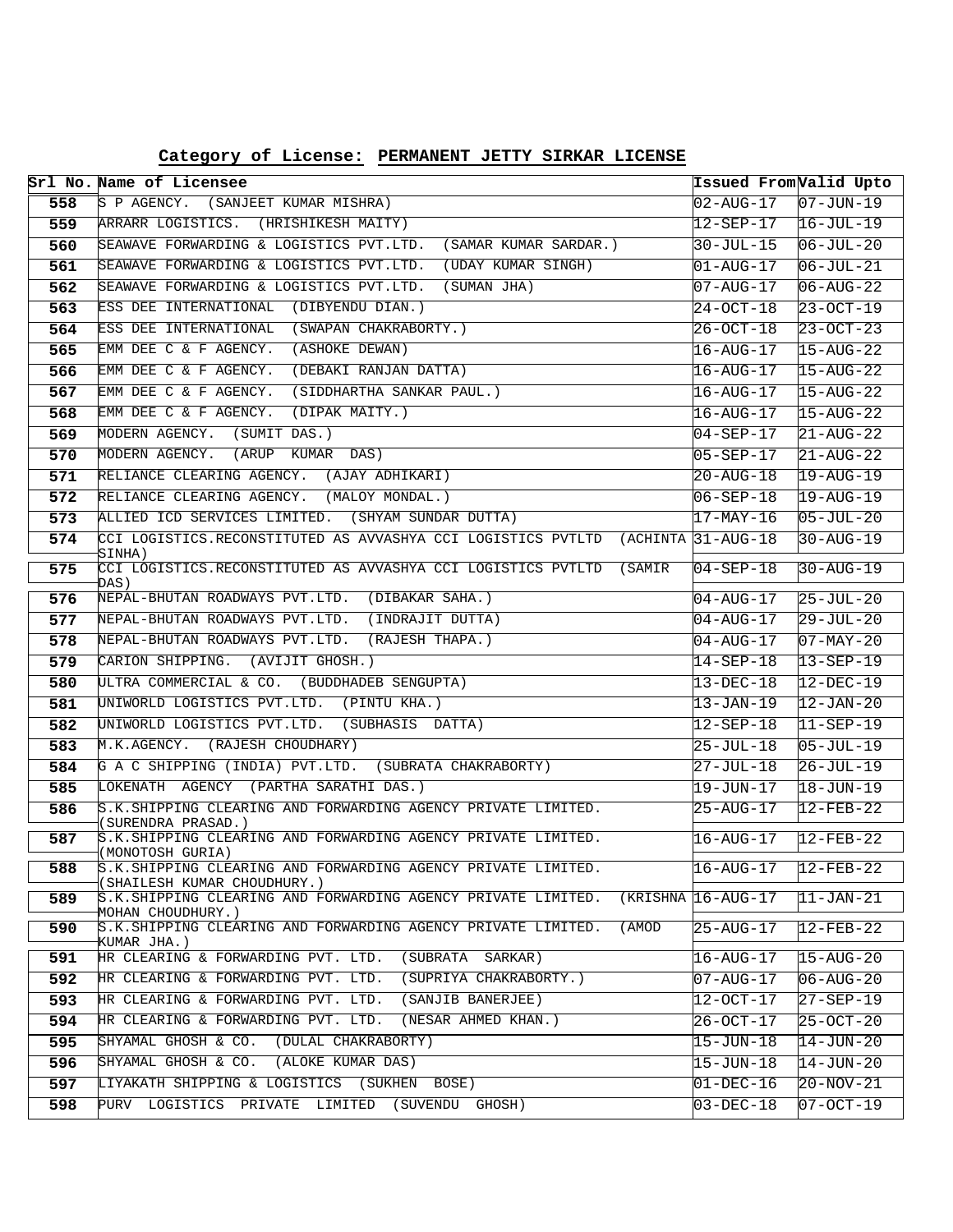**Category of License: PERMANENT JETTY SIRKAR LICENSE**

| Srl No. | Name of Licensee | Issued From | Valid Upto |
|---|---|---|---|
| 558 | S P AGENCY. (SANJEET KUMAR MISHRA) | 02-AUG-17 | 07-JUN-19 |
| 559 | ARRARR LOGISTICS. (HRISHIKESH MAITY) | 12-SEP-17 | 16-JUL-19 |
| 560 | SEAWAVE FORWARDING & LOGISTICS PVT.LTD. (SAMAR KUMAR SARDAR.) | 30-JUL-15 | 06-JUL-20 |
| 561 | SEAWAVE FORWARDING & LOGISTICS PVT.LTD. (UDAY KUMAR SINGH) | 01-AUG-17 | 06-JUL-21 |
| 562 | SEAWAVE FORWARDING & LOGISTICS PVT.LTD. (SUMAN JHA) | 07-AUG-17 | 06-AUG-22 |
| 563 | ESS DEE INTERNATIONAL (DIBYENDU DIAN.) | 24-OCT-18 | 23-OCT-19 |
| 564 | ESS DEE INTERNATIONAL (SWAPAN CHAKRABORTY.) | 26-OCT-18 | 23-OCT-23 |
| 565 | EMM DEE C & F AGENCY. (ASHOKE DEWAN) | 16-AUG-17 | 15-AUG-22 |
| 566 | EMM DEE C & F AGENCY. (DEBAKI RANJAN DATTA) | 16-AUG-17 | 15-AUG-22 |
| 567 | EMM DEE C & F AGENCY. (SIDDHARTHA SANKAR PAUL.) | 16-AUG-17 | 15-AUG-22 |
| 568 | EMM DEE C & F AGENCY. (DIPAK MAITY.) | 16-AUG-17 | 15-AUG-22 |
| 569 | MODERN AGENCY. (SUMIT DAS.) | 04-SEP-17 | 21-AUG-22 |
| 570 | MODERN AGENCY. (ARUP KUMAR DAS) | 05-SEP-17 | 21-AUG-22 |
| 571 | RELIANCE CLEARING AGENCY. (AJAY ADHIKARI) | 20-AUG-18 | 19-AUG-19 |
| 572 | RELIANCE CLEARING AGENCY. (MALOY MONDAL.) | 06-SEP-18 | 19-AUG-19 |
| 573 | ALLIED ICD SERVICES LIMITED. (SHYAM SUNDAR DUTTA) | 17-MAY-16 | 05-JUL-20 |
| 574 | CCI LOGISTICS.RECONSTITUTED AS AVVASHYA CCI LOGISTICS PVTLTD (ACHINTA SINHA) | 31-AUG-18 | 30-AUG-19 |
| 575 | CCI LOGISTICS.RECONSTITUTED AS AVVASHYA CCI LOGISTICS PVTLTD (SAMIR DAS) | 04-SEP-18 | 30-AUG-19 |
| 576 | NEPAL-BHUTAN ROADWAYS PVT.LTD. (DIBAKAR SAHA.) | 04-AUG-17 | 25-JUL-20 |
| 577 | NEPAL-BHUTAN ROADWAYS PVT.LTD. (INDRAJIT DUTTA) | 04-AUG-17 | 29-JUL-20 |
| 578 | NEPAL-BHUTAN ROADWAYS PVT.LTD. (RAJESH THAPA.) | 04-AUG-17 | 07-MAY-20 |
| 579 | CARION SHIPPING. (AVIJIT GHOSH.) | 14-SEP-18 | 13-SEP-19 |
| 580 | ULTRA COMMERCIAL & CO. (BUDDHADEB SENGUPTA) | 13-DEC-18 | 12-DEC-19 |
| 581 | UNIWORLD LOGISTICS PVT.LTD. (PINTU KHA.) | 13-JAN-19 | 12-JAN-20 |
| 582 | UNIWORLD LOGISTICS PVT.LTD. (SUBHASIS DATTA) | 12-SEP-18 | 11-SEP-19 |
| 583 | M.K.AGENCY. (RAJESH CHOUDHARY) | 25-JUL-18 | 05-JUL-19 |
| 584 | G A C SHIPPING (INDIA) PVT.LTD. (SUBRATA CHAKRABORTY) | 27-JUL-18 | 26-JUL-19 |
| 585 | LOKENATH AGENCY (PARTHA SARATHI DAS.) | 19-JUN-17 | 18-JUN-19 |
| 586 | S.K.SHIPPING CLEARING AND FORWARDING AGENCY PRIVATE LIMITED. (SURENDRA PRASAD.) | 25-AUG-17 | 12-FEB-22 |
| 587 | S.K.SHIPPING CLEARING AND FORWARDING AGENCY PRIVATE LIMITED. (MONOTOSH GURIA) | 16-AUG-17 | 12-FEB-22 |
| 588 | S.K.SHIPPING CLEARING AND FORWARDING AGENCY PRIVATE LIMITED. (SHAILESH KUMAR CHOUDHURY.) | 16-AUG-17 | 12-FEB-22 |
| 589 | S.K.SHIPPING CLEARING AND FORWARDING AGENCY PRIVATE LIMITED. (KRISHNA MOHAN CHOUDHURY.) | 16-AUG-17 | 11-JAN-21 |
| 590 | S.K.SHIPPING CLEARING AND FORWARDING AGENCY PRIVATE LIMITED. (AMOD KUMAR JHA.) | 25-AUG-17 | 12-FEB-22 |
| 591 | HR CLEARING & FORWARDING PVT. LTD. (SUBRATA SARKAR) | 16-AUG-17 | 15-AUG-20 |
| 592 | HR CLEARING & FORWARDING PVT. LTD. (SUPRIYA CHAKRABORTY.) | 07-AUG-17 | 06-AUG-20 |
| 593 | HR CLEARING & FORWARDING PVT. LTD. (SANJIB BANERJEE) | 12-OCT-17 | 27-SEP-19 |
| 594 | HR CLEARING & FORWARDING PVT. LTD. (NESAR AHMED KHAN.) | 26-OCT-17 | 25-OCT-20 |
| 595 | SHYAMAL GHOSH & CO. (DULAL CHAKRABORTY) | 15-JUN-18 | 14-JUN-20 |
| 596 | SHYAMAL GHOSH & CO. (ALOKE KUMAR DAS) | 15-JUN-18 | 14-JUN-20 |
| 597 | LIYAKATH SHIPPING & LOGISTICS (SUKHEN BOSE) | 01-DEC-16 | 20-NOV-21 |
| 598 | PURV LOGISTICS PRIVATE LIMITED (SUVENDU GHOSH) | 03-DEC-18 | 07-OCT-19 |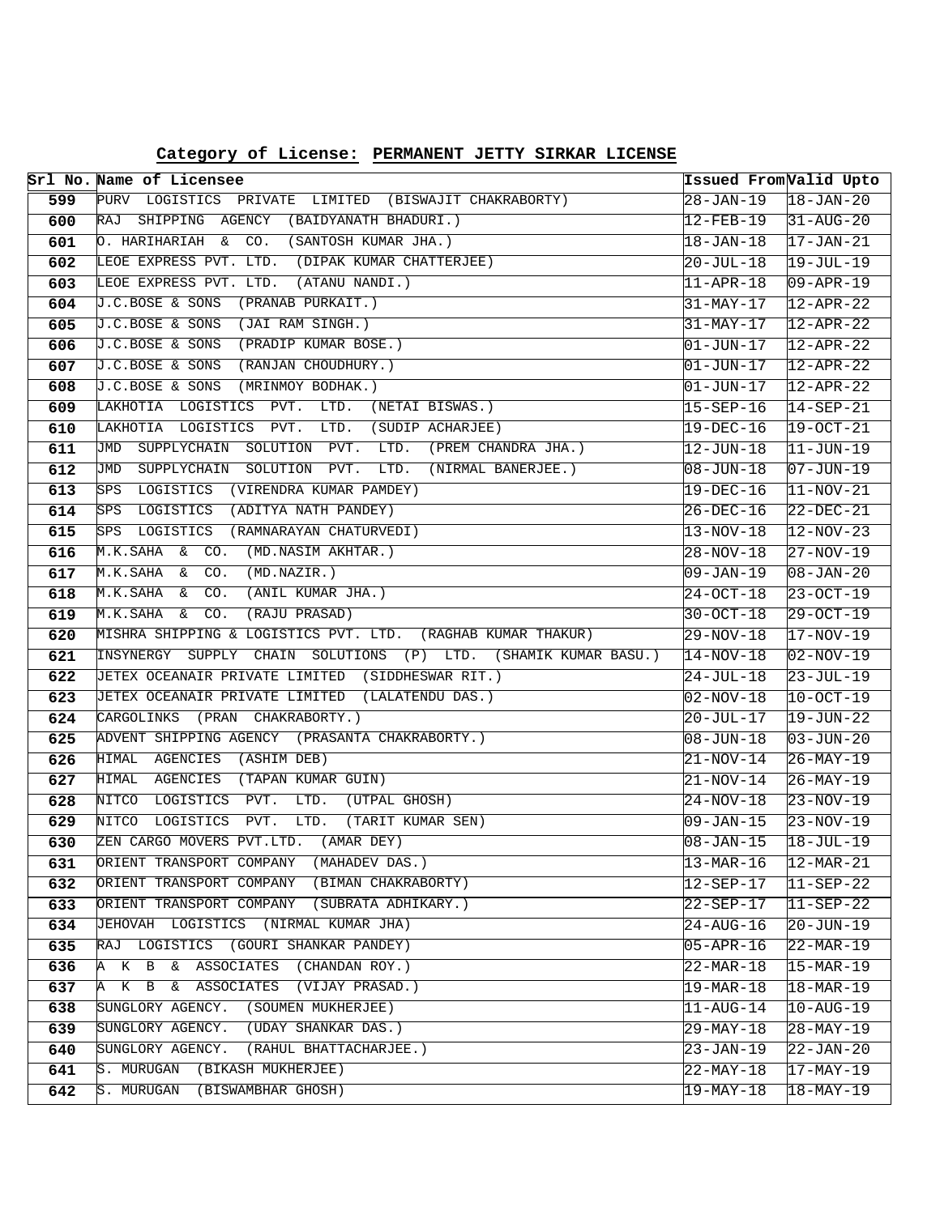**Category of License: PERMANENT JETTY SIRKAR LICENSE**

| Srl No. | Name of Licensee | Issued From | Valid Upto |
|---|---|---|---|
| 599 | PURV LOGISTICS PRIVATE LIMITED (BISWAJIT CHAKRABORTY) | 28-JAN-19 | 18-JAN-20 |
| 600 | RAJ SHIPPING AGENCY (BAIDYANATH BHADURI.) | 12-FEB-19 | 31-AUG-20 |
| 601 | O. HARIHARIAH & CO. (SANTOSH KUMAR JHA.) | 18-JAN-18 | 17-JAN-21 |
| 602 | LEOE EXPRESS PVT. LTD. (DIPAK KUMAR CHATTERJEE) | 20-JUL-18 | 19-JUL-19 |
| 603 | LEOE EXPRESS PVT. LTD. (ATANU NANDI.) | 11-APR-18 | 09-APR-19 |
| 604 | J.C.BOSE & SONS (PRANAB PURKAIT.) | 31-MAY-17 | 12-APR-22 |
| 605 | J.C.BOSE & SONS (JAI RAM SINGH.) | 31-MAY-17 | 12-APR-22 |
| 606 | J.C.BOSE & SONS (PRADIP KUMAR BOSE.) | 01-JUN-17 | 12-APR-22 |
| 607 | J.C.BOSE & SONS (RANJAN CHOUDHURY.) | 01-JUN-17 | 12-APR-22 |
| 608 | J.C.BOSE & SONS (MRINMOY BODHAK.) | 01-JUN-17 | 12-APR-22 |
| 609 | LAKHOTIA LOGISTICS PVT. LTD. (NETAI BISWAS.) | 15-SEP-16 | 14-SEP-21 |
| 610 | LAKHOTIA LOGISTICS PVT. LTD. (SUDIP ACHARJEE) | 19-DEC-16 | 19-OCT-21 |
| 611 | JMD SUPPLYCHAIN SOLUTION PVT. LTD. (PREM CHANDRA JHA.) | 12-JUN-18 | 11-JUN-19 |
| 612 | JMD SUPPLYCHAIN SOLUTION PVT. LTD. (NIRMAL BANERJEE.) | 08-JUN-18 | 07-JUN-19 |
| 613 | SPS LOGISTICS (VIRENDRA KUMAR PAMDEY) | 19-DEC-16 | 11-NOV-21 |
| 614 | SPS LOGISTICS (ADITYA NATH PANDEY) | 26-DEC-16 | 22-DEC-21 |
| 615 | SPS LOGISTICS (RAMNARAYAN CHATURVEDI) | 13-NOV-18 | 12-NOV-23 |
| 616 | M.K.SAHA & CO. (MD.NASIM AKHTAR.) | 28-NOV-18 | 27-NOV-19 |
| 617 | M.K.SAHA & CO. (MD.NAZIR.) | 09-JAN-19 | 08-JAN-20 |
| 618 | M.K.SAHA & CO. (ANIL KUMAR JHA.) | 24-OCT-18 | 23-OCT-19 |
| 619 | M.K.SAHA & CO. (RAJU PRASAD) | 30-OCT-18 | 29-OCT-19 |
| 620 | MISHRA SHIPPING & LOGISTICS PVT. LTD. (RAGHAB KUMAR THAKUR) | 29-NOV-18 | 17-NOV-19 |
| 621 | INSYNERGY SUPPLY CHAIN SOLUTIONS (P) LTD. (SHAMIK KUMAR BASU.) | 14-NOV-18 | 02-NOV-19 |
| 622 | JETEX OCEANAIR PRIVATE LIMITED (SIDDHESWAR RIT.) | 24-JUL-18 | 23-JUL-19 |
| 623 | JETEX OCEANAIR PRIVATE LIMITED (LALATENDU DAS.) | 02-NOV-18 | 10-OCT-19 |
| 624 | CARGOLINKS (PRAN CHAKRABORTY.) | 20-JUL-17 | 19-JUN-22 |
| 625 | ADVENT SHIPPING AGENCY (PRASANTA CHAKRABORTY.) | 08-JUN-18 | 03-JUN-20 |
| 626 | HIMAL AGENCIES (ASHIM DEB) | 21-NOV-14 | 26-MAY-19 |
| 627 | HIMAL AGENCIES (TAPAN KUMAR GUIN) | 21-NOV-14 | 26-MAY-19 |
| 628 | NITCO LOGISTICS PVT. LTD. (UTPAL GHOSH) | 24-NOV-18 | 23-NOV-19 |
| 629 | NITCO LOGISTICS PVT. LTD. (TARIT KUMAR SEN) | 09-JAN-15 | 23-NOV-19 |
| 630 | ZEN CARGO MOVERS PVT.LTD. (AMAR DEY) | 08-JAN-15 | 18-JUL-19 |
| 631 | ORIENT TRANSPORT COMPANY (MAHADEV DAS.) | 13-MAR-16 | 12-MAR-21 |
| 632 | ORIENT TRANSPORT COMPANY (BIMAN CHAKRABORTY) | 12-SEP-17 | 11-SEP-22 |
| 633 | ORIENT TRANSPORT COMPANY (SUBRATA ADHIKARY.) | 22-SEP-17 | 11-SEP-22 |
| 634 | JEHOVAH LOGISTICS (NIRMAL KUMAR JHA) | 24-AUG-16 | 20-JUN-19 |
| 635 | RAJ LOGISTICS (GOURI SHANKAR PANDEY) | 05-APR-16 | 22-MAR-19 |
| 636 | A K B & ASSOCIATES (CHANDAN ROY.) | 22-MAR-18 | 15-MAR-19 |
| 637 | A K B & ASSOCIATES (VIJAY PRASAD.) | 19-MAR-18 | 18-MAR-19 |
| 638 | SUNGLORY AGENCY. (SOUMEN MUKHERJEE) | 11-AUG-14 | 10-AUG-19 |
| 639 | SUNGLORY AGENCY. (UDAY SHANKAR DAS.) | 29-MAY-18 | 28-MAY-19 |
| 640 | SUNGLORY AGENCY. (RAHUL BHATTACHARJEE.) | 23-JAN-19 | 22-JAN-20 |
| 641 | S. MURUGAN (BIKASH MUKHERJEE) | 22-MAY-18 | 17-MAY-19 |
| 642 | S. MURUGAN (BISWAMBHAR GHOSH) | 19-MAY-18 | 18-MAY-19 |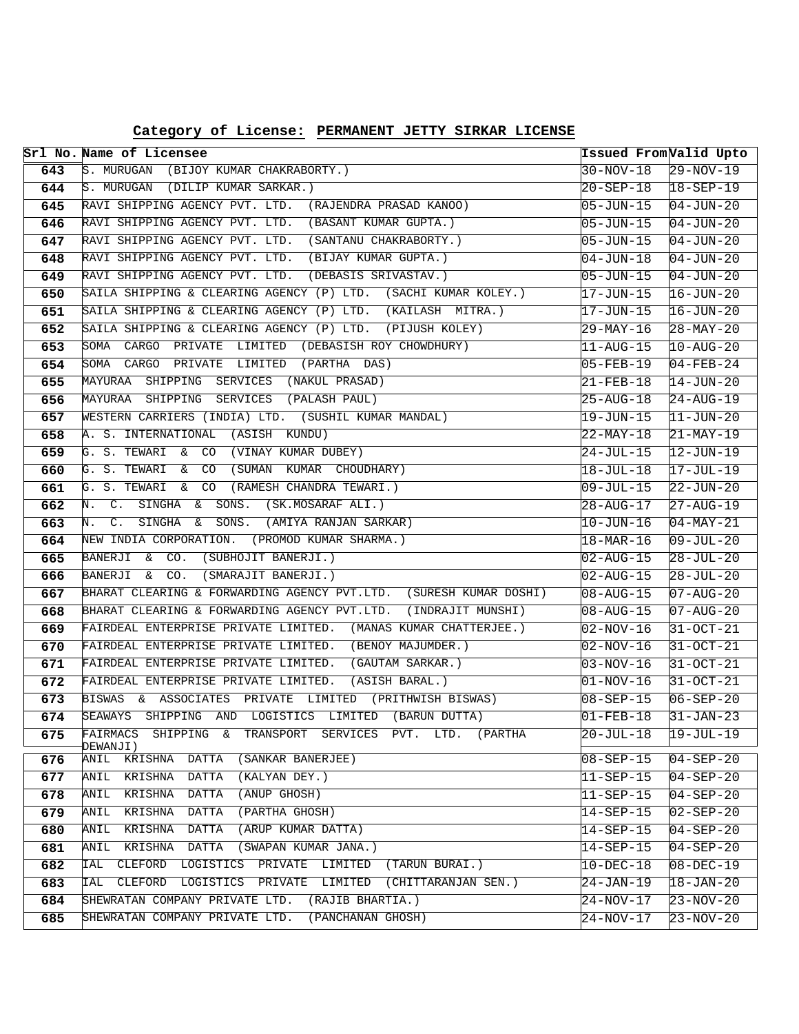**Category of License: PERMANENT JETTY SIRKAR LICENSE**

| Srl No. | Name of Licensee | Issued From | Valid Upto |
|---|---|---|---|
| 643 | S. MURUGAN (BIJOY KUMAR CHAKRABORTY.) | 30-NOV-18 | 29-NOV-19 |
| 644 | S. MURUGAN (DILIP KUMAR SARKAR.) | 20-SEP-18 | 18-SEP-19 |
| 645 | RAVI SHIPPING AGENCY PVT. LTD. (RAJENDRA PRASAD KANOO) | 05-JUN-15 | 04-JUN-20 |
| 646 | RAVI SHIPPING AGENCY PVT. LTD. (BASANT KUMAR GUPTA.) | 05-JUN-15 | 04-JUN-20 |
| 647 | RAVI SHIPPING AGENCY PVT. LTD. (SANTANU CHAKRABORTY.) | 05-JUN-15 | 04-JUN-20 |
| 648 | RAVI SHIPPING AGENCY PVT. LTD. (BIJAY KUMAR GUPTA.) | 04-JUN-18 | 04-JUN-20 |
| 649 | RAVI SHIPPING AGENCY PVT. LTD. (DEBASIS SRIVASTAV.) | 05-JUN-15 | 04-JUN-20 |
| 650 | SAILA SHIPPING & CLEARING AGENCY (P) LTD. (SACHI KUMAR KOLEY.) | 17-JUN-15 | 16-JUN-20 |
| 651 | SAILA SHIPPING & CLEARING AGENCY (P) LTD. (KAILASH MITRA.) | 17-JUN-15 | 16-JUN-20 |
| 652 | SAILA SHIPPING & CLEARING AGENCY (P) LTD. (PIJUSH KOLEY) | 29-MAY-16 | 28-MAY-20 |
| 653 | SOMA CARGO PRIVATE LIMITED (DEBASISH ROY CHOWDHURY) | 11-AUG-15 | 10-AUG-20 |
| 654 | SOMA CARGO PRIVATE LIMITED (PARTHA DAS) | 05-FEB-19 | 04-FEB-24 |
| 655 | MAYURAA SHIPPING SERVICES (NAKUL PRASAD) | 21-FEB-18 | 14-JUN-20 |
| 656 | MAYURAA SHIPPING SERVICES (PALASH PAUL) | 25-AUG-18 | 24-AUG-19 |
| 657 | WESTERN CARRIERS (INDIA) LTD. (SUSHIL KUMAR MANDAL) | 19-JUN-15 | 11-JUN-20 |
| 658 | A. S. INTERNATIONAL (ASISH KUNDU) | 22-MAY-18 | 21-MAY-19 |
| 659 | G. S. TEWARI & CO (VINAY KUMAR DUBEY) | 24-JUL-15 | 12-JUN-19 |
| 660 | G. S. TEWARI & CO (SUMAN KUMAR CHOUDHARY) | 18-JUL-18 | 17-JUL-19 |
| 661 | G. S. TEWARI & CO (RAMESH CHANDRA TEWARI.) | 09-JUL-15 | 22-JUN-20 |
| 662 | N. C. SINGHA & SONS. (SK.MOSARAF ALI.) | 28-AUG-17 | 27-AUG-19 |
| 663 | N. C. SINGHA & SONS. (AMIYA RANJAN SARKAR) | 10-JUN-16 | 04-MAY-21 |
| 664 | NEW INDIA CORPORATION. (PROMOD KUMAR SHARMA.) | 18-MAR-16 | 09-JUL-20 |
| 665 | BANERJI & CO. (SUBHOJIT BANERJI.) | 02-AUG-15 | 28-JUL-20 |
| 666 | BANERJI & CO. (SMARAJIT BANERJI.) | 02-AUG-15 | 28-JUL-20 |
| 667 | BHARAT CLEARING & FORWARDING AGENCY PVT.LTD. (SURESH KUMAR DOSHI) | 08-AUG-15 | 07-AUG-20 |
| 668 | BHARAT CLEARING & FORWARDING AGENCY PVT.LTD. (INDRAJIT MUNSHI) | 08-AUG-15 | 07-AUG-20 |
| 669 | FAIRDEAL ENTERPRISE PRIVATE LIMITED. (MANAS KUMAR CHATTERJEE.) | 02-NOV-16 | 31-OCT-21 |
| 670 | FAIRDEAL ENTERPRISE PRIVATE LIMITED. (BENOY MAJUMDER.) | 02-NOV-16 | 31-OCT-21 |
| 671 | FAIRDEAL ENTERPRISE PRIVATE LIMITED. (GAUTAM SARKAR.) | 03-NOV-16 | 31-OCT-21 |
| 672 | FAIRDEAL ENTERPRISE PRIVATE LIMITED. (ASISH BARAL.) | 01-NOV-16 | 31-OCT-21 |
| 673 | BISWAS & ASSOCIATES PRIVATE LIMITED (PRITHWISH BISWAS) | 08-SEP-15 | 06-SEP-20 |
| 674 | SEAWAYS SHIPPING AND LOGISTICS LIMITED (BARUN DUTTA) | 01-FEB-18 | 31-JAN-23 |
| 675 | FAIRMACS SHIPPING & TRANSPORT SERVICES PVT. LTD. (PARTHA DEWANJI) | 20-JUL-18 | 19-JUL-19 |
| 676 | ANIL KRISHNA DATTA (SANKAR BANERJEE) | 08-SEP-15 | 04-SEP-20 |
| 677 | ANIL KRISHNA DATTA (KALYAN DEY.) | 11-SEP-15 | 04-SEP-20 |
| 678 | ANIL KRISHNA DATTA (ANUP GHOSH) | 11-SEP-15 | 04-SEP-20 |
| 679 | ANIL KRISHNA DATTA (PARTHA GHOSH) | 14-SEP-15 | 02-SEP-20 |
| 680 | ANIL KRISHNA DATTA (ARUP KUMAR DATTA) | 14-SEP-15 | 04-SEP-20 |
| 681 | ANIL KRISHNA DATTA (SWAPAN KUMAR JANA.) | 14-SEP-15 | 04-SEP-20 |
| 682 | IAL CLEFORD LOGISTICS PRIVATE LIMITED (TARUN BURAI.) | 10-DEC-18 | 08-DEC-19 |
| 683 | IAL CLEFORD LOGISTICS PRIVATE LIMITED (CHITTARANJAN SEN.) | 24-JAN-19 | 18-JAN-20 |
| 684 | SHEWRATAN COMPANY PRIVATE LTD. (RAJIB BHARTIA.) | 24-NOV-17 | 23-NOV-20 |
| 685 | SHEWRATAN COMPANY PRIVATE LTD. (PANCHANAN GHOSH) | 24-NOV-17 | 23-NOV-20 |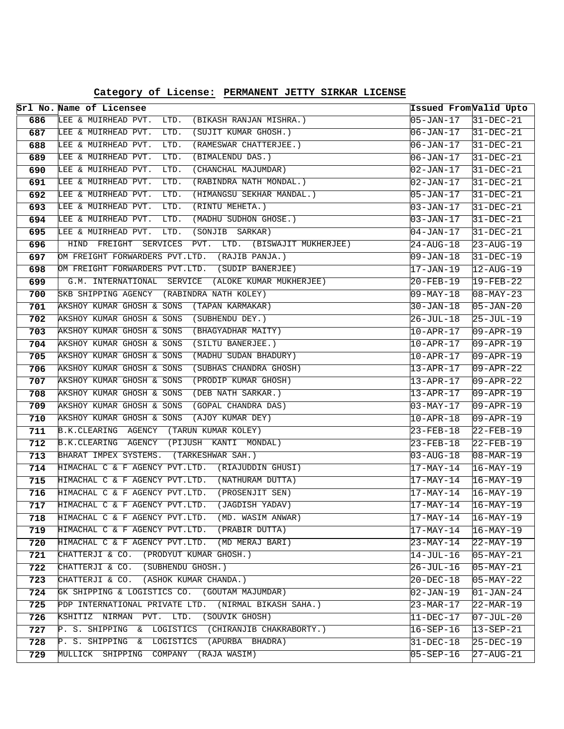## Category of License: PERMANENT JETTY SIRKAR LICENSE

| Srl No. | Name of Licensee | Issued From | Valid Upto |
|---|---|---|---|
| 686 | LEE & MUIRHEAD PVT. LTD. (BIKASH RANJAN MISHRA.) | 05-JAN-17 | 31-DEC-21 |
| 687 | LEE & MUIRHEAD PVT. LTD. (SUJIT KUMAR GHOSH.) | 06-JAN-17 | 31-DEC-21 |
| 688 | LEE & MUIRHEAD PVT. LTD. (RAMESWAR CHATTERJEE.) | 06-JAN-17 | 31-DEC-21 |
| 689 | LEE & MUIRHEAD PVT. LTD. (BIMALENDU DAS.) | 06-JAN-17 | 31-DEC-21 |
| 690 | LEE & MUIRHEAD PVT. LTD. (CHANCHAL MAJUMDAR) | 02-JAN-17 | 31-DEC-21 |
| 691 | LEE & MUIRHEAD PVT. LTD. (RABINDRA NATH MONDAL.) | 02-JAN-17 | 31-DEC-21 |
| 692 | LEE & MUIRHEAD PVT. LTD. (HIMANGSU SEKHAR MANDAL.) | 05-JAN-17 | 31-DEC-21 |
| 693 | LEE & MUIRHEAD PVT. LTD. (RINTU MEHETA.) | 03-JAN-17 | 31-DEC-21 |
| 694 | LEE & MUIRHEAD PVT. LTD. (MADHU SUDHON GHOSE.) | 03-JAN-17 | 31-DEC-21 |
| 695 | LEE & MUIRHEAD PVT. LTD. (SONJIB SARKAR) | 04-JAN-17 | 31-DEC-21 |
| 696 | HIND FREIGHT SERVICES PVT. LTD. (BISWAJIT MUKHERJEE) | 24-AUG-18 | 23-AUG-19 |
| 697 | OM FREIGHT FORWARDERS PVT.LTD. (RAJIB PANJA.) | 09-JAN-18 | 31-DEC-19 |
| 698 | OM FREIGHT FORWARDERS PVT.LTD. (SUDIP BANERJEE) | 17-JAN-19 | 12-AUG-19 |
| 699 | G.M. INTERNATIONAL SERVICE (ALOKE KUMAR MUKHERJEE) | 20-FEB-19 | 19-FEB-22 |
| 700 | SKB SHIPPING AGENCY (RABINDRA NATH KOLEY) | 09-MAY-18 | 08-MAY-23 |
| 701 | AKSHOY KUMAR GHOSH & SONS (TAPAN KARMAKAR) | 30-JAN-18 | 05-JAN-20 |
| 702 | AKSHOY KUMAR GHOSH & SONS (SUBHENDU DEY.) | 26-JUL-18 | 25-JUL-19 |
| 703 | AKSHOY KUMAR GHOSH & SONS (BHAGYADHAR MAITY) | 10-APR-17 | 09-APR-19 |
| 704 | AKSHOY KUMAR GHOSH & SONS (SILTU BANERJEE.) | 10-APR-17 | 09-APR-19 |
| 705 | AKSHOY KUMAR GHOSH & SONS (MADHU SUDAN BHADURY) | 10-APR-17 | 09-APR-19 |
| 706 | AKSHOY KUMAR GHOSH & SONS (SUBHAS CHANDRA GHOSH) | 13-APR-17 | 09-APR-22 |
| 707 | AKSHOY KUMAR GHOSH & SONS (PRODIP KUMAR GHOSH) | 13-APR-17 | 09-APR-22 |
| 708 | AKSHOY KUMAR GHOSH & SONS (DEB NATH SARKAR.) | 13-APR-17 | 09-APR-19 |
| 709 | AKSHOY KUMAR GHOSH & SONS (GOPAL CHANDRA DAS) | 03-MAY-17 | 09-APR-19 |
| 710 | AKSHOY KUMAR GHOSH & SONS (AJOY KUMAR DEY) | 10-APR-18 | 09-APR-19 |
| 711 | B.K.CLEARING AGENCY (TARUN KUMAR KOLEY) | 23-FEB-18 | 22-FEB-19 |
| 712 | B.K.CLEARING AGENCY (PIJUSH KANTI MONDAL) | 23-FEB-18 | 22-FEB-19 |
| 713 | BHARAT IMPEX SYSTEMS. (TARKESHWAR SAH.) | 03-AUG-18 | 08-MAR-19 |
| 714 | HIMACHAL C & F AGENCY PVT.LTD. (RIAJUDDIN GHUSI) | 17-MAY-14 | 16-MAY-19 |
| 715 | HIMACHAL C & F AGENCY PVT.LTD. (NATHURAM DUTTA) | 17-MAY-14 | 16-MAY-19 |
| 716 | HIMACHAL C & F AGENCY PVT.LTD. (PROSENJIT SEN) | 17-MAY-14 | 16-MAY-19 |
| 717 | HIMACHAL C & F AGENCY PVT.LTD. (JAGDISH YADAV) | 17-MAY-14 | 16-MAY-19 |
| 718 | HIMACHAL C & F AGENCY PVT.LTD. (MD. WASIM ANWAR) | 17-MAY-14 | 16-MAY-19 |
| 719 | HIMACHAL C & F AGENCY PVT.LTD. (PRABIR DUTTA) | 17-MAY-14 | 16-MAY-19 |
| 720 | HIMACHAL C & F AGENCY PVT.LTD. (MD MERAJ BARI) | 23-MAY-14 | 22-MAY-19 |
| 721 | CHATTERJI & CO. (PRODYUT KUMAR GHOSH.) | 14-JUL-16 | 05-MAY-21 |
| 722 | CHATTERJI & CO. (SUBHENDU GHOSH.) | 26-JUL-16 | 05-MAY-21 |
| 723 | CHATTERJI & CO. (ASHOK KUMAR CHANDA.) | 20-DEC-18 | 05-MAY-22 |
| 724 | GK SHIPPING & LOGISTICS CO. (GOUTAM MAJUMDAR) | 02-JAN-19 | 01-JAN-24 |
| 725 | PDP INTERNATIONAL PRIVATE LTD. (NIRMAL BIKASH SAHA.) | 23-MAR-17 | 22-MAR-19 |
| 726 | KSHITIZ NIRMAN PVT. LTD. (SOUVIK GHOSH) | 11-DEC-17 | 07-JUL-20 |
| 727 | P. S. SHIPPING & LOGISTICS (CHIRANJIB CHAKRABORTY.) | 16-SEP-16 | 13-SEP-21 |
| 728 | P. S. SHIPPING & LOGISTICS (APURBA BHADRA) | 31-DEC-18 | 25-DEC-19 |
| 729 | MULLICK SHIPPING COMPANY (RAJA WASIM) | 05-SEP-16 | 27-AUG-21 |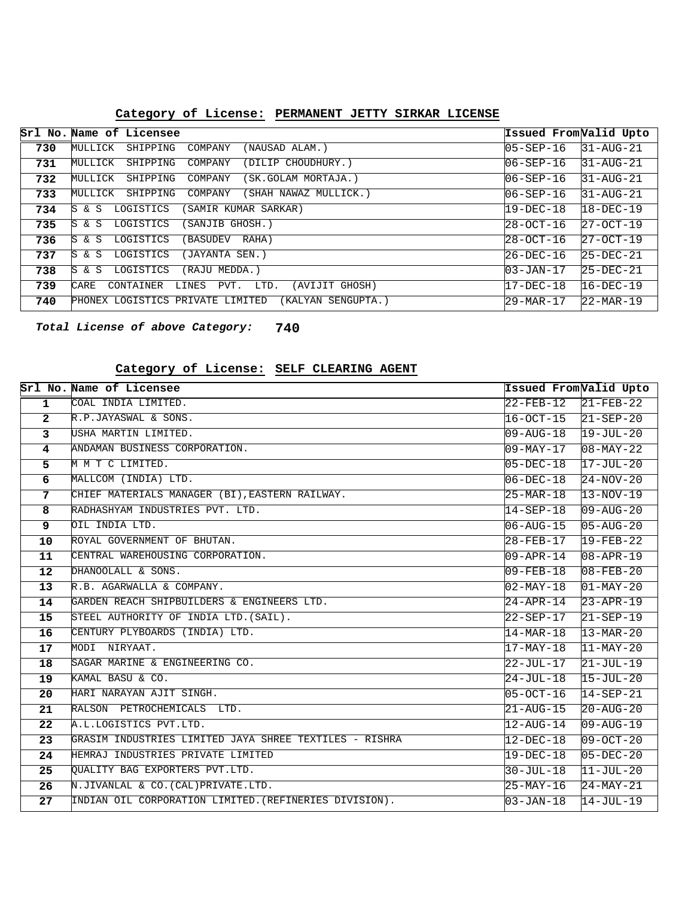### Category of License: PERMANENT JETTY SIRKAR LICENSE

| Srl No. | Name of Licensee | Issued From | Valid Upto |
|---|---|---|---|
| 730 | MULLICK SHIPPING COMPANY (NAUSAD ALAM.) | 05-SEP-16 | 31-AUG-21 |
| 731 | MULLICK SHIPPING COMPANY (DILIP CHOUDHURY.) | 06-SEP-16 | 31-AUG-21 |
| 732 | MULLICK SHIPPING COMPANY (SK.GOLAM MORTAJA.) | 06-SEP-16 | 31-AUG-21 |
| 733 | MULLICK SHIPPING COMPANY (SHAH NAWAZ MULLICK.) | 06-SEP-16 | 31-AUG-21 |
| 734 | S & S LOGISTICS (SAMIR KUMAR SARKAR) | 19-DEC-18 | 18-DEC-19 |
| 735 | S & S LOGISTICS (SANJIB GHOSH.) | 28-OCT-16 | 27-OCT-19 |
| 736 | S & S LOGISTICS (BASUDEV RAHA) | 28-OCT-16 | 27-OCT-19 |
| 737 | S & S LOGISTICS (JAYANTA SEN.) | 26-DEC-16 | 25-DEC-21 |
| 738 | S & S LOGISTICS (RAJU MEDDA.) | 03-JAN-17 | 25-DEC-21 |
| 739 | CARE CONTAINER LINES PVT. LTD. (AVIJIT GHOSH) | 17-DEC-18 | 16-DEC-19 |
| 740 | PHONEX LOGISTICS PRIVATE LIMITED (KALYAN SENGUPTA.) | 29-MAR-17 | 22-MAR-19 |

***Total License of above Category:*** **740**

### Category of License: SELF CLEARING AGENT

| Srl No. | Name of Licensee | Issued From | Valid Upto |
|---|---|---|---|
| 1 | COAL INDIA LIMITED. | 22-FEB-12 | 21-FEB-22 |
| 2 | R.P.JAYASWAL & SONS. | 16-OCT-15 | 21-SEP-20 |
| 3 | USHA MARTIN LIMITED. | 09-AUG-18 | 19-JUL-20 |
| 4 | ANDAMAN BUSINESS CORPORATION. | 09-MAY-17 | 08-MAY-22 |
| 5 | M M T C LIMITED. | 05-DEC-18 | 17-JUL-20 |
| 6 | MALLCOM (INDIA) LTD. | 06-DEC-18 | 24-NOV-20 |
| 7 | CHIEF MATERIALS MANAGER (BI),EASTERN RAILWAY. | 25-MAR-18 | 13-NOV-19 |
| 8 | RADHASHYAM INDUSTRIES PVT. LTD. | 14-SEP-18 | 09-AUG-20 |
| 9 | OIL INDIA LTD. | 06-AUG-15 | 05-AUG-20 |
| 10 | ROYAL GOVERNMENT OF BHUTAN. | 28-FEB-17 | 19-FEB-22 |
| 11 | CENTRAL WAREHOUSING CORPORATION. | 09-APR-14 | 08-APR-19 |
| 12 | DHANOOLALL & SONS. | 09-FEB-18 | 08-FEB-20 |
| 13 | R.B. AGARWALLA & COMPANY. | 02-MAY-18 | 01-MAY-20 |
| 14 | GARDEN REACH SHIPBUILDERS & ENGINEERS LTD. | 24-APR-14 | 23-APR-19 |
| 15 | STEEL AUTHORITY OF INDIA LTD.(SAIL). | 22-SEP-17 | 21-SEP-19 |
| 16 | CENTURY PLYBOARDS (INDIA) LTD. | 14-MAR-18 | 13-MAR-20 |
| 17 | MODI NIRYAAT. | 17-MAY-18 | 11-MAY-20 |
| 18 | SAGAR MARINE & ENGINEERING CO. | 22-JUL-17 | 21-JUL-19 |
| 19 | KAMAL BASU & CO. | 24-JUL-18 | 15-JUL-20 |
| 20 | HARI NARAYAN AJIT SINGH. | 05-OCT-16 | 14-SEP-21 |
| 21 | RALSON PETROCHEMICALS LTD. | 21-AUG-15 | 20-AUG-20 |
| 22 | A.L.LOGISTICS PVT.LTD. | 12-AUG-14 | 09-AUG-19 |
| 23 | GRASIM INDUSTRIES LIMITED JAYA SHREE TEXTILES - RISHRA | 12-DEC-18 | 09-OCT-20 |
| 24 | HEMRAJ INDUSTRIES PRIVATE LIMITED | 19-DEC-18 | 05-DEC-20 |
| 25 | QUALITY BAG EXPORTERS PVT.LTD. | 30-JUL-18 | 11-JUL-20 |
| 26 | N.JIVANLAL & CO.(CAL)PRIVATE.LTD. | 25-MAY-16 | 24-MAY-21 |
| 27 | INDIAN OIL CORPORATION LIMITED.(REFINERIES DIVISION). | 03-JAN-18 | 14-JUL-19 |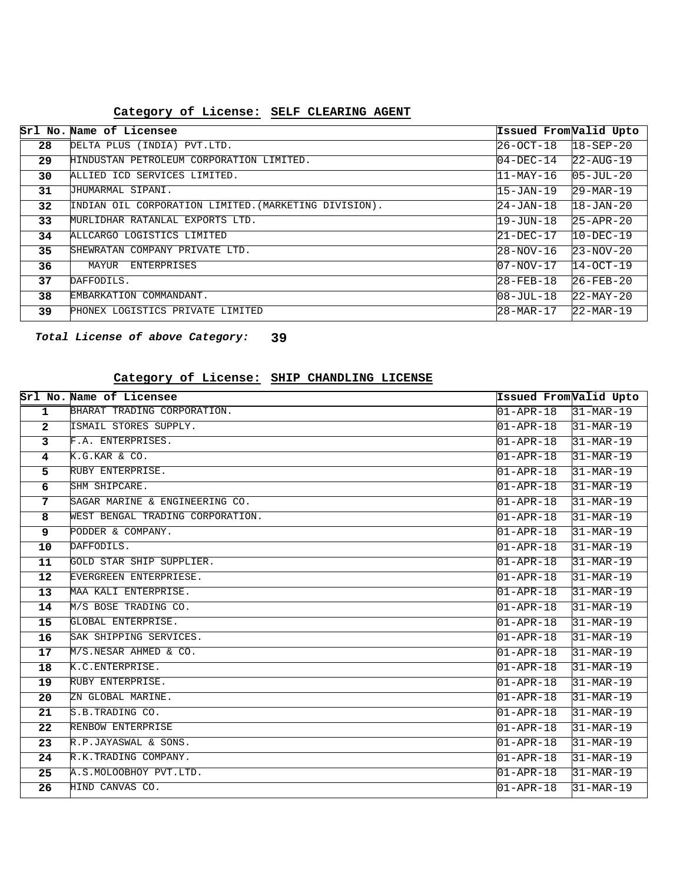### Category of License: SELF CLEARING AGENT

| Srl No. | Name of Licensee | Issued From | Valid Upto |
|---|---|---|---|
| 28 | DELTA PLUS (INDIA) PVT.LTD. | 26-OCT-18 | 18-SEP-20 |
| 29 | HINDUSTAN PETROLEUM CORPORATION LIMITED. | 04-DEC-14 | 22-AUG-19 |
| 30 | ALLIED ICD SERVICES LIMITED. | 11-MAY-16 | 05-JUL-20 |
| 31 | JHUMARMAL SIPANI. | 15-JAN-19 | 29-MAR-19 |
| 32 | INDIAN OIL CORPORATION LIMITED.(MARKETING DIVISION). | 24-JAN-18 | 18-JAN-20 |
| 33 | MURLIDHAR RATANLAL EXPORTS LTD. | 19-JUN-18 | 25-APR-20 |
| 34 | ALLCARGO LOGISTICS LIMITED | 21-DEC-17 | 10-DEC-19 |
| 35 | SHEWRATAN COMPANY PRIVATE LTD. | 28-NOV-16 | 23-NOV-20 |
| 36 | MAYUR ENTERPRISES | 07-NOV-17 | 14-OCT-19 |
| 37 | DAFFODILS. | 28-FEB-18 | 26-FEB-20 |
| 38 | EMBARKATION COMMANDANT. | 08-JUL-18 | 22-MAY-20 |
| 39 | PHONEX LOGISTICS PRIVATE LIMITED | 28-MAR-17 | 22-MAR-19 |

***Total License of above Category:*** **39**

### Category of License: SHIP CHANDLING LICENSE

| Srl No. | Name of Licensee | Issued From | Valid Upto |
|---|---|---|---|
| 1 | BHARAT TRADING CORPORATION. | 01-APR-18 | 31-MAR-19 |
| 2 | ISMAIL STORES SUPPLY. | 01-APR-18 | 31-MAR-19 |
| 3 | F.A. ENTERPRISES. | 01-APR-18 | 31-MAR-19 |
| 4 | K.G.KAR & CO. | 01-APR-18 | 31-MAR-19 |
| 5 | RUBY ENTERPRISE. | 01-APR-18 | 31-MAR-19 |
| 6 | SHM SHIPCARE. | 01-APR-18 | 31-MAR-19 |
| 7 | SAGAR MARINE & ENGINEERING CO. | 01-APR-18 | 31-MAR-19 |
| 8 | WEST BENGAL TRADING CORPORATION. | 01-APR-18 | 31-MAR-19 |
| 9 | PODDER & COMPANY. | 01-APR-18 | 31-MAR-19 |
| 10 | DAFFODILS. | 01-APR-18 | 31-MAR-19 |
| 11 | GOLD STAR SHIP SUPPLIER. | 01-APR-18 | 31-MAR-19 |
| 12 | EVERGREEN ENTERPRIESE. | 01-APR-18 | 31-MAR-19 |
| 13 | MAA KALI ENTERPRISE. | 01-APR-18 | 31-MAR-19 |
| 14 | M/S BOSE TRADING CO. | 01-APR-18 | 31-MAR-19 |
| 15 | GLOBAL ENTERPRISE. | 01-APR-18 | 31-MAR-19 |
| 16 | SAK SHIPPING SERVICES. | 01-APR-18 | 31-MAR-19 |
| 17 | M/S.NESAR AHMED & CO. | 01-APR-18 | 31-MAR-19 |
| 18 | K.C.ENTERPRISE. | 01-APR-18 | 31-MAR-19 |
| 19 | RUBY ENTERPRISE. | 01-APR-18 | 31-MAR-19 |
| 20 | ZN GLOBAL MARINE. | 01-APR-18 | 31-MAR-19 |
| 21 | S.B.TRADING CO. | 01-APR-18 | 31-MAR-19 |
| 22 | RENBOW ENTERPRISE | 01-APR-18 | 31-MAR-19 |
| 23 | R.P.JAYASWAL & SONS. | 01-APR-18 | 31-MAR-19 |
| 24 | R.K.TRADING COMPANY. | 01-APR-18 | 31-MAR-19 |
| 25 | A.S.MOLOOBHOY PVT.LTD. | 01-APR-18 | 31-MAR-19 |
| 26 | HIND CANVAS CO. | 01-APR-18 | 31-MAR-19 |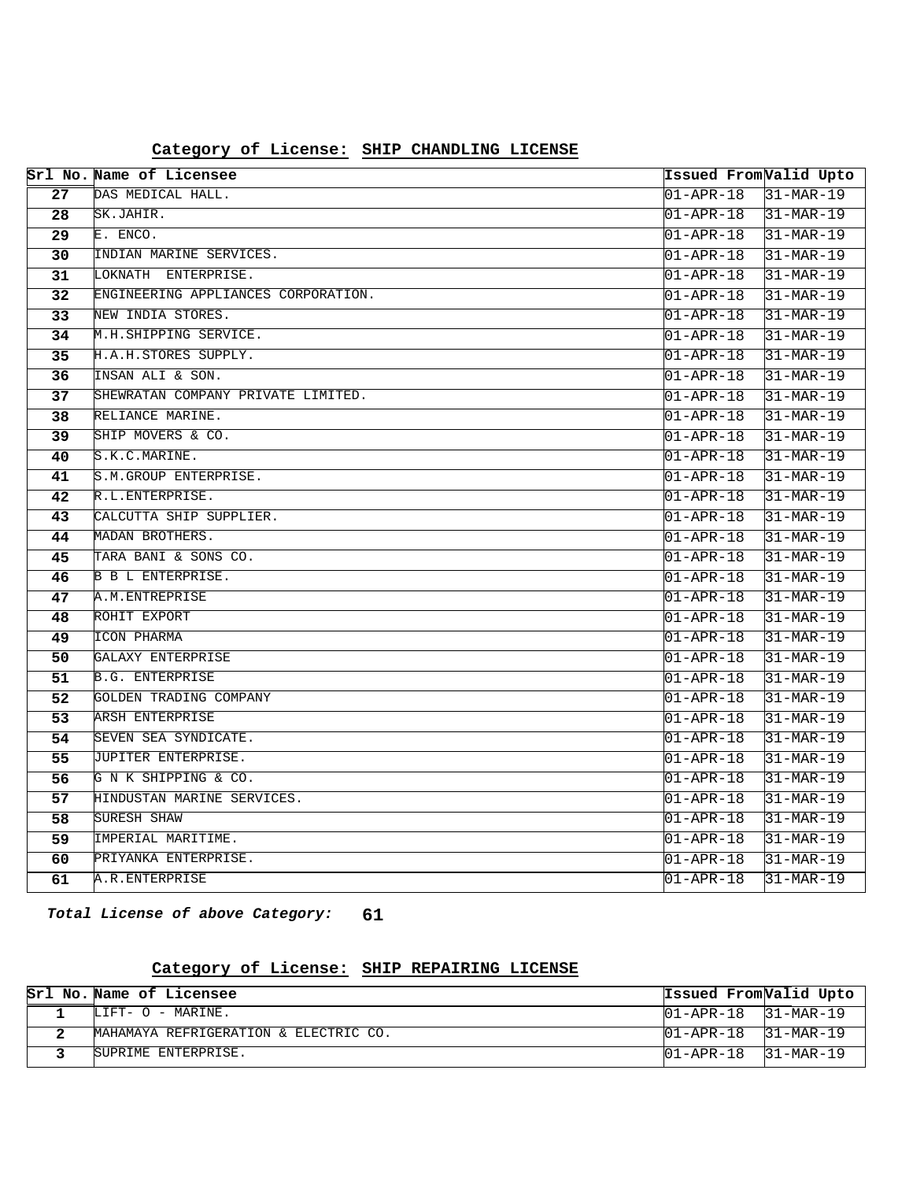## Category of License: SHIP CHANDLING LICENSE

| Srl No. | Name of Licensee | Issued From | Valid Upto |
|---|---|---|---|
| 27 | DAS MEDICAL HALL. | 01-APR-18 | 31-MAR-19 |
| 28 | SK.JAHIR. | 01-APR-18 | 31-MAR-19 |
| 29 | E. ENCO. | 01-APR-18 | 31-MAR-19 |
| 30 | INDIAN MARINE SERVICES. | 01-APR-18 | 31-MAR-19 |
| 31 | LOKNATH  ENTERPRISE. | 01-APR-18 | 31-MAR-19 |
| 32 | ENGINEERING APPLIANCES CORPORATION. | 01-APR-18 | 31-MAR-19 |
| 33 | NEW INDIA STORES. | 01-APR-18 | 31-MAR-19 |
| 34 | M.H.SHIPPING SERVICE. | 01-APR-18 | 31-MAR-19 |
| 35 | H.A.H.STORES SUPPLY. | 01-APR-18 | 31-MAR-19 |
| 36 | INSAN ALI & SON. | 01-APR-18 | 31-MAR-19 |
| 37 | SHEWRATAN COMPANY PRIVATE LIMITED. | 01-APR-18 | 31-MAR-19 |
| 38 | RELIANCE MARINE. | 01-APR-18 | 31-MAR-19 |
| 39 | SHIP MOVERS & CO. | 01-APR-18 | 31-MAR-19 |
| 40 | S.K.C.MARINE. | 01-APR-18 | 31-MAR-19 |
| 41 | S.M.GROUP ENTERPRISE. | 01-APR-18 | 31-MAR-19 |
| 42 | R.L.ENTERPRISE. | 01-APR-18 | 31-MAR-19 |
| 43 | CALCUTTA SHIP SUPPLIER. | 01-APR-18 | 31-MAR-19 |
| 44 | MADAN BROTHERS. | 01-APR-18 | 31-MAR-19 |
| 45 | TARA BANI & SONS CO. | 01-APR-18 | 31-MAR-19 |
| 46 | B B L ENTERPRISE. | 01-APR-18 | 31-MAR-19 |
| 47 | A.M.ENTREPRISE | 01-APR-18 | 31-MAR-19 |
| 48 | ROHIT EXPORT | 01-APR-18 | 31-MAR-19 |
| 49 | ICON PHARMA | 01-APR-18 | 31-MAR-19 |
| 50 | GALAXY ENTERPRISE | 01-APR-18 | 31-MAR-19 |
| 51 | B.G. ENTERPRISE | 01-APR-18 | 31-MAR-19 |
| 52 | GOLDEN TRADING COMPANY | 01-APR-18 | 31-MAR-19 |
| 53 | ARSH ENTERPRISE | 01-APR-18 | 31-MAR-19 |
| 54 | SEVEN SEA SYNDICATE. | 01-APR-18 | 31-MAR-19 |
| 55 | JUPITER ENTERPRISE. | 01-APR-18 | 31-MAR-19 |
| 56 | G N K SHIPPING & CO. | 01-APR-18 | 31-MAR-19 |
| 57 | HINDUSTAN MARINE SERVICES. | 01-APR-18 | 31-MAR-19 |
| 58 | SURESH SHAW | 01-APR-18 | 31-MAR-19 |
| 59 | IMPERIAL MARITIME. | 01-APR-18 | 31-MAR-19 |
| 60 | PRIYANKA ENTERPRISE. | 01-APR-18 | 31-MAR-19 |
| 61 | A.R.ENTERPRISE | 01-APR-18 | 31-MAR-19 |

***Total License of above Category:*** **61**

## Category of License: SHIP REPAIRING LICENSE

| Srl No. | Name of Licensee | Issued From | Valid Upto |
|---|---|---|---|
| 1 | LIFT- O - MARINE. | 01-APR-18 | 31-MAR-19 |
| 2 | MAHAMAYA REFRIGERATION & ELECTRIC CO. | 01-APR-18 | 31-MAR-19 |
| 3 | SUPRIME ENTERPRISE. | 01-APR-18 | 31-MAR-19 |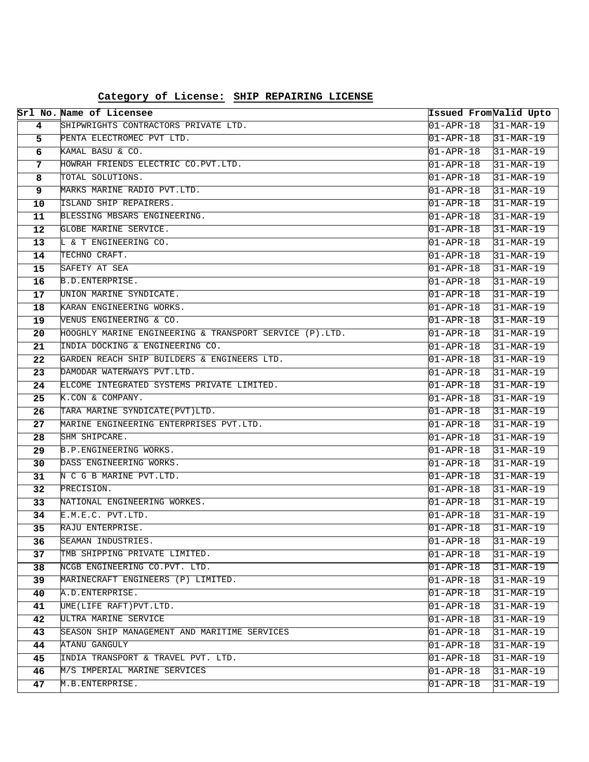**Category of License: SHIP REPAIRING LICENSE**

| Srl No. | Name of Licensee | Issued From | Valid Upto |
|---|---|---|---|
| 4 | SHIPWRIGHTS CONTRACTORS PRIVATE LTD. | 01-APR-18 | 31-MAR-19 |
| 5 | PENTA ELECTROMEC PVT LTD. | 01-APR-18 | 31-MAR-19 |
| 6 | KAMAL BASU & CO. | 01-APR-18 | 31-MAR-19 |
| 7 | HOWRAH FRIENDS ELECTRIC CO.PVT.LTD. | 01-APR-18 | 31-MAR-19 |
| 8 | TOTAL SOLUTIONS. | 01-APR-18 | 31-MAR-19 |
| 9 | MARKS MARINE RADIO PVT.LTD. | 01-APR-18 | 31-MAR-19 |
| 10 | ISLAND SHIP REPAIRERS. | 01-APR-18 | 31-MAR-19 |
| 11 | BLESSING MBSARS ENGINEERING. | 01-APR-18 | 31-MAR-19 |
| 12 | GLOBE MARINE SERVICE. | 01-APR-18 | 31-MAR-19 |
| 13 | L & T ENGINEERING CO. | 01-APR-18 | 31-MAR-19 |
| 14 | TECHNO CRAFT. | 01-APR-18 | 31-MAR-19 |
| 15 | SAFETY AT SEA | 01-APR-18 | 31-MAR-19 |
| 16 | B.D.ENTERPRISE. | 01-APR-18 | 31-MAR-19 |
| 17 | UNION MARINE SYNDICATE. | 01-APR-18 | 31-MAR-19 |
| 18 | KARAN ENGINEERING WORKS. | 01-APR-18 | 31-MAR-19 |
| 19 | VENUS ENGINEERING & CO. | 01-APR-18 | 31-MAR-19 |
| 20 | HOOGHLY MARINE ENGINEERING & TRANSPORT SERVICE (P).LTD. | 01-APR-18 | 31-MAR-19 |
| 21 | INDIA DOCKING & ENGINEERING CO. | 01-APR-18 | 31-MAR-19 |
| 22 | GARDEN REACH SHIP BUILDERS & ENGINEERS LTD. | 01-APR-18 | 31-MAR-19 |
| 23 | DAMODAR WATERWAYS PVT.LTD. | 01-APR-18 | 31-MAR-19 |
| 24 | ELCOME INTEGRATED SYSTEMS PRIVATE LIMITED. | 01-APR-18 | 31-MAR-19 |
| 25 | K.CON & COMPANY. | 01-APR-18 | 31-MAR-19 |
| 26 | TARA MARINE SYNDICATE(PVT)LTD. | 01-APR-18 | 31-MAR-19 |
| 27 | MARINE ENGINEERING ENTERPRISES PVT.LTD. | 01-APR-18 | 31-MAR-19 |
| 28 | SHM SHIPCARE. | 01-APR-18 | 31-MAR-19 |
| 29 | B.P.ENGINEERING WORKS. | 01-APR-18 | 31-MAR-19 |
| 30 | DASS ENGINEERING WORKS. | 01-APR-18 | 31-MAR-19 |
| 31 | N C G B MARINE PVT.LTD. | 01-APR-18 | 31-MAR-19 |
| 32 | PRECISION. | 01-APR-18 | 31-MAR-19 |
| 33 | NATIONAL ENGINEERING WORKES. | 01-APR-18 | 31-MAR-19 |
| 34 | E.M.E.C. PVT.LTD. | 01-APR-18 | 31-MAR-19 |
| 35 | RAJU ENTERPRISE. | 01-APR-18 | 31-MAR-19 |
| 36 | SEAMAN INDUSTRIES. | 01-APR-18 | 31-MAR-19 |
| 37 | TMB SHIPPING PRIVATE LIMITED. | 01-APR-18 | 31-MAR-19 |
| 38 | NCGB ENGINEERING CO.PVT. LTD. | 01-APR-18 | 31-MAR-19 |
| 39 | MARINECRAFT ENGINEERS (P) LIMITED. | 01-APR-18 | 31-MAR-19 |
| 40 | A.D.ENTERPRISE. | 01-APR-18 | 31-MAR-19 |
| 41 | UME(LIFE RAFT)PVT.LTD. | 01-APR-18 | 31-MAR-19 |
| 42 | ULTRA MARINE SERVICE | 01-APR-18 | 31-MAR-19 |
| 43 | SEASON SHIP MANAGEMENT AND MARITIME SERVICES | 01-APR-18 | 31-MAR-19 |
| 44 | ATANU GANGULY | 01-APR-18 | 31-MAR-19 |
| 45 | INDIA TRANSPORT & TRAVEL PVT. LTD. | 01-APR-18 | 31-MAR-19 |
| 46 | M/S IMPERIAL MARINE SERVICES | 01-APR-18 | 31-MAR-19 |
| 47 | M.B.ENTERPRISE. | 01-APR-18 | 31-MAR-19 |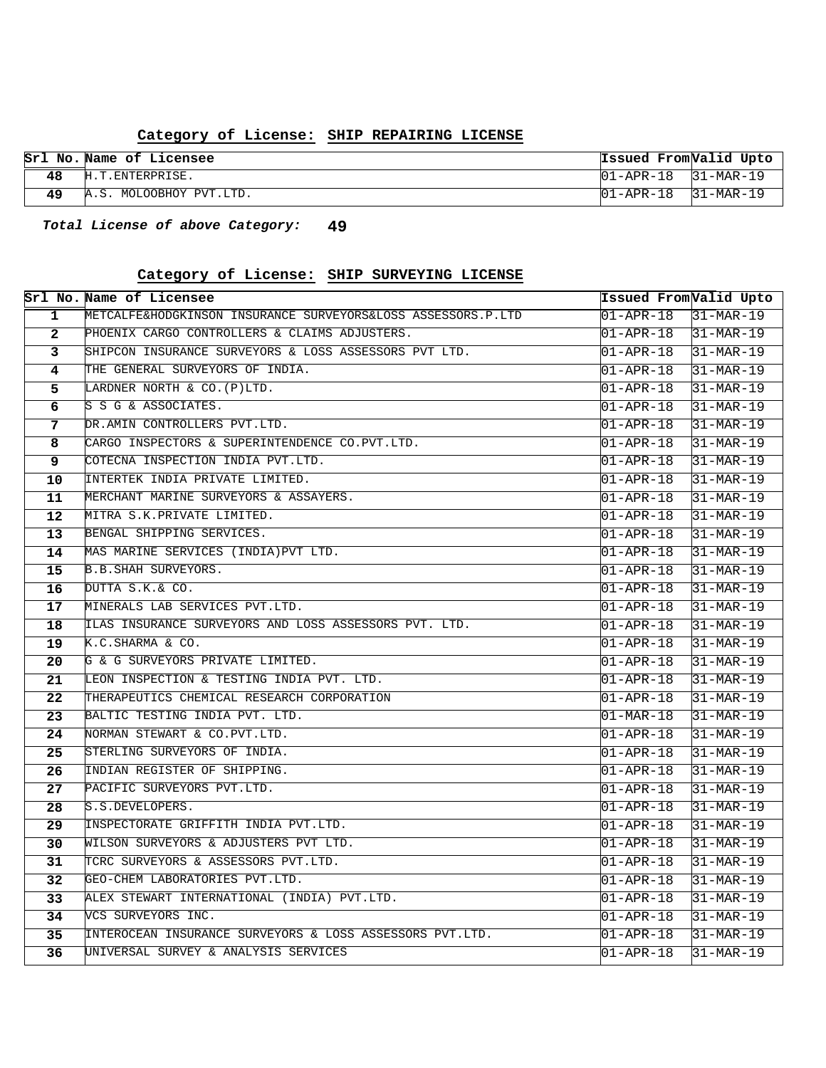## Category of License: SHIP REPAIRING LICENSE

| Srl No. | Name of Licensee | Issued From | Valid Upto |
|---|---|---|---|
| 48 | H.T.ENTERPRISE. | 01-APR-18 | 31-MAR-19 |
| 49 | A.S. MOLOOBHOY PVT.LTD. | 01-APR-18 | 31-MAR-19 |

***Total License of above Category:*** **49**

## Category of License: SHIP SURVEYING LICENSE

| Srl No. | Name of Licensee | Issued From | Valid Upto |
|---|---|---|---|
| 1 | METCALFE&HODGKINSON INSURANCE SURVEYORS&LOSS ASSESSORS.P.LTD | 01-APR-18 | 31-MAR-19 |
| 2 | PHOENIX CARGO CONTROLLERS & CLAIMS ADJUSTERS. | 01-APR-18 | 31-MAR-19 |
| 3 | SHIPCON INSURANCE SURVEYORS & LOSS ASSESSORS PVT LTD. | 01-APR-18 | 31-MAR-19 |
| 4 | THE GENERAL SURVEYORS OF INDIA. | 01-APR-18 | 31-MAR-19 |
| 5 | LARDNER NORTH & CO.(P)LTD. | 01-APR-18 | 31-MAR-19 |
| 6 | S S G & ASSOCIATES. | 01-APR-18 | 31-MAR-19 |
| 7 | DR.AMIN CONTROLLERS PVT.LTD. | 01-APR-18 | 31-MAR-19 |
| 8 | CARGO INSPECTORS & SUPERINTENDENCE CO.PVT.LTD. | 01-APR-18 | 31-MAR-19 |
| 9 | COTECNA INSPECTION INDIA PVT.LTD. | 01-APR-18 | 31-MAR-19 |
| 10 | INTERTEK INDIA PRIVATE LIMITED. | 01-APR-18 | 31-MAR-19 |
| 11 | MERCHANT MARINE SURVEYORS & ASSAYERS. | 01-APR-18 | 31-MAR-19 |
| 12 | MITRA S.K.PRIVATE LIMITED. | 01-APR-18 | 31-MAR-19 |
| 13 | BENGAL SHIPPING SERVICES. | 01-APR-18 | 31-MAR-19 |
| 14 | MAS MARINE SERVICES (INDIA)PVT LTD. | 01-APR-18 | 31-MAR-19 |
| 15 | B.B.SHAH SURVEYORS. | 01-APR-18 | 31-MAR-19 |
| 16 | DUTTA S.K.& CO. | 01-APR-18 | 31-MAR-19 |
| 17 | MINERALS LAB SERVICES PVT.LTD. | 01-APR-18 | 31-MAR-19 |
| 18 | ILAS INSURANCE SURVEYORS AND LOSS ASSESSORS PVT. LTD. | 01-APR-18 | 31-MAR-19 |
| 19 | K.C.SHARMA & CO. | 01-APR-18 | 31-MAR-19 |
| 20 | G & G SURVEYORS PRIVATE LIMITED. | 01-APR-18 | 31-MAR-19 |
| 21 | LEON INSPECTION & TESTING INDIA PVT. LTD. | 01-APR-18 | 31-MAR-19 |
| 22 | THERAPEUTICS CHEMICAL RESEARCH CORPORATION | 01-APR-18 | 31-MAR-19 |
| 23 | BALTIC TESTING INDIA PVT. LTD. | 01-MAR-18 | 31-MAR-19 |
| 24 | NORMAN STEWART & CO.PVT.LTD. | 01-APR-18 | 31-MAR-19 |
| 25 | STERLING SURVEYORS OF INDIA. | 01-APR-18 | 31-MAR-19 |
| 26 | INDIAN REGISTER OF SHIPPING. | 01-APR-18 | 31-MAR-19 |
| 27 | PACIFIC SURVEYORS PVT.LTD. | 01-APR-18 | 31-MAR-19 |
| 28 | S.S.DEVELOPERS. | 01-APR-18 | 31-MAR-19 |
| 29 | INSPECTORATE GRIFFITH INDIA PVT.LTD. | 01-APR-18 | 31-MAR-19 |
| 30 | WILSON SURVEYORS & ADJUSTERS PVT LTD. | 01-APR-18 | 31-MAR-19 |
| 31 | TCRC SURVEYORS & ASSESSORS PVT.LTD. | 01-APR-18 | 31-MAR-19 |
| 32 | GEO-CHEM LABORATORIES PVT.LTD. | 01-APR-18 | 31-MAR-19 |
| 33 | ALEX STEWART INTERNATIONAL (INDIA) PVT.LTD. | 01-APR-18 | 31-MAR-19 |
| 34 | VCS SURVEYORS INC. | 01-APR-18 | 31-MAR-19 |
| 35 | INTEROCEAN INSURANCE SURVEYORS & LOSS ASSESSORS PVT.LTD. | 01-APR-18 | 31-MAR-19 |
| 36 | UNIVERSAL SURVEY & ANALYSIS SERVICES | 01-APR-18 | 31-MAR-19 |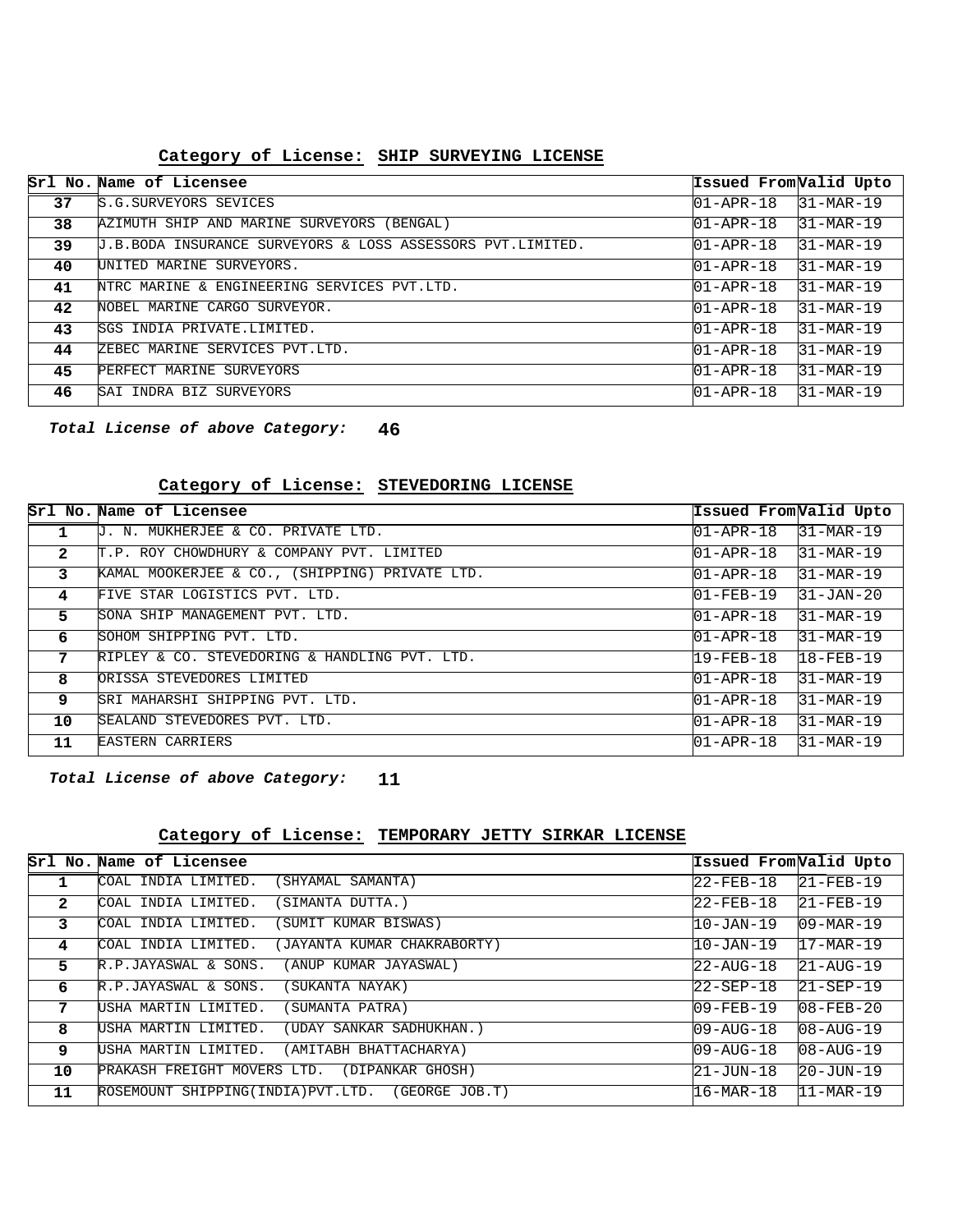### Category of License: SHIP SURVEYING LICENSE

| Srl No. | Name of Licensee | Issued From | Valid Upto |
|---|---|---|---|
| 37 | S.G.SURVEYORS SEVICES | 01-APR-18 | 31-MAR-19 |
| 38 | AZIMUTH SHIP AND MARINE SURVEYORS (BENGAL) | 01-APR-18 | 31-MAR-19 |
| 39 | J.B.BODA INSURANCE SURVEYORS & LOSS ASSESSORS PVT.LIMITED. | 01-APR-18 | 31-MAR-19 |
| 40 | UNITED MARINE SURVEYORS. | 01-APR-18 | 31-MAR-19 |
| 41 | NTRC MARINE & ENGINEERING SERVICES PVT.LTD. | 01-APR-18 | 31-MAR-19 |
| 42 | NOBEL MARINE CARGO SURVEYOR. | 01-APR-18 | 31-MAR-19 |
| 43 | SGS INDIA PRIVATE.LIMITED. | 01-APR-18 | 31-MAR-19 |
| 44 | ZEBEC MARINE SERVICES PVT.LTD. | 01-APR-18 | 31-MAR-19 |
| 45 | PERFECT MARINE SURVEYORS | 01-APR-18 | 31-MAR-19 |
| 46 | SAI INDRA BIZ SURVEYORS | 01-APR-18 | 31-MAR-19 |

***Total License of above Category:*** **46**

### Category of License: STEVEDORING LICENSE

| Srl No. | Name of Licensee | Issued From | Valid Upto |
|---|---|---|---|
| 1 | J. N. MUKHERJEE & CO. PRIVATE LTD. | 01-APR-18 | 31-MAR-19 |
| 2 | T.P. ROY CHOWDHURY & COMPANY PVT. LIMITED | 01-APR-18 | 31-MAR-19 |
| 3 | KAMAL MOOKERJEE & CO., (SHIPPING) PRIVATE LTD. | 01-APR-18 | 31-MAR-19 |
| 4 | FIVE STAR LOGISTICS PVT. LTD. | 01-FEB-19 | 31-JAN-20 |
| 5 | SONA SHIP MANAGEMENT PVT. LTD. | 01-APR-18 | 31-MAR-19 |
| 6 | SOHOM SHIPPING PVT. LTD. | 01-APR-18 | 31-MAR-19 |
| 7 | RIPLEY & CO. STEVEDORING & HANDLING PVT. LTD. | 19-FEB-18 | 18-FEB-19 |
| 8 | ORISSA STEVEDORES LIMITED | 01-APR-18 | 31-MAR-19 |
| 9 | SRI MAHARSHI SHIPPING PVT. LTD. | 01-APR-18 | 31-MAR-19 |
| 10 | SEALAND STEVEDORES PVT. LTD. | 01-APR-18 | 31-MAR-19 |
| 11 | EASTERN CARRIERS | 01-APR-18 | 31-MAR-19 |

***Total License of above Category:*** **11**

### Category of License: TEMPORARY JETTY SIRKAR LICENSE

| Srl No. | Name of Licensee | Issued From | Valid Upto |
|---|---|---|---|
| 1 | COAL INDIA LIMITED. (SHYAMAL SAMANTA) | 22-FEB-18 | 21-FEB-19 |
| 2 | COAL INDIA LIMITED. (SIMANTA DUTTA.) | 22-FEB-18 | 21-FEB-19 |
| 3 | COAL INDIA LIMITED. (SUMIT KUMAR BISWAS) | 10-JAN-19 | 09-MAR-19 |
| 4 | COAL INDIA LIMITED. (JAYANTA KUMAR CHAKRABORTY) | 10-JAN-19 | 17-MAR-19 |
| 5 | R.P.JAYASWAL & SONS. (ANUP KUMAR JAYASWAL) | 22-AUG-18 | 21-AUG-19 |
| 6 | R.P.JAYASWAL & SONS. (SUKANTA NAYAK) | 22-SEP-18 | 21-SEP-19 |
| 7 | USHA MARTIN LIMITED. (SUMANTA PATRA) | 09-FEB-19 | 08-FEB-20 |
| 8 | USHA MARTIN LIMITED. (UDAY SANKAR SADHUKHAN.) | 09-AUG-18 | 08-AUG-19 |
| 9 | USHA MARTIN LIMITED. (AMITABH BHATTACHARYA) | 09-AUG-18 | 08-AUG-19 |
| 10 | PRAKASH FREIGHT MOVERS LTD. (DIPANKAR GHOSH) | 21-JUN-18 | 20-JUN-19 |
| 11 | ROSEMOUNT SHIPPING(INDIA)PVT.LTD. (GEORGE JOB.T) | 16-MAR-18 | 11-MAR-19 |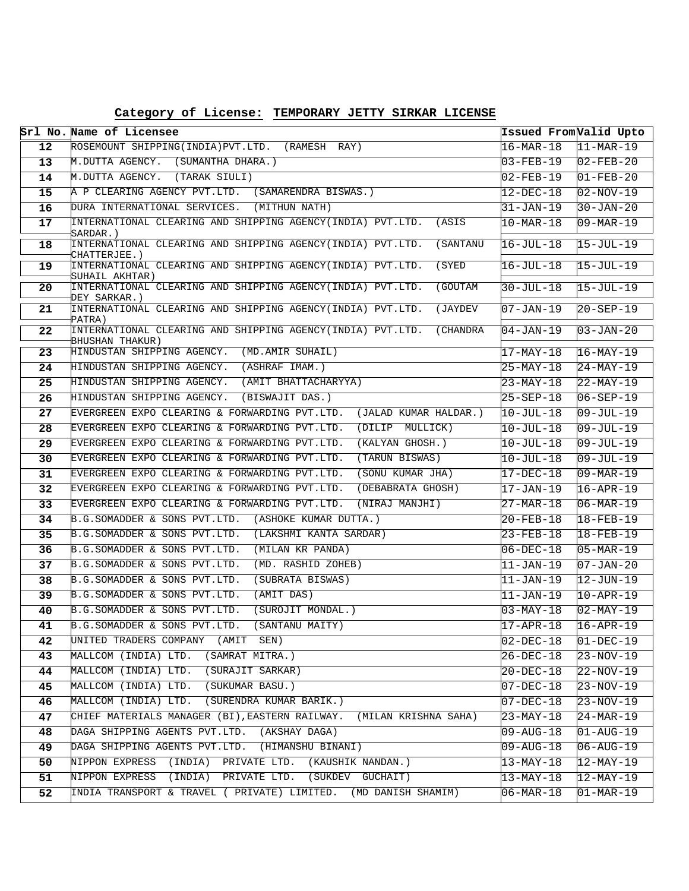**Category of License: TEMPORARY JETTY SIRKAR LICENSE**

| Srl No. | Name of Licensee | Issued From | Valid Upto |
|---|---|---|---|
| 12 | ROSEMOUNT SHIPPING(INDIA)PVT.LTD. (RAMESH RAY) | 16-MAR-18 | 11-MAR-19 |
| 13 | M.DUTTA AGENCY. (SUMANTHA DHARA.) | 03-FEB-19 | 02-FEB-20 |
| 14 | M.DUTTA AGENCY. (TARAK SIULI) | 02-FEB-19 | 01-FEB-20 |
| 15 | A P CLEARING AGENCY PVT.LTD. (SAMARENDRA BISWAS.) | 12-DEC-18 | 02-NOV-19 |
| 16 | DURA INTERNATIONAL SERVICES. (MITHUN NATH) | 31-JAN-19 | 30-JAN-20 |
| 17 | INTERNATIONAL CLEARING AND SHIPPING AGENCY(INDIA) PVT.LTD. (ASIS SARDAR.) | 10-MAR-18 | 09-MAR-19 |
| 18 | INTERNATIONAL CLEARING AND SHIPPING AGENCY(INDIA) PVT.LTD. (SANTANU CHATTERJEE.) | 16-JUL-18 | 15-JUL-19 |
| 19 | INTERNATIONAL CLEARING AND SHIPPING AGENCY(INDIA) PVT.LTD. (SYED SUHAIL AKHTAR) | 16-JUL-18 | 15-JUL-19 |
| 20 | INTERNATIONAL CLEARING AND SHIPPING AGENCY(INDIA) PVT.LTD. (GOUTAM DEY SARKAR.) | 30-JUL-18 | 15-JUL-19 |
| 21 | INTERNATIONAL CLEARING AND SHIPPING AGENCY(INDIA) PVT.LTD. (JAYDEV PATRA) | 07-JAN-19 | 20-SEP-19 |
| 22 | INTERNATIONAL CLEARING AND SHIPPING AGENCY(INDIA) PVT.LTD. (CHANDRA BHUSHAN THAKUR) | 04-JAN-19 | 03-JAN-20 |
| 23 | HINDUSTAN SHIPPING AGENCY. (MD.AMIR SUHAIL) | 17-MAY-18 | 16-MAY-19 |
| 24 | HINDUSTAN SHIPPING AGENCY. (ASHRAF IMAM.) | 25-MAY-18 | 24-MAY-19 |
| 25 | HINDUSTAN SHIPPING AGENCY. (AMIT BHATTACHARYYA) | 23-MAY-18 | 22-MAY-19 |
| 26 | HINDUSTAN SHIPPING AGENCY. (BISWAJIT DAS.) | 25-SEP-18 | 06-SEP-19 |
| 27 | EVERGREEN EXPO CLEARING & FORWARDING PVT.LTD. (JALAD KUMAR HALDAR.) | 10-JUL-18 | 09-JUL-19 |
| 28 | EVERGREEN EXPO CLEARING & FORWARDING PVT.LTD. (DILIP MULLICK) | 10-JUL-18 | 09-JUL-19 |
| 29 | EVERGREEN EXPO CLEARING & FORWARDING PVT.LTD. (KALYAN GHOSH.) | 10-JUL-18 | 09-JUL-19 |
| 30 | EVERGREEN EXPO CLEARING & FORWARDING PVT.LTD. (TARUN BISWAS) | 10-JUL-18 | 09-JUL-19 |
| 31 | EVERGREEN EXPO CLEARING & FORWARDING PVT.LTD. (SONU KUMAR JHA) | 17-DEC-18 | 09-MAR-19 |
| 32 | EVERGREEN EXPO CLEARING & FORWARDING PVT.LTD. (DEBABRATA GHOSH) | 17-JAN-19 | 16-APR-19 |
| 33 | EVERGREEN EXPO CLEARING & FORWARDING PVT.LTD. (NIRAJ MANJHI) | 27-MAR-18 | 06-MAR-19 |
| 34 | B.G.SOMADDER & SONS PVT.LTD. (ASHOKE KUMAR DUTTA.) | 20-FEB-18 | 18-FEB-19 |
| 35 | B.G.SOMADDER & SONS PVT.LTD. (LAKSHMI KANTA SARDAR) | 23-FEB-18 | 18-FEB-19 |
| 36 | B.G.SOMADDER & SONS PVT.LTD. (MILAN KR PANDA) | 06-DEC-18 | 05-MAR-19 |
| 37 | B.G.SOMADDER & SONS PVT.LTD. (MD. RASHID ZOHEB) | 11-JAN-19 | 07-JAN-20 |
| 38 | B.G.SOMADDER & SONS PVT.LTD. (SUBRATA BISWAS) | 11-JAN-19 | 12-JUN-19 |
| 39 | B.G.SOMADDER & SONS PVT.LTD. (AMIT DAS) | 11-JAN-19 | 10-APR-19 |
| 40 | B.G.SOMADDER & SONS PVT.LTD. (SUROJIT MONDAL.) | 03-MAY-18 | 02-MAY-19 |
| 41 | B.G.SOMADDER & SONS PVT.LTD. (SANTANU MAITY) | 17-APR-18 | 16-APR-19 |
| 42 | UNITED TRADERS COMPANY (AMIT SEN) | 02-DEC-18 | 01-DEC-19 |
| 43 | MALLCOM (INDIA) LTD. (SAMRAT MITRA.) | 26-DEC-18 | 23-NOV-19 |
| 44 | MALLCOM (INDIA) LTD. (SURAJIT SARKAR) | 20-DEC-18 | 22-NOV-19 |
| 45 | MALLCOM (INDIA) LTD. (SUKUMAR BASU.) | 07-DEC-18 | 23-NOV-19 |
| 46 | MALLCOM (INDIA) LTD. (SURENDRA KUMAR BARIK.) | 07-DEC-18 | 23-NOV-19 |
| 47 | CHIEF MATERIALS MANAGER (BI),EASTERN RAILWAY. (MILAN KRISHNA SAHA) | 23-MAY-18 | 24-MAR-19 |
| 48 | DAGA SHIPPING AGENTS PVT.LTD. (AKSHAY DAGA) | 09-AUG-18 | 01-AUG-19 |
| 49 | DAGA SHIPPING AGENTS PVT.LTD. (HIMANSHU BINANI) | 09-AUG-18 | 06-AUG-19 |
| 50 | NIPPON EXPRESS (INDIA) PRIVATE LTD. (KAUSHIK NANDAN.) | 13-MAY-18 | 12-MAY-19 |
| 51 | NIPPON EXPRESS (INDIA) PRIVATE LTD. (SUKDEV GUCHAIT) | 13-MAY-18 | 12-MAY-19 |
| 52 | INDIA TRANSPORT & TRAVEL ( PRIVATE) LIMITED. (MD DANISH SHAMIM) | 06-MAR-18 | 01-MAR-19 |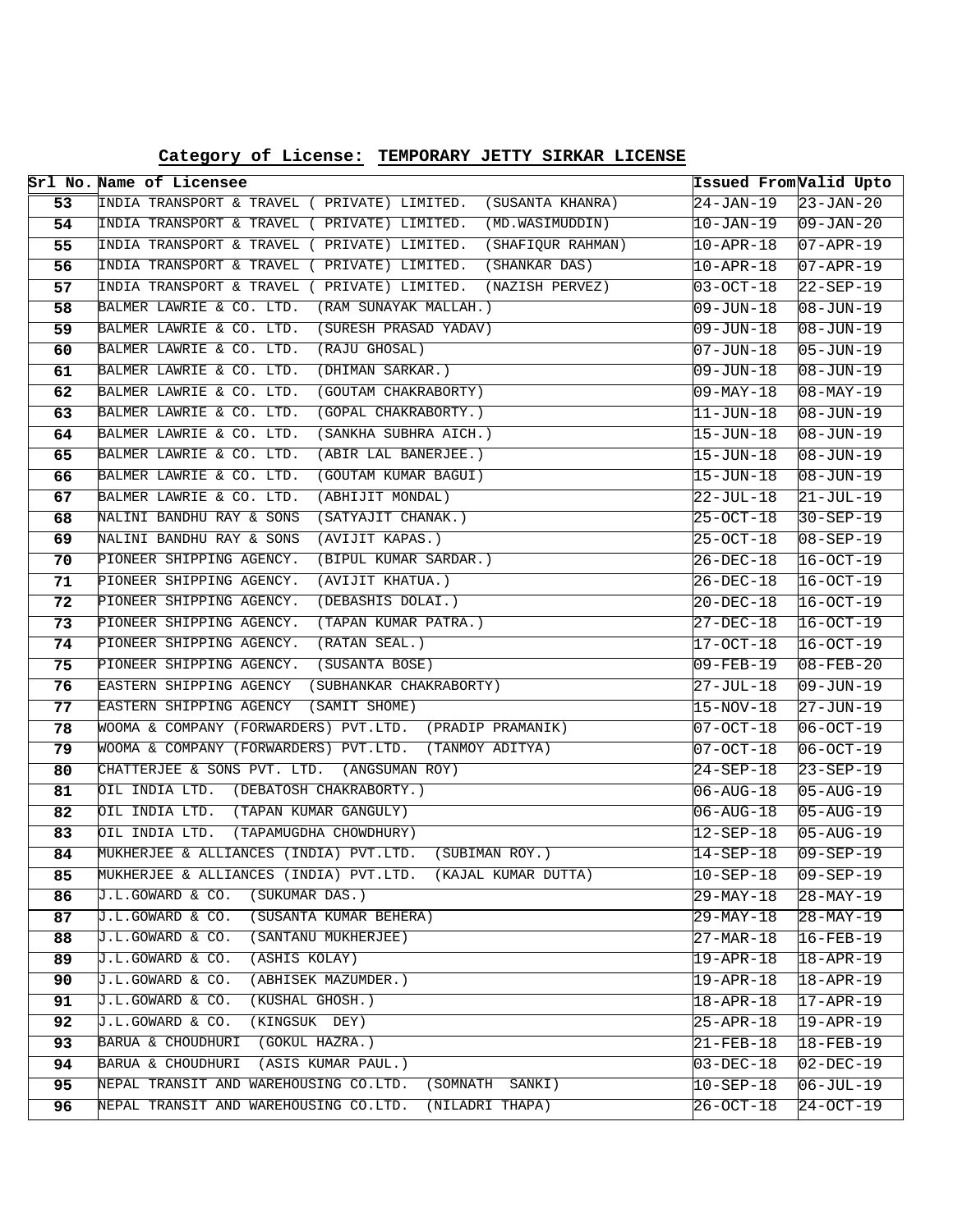**Category of License: TEMPORARY JETTY SIRKAR LICENSE**

| Srl No. | Name of Licensee | Issued From | Valid Upto |
|---|---|---|---|
| 53 | INDIA TRANSPORT & TRAVEL ( PRIVATE) LIMITED. (SUSANTA KHANRA) | 24-JAN-19 | 23-JAN-20 |
| 54 | INDIA TRANSPORT & TRAVEL ( PRIVATE) LIMITED. (MD.WASIMUDDIN) | 10-JAN-19 | 09-JAN-20 |
| 55 | INDIA TRANSPORT & TRAVEL ( PRIVATE) LIMITED. (SHAFIQUR RAHMAN) | 10-APR-18 | 07-APR-19 |
| 56 | INDIA TRANSPORT & TRAVEL ( PRIVATE) LIMITED. (SHANKAR DAS) | 10-APR-18 | 07-APR-19 |
| 57 | INDIA TRANSPORT & TRAVEL ( PRIVATE) LIMITED. (NAZISH PERVEZ) | 03-OCT-18 | 22-SEP-19 |
| 58 | BALMER LAWRIE & CO. LTD. (RAM SUNAYAK MALLAH.) | 09-JUN-18 | 08-JUN-19 |
| 59 | BALMER LAWRIE & CO. LTD. (SURESH PRASAD YADAV) | 09-JUN-18 | 08-JUN-19 |
| 60 | BALMER LAWRIE & CO. LTD. (RAJU GHOSAL) | 07-JUN-18 | 05-JUN-19 |
| 61 | BALMER LAWRIE & CO. LTD. (DHIMAN SARKAR.) | 09-JUN-18 | 08-JUN-19 |
| 62 | BALMER LAWRIE & CO. LTD. (GOUTAM CHAKRABORTY) | 09-MAY-18 | 08-MAY-19 |
| 63 | BALMER LAWRIE & CO. LTD. (GOPAL CHAKRABORTY.) | 11-JUN-18 | 08-JUN-19 |
| 64 | BALMER LAWRIE & CO. LTD. (SANKHA SUBHRA AICH.) | 15-JUN-18 | 08-JUN-19 |
| 65 | BALMER LAWRIE & CO. LTD. (ABIR LAL BANERJEE.) | 15-JUN-18 | 08-JUN-19 |
| 66 | BALMER LAWRIE & CO. LTD. (GOUTAM KUMAR BAGUI) | 15-JUN-18 | 08-JUN-19 |
| 67 | BALMER LAWRIE & CO. LTD. (ABHIJIT MONDAL) | 22-JUL-18 | 21-JUL-19 |
| 68 | NALINI BANDHU RAY & SONS (SATYAJIT CHANAK.) | 25-OCT-18 | 30-SEP-19 |
| 69 | NALINI BANDHU RAY & SONS (AVIJIT KAPAS.) | 25-OCT-18 | 08-SEP-19 |
| 70 | PIONEER SHIPPING AGENCY. (BIPUL KUMAR SARDAR.) | 26-DEC-18 | 16-OCT-19 |
| 71 | PIONEER SHIPPING AGENCY. (AVIJIT KHATUA.) | 26-DEC-18 | 16-OCT-19 |
| 72 | PIONEER SHIPPING AGENCY. (DEBASHIS DOLAI.) | 20-DEC-18 | 16-OCT-19 |
| 73 | PIONEER SHIPPING AGENCY. (TAPAN KUMAR PATRA.) | 27-DEC-18 | 16-OCT-19 |
| 74 | PIONEER SHIPPING AGENCY. (RATAN SEAL.) | 17-OCT-18 | 16-OCT-19 |
| 75 | PIONEER SHIPPING AGENCY. (SUSANTA BOSE) | 09-FEB-19 | 08-FEB-20 |
| 76 | EASTERN SHIPPING AGENCY (SUBHANKAR CHAKRABORTY) | 27-JUL-18 | 09-JUN-19 |
| 77 | EASTERN SHIPPING AGENCY (SAMIT SHOME) | 15-NOV-18 | 27-JUN-19 |
| 78 | WOOMA & COMPANY (FORWARDERS) PVT.LTD. (PRADIP PRAMANIK) | 07-OCT-18 | 06-OCT-19 |
| 79 | WOOMA & COMPANY (FORWARDERS) PVT.LTD. (TANMOY ADITYA) | 07-OCT-18 | 06-OCT-19 |
| 80 | CHATTERJEE & SONS PVT. LTD. (ANGSUMAN ROY) | 24-SEP-18 | 23-SEP-19 |
| 81 | OIL INDIA LTD. (DEBATOSH CHAKRABORTY.) | 06-AUG-18 | 05-AUG-19 |
| 82 | OIL INDIA LTD. (TAPAN KUMAR GANGULY) | 06-AUG-18 | 05-AUG-19 |
| 83 | OIL INDIA LTD. (TAPAMUGDHA CHOWDHURY) | 12-SEP-18 | 05-AUG-19 |
| 84 | MUKHERJEE & ALLIANCES (INDIA) PVT.LTD. (SUBIMAN ROY.) | 14-SEP-18 | 09-SEP-19 |
| 85 | MUKHERJEE & ALLIANCES (INDIA) PVT.LTD. (KAJAL KUMAR DUTTA) | 10-SEP-18 | 09-SEP-19 |
| 86 | J.L.GOWARD & CO. (SUKUMAR DAS.) | 29-MAY-18 | 28-MAY-19 |
| 87 | J.L.GOWARD & CO. (SUSANTA KUMAR BEHERA) | 29-MAY-18 | 28-MAY-19 |
| 88 | J.L.GOWARD & CO. (SANTANU MUKHERJEE) | 27-MAR-18 | 16-FEB-19 |
| 89 | J.L.GOWARD & CO. (ASHIS KOLAY) | 19-APR-18 | 18-APR-19 |
| 90 | J.L.GOWARD & CO. (ABHISEK MAZUMDER.) | 19-APR-18 | 18-APR-19 |
| 91 | J.L.GOWARD & CO. (KUSHAL GHOSH.) | 18-APR-18 | 17-APR-19 |
| 92 | J.L.GOWARD & CO. (KINGSUK DEY) | 25-APR-18 | 19-APR-19 |
| 93 | BARUA & CHOUDHURI (GOKUL HAZRA.) | 21-FEB-18 | 18-FEB-19 |
| 94 | BARUA & CHOUDHURI (ASIS KUMAR PAUL.) | 03-DEC-18 | 02-DEC-19 |
| 95 | NEPAL TRANSIT AND WAREHOUSING CO.LTD. (SOMNATH SANKI) | 10-SEP-18 | 06-JUL-19 |
| 96 | NEPAL TRANSIT AND WAREHOUSING CO.LTD. (NILADRI THAPA) | 26-OCT-18 | 24-OCT-19 |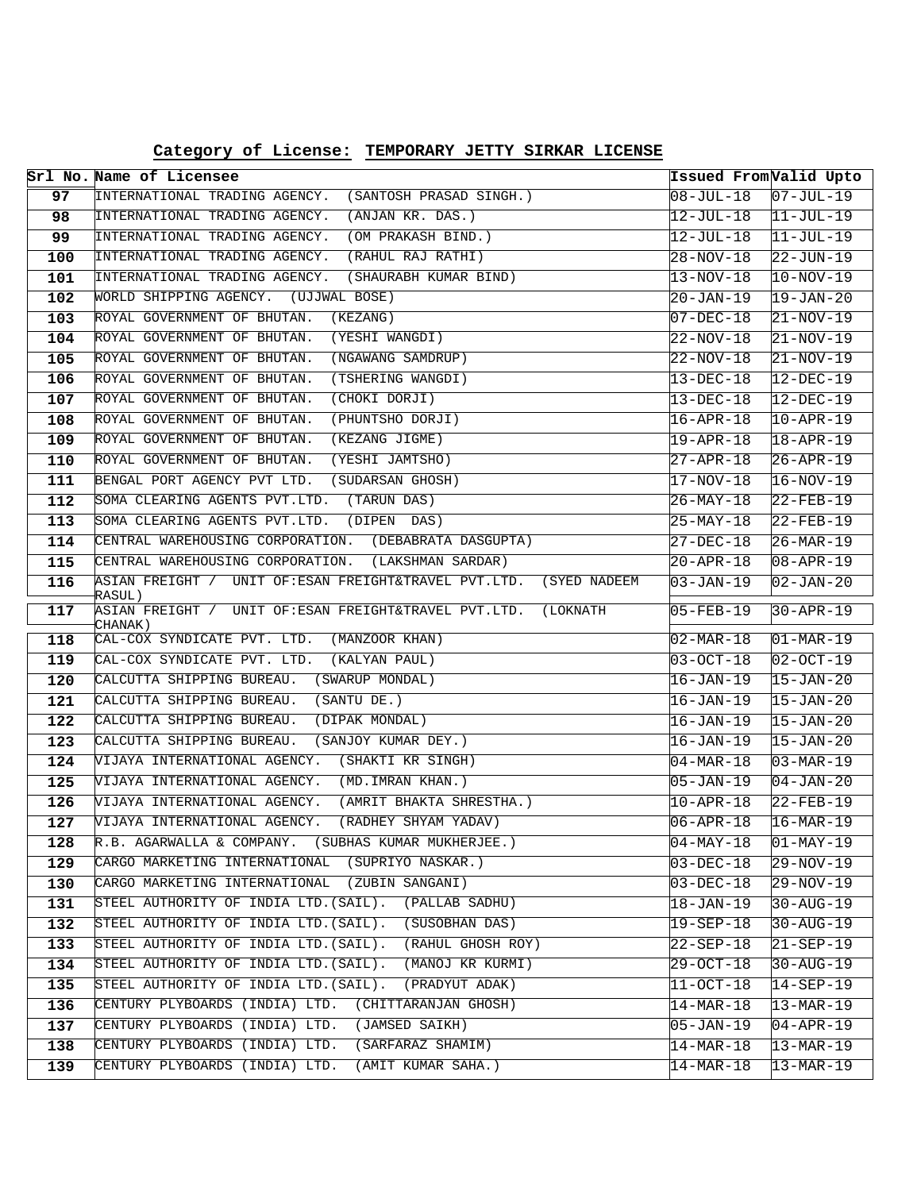**Category of License: TEMPORARY JETTY SIRKAR LICENSE**

| Srl No. | Name of Licensee | Issued From | Valid Upto |
|---|---|---|---|
| 97 | INTERNATIONAL TRADING AGENCY. (SANTOSH PRASAD SINGH.) | 08-JUL-18 | 07-JUL-19 |
| 98 | INTERNATIONAL TRADING AGENCY. (ANJAN KR. DAS.) | 12-JUL-18 | 11-JUL-19 |
| 99 | INTERNATIONAL TRADING AGENCY. (OM PRAKASH BIND.) | 12-JUL-18 | 11-JUL-19 |
| 100 | INTERNATIONAL TRADING AGENCY. (RAHUL RAJ RATHI) | 28-NOV-18 | 22-JUN-19 |
| 101 | INTERNATIONAL TRADING AGENCY. (SHAURABH KUMAR BIND) | 13-NOV-18 | 10-NOV-19 |
| 102 | WORLD SHIPPING AGENCY. (UJJWAL BOSE) | 20-JAN-19 | 19-JAN-20 |
| 103 | ROYAL GOVERNMENT OF BHUTAN. (KEZANG) | 07-DEC-18 | 21-NOV-19 |
| 104 | ROYAL GOVERNMENT OF BHUTAN. (YESHI WANGDI) | 22-NOV-18 | 21-NOV-19 |
| 105 | ROYAL GOVERNMENT OF BHUTAN. (NGAWANG SAMDRUP) | 22-NOV-18 | 21-NOV-19 |
| 106 | ROYAL GOVERNMENT OF BHUTAN. (TSHERING WANGDI) | 13-DEC-18 | 12-DEC-19 |
| 107 | ROYAL GOVERNMENT OF BHUTAN. (CHOKI DORJI) | 13-DEC-18 | 12-DEC-19 |
| 108 | ROYAL GOVERNMENT OF BHUTAN. (PHUNTSHO DORJI) | 16-APR-18 | 10-APR-19 |
| 109 | ROYAL GOVERNMENT OF BHUTAN. (KEZANG JIGME) | 19-APR-18 | 18-APR-19 |
| 110 | ROYAL GOVERNMENT OF BHUTAN. (YESHI JAMTSHO) | 27-APR-18 | 26-APR-19 |
| 111 | BENGAL PORT AGENCY PVT LTD. (SUDARSAN GHOSH) | 17-NOV-18 | 16-NOV-19 |
| 112 | SOMA CLEARING AGENTS PVT.LTD. (TARUN DAS) | 26-MAY-18 | 22-FEB-19 |
| 113 | SOMA CLEARING AGENTS PVT.LTD. (DIPEN DAS) | 25-MAY-18 | 22-FEB-19 |
| 114 | CENTRAL WAREHOUSING CORPORATION. (DEBABRATA DASGUPTA) | 27-DEC-18 | 26-MAR-19 |
| 115 | CENTRAL WAREHOUSING CORPORATION. (LAKSHMAN SARDAR) | 20-APR-18 | 08-APR-19 |
| 116 | ASIAN FREIGHT / UNIT OF:ESAN FREIGHT&TRAVEL PVT.LTD. (SYED NADEEM RASUL) | 03-JAN-19 | 02-JAN-20 |
| 117 | ASIAN FREIGHT / UNIT OF:ESAN FREIGHT&TRAVEL PVT.LTD. (LOKNATH CHANAK) | 05-FEB-19 | 30-APR-19 |
| 118 | CAL-COX SYNDICATE PVT. LTD. (MANZOOR KHAN) | 02-MAR-18 | 01-MAR-19 |
| 119 | CAL-COX SYNDICATE PVT. LTD. (KALYAN PAUL) | 03-OCT-18 | 02-OCT-19 |
| 120 | CALCUTTA SHIPPING BUREAU. (SWARUP MONDAL) | 16-JAN-19 | 15-JAN-20 |
| 121 | CALCUTTA SHIPPING BUREAU. (SANTU DE.) | 16-JAN-19 | 15-JAN-20 |
| 122 | CALCUTTA SHIPPING BUREAU. (DIPAK MONDAL) | 16-JAN-19 | 15-JAN-20 |
| 123 | CALCUTTA SHIPPING BUREAU. (SANJOY KUMAR DEY.) | 16-JAN-19 | 15-JAN-20 |
| 124 | VIJAYA INTERNATIONAL AGENCY. (SHAKTI KR SINGH) | 04-MAR-18 | 03-MAR-19 |
| 125 | VIJAYA INTERNATIONAL AGENCY. (MD.IMRAN KHAN.) | 05-JAN-19 | 04-JAN-20 |
| 126 | VIJAYA INTERNATIONAL AGENCY. (AMRIT BHAKTA SHRESTHA.) | 10-APR-18 | 22-FEB-19 |
| 127 | VIJAYA INTERNATIONAL AGENCY. (RADHEY SHYAM YADAV) | 06-APR-18 | 16-MAR-19 |
| 128 | R.B. AGARWALLA & COMPANY. (SUBHAS KUMAR MUKHERJEE.) | 04-MAY-18 | 01-MAY-19 |
| 129 | CARGO MARKETING INTERNATIONAL (SUPRIYO NASKAR.) | 03-DEC-18 | 29-NOV-19 |
| 130 | CARGO MARKETING INTERNATIONAL (ZUBIN SANGANI) | 03-DEC-18 | 29-NOV-19 |
| 131 | STEEL AUTHORITY OF INDIA LTD.(SAIL). (PALLAB SADHU) | 18-JAN-19 | 30-AUG-19 |
| 132 | STEEL AUTHORITY OF INDIA LTD.(SAIL). (SUSOBHAN DAS) | 19-SEP-18 | 30-AUG-19 |
| 133 | STEEL AUTHORITY OF INDIA LTD.(SAIL). (RAHUL GHOSH ROY) | 22-SEP-18 | 21-SEP-19 |
| 134 | STEEL AUTHORITY OF INDIA LTD.(SAIL). (MANOJ KR KURMI) | 29-OCT-18 | 30-AUG-19 |
| 135 | STEEL AUTHORITY OF INDIA LTD.(SAIL). (PRADYUT ADAK) | 11-OCT-18 | 14-SEP-19 |
| 136 | CENTURY PLYBOARDS (INDIA) LTD. (CHITTARANJAN GHOSH) | 14-MAR-18 | 13-MAR-19 |
| 137 | CENTURY PLYBOARDS (INDIA) LTD. (JAMSED SAIKH) | 05-JAN-19 | 04-APR-19 |
| 138 | CENTURY PLYBOARDS (INDIA) LTD. (SARFARAZ SHAMIM) | 14-MAR-18 | 13-MAR-19 |
| 139 | CENTURY PLYBOARDS (INDIA) LTD. (AMIT KUMAR SAHA.) | 14-MAR-18 | 13-MAR-19 |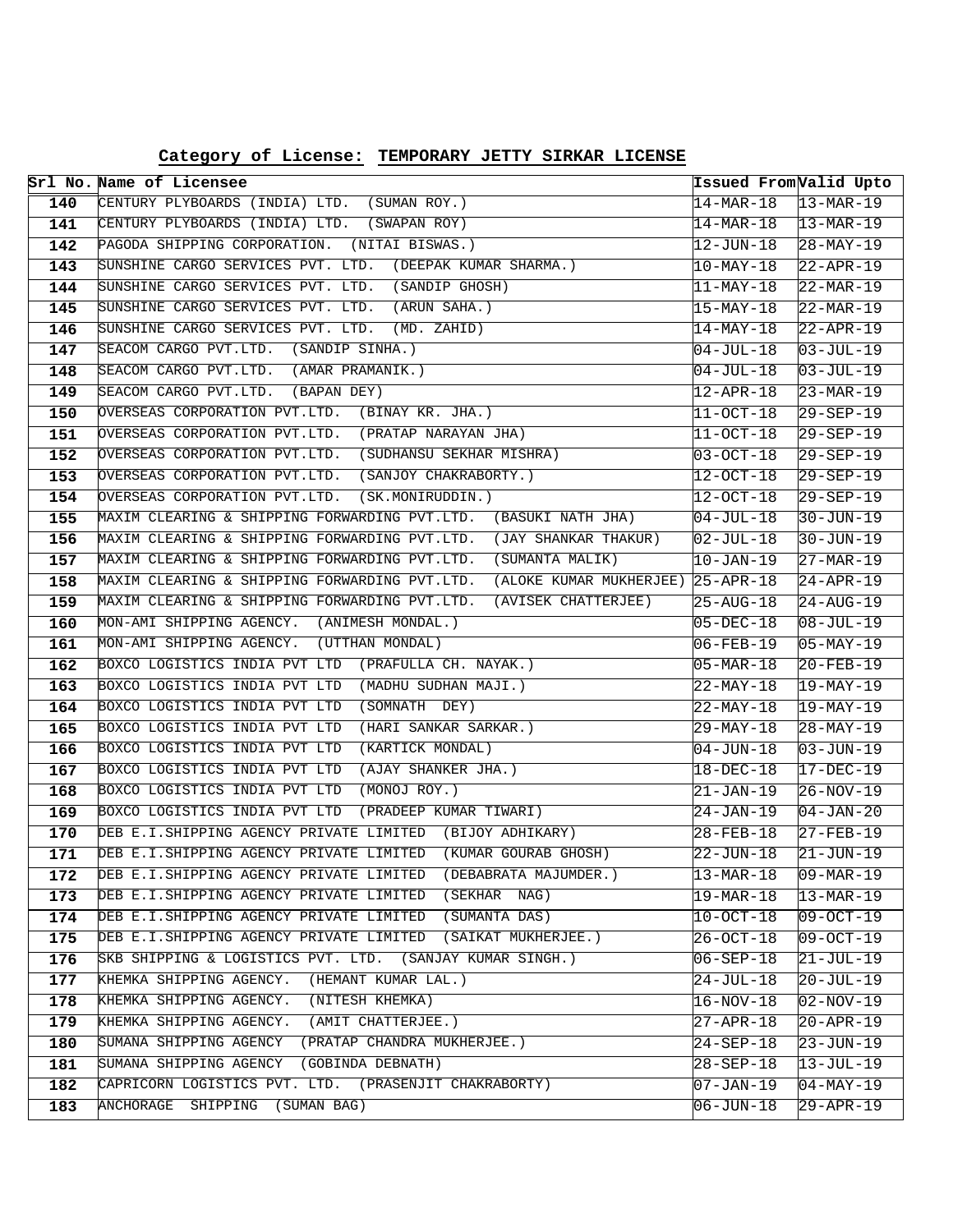**Category of License: TEMPORARY JETTY SIRKAR LICENSE**

| Srl No. | Name of Licensee | Issued From | Valid Upto |
|---|---|---|---|
| 140 | CENTURY PLYBOARDS (INDIA) LTD. (SUMAN ROY.) | 14-MAR-18 | 13-MAR-19 |
| 141 | CENTURY PLYBOARDS (INDIA) LTD. (SWAPAN ROY) | 14-MAR-18 | 13-MAR-19 |
| 142 | PAGODA SHIPPING CORPORATION. (NITAI BISWAS.) | 12-JUN-18 | 28-MAY-19 |
| 143 | SUNSHINE CARGO SERVICES PVT. LTD. (DEEPAK KUMAR SHARMA.) | 10-MAY-18 | 22-APR-19 |
| 144 | SUNSHINE CARGO SERVICES PVT. LTD. (SANDIP GHOSH) | 11-MAY-18 | 22-MAR-19 |
| 145 | SUNSHINE CARGO SERVICES PVT. LTD. (ARUN SAHA.) | 15-MAY-18 | 22-MAR-19 |
| 146 | SUNSHINE CARGO SERVICES PVT. LTD. (MD. ZAHID) | 14-MAY-18 | 22-APR-19 |
| 147 | SEACOM CARGO PVT.LTD. (SANDIP SINHA.) | 04-JUL-18 | 03-JUL-19 |
| 148 | SEACOM CARGO PVT.LTD. (AMAR PRAMANIK.) | 04-JUL-18 | 03-JUL-19 |
| 149 | SEACOM CARGO PVT.LTD. (BAPAN DEY) | 12-APR-18 | 23-MAR-19 |
| 150 | OVERSEAS CORPORATION PVT.LTD. (BINAY KR. JHA.) | 11-OCT-18 | 29-SEP-19 |
| 151 | OVERSEAS CORPORATION PVT.LTD. (PRATAP NARAYAN JHA) | 11-OCT-18 | 29-SEP-19 |
| 152 | OVERSEAS CORPORATION PVT.LTD. (SUDHANSU SEKHAR MISHRA) | 03-OCT-18 | 29-SEP-19 |
| 153 | OVERSEAS CORPORATION PVT.LTD. (SANJOY CHAKRABORTY.) | 12-OCT-18 | 29-SEP-19 |
| 154 | OVERSEAS CORPORATION PVT.LTD. (SK.MONIRUDDIN.) | 12-OCT-18 | 29-SEP-19 |
| 155 | MAXIM CLEARING & SHIPPING FORWARDING PVT.LTD. (BASUKI NATH JHA) | 04-JUL-18 | 30-JUN-19 |
| 156 | MAXIM CLEARING & SHIPPING FORWARDING PVT.LTD. (JAY SHANKAR THAKUR) | 02-JUL-18 | 30-JUN-19 |
| 157 | MAXIM CLEARING & SHIPPING FORWARDING PVT.LTD. (SUMANTA MALIK) | 10-JAN-19 | 27-MAR-19 |
| 158 | MAXIM CLEARING & SHIPPING FORWARDING PVT.LTD. (ALOKE KUMAR MUKHERJEE) | 25-APR-18 | 24-APR-19 |
| 159 | MAXIM CLEARING & SHIPPING FORWARDING PVT.LTD. (AVISEK CHATTERJEE) | 25-AUG-18 | 24-AUG-19 |
| 160 | MON-AMI SHIPPING AGENCY. (ANIMESH MONDAL.) | 05-DEC-18 | 08-JUL-19 |
| 161 | MON-AMI SHIPPING AGENCY. (UTTHAN MONDAL) | 06-FEB-19 | 05-MAY-19 |
| 162 | BOXCO LOGISTICS INDIA PVT LTD (PRAFULLA CH. NAYAK.) | 05-MAR-18 | 20-FEB-19 |
| 163 | BOXCO LOGISTICS INDIA PVT LTD (MADHU SUDHAN MAJI.) | 22-MAY-18 | 19-MAY-19 |
| 164 | BOXCO LOGISTICS INDIA PVT LTD (SOMNATH DEY) | 22-MAY-18 | 19-MAY-19 |
| 165 | BOXCO LOGISTICS INDIA PVT LTD (HARI SANKAR SARKAR.) | 29-MAY-18 | 28-MAY-19 |
| 166 | BOXCO LOGISTICS INDIA PVT LTD (KARTICK MONDAL) | 04-JUN-18 | 03-JUN-19 |
| 167 | BOXCO LOGISTICS INDIA PVT LTD (AJAY SHANKER JHA.) | 18-DEC-18 | 17-DEC-19 |
| 168 | BOXCO LOGISTICS INDIA PVT LTD (MONOJ ROY.) | 21-JAN-19 | 26-NOV-19 |
| 169 | BOXCO LOGISTICS INDIA PVT LTD (PRADEEP KUMAR TIWARI) | 24-JAN-19 | 04-JAN-20 |
| 170 | DEB E.I.SHIPPING AGENCY PRIVATE LIMITED (BIJOY ADHIKARY) | 28-FEB-18 | 27-FEB-19 |
| 171 | DEB E.I.SHIPPING AGENCY PRIVATE LIMITED (KUMAR GOURAB GHOSH) | 22-JUN-18 | 21-JUN-19 |
| 172 | DEB E.I.SHIPPING AGENCY PRIVATE LIMITED (DEBABRATA MAJUMDER.) | 13-MAR-18 | 09-MAR-19 |
| 173 | DEB E.I.SHIPPING AGENCY PRIVATE LIMITED (SEKHAR NAG) | 19-MAR-18 | 13-MAR-19 |
| 174 | DEB E.I.SHIPPING AGENCY PRIVATE LIMITED (SUMANTA DAS) | 10-OCT-18 | 09-OCT-19 |
| 175 | DEB E.I.SHIPPING AGENCY PRIVATE LIMITED (SAIKAT MUKHERJEE.) | 26-OCT-18 | 09-OCT-19 |
| 176 | SKB SHIPPING & LOGISTICS PVT. LTD. (SANJAY KUMAR SINGH.) | 06-SEP-18 | 21-JUL-19 |
| 177 | KHEMKA SHIPPING AGENCY. (HEMANT KUMAR LAL.) | 24-JUL-18 | 20-JUL-19 |
| 178 | KHEMKA SHIPPING AGENCY. (NITESH KHEMKA) | 16-NOV-18 | 02-NOV-19 |
| 179 | KHEMKA SHIPPING AGENCY. (AMIT CHATTERJEE.) | 27-APR-18 | 20-APR-19 |
| 180 | SUMANA SHIPPING AGENCY (PRATAP CHANDRA MUKHERJEE.) | 24-SEP-18 | 23-JUN-19 |
| 181 | SUMANA SHIPPING AGENCY (GOBINDA DEBNATH) | 28-SEP-18 | 13-JUL-19 |
| 182 | CAPRICORN LOGISTICS PVT. LTD. (PRASENJIT CHAKRABORTY) | 07-JAN-19 | 04-MAY-19 |
| 183 | ANCHORAGE SHIPPING (SUMAN BAG) | 06-JUN-18 | 29-APR-19 |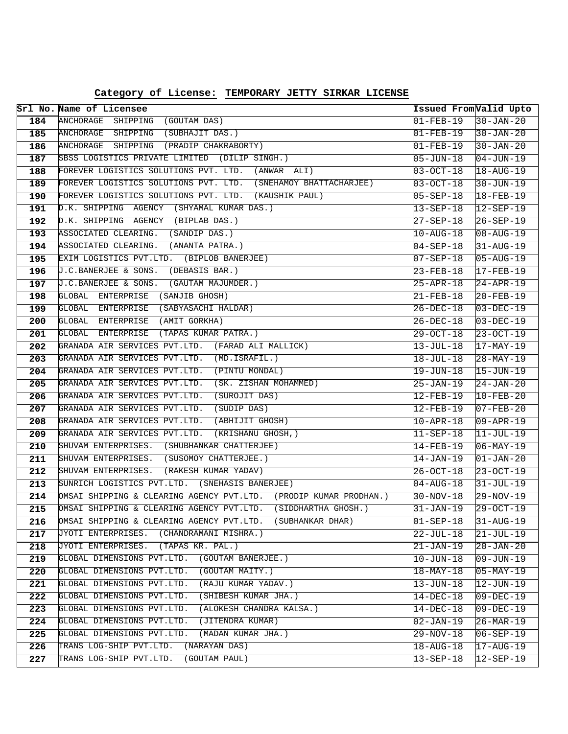**Category of License: TEMPORARY JETTY SIRKAR LICENSE**

| Srl No. | Name of Licensee | Issued From | Valid Upto |
|---|---|---|---|
| 184 | ANCHORAGE SHIPPING (GOUTAM DAS) | 01-FEB-19 | 30-JAN-20 |
| 185 | ANCHORAGE SHIPPING (SUBHAJIT DAS.) | 01-FEB-19 | 30-JAN-20 |
| 186 | ANCHORAGE SHIPPING (PRADIP CHAKRABORTY) | 01-FEB-19 | 30-JAN-20 |
| 187 | SBSS LOGISTICS PRIVATE LIMITED (DILIP SINGH.) | 05-JUN-18 | 04-JUN-19 |
| 188 | FOREVER LOGISTICS SOLUTIONS PVT. LTD. (ANWAR ALI) | 03-OCT-18 | 18-AUG-19 |
| 189 | FOREVER LOGISTICS SOLUTIONS PVT. LTD. (SNEHAMOY BHATTACHARJEE) | 03-OCT-18 | 30-JUN-19 |
| 190 | FOREVER LOGISTICS SOLUTIONS PVT. LTD. (KAUSHIK PAUL) | 05-SEP-18 | 18-FEB-19 |
| 191 | D.K. SHIPPING AGENCY (SHYAMAL KUMAR DAS.) | 13-SEP-18 | 12-SEP-19 |
| 192 | D.K. SHIPPING AGENCY (BIPLAB DAS.) | 27-SEP-18 | 26-SEP-19 |
| 193 | ASSOCIATED CLEARING. (SANDIP DAS.) | 10-AUG-18 | 08-AUG-19 |
| 194 | ASSOCIATED CLEARING. (ANANTA PATRA.) | 04-SEP-18 | 31-AUG-19 |
| 195 | EXIM LOGISTICS PVT.LTD. (BIPLOB BANERJEE) | 07-SEP-18 | 05-AUG-19 |
| 196 | J.C.BANERJEE & SONS. (DEBASIS BAR.) | 23-FEB-18 | 17-FEB-19 |
| 197 | J.C.BANERJEE & SONS. (GAUTAM MAJUMDER.) | 25-APR-18 | 24-APR-19 |
| 198 | GLOBAL ENTERPRISE (SANJIB GHOSH) | 21-FEB-18 | 20-FEB-19 |
| 199 | GLOBAL ENTERPRISE (SABYASACHI HALDAR) | 26-DEC-18 | 03-DEC-19 |
| 200 | GLOBAL ENTERPRISE (AMIT GORKHA) | 26-DEC-18 | 03-DEC-19 |
| 201 | GLOBAL ENTERPRISE (TAPAS KUMAR PATRA.) | 29-OCT-18 | 23-OCT-19 |
| 202 | GRANADA AIR SERVICES PVT.LTD. (FARAD ALI MALLICK) | 13-JUL-18 | 17-MAY-19 |
| 203 | GRANADA AIR SERVICES PVT.LTD. (MD.ISRAFIL.) | 18-JUL-18 | 28-MAY-19 |
| 204 | GRANADA AIR SERVICES PVT.LTD. (PINTU MONDAL) | 19-JUN-18 | 15-JUN-19 |
| 205 | GRANADA AIR SERVICES PVT.LTD. (SK. ZISHAN MOHAMMED) | 25-JAN-19 | 24-JAN-20 |
| 206 | GRANADA AIR SERVICES PVT.LTD. (SUROJIT DAS) | 12-FEB-19 | 10-FEB-20 |
| 207 | GRANADA AIR SERVICES PVT.LTD. (SUDIP DAS) | 12-FEB-19 | 07-FEB-20 |
| 208 | GRANADA AIR SERVICES PVT.LTD. (ABHIJIT GHOSH) | 10-APR-18 | 09-APR-19 |
| 209 | GRANADA AIR SERVICES PVT.LTD. (KRISHANU GHOSH,) | 11-SEP-18 | 11-JUL-19 |
| 210 | SHUVAM ENTERPRISES. (SHUBHANKAR CHATTERJEE) | 14-FEB-19 | 06-MAY-19 |
| 211 | SHUVAM ENTERPRISES. (SUSOMOY CHATTERJEE.) | 14-JAN-19 | 01-JAN-20 |
| 212 | SHUVAM ENTERPRISES. (RAKESH KUMAR YADAV) | 26-OCT-18 | 23-OCT-19 |
| 213 | SUNRICH LOGISTICS PVT.LTD. (SNEHASIS BANERJEE) | 04-AUG-18 | 31-JUL-19 |
| 214 | OMSAI SHIPPING & CLEARING AGENCY PVT.LTD. (PRODIP KUMAR PRODHAN.) | 30-NOV-18 | 29-NOV-19 |
| 215 | OMSAI SHIPPING & CLEARING AGENCY PVT.LTD. (SIDDHARTHA GHOSH.) | 31-JAN-19 | 29-OCT-19 |
| 216 | OMSAI SHIPPING & CLEARING AGENCY PVT.LTD. (SUBHANKAR DHAR) | 01-SEP-18 | 31-AUG-19 |
| 217 | JYOTI ENTERPRISES. (CHANDRAMANI MISHRA.) | 22-JUL-18 | 21-JUL-19 |
| 218 | JYOTI ENTERPRISES. (TAPAS KR. PAL.) | 21-JAN-19 | 20-JAN-20 |
| 219 | GLOBAL DIMENSIONS PVT.LTD. (GOUTAM BANERJEE.) | 10-JUN-18 | 09-JUN-19 |
| 220 | GLOBAL DIMENSIONS PVT.LTD. (GOUTAM MAITY.) | 18-MAY-18 | 05-MAY-19 |
| 221 | GLOBAL DIMENSIONS PVT.LTD. (RAJU KUMAR YADAV.) | 13-JUN-18 | 12-JUN-19 |
| 222 | GLOBAL DIMENSIONS PVT.LTD. (SHIBESH KUMAR JHA.) | 14-DEC-18 | 09-DEC-19 |
| 223 | GLOBAL DIMENSIONS PVT.LTD. (ALOKESH CHANDRA KALSA.) | 14-DEC-18 | 09-DEC-19 |
| 224 | GLOBAL DIMENSIONS PVT.LTD. (JITENDRA KUMAR) | 02-JAN-19 | 26-MAR-19 |
| 225 | GLOBAL DIMENSIONS PVT.LTD. (MADAN KUMAR JHA.) | 29-NOV-18 | 06-SEP-19 |
| 226 | TRANS LOG-SHIP PVT.LTD. (NARAYAN DAS) | 18-AUG-18 | 17-AUG-19 |
| 227 | TRANS LOG-SHIP PVT.LTD. (GOUTAM PAUL) | 13-SEP-18 | 12-SEP-19 |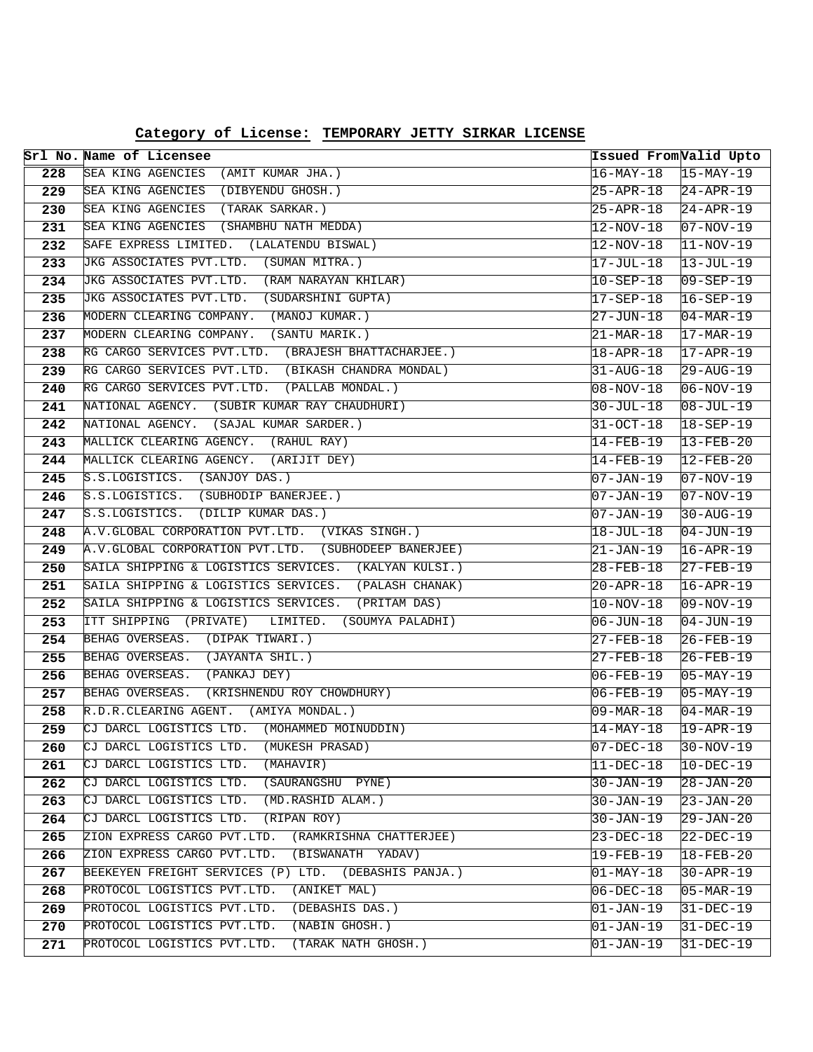**Category of License: TEMPORARY JETTY SIRKAR LICENSE**

| Srl No. | Name of Licensee | Issued From | Valid Upto |
|---|---|---|---|
| 228 | SEA KING AGENCIES (AMIT KUMAR JHA.) | 16-MAY-18 | 15-MAY-19 |
| 229 | SEA KING AGENCIES (DIBYENDU GHOSH.) | 25-APR-18 | 24-APR-19 |
| 230 | SEA KING AGENCIES (TARAK SARKAR.) | 25-APR-18 | 24-APR-19 |
| 231 | SEA KING AGENCIES (SHAMBHU NATH MEDDA) | 12-NOV-18 | 07-NOV-19 |
| 232 | SAFE EXPRESS LIMITED. (LALATENDU BISWAL) | 12-NOV-18 | 11-NOV-19 |
| 233 | JKG ASSOCIATES PVT.LTD. (SUMAN MITRA.) | 17-JUL-18 | 13-JUL-19 |
| 234 | JKG ASSOCIATES PVT.LTD. (RAM NARAYAN KHILAR) | 10-SEP-18 | 09-SEP-19 |
| 235 | JKG ASSOCIATES PVT.LTD. (SUDARSHINI GUPTA) | 17-SEP-18 | 16-SEP-19 |
| 236 | MODERN CLEARING COMPANY. (MANOJ KUMAR.) | 27-JUN-18 | 04-MAR-19 |
| 237 | MODERN CLEARING COMPANY. (SANTU MARIK.) | 21-MAR-18 | 17-MAR-19 |
| 238 | RG CARGO SERVICES PVT.LTD. (BRAJESH BHATTACHARJEE.) | 18-APR-18 | 17-APR-19 |
| 239 | RG CARGO SERVICES PVT.LTD. (BIKASH CHANDRA MONDAL) | 31-AUG-18 | 29-AUG-19 |
| 240 | RG CARGO SERVICES PVT.LTD. (PALLAB MONDAL.) | 08-NOV-18 | 06-NOV-19 |
| 241 | NATIONAL AGENCY. (SUBIR KUMAR RAY CHAUDHURI) | 30-JUL-18 | 08-JUL-19 |
| 242 | NATIONAL AGENCY. (SAJAL KUMAR SARDER.) | 31-OCT-18 | 18-SEP-19 |
| 243 | MALLICK CLEARING AGENCY. (RAHUL RAY) | 14-FEB-19 | 13-FEB-20 |
| 244 | MALLICK CLEARING AGENCY. (ARIJIT DEY) | 14-FEB-19 | 12-FEB-20 |
| 245 | S.S.LOGISTICS. (SANJOY DAS.) | 07-JAN-19 | 07-NOV-19 |
| 246 | S.S.LOGISTICS. (SUBHODIP BANERJEE.) | 07-JAN-19 | 07-NOV-19 |
| 247 | S.S.LOGISTICS. (DILIP KUMAR DAS.) | 07-JAN-19 | 30-AUG-19 |
| 248 | A.V.GLOBAL CORPORATION PVT.LTD. (VIKAS SINGH.) | 18-JUL-18 | 04-JUN-19 |
| 249 | A.V.GLOBAL CORPORATION PVT.LTD. (SUBHODEEP BANERJEE) | 21-JAN-19 | 16-APR-19 |
| 250 | SAILA SHIPPING & LOGISTICS SERVICES. (KALYAN KULSI.) | 28-FEB-18 | 27-FEB-19 |
| 251 | SAILA SHIPPING & LOGISTICS SERVICES. (PALASH CHANAK) | 20-APR-18 | 16-APR-19 |
| 252 | SAILA SHIPPING & LOGISTICS SERVICES. (PRITAM DAS) | 10-NOV-18 | 09-NOV-19 |
| 253 | ITT SHIPPING (PRIVATE) LIMITED. (SOUMYA PALADHI) | 06-JUN-18 | 04-JUN-19 |
| 254 | BEHAG OVERSEAS. (DIPAK TIWARI.) | 27-FEB-18 | 26-FEB-19 |
| 255 | BEHAG OVERSEAS. (JAYANTA SHIL.) | 27-FEB-18 | 26-FEB-19 |
| 256 | BEHAG OVERSEAS. (PANKAJ DEY) | 06-FEB-19 | 05-MAY-19 |
| 257 | BEHAG OVERSEAS. (KRISHNENDU ROY CHOWDHURY) | 06-FEB-19 | 05-MAY-19 |
| 258 | R.D.R.CLEARING AGENT. (AMIYA MONDAL.) | 09-MAR-18 | 04-MAR-19 |
| 259 | CJ DARCL LOGISTICS LTD. (MOHAMMED MOINUDDIN) | 14-MAY-18 | 19-APR-19 |
| 260 | CJ DARCL LOGISTICS LTD. (MUKESH PRASAD) | 07-DEC-18 | 30-NOV-19 |
| 261 | CJ DARCL LOGISTICS LTD. (MAHAVIR) | 11-DEC-18 | 10-DEC-19 |
| 262 | CJ DARCL LOGISTICS LTD. (SAURANGSHU PYNE) | 30-JAN-19 | 28-JAN-20 |
| 263 | CJ DARCL LOGISTICS LTD. (MD.RASHID ALAM.) | 30-JAN-19 | 23-JAN-20 |
| 264 | CJ DARCL LOGISTICS LTD. (RIPAN ROY) | 30-JAN-19 | 29-JAN-20 |
| 265 | ZION EXPRESS CARGO PVT.LTD. (RAMKRISHNA CHATTERJEE) | 23-DEC-18 | 22-DEC-19 |
| 266 | ZION EXPRESS CARGO PVT.LTD. (BISWANATH YADAV) | 19-FEB-19 | 18-FEB-20 |
| 267 | BEEKEYEN FREIGHT SERVICES (P) LTD. (DEBASHIS PANJA.) | 01-MAY-18 | 30-APR-19 |
| 268 | PROTOCOL LOGISTICS PVT.LTD. (ANIKET MAL) | 06-DEC-18 | 05-MAR-19 |
| 269 | PROTOCOL LOGISTICS PVT.LTD. (DEBASHIS DAS.) | 01-JAN-19 | 31-DEC-19 |
| 270 | PROTOCOL LOGISTICS PVT.LTD. (NABIN GHOSH.) | 01-JAN-19 | 31-DEC-19 |
| 271 | PROTOCOL LOGISTICS PVT.LTD. (TARAK NATH GHOSH.) | 01-JAN-19 | 31-DEC-19 |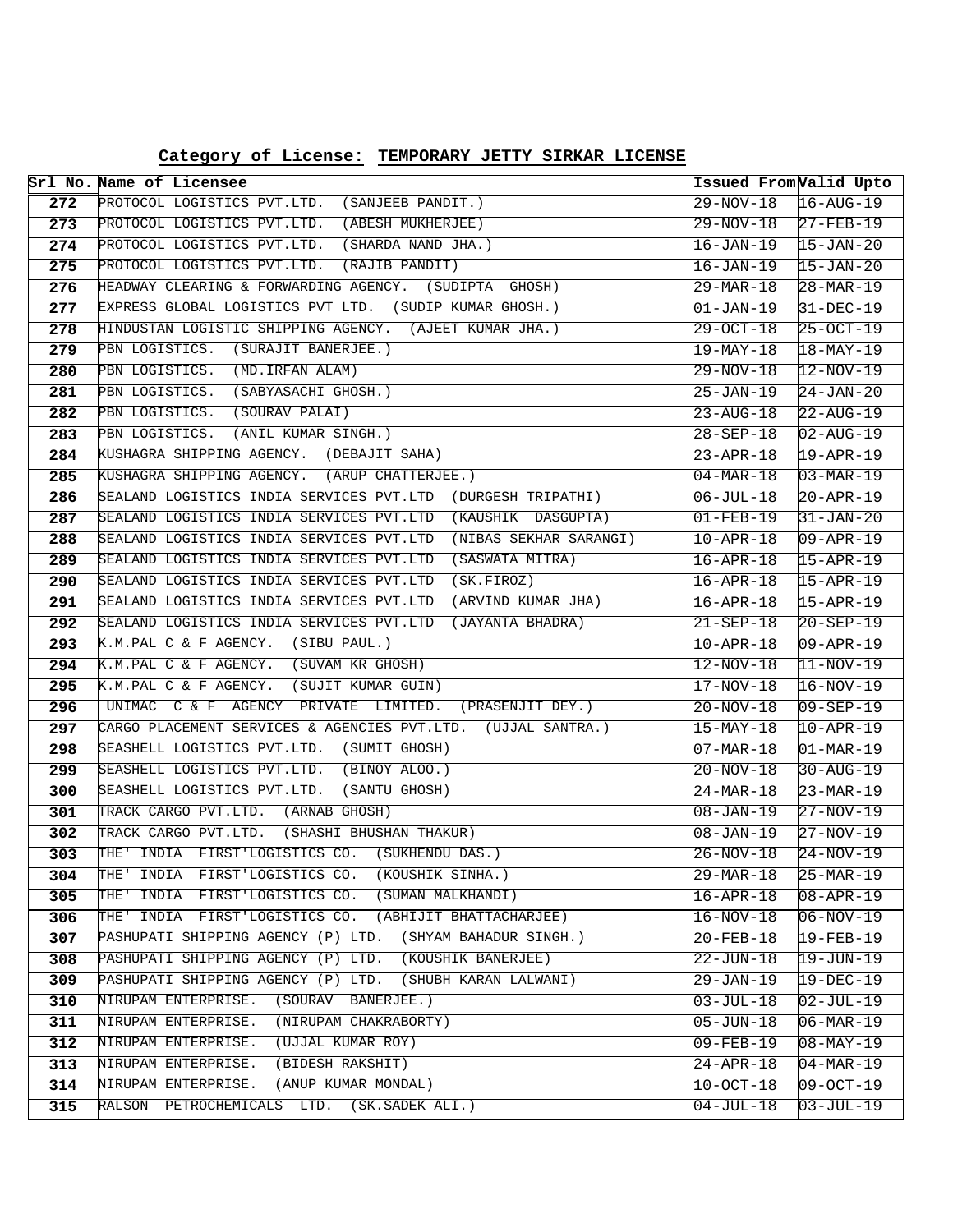**Category of License: TEMPORARY JETTY SIRKAR LICENSE**

| Srl No. | Name of Licensee | Issued From | Valid Upto |
|---|---|---|---|
| 272 | PROTOCOL LOGISTICS PVT.LTD. (SANJEEB PANDIT.) | 29-NOV-18 | 16-AUG-19 |
| 273 | PROTOCOL LOGISTICS PVT.LTD. (ABESH MUKHERJEE) | 29-NOV-18 | 27-FEB-19 |
| 274 | PROTOCOL LOGISTICS PVT.LTD. (SHARDA NAND JHA.) | 16-JAN-19 | 15-JAN-20 |
| 275 | PROTOCOL LOGISTICS PVT.LTD. (RAJIB PANDIT) | 16-JAN-19 | 15-JAN-20 |
| 276 | HEADWAY CLEARING & FORWARDING AGENCY. (SUDIPTA GHOSH) | 29-MAR-18 | 28-MAR-19 |
| 277 | EXPRESS GLOBAL LOGISTICS PVT LTD. (SUDIP KUMAR GHOSH.) | 01-JAN-19 | 31-DEC-19 |
| 278 | HINDUSTAN LOGISTIC SHIPPING AGENCY. (AJEET KUMAR JHA.) | 29-OCT-18 | 25-OCT-19 |
| 279 | PBN LOGISTICS. (SURAJIT BANERJEE.) | 19-MAY-18 | 18-MAY-19 |
| 280 | PBN LOGISTICS. (MD.IRFAN ALAM) | 29-NOV-18 | 12-NOV-19 |
| 281 | PBN LOGISTICS. (SABYASACHI GHOSH.) | 25-JAN-19 | 24-JAN-20 |
| 282 | PBN LOGISTICS. (SOURAV PALAI) | 23-AUG-18 | 22-AUG-19 |
| 283 | PBN LOGISTICS. (ANIL KUMAR SINGH.) | 28-SEP-18 | 02-AUG-19 |
| 284 | KUSHAGRA SHIPPING AGENCY. (DEBAJIT SAHA) | 23-APR-18 | 19-APR-19 |
| 285 | KUSHAGRA SHIPPING AGENCY. (ARUP CHATTERJEE.) | 04-MAR-18 | 03-MAR-19 |
| 286 | SEALAND LOGISTICS INDIA SERVICES PVT.LTD (DURGESH TRIPATHI) | 06-JUL-18 | 20-APR-19 |
| 287 | SEALAND LOGISTICS INDIA SERVICES PVT.LTD (KAUSHIK DASGUPTA) | 01-FEB-19 | 31-JAN-20 |
| 288 | SEALAND LOGISTICS INDIA SERVICES PVT.LTD (NIBAS SEKHAR SARANGI) | 10-APR-18 | 09-APR-19 |
| 289 | SEALAND LOGISTICS INDIA SERVICES PVT.LTD (SASWATA MITRA) | 16-APR-18 | 15-APR-19 |
| 290 | SEALAND LOGISTICS INDIA SERVICES PVT.LTD (SK.FIROZ) | 16-APR-18 | 15-APR-19 |
| 291 | SEALAND LOGISTICS INDIA SERVICES PVT.LTD (ARVIND KUMAR JHA) | 16-APR-18 | 15-APR-19 |
| 292 | SEALAND LOGISTICS INDIA SERVICES PVT.LTD (JAYANTA BHADRA) | 21-SEP-18 | 20-SEP-19 |
| 293 | K.M.PAL C & F AGENCY. (SIBU PAUL.) | 10-APR-18 | 09-APR-19 |
| 294 | K.M.PAL C & F AGENCY. (SUVAM KR GHOSH) | 12-NOV-18 | 11-NOV-19 |
| 295 | K.M.PAL C & F AGENCY. (SUJIT KUMAR GUIN) | 17-NOV-18 | 16-NOV-19 |
| 296 | UNIMAC C & F AGENCY PRIVATE LIMITED. (PRASENJIT DEY.) | 20-NOV-18 | 09-SEP-19 |
| 297 | CARGO PLACEMENT SERVICES & AGENCIES PVT.LTD. (UJJAL SANTRA.) | 15-MAY-18 | 10-APR-19 |
| 298 | SEASHELL LOGISTICS PVT.LTD. (SUMIT GHOSH) | 07-MAR-18 | 01-MAR-19 |
| 299 | SEASHELL LOGISTICS PVT.LTD. (BINOY ALOO.) | 20-NOV-18 | 30-AUG-19 |
| 300 | SEASHELL LOGISTICS PVT.LTD. (SANTU GHOSH) | 24-MAR-18 | 23-MAR-19 |
| 301 | TRACK CARGO PVT.LTD. (ARNAB GHOSH) | 08-JAN-19 | 27-NOV-19 |
| 302 | TRACK CARGO PVT.LTD. (SHASHI BHUSHAN THAKUR) | 08-JAN-19 | 27-NOV-19 |
| 303 | THE' INDIA FIRST'LOGISTICS CO. (SUKHENDU DAS.) | 26-NOV-18 | 24-NOV-19 |
| 304 | THE' INDIA FIRST'LOGISTICS CO. (KOUSHIK SINHA.) | 29-MAR-18 | 25-MAR-19 |
| 305 | THE' INDIA FIRST'LOGISTICS CO. (SUMAN MALKHANDI) | 16-APR-18 | 08-APR-19 |
| 306 | THE' INDIA FIRST'LOGISTICS CO. (ABHIJIT BHATTACHARJEE) | 16-NOV-18 | 06-NOV-19 |
| 307 | PASHUPATI SHIPPING AGENCY (P) LTD. (SHYAM BAHADUR SINGH.) | 20-FEB-18 | 19-FEB-19 |
| 308 | PASHUPATI SHIPPING AGENCY (P) LTD. (KOUSHIK BANERJEE) | 22-JUN-18 | 19-JUN-19 |
| 309 | PASHUPATI SHIPPING AGENCY (P) LTD. (SHUBH KARAN LALWANI) | 29-JAN-19 | 19-DEC-19 |
| 310 | NIRUPAM ENTERPRISE. (SOURAV BANERJEE.) | 03-JUL-18 | 02-JUL-19 |
| 311 | NIRUPAM ENTERPRISE. (NIRUPAM CHAKRABORTY) | 05-JUN-18 | 06-MAR-19 |
| 312 | NIRUPAM ENTERPRISE. (UJJAL KUMAR ROY) | 09-FEB-19 | 08-MAY-19 |
| 313 | NIRUPAM ENTERPRISE. (BIDESH RAKSHIT) | 24-APR-18 | 04-MAR-19 |
| 314 | NIRUPAM ENTERPRISE. (ANUP KUMAR MONDAL) | 10-OCT-18 | 09-OCT-19 |
| 315 | RALSON PETROCHEMICALS LTD. (SK.SADEK ALI.) | 04-JUL-18 | 03-JUL-19 |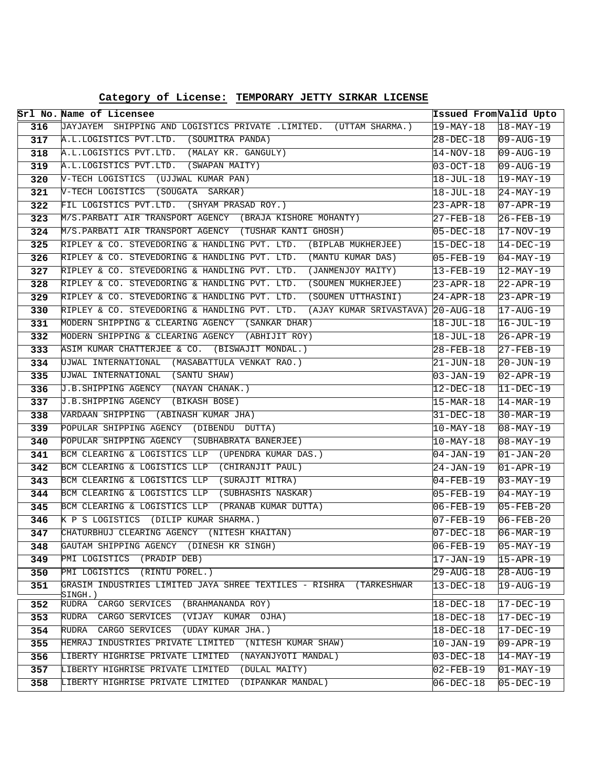**Category of License: TEMPORARY JETTY SIRKAR LICENSE**

| Srl No. | Name of Licensee | Issued From | Valid Upto |
|---|---|---|---|
| 316 | JAYJAYEM SHIPPING AND LOGISTICS PRIVATE .LIMITED. (UTTAM SHARMA.) | 19-MAY-18 | 18-MAY-19 |
| 317 | A.L.LOGISTICS PVT.LTD. (SOUMITRA PANDA) | 28-DEC-18 | 09-AUG-19 |
| 318 | A.L.LOGISTICS PVT.LTD. (MALAY KR. GANGULY) | 14-NOV-18 | 09-AUG-19 |
| 319 | A.L.LOGISTICS PVT.LTD. (SWAPAN MAITY) | 03-OCT-18 | 09-AUG-19 |
| 320 | V-TECH LOGISTICS (UJJWAL KUMAR PAN) | 18-JUL-18 | 19-MAY-19 |
| 321 | V-TECH LOGISTICS (SOUGATA SARKAR) | 18-JUL-18 | 24-MAY-19 |
| 322 | FIL LOGISTICS PVT.LTD. (SHYAM PRASAD ROY.) | 23-APR-18 | 07-APR-19 |
| 323 | M/S.PARBATI AIR TRANSPORT AGENCY (BRAJA KISHORE MOHANTY) | 27-FEB-18 | 26-FEB-19 |
| 324 | M/S.PARBATI AIR TRANSPORT AGENCY (TUSHAR KANTI GHOSH) | 05-DEC-18 | 17-NOV-19 |
| 325 | RIPLEY & CO. STEVEDORING & HANDLING PVT. LTD. (BIPLAB MUKHERJEE) | 15-DEC-18 | 14-DEC-19 |
| 326 | RIPLEY & CO. STEVEDORING & HANDLING PVT. LTD. (MANTU KUMAR DAS) | 05-FEB-19 | 04-MAY-19 |
| 327 | RIPLEY & CO. STEVEDORING & HANDLING PVT. LTD. (JANMENJOY MAITY) | 13-FEB-19 | 12-MAY-19 |
| 328 | RIPLEY & CO. STEVEDORING & HANDLING PVT. LTD. (SOUMEN MUKHERJEE) | 23-APR-18 | 22-APR-19 |
| 329 | RIPLEY & CO. STEVEDORING & HANDLING PVT. LTD. (SOUMEN UTTHASINI) | 24-APR-18 | 23-APR-19 |
| 330 | RIPLEY & CO. STEVEDORING & HANDLING PVT. LTD. (AJAY KUMAR SRIVASTAVA) | 20-AUG-18 | 17-AUG-19 |
| 331 | MODERN SHIPPING & CLEARING AGENCY (SANKAR DHAR) | 18-JUL-18 | 16-JUL-19 |
| 332 | MODERN SHIPPING & CLEARING AGENCY (ABHIJIT ROY) | 18-JUL-18 | 26-APR-19 |
| 333 | ASIM KUMAR CHATTERJEE & CO. (BISWAJIT MONDAL.) | 28-FEB-18 | 27-FEB-19 |
| 334 | UJWAL INTERNATIONAL (MASABATTULA VENKAT RAO.) | 21-JUN-18 | 20-JUN-19 |
| 335 | UJWAL INTERNATIONAL (SANTU SHAW) | 03-JAN-19 | 02-APR-19 |
| 336 | J.B.SHIPPING AGENCY (NAYAN CHANAK.) | 12-DEC-18 | 11-DEC-19 |
| 337 | J.B.SHIPPING AGENCY (BIKASH BOSE) | 15-MAR-18 | 14-MAR-19 |
| 338 | VARDAAN SHIPPING (ABINASH KUMAR JHA) | 31-DEC-18 | 30-MAR-19 |
| 339 | POPULAR SHIPPING AGENCY (DIBENDU DUTTA) | 10-MAY-18 | 08-MAY-19 |
| 340 | POPULAR SHIPPING AGENCY (SUBHABRATA BANERJEE) | 10-MAY-18 | 08-MAY-19 |
| 341 | BCM CLEARING & LOGISTICS LLP (UPENDRA KUMAR DAS.) | 04-JAN-19 | 01-JAN-20 |
| 342 | BCM CLEARING & LOGISTICS LLP (CHIRANJIT PAUL) | 24-JAN-19 | 01-APR-19 |
| 343 | BCM CLEARING & LOGISTICS LLP (SURAJIT MITRA) | 04-FEB-19 | 03-MAY-19 |
| 344 | BCM CLEARING & LOGISTICS LLP (SUBHASHIS NASKAR) | 05-FEB-19 | 04-MAY-19 |
| 345 | BCM CLEARING & LOGISTICS LLP (PRANAB KUMAR DUTTA) | 06-FEB-19 | 05-FEB-20 |
| 346 | K P S LOGISTICS (DILIP KUMAR SHARMA.) | 07-FEB-19 | 06-FEB-20 |
| 347 | CHATURBHUJ CLEARING AGENCY (NITESH KHAITAN) | 07-DEC-18 | 06-MAR-19 |
| 348 | GAUTAM SHIPPING AGENCY (DINESH KR SINGH) | 06-FEB-19 | 05-MAY-19 |
| 349 | PMI LOGISTICS (PRADIP DEB) | 17-JAN-19 | 15-APR-19 |
| 350 | PMI LOGISTICS (RINTU POREL.) | 29-AUG-18 | 28-AUG-19 |
| 351 | GRASIM INDUSTRIES LIMITED JAYA SHREE TEXTILES - RISHRA (TARKESHWAR SINGH.) | 13-DEC-18 | 19-AUG-19 |
| 352 | RUDRA CARGO SERVICES (BRAHMANANDA ROY) | 18-DEC-18 | 17-DEC-19 |
| 353 | RUDRA CARGO SERVICES (VIJAY KUMAR OJHA) | 18-DEC-18 | 17-DEC-19 |
| 354 | RUDRA CARGO SERVICES (UDAY KUMAR JHA.) | 18-DEC-18 | 17-DEC-19 |
| 355 | HEMRAJ INDUSTRIES PRIVATE LIMITED (NITESH KUMAR SHAW) | 10-JAN-19 | 09-APR-19 |
| 356 | LIBERTY HIGHRISE PRIVATE LIMITED (NAYANJYOTI MANDAL) | 03-DEC-18 | 14-MAY-19 |
| 357 | LIBERTY HIGHRISE PRIVATE LIMITED (DULAL MAITY) | 02-FEB-19 | 01-MAY-19 |
| 358 | LIBERTY HIGHRISE PRIVATE LIMITED (DIPANKAR MANDAL) | 06-DEC-18 | 05-DEC-19 |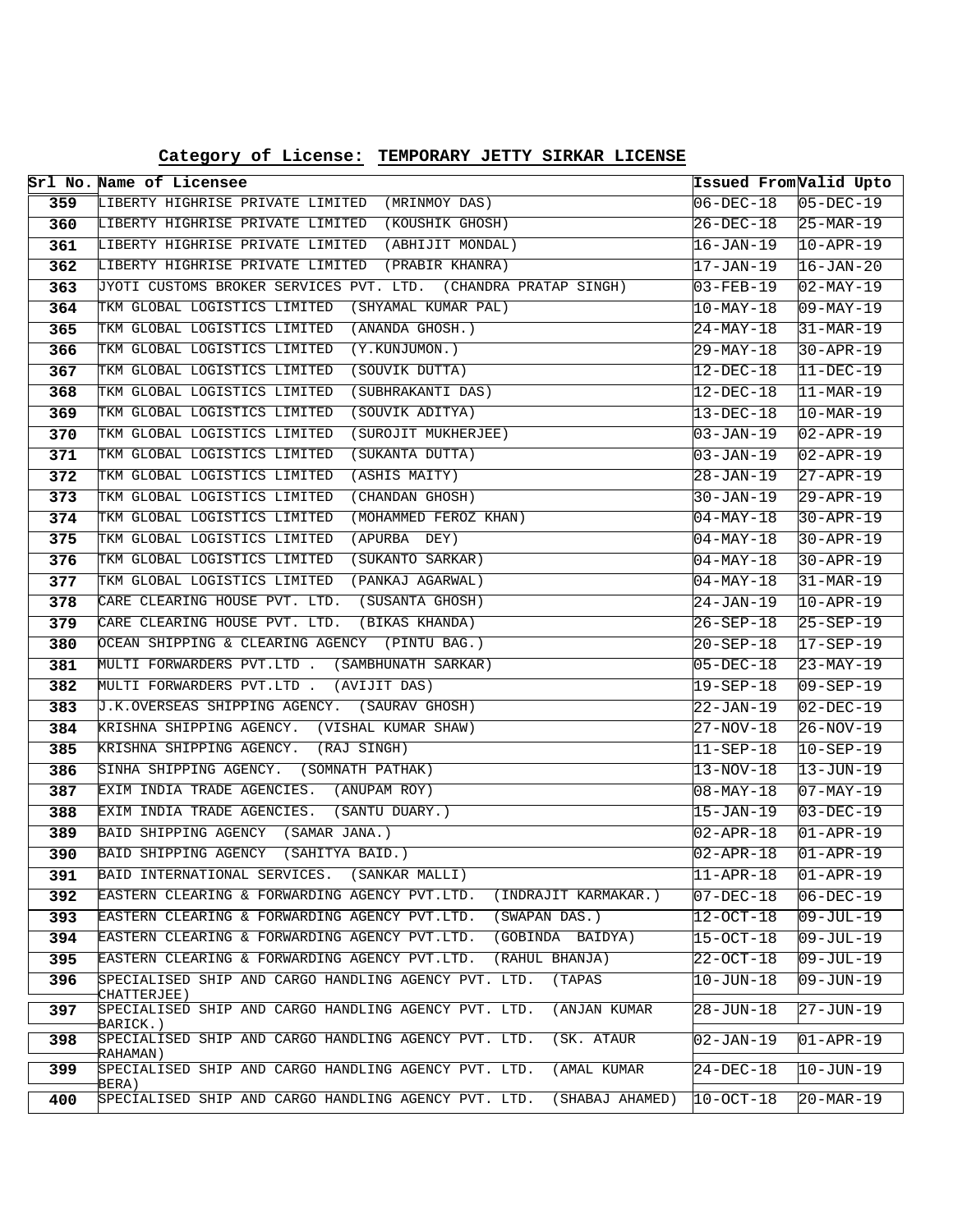**Category of License: TEMPORARY JETTY SIRKAR LICENSE**

| Srl No. | Name of Licensee | Issued From | Valid Upto |
|---|---|---|---|
| 359 | LIBERTY HIGHRISE PRIVATE LIMITED (MRINMOY DAS) | 06-DEC-18 | 05-DEC-19 |
| 360 | LIBERTY HIGHRISE PRIVATE LIMITED (KOUSHIK GHOSH) | 26-DEC-18 | 25-MAR-19 |
| 361 | LIBERTY HIGHRISE PRIVATE LIMITED (ABHIJIT MONDAL) | 16-JAN-19 | 10-APR-19 |
| 362 | LIBERTY HIGHRISE PRIVATE LIMITED (PRABIR KHANRA) | 17-JAN-19 | 16-JAN-20 |
| 363 | JYOTI CUSTOMS BROKER SERVICES PVT. LTD. (CHANDRA PRATAP SINGH) | 03-FEB-19 | 02-MAY-19 |
| 364 | TKM GLOBAL LOGISTICS LIMITED (SHYAMAL KUMAR PAL) | 10-MAY-18 | 09-MAY-19 |
| 365 | TKM GLOBAL LOGISTICS LIMITED (ANANDA GHOSH.) | 24-MAY-18 | 31-MAR-19 |
| 366 | TKM GLOBAL LOGISTICS LIMITED (Y.KUNJUMON.) | 29-MAY-18 | 30-APR-19 |
| 367 | TKM GLOBAL LOGISTICS LIMITED (SOUVIK DUTTA) | 12-DEC-18 | 11-DEC-19 |
| 368 | TKM GLOBAL LOGISTICS LIMITED (SUBHRAKANTI DAS) | 12-DEC-18 | 11-MAR-19 |
| 369 | TKM GLOBAL LOGISTICS LIMITED (SOUVIK ADITYA) | 13-DEC-18 | 10-MAR-19 |
| 370 | TKM GLOBAL LOGISTICS LIMITED (SUROJIT MUKHERJEE) | 03-JAN-19 | 02-APR-19 |
| 371 | TKM GLOBAL LOGISTICS LIMITED (SUKANTA DUTTA) | 03-JAN-19 | 02-APR-19 |
| 372 | TKM GLOBAL LOGISTICS LIMITED (ASHIS MAITY) | 28-JAN-19 | 27-APR-19 |
| 373 | TKM GLOBAL LOGISTICS LIMITED (CHANDAN GHOSH) | 30-JAN-19 | 29-APR-19 |
| 374 | TKM GLOBAL LOGISTICS LIMITED (MOHAMMED FEROZ KHAN) | 04-MAY-18 | 30-APR-19 |
| 375 | TKM GLOBAL LOGISTICS LIMITED (APURBA DEY) | 04-MAY-18 | 30-APR-19 |
| 376 | TKM GLOBAL LOGISTICS LIMITED (SUKANTO SARKAR) | 04-MAY-18 | 30-APR-19 |
| 377 | TKM GLOBAL LOGISTICS LIMITED (PANKAJ AGARWAL) | 04-MAY-18 | 31-MAR-19 |
| 378 | CARE CLEARING HOUSE PVT. LTD. (SUSANTA GHOSH) | 24-JAN-19 | 10-APR-19 |
| 379 | CARE CLEARING HOUSE PVT. LTD. (BIKAS KHANDA) | 26-SEP-18 | 25-SEP-19 |
| 380 | OCEAN SHIPPING & CLEARING AGENCY (PINTU BAG.) | 20-SEP-18 | 17-SEP-19 |
| 381 | MULTI FORWARDERS PVT.LTD . (SAMBHUNATH SARKAR) | 05-DEC-18 | 23-MAY-19 |
| 382 | MULTI FORWARDERS PVT.LTD . (AVIJIT DAS) | 19-SEP-18 | 09-SEP-19 |
| 383 | J.K.OVERSEAS SHIPPING AGENCY. (SAURAV GHOSH) | 22-JAN-19 | 02-DEC-19 |
| 384 | KRISHNA SHIPPING AGENCY. (VISHAL KUMAR SHAW) | 27-NOV-18 | 26-NOV-19 |
| 385 | KRISHNA SHIPPING AGENCY. (RAJ SINGH) | 11-SEP-18 | 10-SEP-19 |
| 386 | SINHA SHIPPING AGENCY. (SOMNATH PATHAK) | 13-NOV-18 | 13-JUN-19 |
| 387 | EXIM INDIA TRADE AGENCIES. (ANUPAM ROY) | 08-MAY-18 | 07-MAY-19 |
| 388 | EXIM INDIA TRADE AGENCIES. (SANTU DUARY.) | 15-JAN-19 | 03-DEC-19 |
| 389 | BAID SHIPPING AGENCY (SAMAR JANA.) | 02-APR-18 | 01-APR-19 |
| 390 | BAID SHIPPING AGENCY (SAHITYA BAID.) | 02-APR-18 | 01-APR-19 |
| 391 | BAID INTERNATIONAL SERVICES. (SANKAR MALLI) | 11-APR-18 | 01-APR-19 |
| 392 | EASTERN CLEARING & FORWARDING AGENCY PVT.LTD. (INDRAJIT KARMAKAR.) | 07-DEC-18 | 06-DEC-19 |
| 393 | EASTERN CLEARING & FORWARDING AGENCY PVT.LTD. (SWAPAN DAS.) | 12-OCT-18 | 09-JUL-19 |
| 394 | EASTERN CLEARING & FORWARDING AGENCY PVT.LTD. (GOBINDA BAIDYA) | 15-OCT-18 | 09-JUL-19 |
| 395 | EASTERN CLEARING & FORWARDING AGENCY PVT.LTD. (RAHUL BHANJA) | 22-OCT-18 | 09-JUL-19 |
| 396 | SPECIALISED SHIP AND CARGO HANDLING AGENCY PVT. LTD. (TAPAS CHATTERJEE) | 10-JUN-18 | 09-JUN-19 |
| 397 | SPECIALISED SHIP AND CARGO HANDLING AGENCY PVT. LTD. (ANJAN KUMAR BARICK.) | 28-JUN-18 | 27-JUN-19 |
| 398 | SPECIALISED SHIP AND CARGO HANDLING AGENCY PVT. LTD. (SK. ATAUR RAHAMAN) | 02-JAN-19 | 01-APR-19 |
| 399 | SPECIALISED SHIP AND CARGO HANDLING AGENCY PVT. LTD. (AMAL KUMAR BERA) | 24-DEC-18 | 10-JUN-19 |
| 400 | SPECIALISED SHIP AND CARGO HANDLING AGENCY PVT. LTD. (SHABAJ AHAMED) | 10-OCT-18 | 20-MAR-19 |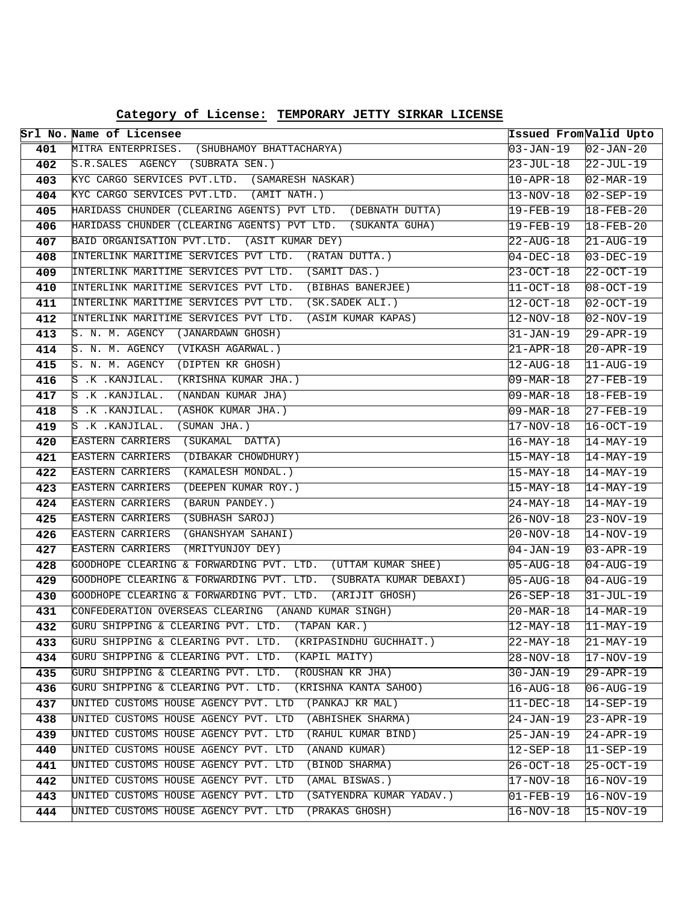**Category of License: TEMPORARY JETTY SIRKAR LICENSE**

| Srl No. | Name of Licensee | Issued From | Valid Upto |
|---|---|---|---|
| 401 | MITRA ENTERPRISES. (SHUBHAMOY BHATTACHARYA) | 03-JAN-19 | 02-JAN-20 |
| 402 | S.R.SALES AGENCY (SUBRATA SEN.) | 23-JUL-18 | 22-JUL-19 |
| 403 | KYC CARGO SERVICES PVT.LTD. (SAMARESH NASKAR) | 10-APR-18 | 02-MAR-19 |
| 404 | KYC CARGO SERVICES PVT.LTD. (AMIT NATH.) | 13-NOV-18 | 02-SEP-19 |
| 405 | HARIDASS CHUNDER (CLEARING AGENTS) PVT LTD. (DEBNATH DUTTA) | 19-FEB-19 | 18-FEB-20 |
| 406 | HARIDASS CHUNDER (CLEARING AGENTS) PVT LTD. (SUKANTA GUHA) | 19-FEB-19 | 18-FEB-20 |
| 407 | BAID ORGANISATION PVT.LTD. (ASIT KUMAR DEY) | 22-AUG-18 | 21-AUG-19 |
| 408 | INTERLINK MARITIME SERVICES PVT LTD. (RATAN DUTTA.) | 04-DEC-18 | 03-DEC-19 |
| 409 | INTERLINK MARITIME SERVICES PVT LTD. (SAMIT DAS.) | 23-OCT-18 | 22-OCT-19 |
| 410 | INTERLINK MARITIME SERVICES PVT LTD. (BIBHAS BANERJEE) | 11-OCT-18 | 08-OCT-19 |
| 411 | INTERLINK MARITIME SERVICES PVT LTD. (SK.SADEK ALI.) | 12-OCT-18 | 02-OCT-19 |
| 412 | INTERLINK MARITIME SERVICES PVT LTD. (ASIM KUMAR KAPAS) | 12-NOV-18 | 02-NOV-19 |
| 413 | S. N. M. AGENCY (JANARDAWN GHOSH) | 31-JAN-19 | 29-APR-19 |
| 414 | S. N. M. AGENCY (VIKASH AGARWAL.) | 21-APR-18 | 20-APR-19 |
| 415 | S. N. M. AGENCY (DIPTEN KR GHOSH) | 12-AUG-18 | 11-AUG-19 |
| 416 | S .K .KANJILAL. (KRISHNA KUMAR JHA.) | 09-MAR-18 | 27-FEB-19 |
| 417 | S .K .KANJILAL. (NANDAN KUMAR JHA) | 09-MAR-18 | 18-FEB-19 |
| 418 | S .K .KANJILAL. (ASHOK KUMAR JHA.) | 09-MAR-18 | 27-FEB-19 |
| 419 | S .K .KANJILAL. (SUMAN JHA.) | 17-NOV-18 | 16-OCT-19 |
| 420 | EASTERN CARRIERS (SUKAMAL DATTA) | 16-MAY-18 | 14-MAY-19 |
| 421 | EASTERN CARRIERS (DIBAKAR CHOWDHURY) | 15-MAY-18 | 14-MAY-19 |
| 422 | EASTERN CARRIERS (KAMALESH MONDAL.) | 15-MAY-18 | 14-MAY-19 |
| 423 | EASTERN CARRIERS (DEEPEN KUMAR ROY.) | 15-MAY-18 | 14-MAY-19 |
| 424 | EASTERN CARRIERS (BARUN PANDEY.) | 24-MAY-18 | 14-MAY-19 |
| 425 | EASTERN CARRIERS (SUBHASH SAROJ) | 26-NOV-18 | 23-NOV-19 |
| 426 | EASTERN CARRIERS (GHANSHYAM SAHANI) | 20-NOV-18 | 14-NOV-19 |
| 427 | EASTERN CARRIERS (MRITYUNJOY DEY) | 04-JAN-19 | 03-APR-19 |
| 428 | GOODHOPE CLEARING & FORWARDING PVT. LTD. (UTTAM KUMAR SHEE) | 05-AUG-18 | 04-AUG-19 |
| 429 | GOODHOPE CLEARING & FORWARDING PVT. LTD. (SUBRATA KUMAR DEBAXI) | 05-AUG-18 | 04-AUG-19 |
| 430 | GOODHOPE CLEARING & FORWARDING PVT. LTD. (ARIJIT GHOSH) | 26-SEP-18 | 31-JUL-19 |
| 431 | CONFEDERATION OVERSEAS CLEARING (ANAND KUMAR SINGH) | 20-MAR-18 | 14-MAR-19 |
| 432 | GURU SHIPPING & CLEARING PVT. LTD. (TAPAN KAR.) | 12-MAY-18 | 11-MAY-19 |
| 433 | GURU SHIPPING & CLEARING PVT. LTD. (KRIPASINDHU GUCHHAIT.) | 22-MAY-18 | 21-MAY-19 |
| 434 | GURU SHIPPING & CLEARING PVT. LTD. (KAPIL MAITY) | 28-NOV-18 | 17-NOV-19 |
| 435 | GURU SHIPPING & CLEARING PVT. LTD. (ROUSHAN KR JHA) | 30-JAN-19 | 29-APR-19 |
| 436 | GURU SHIPPING & CLEARING PVT. LTD. (KRISHNA KANTA SAHOO) | 16-AUG-18 | 06-AUG-19 |
| 437 | UNITED CUSTOMS HOUSE AGENCY PVT. LTD (PANKAJ KR MAL) | 11-DEC-18 | 14-SEP-19 |
| 438 | UNITED CUSTOMS HOUSE AGENCY PVT. LTD (ABHISHEK SHARMA) | 24-JAN-19 | 23-APR-19 |
| 439 | UNITED CUSTOMS HOUSE AGENCY PVT. LTD (RAHUL KUMAR BIND) | 25-JAN-19 | 24-APR-19 |
| 440 | UNITED CUSTOMS HOUSE AGENCY PVT. LTD (ANAND KUMAR) | 12-SEP-18 | 11-SEP-19 |
| 441 | UNITED CUSTOMS HOUSE AGENCY PVT. LTD (BINOD SHARMA) | 26-OCT-18 | 25-OCT-19 |
| 442 | UNITED CUSTOMS HOUSE AGENCY PVT. LTD (AMAL BISWAS.) | 17-NOV-18 | 16-NOV-19 |
| 443 | UNITED CUSTOMS HOUSE AGENCY PVT. LTD (SATYENDRA KUMAR YADAV.) | 01-FEB-19 | 16-NOV-19 |
| 444 | UNITED CUSTOMS HOUSE AGENCY PVT. LTD (PRAKAS GHOSH) | 16-NOV-18 | 15-NOV-19 |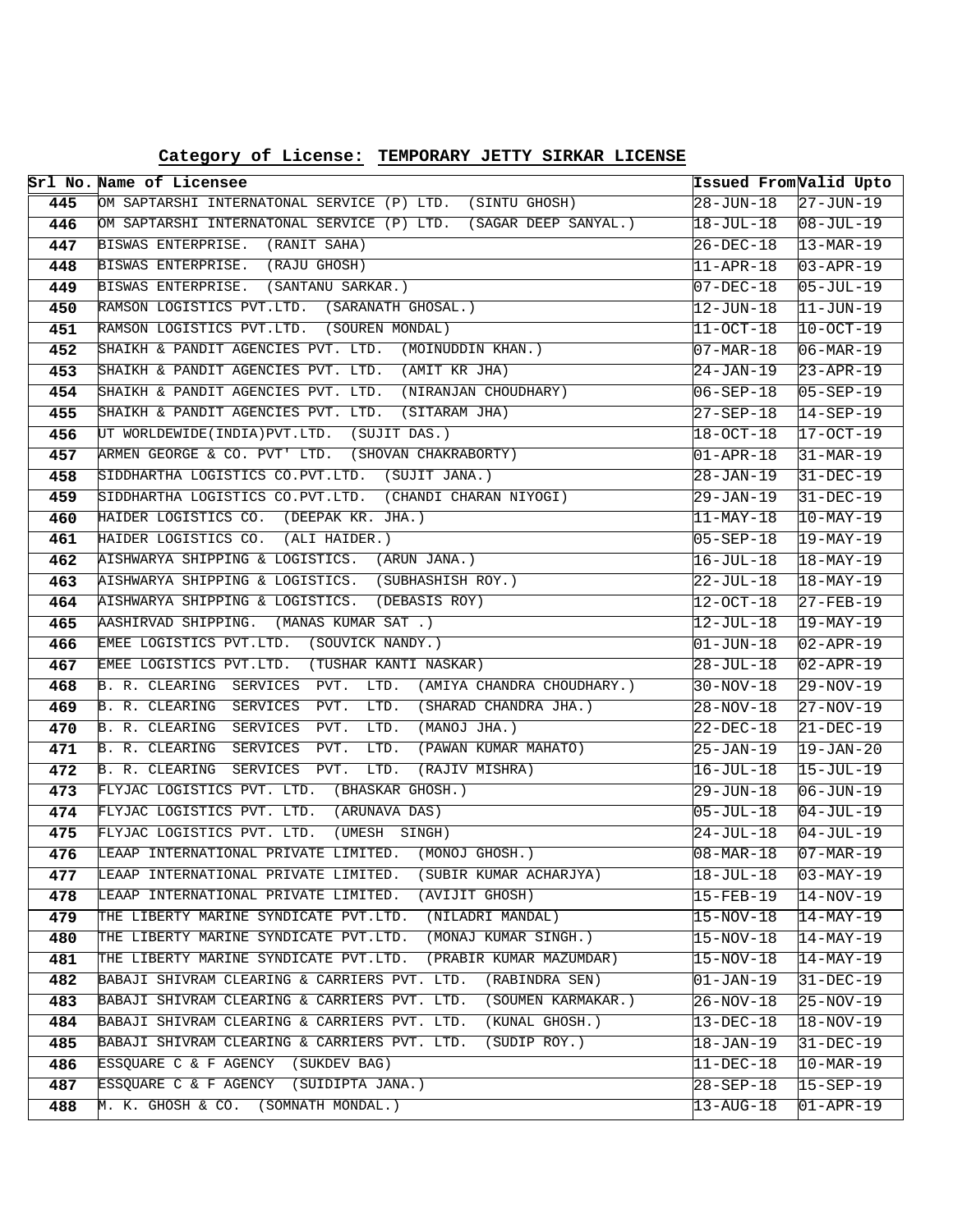**Category of License: TEMPORARY JETTY SIRKAR LICENSE**

| Srl No. | Name of Licensee | Issued From | Valid Upto |
|---|---|---|---|
| 445 | OM SAPTARSHI INTERNATONAL SERVICE (P) LTD. (SINTU GHOSH) | 28-JUN-18 | 27-JUN-19 |
| 446 | OM SAPTARSHI INTERNATONAL SERVICE (P) LTD. (SAGAR DEEP SANYAL.) | 18-JUL-18 | 08-JUL-19 |
| 447 | BISWAS ENTERPRISE. (RANIT SAHA) | 26-DEC-18 | 13-MAR-19 |
| 448 | BISWAS ENTERPRISE. (RAJU GHOSH) | 11-APR-18 | 03-APR-19 |
| 449 | BISWAS ENTERPRISE. (SANTANU SARKAR.) | 07-DEC-18 | 05-JUL-19 |
| 450 | RAMSON LOGISTICS PVT.LTD. (SARANATH GHOSAL.) | 12-JUN-18 | 11-JUN-19 |
| 451 | RAMSON LOGISTICS PVT.LTD. (SOUREN MONDAL) | 11-OCT-18 | 10-OCT-19 |
| 452 | SHAIKH & PANDIT AGENCIES PVT. LTD. (MOINUDDIN KHAN.) | 07-MAR-18 | 06-MAR-19 |
| 453 | SHAIKH & PANDIT AGENCIES PVT. LTD. (AMIT KR JHA) | 24-JAN-19 | 23-APR-19 |
| 454 | SHAIKH & PANDIT AGENCIES PVT. LTD. (NIRANJAN CHOUDHARY) | 06-SEP-18 | 05-SEP-19 |
| 455 | SHAIKH & PANDIT AGENCIES PVT. LTD. (SITARAM JHA) | 27-SEP-18 | 14-SEP-19 |
| 456 | UT WORLDEWIDE(INDIA)PVT.LTD. (SUJIT DAS.) | 18-OCT-18 | 17-OCT-19 |
| 457 | ARMEN GEORGE & CO. PVT' LTD. (SHOVAN CHAKRABORTY) | 01-APR-18 | 31-MAR-19 |
| 458 | SIDDHARTHA LOGISTICS CO.PVT.LTD. (SUJIT JANA.) | 28-JAN-19 | 31-DEC-19 |
| 459 | SIDDHARTHA LOGISTICS CO.PVT.LTD. (CHANDI CHARAN NIYOGI) | 29-JAN-19 | 31-DEC-19 |
| 460 | HAIDER LOGISTICS CO. (DEEPAK KR. JHA.) | 11-MAY-18 | 10-MAY-19 |
| 461 | HAIDER LOGISTICS CO. (ALI HAIDER.) | 05-SEP-18 | 19-MAY-19 |
| 462 | AISHWARYA SHIPPING & LOGISTICS. (ARUN JANA.) | 16-JUL-18 | 18-MAY-19 |
| 463 | AISHWARYA SHIPPING & LOGISTICS. (SUBHASHISH ROY.) | 22-JUL-18 | 18-MAY-19 |
| 464 | AISHWARYA SHIPPING & LOGISTICS. (DEBASIS ROY) | 12-OCT-18 | 27-FEB-19 |
| 465 | AASHIRVAD SHIPPING. (MANAS KUMAR SAT .) | 12-JUL-18 | 19-MAY-19 |
| 466 | EMEE LOGISTICS PVT.LTD. (SOUVICK NANDY.) | 01-JUN-18 | 02-APR-19 |
| 467 | EMEE LOGISTICS PVT.LTD. (TUSHAR KANTI NASKAR) | 28-JUL-18 | 02-APR-19 |
| 468 | B. R. CLEARING SERVICES PVT. LTD. (AMIYA CHANDRA CHOUDHARY.) | 30-NOV-18 | 29-NOV-19 |
| 469 | B. R. CLEARING SERVICES PVT. LTD. (SHARAD CHANDRA JHA.) | 28-NOV-18 | 27-NOV-19 |
| 470 | B. R. CLEARING SERVICES PVT. LTD. (MANOJ JHA.) | 22-DEC-18 | 21-DEC-19 |
| 471 | B. R. CLEARING SERVICES PVT. LTD. (PAWAN KUMAR MAHATO) | 25-JAN-19 | 19-JAN-20 |
| 472 | B. R. CLEARING SERVICES PVT. LTD. (RAJIV MISHRA) | 16-JUL-18 | 15-JUL-19 |
| 473 | FLYJAC LOGISTICS PVT. LTD. (BHASKAR GHOSH.) | 29-JUN-18 | 06-JUN-19 |
| 474 | FLYJAC LOGISTICS PVT. LTD. (ARUNAVA DAS) | 05-JUL-18 | 04-JUL-19 |
| 475 | FLYJAC LOGISTICS PVT. LTD. (UMESH SINGH) | 24-JUL-18 | 04-JUL-19 |
| 476 | LEAAP INTERNATIONAL PRIVATE LIMITED. (MONOJ GHOSH.) | 08-MAR-18 | 07-MAR-19 |
| 477 | LEAAP INTERNATIONAL PRIVATE LIMITED. (SUBIR KUMAR ACHARJYA) | 18-JUL-18 | 03-MAY-19 |
| 478 | LEAAP INTERNATIONAL PRIVATE LIMITED. (AVIJIT GHOSH) | 15-FEB-19 | 14-NOV-19 |
| 479 | THE LIBERTY MARINE SYNDICATE PVT.LTD. (NILADRI MANDAL) | 15-NOV-18 | 14-MAY-19 |
| 480 | THE LIBERTY MARINE SYNDICATE PVT.LTD. (MONAJ KUMAR SINGH.) | 15-NOV-18 | 14-MAY-19 |
| 481 | THE LIBERTY MARINE SYNDICATE PVT.LTD. (PRABIR KUMAR MAZUMDAR) | 15-NOV-18 | 14-MAY-19 |
| 482 | BABAJI SHIVRAM CLEARING & CARRIERS PVT. LTD. (RABINDRA SEN) | 01-JAN-19 | 31-DEC-19 |
| 483 | BABAJI SHIVRAM CLEARING & CARRIERS PVT. LTD. (SOUMEN KARMAKAR.) | 26-NOV-18 | 25-NOV-19 |
| 484 | BABAJI SHIVRAM CLEARING & CARRIERS PVT. LTD. (KUNAL GHOSH.) | 13-DEC-18 | 18-NOV-19 |
| 485 | BABAJI SHIVRAM CLEARING & CARRIERS PVT. LTD. (SUDIP ROY.) | 18-JAN-19 | 31-DEC-19 |
| 486 | ESSQUARE C & F AGENCY (SUKDEV BAG) | 11-DEC-18 | 10-MAR-19 |
| 487 | ESSQUARE C & F AGENCY (SUIDIPTA JANA.) | 28-SEP-18 | 15-SEP-19 |
| 488 | M. K. GHOSH & CO. (SOMNATH MONDAL.) | 13-AUG-18 | 01-APR-19 |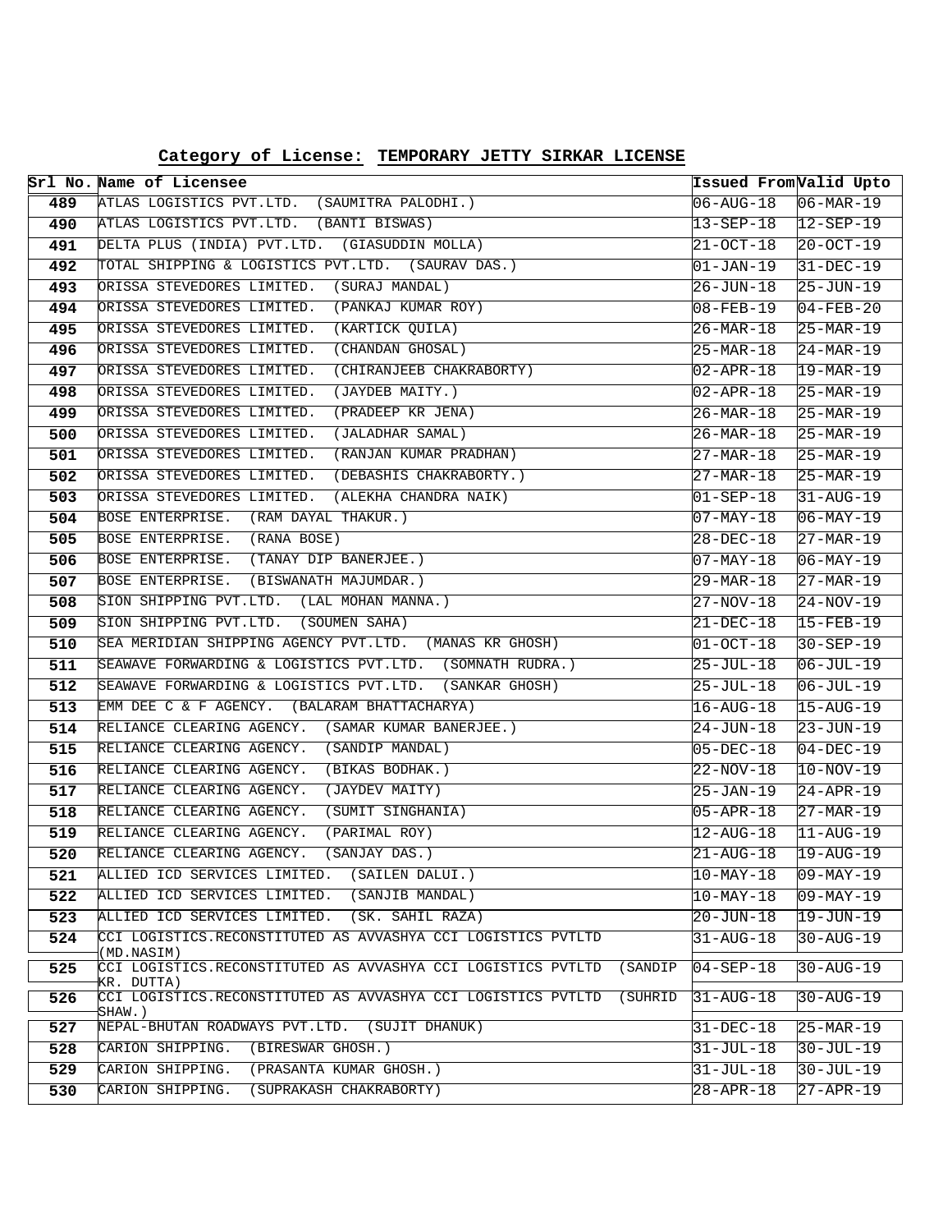**Category of License: TEMPORARY JETTY SIRKAR LICENSE**

| Srl No. | Name of Licensee | Issued From | Valid Upto |
|---|---|---|---|
| 489 | ATLAS LOGISTICS PVT.LTD. (SAUMITRA PALODHI.) | 06-AUG-18 | 06-MAR-19 |
| 490 | ATLAS LOGISTICS PVT.LTD. (BANTI BISWAS) | 13-SEP-18 | 12-SEP-19 |
| 491 | DELTA PLUS (INDIA) PVT.LTD. (GIASUDDIN MOLLA) | 21-OCT-18 | 20-OCT-19 |
| 492 | TOTAL SHIPPING & LOGISTICS PVT.LTD. (SAURAV DAS.) | 01-JAN-19 | 31-DEC-19 |
| 493 | ORISSA STEVEDORES LIMITED. (SURAJ MANDAL) | 26-JUN-18 | 25-JUN-19 |
| 494 | ORISSA STEVEDORES LIMITED. (PANKAJ KUMAR ROY) | 08-FEB-19 | 04-FEB-20 |
| 495 | ORISSA STEVEDORES LIMITED. (KARTICK QUILA) | 26-MAR-18 | 25-MAR-19 |
| 496 | ORISSA STEVEDORES LIMITED. (CHANDAN GHOSAL) | 25-MAR-18 | 24-MAR-19 |
| 497 | ORISSA STEVEDORES LIMITED. (CHIRANJEEB CHAKRABORTY) | 02-APR-18 | 19-MAR-19 |
| 498 | ORISSA STEVEDORES LIMITED. (JAYDEB MAITY.) | 02-APR-18 | 25-MAR-19 |
| 499 | ORISSA STEVEDORES LIMITED. (PRADEEP KR JENA) | 26-MAR-18 | 25-MAR-19 |
| 500 | ORISSA STEVEDORES LIMITED. (JALADHAR SAMAL) | 26-MAR-18 | 25-MAR-19 |
| 501 | ORISSA STEVEDORES LIMITED. (RANJAN KUMAR PRADHAN) | 27-MAR-18 | 25-MAR-19 |
| 502 | ORISSA STEVEDORES LIMITED. (DEBASHIS CHAKRABORTY.) | 27-MAR-18 | 25-MAR-19 |
| 503 | ORISSA STEVEDORES LIMITED. (ALEKHA CHANDRA NAIK) | 01-SEP-18 | 31-AUG-19 |
| 504 | BOSE ENTERPRISE. (RAM DAYAL THAKUR.) | 07-MAY-18 | 06-MAY-19 |
| 505 | BOSE ENTERPRISE. (RANA BOSE) | 28-DEC-18 | 27-MAR-19 |
| 506 | BOSE ENTERPRISE. (TANAY DIP BANERJEE.) | 07-MAY-18 | 06-MAY-19 |
| 507 | BOSE ENTERPRISE. (BISWANATH MAJUMDAR.) | 29-MAR-18 | 27-MAR-19 |
| 508 | SION SHIPPING PVT.LTD. (LAL MOHAN MANNA.) | 27-NOV-18 | 24-NOV-19 |
| 509 | SION SHIPPING PVT.LTD. (SOUMEN SAHA) | 21-DEC-18 | 15-FEB-19 |
| 510 | SEA MERIDIAN SHIPPING AGENCY PVT.LTD. (MANAS KR GHOSH) | 01-OCT-18 | 30-SEP-19 |
| 511 | SEAWAVE FORWARDING & LOGISTICS PVT.LTD. (SOMNATH RUDRA.) | 25-JUL-18 | 06-JUL-19 |
| 512 | SEAWAVE FORWARDING & LOGISTICS PVT.LTD. (SANKAR GHOSH) | 25-JUL-18 | 06-JUL-19 |
| 513 | EMM DEE C & F AGENCY. (BALARAM BHATTACHARYA) | 16-AUG-18 | 15-AUG-19 |
| 514 | RELIANCE CLEARING AGENCY. (SAMAR KUMAR BANERJEE.) | 24-JUN-18 | 23-JUN-19 |
| 515 | RELIANCE CLEARING AGENCY. (SANDIP MANDAL) | 05-DEC-18 | 04-DEC-19 |
| 516 | RELIANCE CLEARING AGENCY. (BIKAS BODHAK.) | 22-NOV-18 | 10-NOV-19 |
| 517 | RELIANCE CLEARING AGENCY. (JAYDEV MAITY) | 25-JAN-19 | 24-APR-19 |
| 518 | RELIANCE CLEARING AGENCY. (SUMIT SINGHANIA) | 05-APR-18 | 27-MAR-19 |
| 519 | RELIANCE CLEARING AGENCY. (PARIMAL ROY) | 12-AUG-18 | 11-AUG-19 |
| 520 | RELIANCE CLEARING AGENCY. (SANJAY DAS.) | 21-AUG-18 | 19-AUG-19 |
| 521 | ALLIED ICD SERVICES LIMITED. (SAILEN DALUI.) | 10-MAY-18 | 09-MAY-19 |
| 522 | ALLIED ICD SERVICES LIMITED. (SANJIB MANDAL) | 10-MAY-18 | 09-MAY-19 |
| 523 | ALLIED ICD SERVICES LIMITED. (SK. SAHIL RAZA) | 20-JUN-18 | 19-JUN-19 |
| 524 | CCI LOGISTICS.RECONSTITUTED AS AVVASHYA CCI LOGISTICS PVTLTD (MD.NASIM) | 31-AUG-18 | 30-AUG-19 |
| 525 | CCI LOGISTICS.RECONSTITUTED AS AVVASHYA CCI LOGISTICS PVTLTD (SANDIP KR. DUTTA) | 04-SEP-18 | 30-AUG-19 |
| 526 | CCI LOGISTICS.RECONSTITUTED AS AVVASHYA CCI LOGISTICS PVTLTD (SUHRID SHAW.) | 31-AUG-18 | 30-AUG-19 |
| 527 | NEPAL-BHUTAN ROADWAYS PVT.LTD. (SUJIT DHANUK) | 31-DEC-18 | 25-MAR-19 |
| 528 | CARION SHIPPING. (BIRESWAR GHOSH.) | 31-JUL-18 | 30-JUL-19 |
| 529 | CARION SHIPPING. (PRASANTA KUMAR GHOSH.) | 31-JUL-18 | 30-JUL-19 |
| 530 | CARION SHIPPING. (SUPRAKASH CHAKRABORTY) | 28-APR-18 | 27-APR-19 |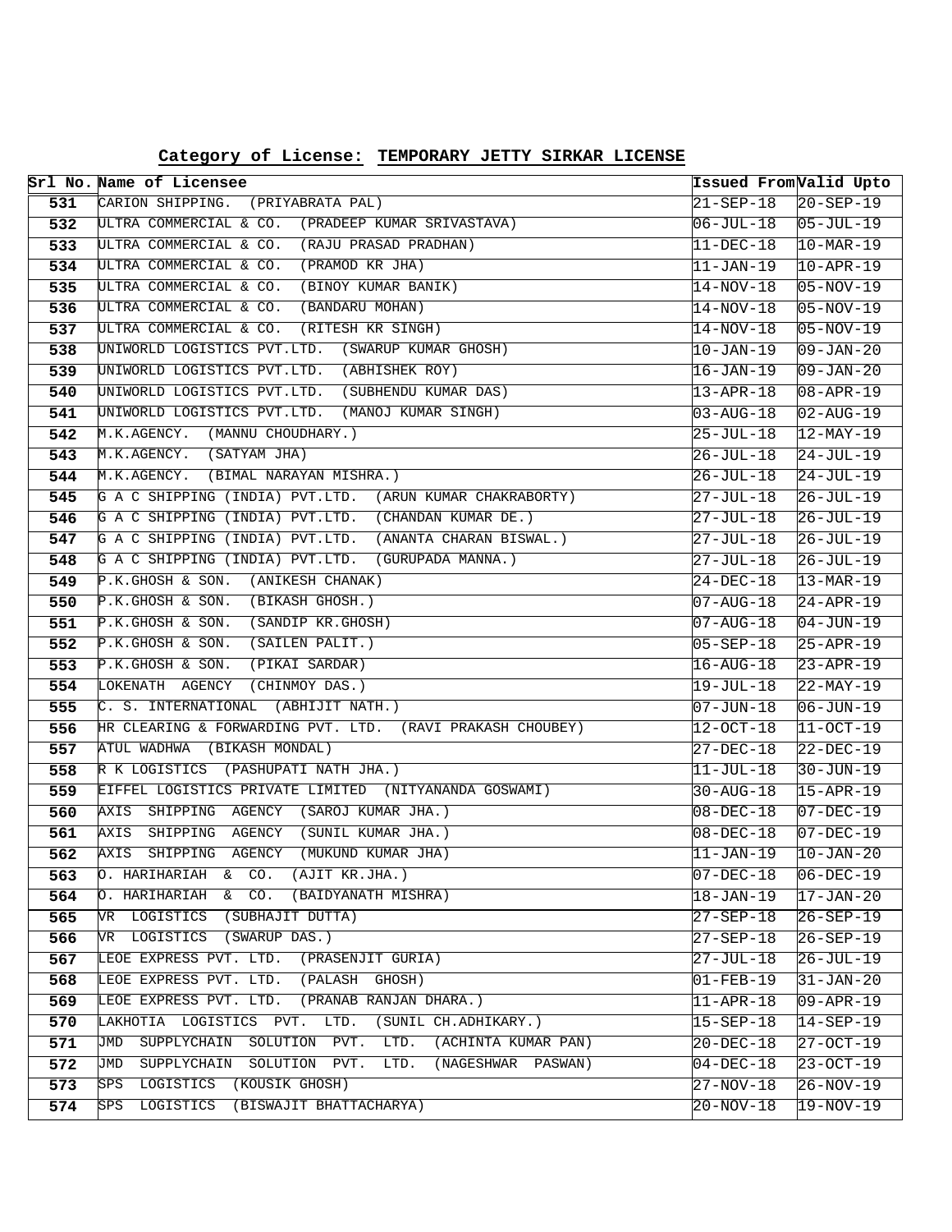**Category of License: TEMPORARY JETTY SIRKAR LICENSE**

| Srl No. | Name of Licensee | Issued From | Valid Upto |
|---|---|---|---|
| 531 | CARION SHIPPING. (PRIYABRATA PAL) | 21-SEP-18 | 20-SEP-19 |
| 532 | ULTRA COMMERCIAL & CO. (PRADEEP KUMAR SRIVASTAVA) | 06-JUL-18 | 05-JUL-19 |
| 533 | ULTRA COMMERCIAL & CO. (RAJU PRASAD PRADHAN) | 11-DEC-18 | 10-MAR-19 |
| 534 | ULTRA COMMERCIAL & CO. (PRAMOD KR JHA) | 11-JAN-19 | 10-APR-19 |
| 535 | ULTRA COMMERCIAL & CO. (BINOY KUMAR BANIK) | 14-NOV-18 | 05-NOV-19 |
| 536 | ULTRA COMMERCIAL & CO. (BANDARU MOHAN) | 14-NOV-18 | 05-NOV-19 |
| 537 | ULTRA COMMERCIAL & CO. (RITESH KR SINGH) | 14-NOV-18 | 05-NOV-19 |
| 538 | UNIWORLD LOGISTICS PVT.LTD. (SWARUP KUMAR GHOSH) | 10-JAN-19 | 09-JAN-20 |
| 539 | UNIWORLD LOGISTICS PVT.LTD. (ABHISHEK ROY) | 16-JAN-19 | 09-JAN-20 |
| 540 | UNIWORLD LOGISTICS PVT.LTD. (SUBHENDU KUMAR DAS) | 13-APR-18 | 08-APR-19 |
| 541 | UNIWORLD LOGISTICS PVT.LTD. (MANOJ KUMAR SINGH) | 03-AUG-18 | 02-AUG-19 |
| 542 | M.K.AGENCY. (MANNU CHOUDHARY.) | 25-JUL-18 | 12-MAY-19 |
| 543 | M.K.AGENCY. (SATYAM JHA) | 26-JUL-18 | 24-JUL-19 |
| 544 | M.K.AGENCY. (BIMAL NARAYAN MISHRA.) | 26-JUL-18 | 24-JUL-19 |
| 545 | G A C SHIPPING (INDIA) PVT.LTD. (ARUN KUMAR CHAKRABORTY) | 27-JUL-18 | 26-JUL-19 |
| 546 | G A C SHIPPING (INDIA) PVT.LTD. (CHANDAN KUMAR DE.) | 27-JUL-18 | 26-JUL-19 |
| 547 | G A C SHIPPING (INDIA) PVT.LTD. (ANANTA CHARAN BISWAL.) | 27-JUL-18 | 26-JUL-19 |
| 548 | G A C SHIPPING (INDIA) PVT.LTD. (GURUPADA MANNA.) | 27-JUL-18 | 26-JUL-19 |
| 549 | P.K.GHOSH & SON. (ANIKESH CHANAK) | 24-DEC-18 | 13-MAR-19 |
| 550 | P.K.GHOSH & SON. (BIKASH GHOSH.) | 07-AUG-18 | 24-APR-19 |
| 551 | P.K.GHOSH & SON. (SANDIP KR.GHOSH) | 07-AUG-18 | 04-JUN-19 |
| 552 | P.K.GHOSH & SON. (SAILEN PALIT.) | 05-SEP-18 | 25-APR-19 |
| 553 | P.K.GHOSH & SON. (PIKAI SARDAR) | 16-AUG-18 | 23-APR-19 |
| 554 | LOKENATH AGENCY (CHINMOY DAS.) | 19-JUL-18 | 22-MAY-19 |
| 555 | C. S. INTERNATIONAL (ABHIJIT NATH.) | 07-JUN-18 | 06-JUN-19 |
| 556 | HR CLEARING & FORWARDING PVT. LTD. (RAVI PRAKASH CHOUBEY) | 12-OCT-18 | 11-OCT-19 |
| 557 | ATUL WADHWA (BIKASH MONDAL) | 27-DEC-18 | 22-DEC-19 |
| 558 | R K LOGISTICS (PASHUPATI NATH JHA.) | 11-JUL-18 | 30-JUN-19 |
| 559 | EIFFEL LOGISTICS PRIVATE LIMITED (NITYANANDA GOSWAMI) | 30-AUG-18 | 15-APR-19 |
| 560 | AXIS SHIPPING AGENCY (SAROJ KUMAR JHA.) | 08-DEC-18 | 07-DEC-19 |
| 561 | AXIS SHIPPING AGENCY (SUNIL KUMAR JHA.) | 08-DEC-18 | 07-DEC-19 |
| 562 | AXIS SHIPPING AGENCY (MUKUND KUMAR JHA) | 11-JAN-19 | 10-JAN-20 |
| 563 | O. HARIHARIAH & CO. (AJIT KR.JHA.) | 07-DEC-18 | 06-DEC-19 |
| 564 | O. HARIHARIAH & CO. (BAIDYANATH MISHRA) | 18-JAN-19 | 17-JAN-20 |
| 565 | VR LOGISTICS (SUBHAJIT DUTTA) | 27-SEP-18 | 26-SEP-19 |
| 566 | VR LOGISTICS (SWARUP DAS.) | 27-SEP-18 | 26-SEP-19 |
| 567 | LEOE EXPRESS PVT. LTD. (PRASENJIT GURIA) | 27-JUL-18 | 26-JUL-19 |
| 568 | LEOE EXPRESS PVT. LTD. (PALASH GHOSH) | 01-FEB-19 | 31-JAN-20 |
| 569 | LEOE EXPRESS PVT. LTD. (PRANAB RANJAN DHARA.) | 11-APR-18 | 09-APR-19 |
| 570 | LAKHOTIA LOGISTICS PVT. LTD. (SUNIL CH.ADHIKARY.) | 15-SEP-18 | 14-SEP-19 |
| 571 | JMD SUPPLYCHAIN SOLUTION PVT. LTD. (ACHINTA KUMAR PAN) | 20-DEC-18 | 27-OCT-19 |
| 572 | JMD SUPPLYCHAIN SOLUTION PVT. LTD. (NAGESHWAR PASWAN) | 04-DEC-18 | 23-OCT-19 |
| 573 | SPS LOGISTICS (KOUSIK GHOSH) | 27-NOV-18 | 26-NOV-19 |
| 574 | SPS LOGISTICS (BISWAJIT BHATTACHARYA) | 20-NOV-18 | 19-NOV-19 |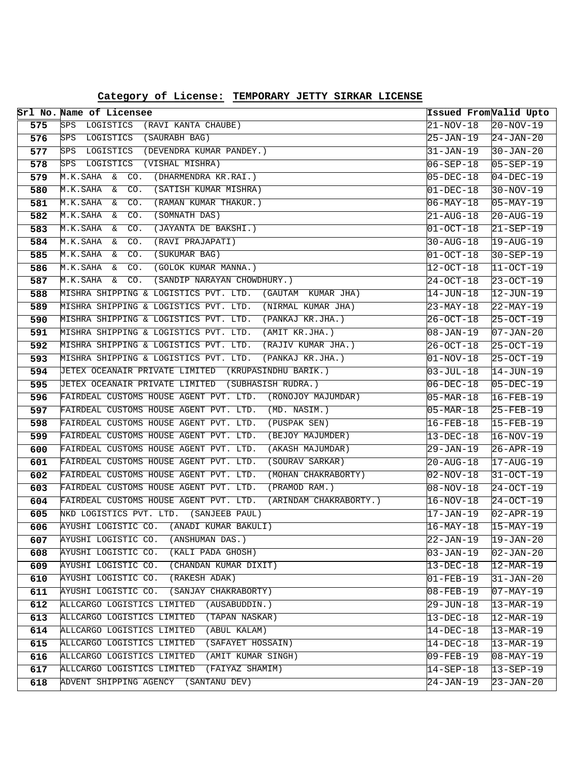**Category of License: TEMPORARY JETTY SIRKAR LICENSE**

| Srl No. | Name of Licensee | Issued From | Valid Upto |
|---|---|---|---|
| 575 | SPS LOGISTICS (RAVI KANTA CHAUBE) | 21-NOV-18 | 20-NOV-19 |
| 576 | SPS LOGISTICS (SAURABH BAG) | 25-JAN-19 | 24-JAN-20 |
| 577 | SPS LOGISTICS (DEVENDRA KUMAR PANDEY.) | 31-JAN-19 | 30-JAN-20 |
| 578 | SPS LOGISTICS (VISHAL MISHRA) | 06-SEP-18 | 05-SEP-19 |
| 579 | M.K.SAHA & CO. (DHARMENDRA KR.RAI.) | 05-DEC-18 | 04-DEC-19 |
| 580 | M.K.SAHA & CO. (SATISH KUMAR MISHRA) | 01-DEC-18 | 30-NOV-19 |
| 581 | M.K.SAHA & CO. (RAMAN KUMAR THAKUR.) | 06-MAY-18 | 05-MAY-19 |
| 582 | M.K.SAHA & CO. (SOMNATH DAS) | 21-AUG-18 | 20-AUG-19 |
| 583 | M.K.SAHA & CO. (JAYANTA DE BAKSHI.) | 01-OCT-18 | 21-SEP-19 |
| 584 | M.K.SAHA & CO. (RAVI PRAJAPATI) | 30-AUG-18 | 19-AUG-19 |
| 585 | M.K.SAHA & CO. (SUKUMAR BAG) | 01-OCT-18 | 30-SEP-19 |
| 586 | M.K.SAHA & CO. (GOLOK KUMAR MANNA.) | 12-OCT-18 | 11-OCT-19 |
| 587 | M.K.SAHA & CO. (SANDIP NARAYAN CHOWDHURY.) | 24-OCT-18 | 23-OCT-19 |
| 588 | MISHRA SHIPPING & LOGISTICS PVT. LTD. (GAUTAM KUMAR JHA) | 14-JUN-18 | 12-JUN-19 |
| 589 | MISHRA SHIPPING & LOGISTICS PVT. LTD. (NIRMAL KUMAR JHA) | 23-MAY-18 | 22-MAY-19 |
| 590 | MISHRA SHIPPING & LOGISTICS PVT. LTD. (PANKAJ KR.JHA.) | 26-OCT-18 | 25-OCT-19 |
| 591 | MISHRA SHIPPING & LOGISTICS PVT. LTD. (AMIT KR.JHA.) | 08-JAN-19 | 07-JAN-20 |
| 592 | MISHRA SHIPPING & LOGISTICS PVT. LTD. (RAJIV KUMAR JHA.) | 26-OCT-18 | 25-OCT-19 |
| 593 | MISHRA SHIPPING & LOGISTICS PVT. LTD. (PANKAJ KR.JHA.) | 01-NOV-18 | 25-OCT-19 |
| 594 | JETEX OCEANAIR PRIVATE LIMITED (KRUPASINDHU BARIK.) | 03-JUL-18 | 14-JUN-19 |
| 595 | JETEX OCEANAIR PRIVATE LIMITED (SUBHASISH RUDRA.) | 06-DEC-18 | 05-DEC-19 |
| 596 | FAIRDEAL CUSTOMS HOUSE AGENT PVT. LTD. (RONOJOY MAJUMDAR) | 05-MAR-18 | 16-FEB-19 |
| 597 | FAIRDEAL CUSTOMS HOUSE AGENT PVT. LTD. (MD. NASIM.) | 05-MAR-18 | 25-FEB-19 |
| 598 | FAIRDEAL CUSTOMS HOUSE AGENT PVT. LTD. (PUSPAK SEN) | 16-FEB-18 | 15-FEB-19 |
| 599 | FAIRDEAL CUSTOMS HOUSE AGENT PVT. LTD. (BEJOY MAJUMDER) | 13-DEC-18 | 16-NOV-19 |
| 600 | FAIRDEAL CUSTOMS HOUSE AGENT PVT. LTD. (AKASH MAJUMDAR) | 29-JAN-19 | 26-APR-19 |
| 601 | FAIRDEAL CUSTOMS HOUSE AGENT PVT. LTD. (SOURAV SARKAR) | 20-AUG-18 | 17-AUG-19 |
| 602 | FAIRDEAL CUSTOMS HOUSE AGENT PVT. LTD. (MOHAN CHAKRABORTY) | 02-NOV-18 | 31-OCT-19 |
| 603 | FAIRDEAL CUSTOMS HOUSE AGENT PVT. LTD. (PRAMOD RAM.) | 08-NOV-18 | 24-OCT-19 |
| 604 | FAIRDEAL CUSTOMS HOUSE AGENT PVT. LTD. (ARINDAM CHAKRABORTY.) | 16-NOV-18 | 24-OCT-19 |
| 605 | NKD LOGISTICS PVT. LTD. (SANJEEB PAUL) | 17-JAN-19 | 02-APR-19 |
| 606 | AYUSHI LOGISTIC CO. (ANADI KUMAR BAKULI) | 16-MAY-18 | 15-MAY-19 |
| 607 | AYUSHI LOGISTIC CO. (ANSHUMAN DAS.) | 22-JAN-19 | 19-JAN-20 |
| 608 | AYUSHI LOGISTIC CO. (KALI PADA GHOSH) | 03-JAN-19 | 02-JAN-20 |
| 609 | AYUSHI LOGISTIC CO. (CHANDAN KUMAR DIXIT) | 13-DEC-18 | 12-MAR-19 |
| 610 | AYUSHI LOGISTIC CO. (RAKESH ADAK) | 01-FEB-19 | 31-JAN-20 |
| 611 | AYUSHI LOGISTIC CO. (SANJAY CHAKRABORTY) | 08-FEB-19 | 07-MAY-19 |
| 612 | ALLCARGO LOGISTICS LIMITED (AUSABUDDIN.) | 29-JUN-18 | 13-MAR-19 |
| 613 | ALLCARGO LOGISTICS LIMITED (TAPAN NASKAR) | 13-DEC-18 | 12-MAR-19 |
| 614 | ALLCARGO LOGISTICS LIMITED (ABUL KALAM) | 14-DEC-18 | 13-MAR-19 |
| 615 | ALLCARGO LOGISTICS LIMITED (SAFAYET HOSSAIN) | 14-DEC-18 | 13-MAR-19 |
| 616 | ALLCARGO LOGISTICS LIMITED (AMIT KUMAR SINGH) | 09-FEB-19 | 08-MAY-19 |
| 617 | ALLCARGO LOGISTICS LIMITED (FAIYAZ SHAMIM) | 14-SEP-18 | 13-SEP-19 |
| 618 | ADVENT SHIPPING AGENCY (SANTANU DEV) | 24-JAN-19 | 23-JAN-20 |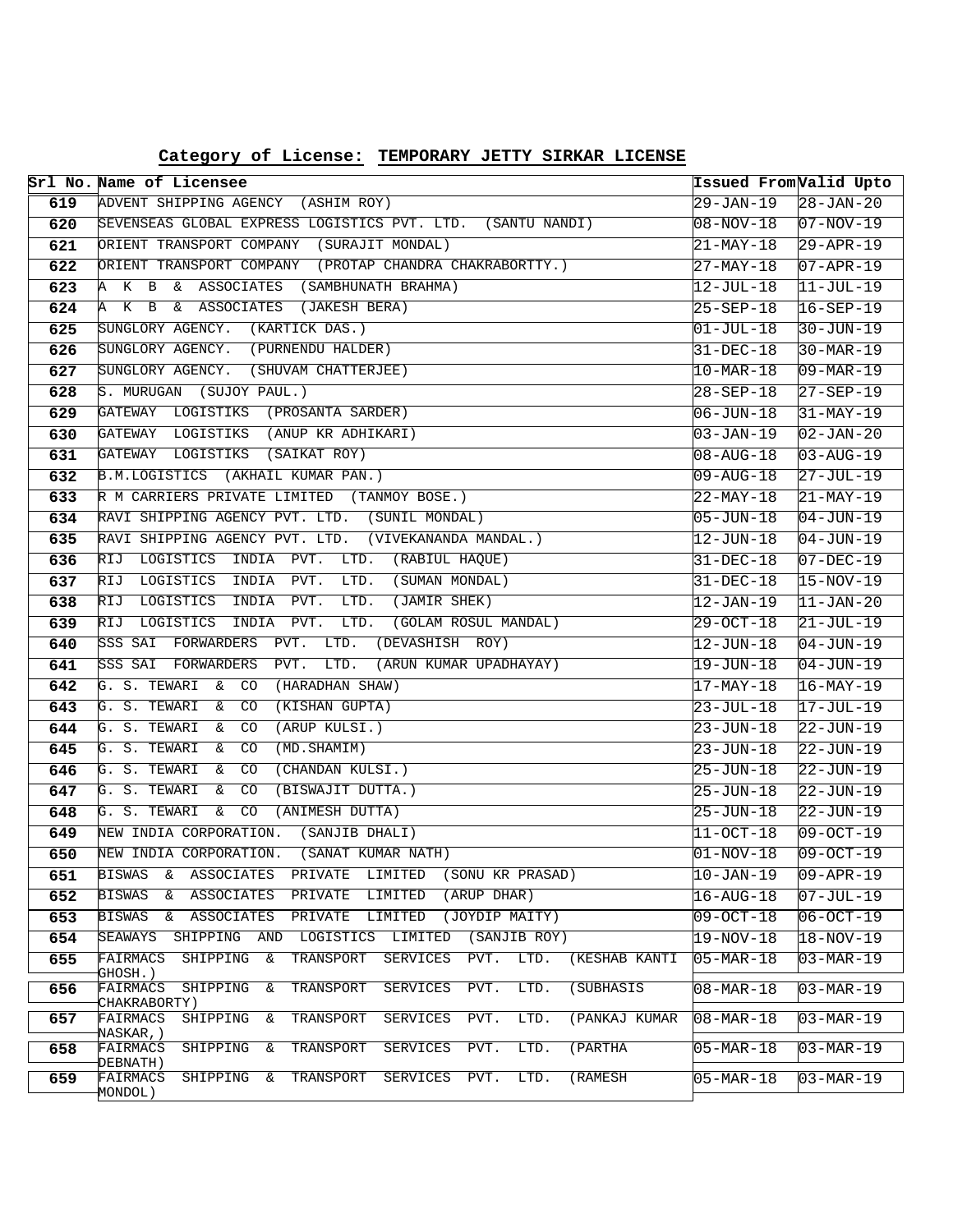## Category of License: TEMPORARY JETTY SIRKAR LICENSE

| Srl No. | Name of Licensee | Issued From | Valid Upto |
|---|---|---|---|
| 619 | ADVENT SHIPPING AGENCY (ASHIM ROY) | 29-JAN-19 | 28-JAN-20 |
| 620 | SEVENSEAS GLOBAL EXPRESS LOGISTICS PVT. LTD. (SANTU NANDI) | 08-NOV-18 | 07-NOV-19 |
| 621 | ORIENT TRANSPORT COMPANY (SURAJIT MONDAL) | 21-MAY-18 | 29-APR-19 |
| 622 | ORIENT TRANSPORT COMPANY (PROTAP CHANDRA CHAKRABORTTY.) | 27-MAY-18 | 07-APR-19 |
| 623 | A K B & ASSOCIATES (SAMBHUNATH BRAHMA) | 12-JUL-18 | 11-JUL-19 |
| 624 | A K B & ASSOCIATES (JAKESH BERA) | 25-SEP-18 | 16-SEP-19 |
| 625 | SUNGLORY AGENCY. (KARTICK DAS.) | 01-JUL-18 | 30-JUN-19 |
| 626 | SUNGLORY AGENCY. (PURNENDU HALDER) | 31-DEC-18 | 30-MAR-19 |
| 627 | SUNGLORY AGENCY. (SHUVAM CHATTERJEE) | 10-MAR-18 | 09-MAR-19 |
| 628 | S. MURUGAN (SUJOY PAUL.) | 28-SEP-18 | 27-SEP-19 |
| 629 | GATEWAY LOGISTIKS (PROSANTA SARDER) | 06-JUN-18 | 31-MAY-19 |
| 630 | GATEWAY LOGISTIKS (ANUP KR ADHIKARI) | 03-JAN-19 | 02-JAN-20 |
| 631 | GATEWAY LOGISTIKS (SAIKAT ROY) | 08-AUG-18 | 03-AUG-19 |
| 632 | B.M.LOGISTICS (AKHAIL KUMAR PAN.) | 09-AUG-18 | 27-JUL-19 |
| 633 | R M CARRIERS PRIVATE LIMITED (TANMOY BOSE.) | 22-MAY-18 | 21-MAY-19 |
| 634 | RAVI SHIPPING AGENCY PVT. LTD. (SUNIL MONDAL) | 05-JUN-18 | 04-JUN-19 |
| 635 | RAVI SHIPPING AGENCY PVT. LTD. (VIVEKANANDA MANDAL.) | 12-JUN-18 | 04-JUN-19 |
| 636 | RIJ LOGISTICS INDIA PVT. LTD. (RABIUL HAQUE) | 31-DEC-18 | 07-DEC-19 |
| 637 | RIJ LOGISTICS INDIA PVT. LTD. (SUMAN MONDAL) | 31-DEC-18 | 15-NOV-19 |
| 638 | RIJ LOGISTICS INDIA PVT. LTD. (JAMIR SHEK) | 12-JAN-19 | 11-JAN-20 |
| 639 | RIJ LOGISTICS INDIA PVT. LTD. (GOLAM ROSUL MANDAL) | 29-OCT-18 | 21-JUL-19 |
| 640 | SSS SAI FORWARDERS PVT. LTD. (DEVASHISH ROY) | 12-JUN-18 | 04-JUN-19 |
| 641 | SSS SAI FORWARDERS PVT. LTD. (ARUN KUMAR UPADHAYAY) | 19-JUN-18 | 04-JUN-19 |
| 642 | G. S. TEWARI & CO (HARADHAN SHAW) | 17-MAY-18 | 16-MAY-19 |
| 643 | G. S. TEWARI & CO (KISHAN GUPTA) | 23-JUL-18 | 17-JUL-19 |
| 644 | G. S. TEWARI & CO (ARUP KULSI.) | 23-JUN-18 | 22-JUN-19 |
| 645 | G. S. TEWARI & CO (MD.SHAMIM) | 23-JUN-18 | 22-JUN-19 |
| 646 | G. S. TEWARI & CO (CHANDAN KULSI.) | 25-JUN-18 | 22-JUN-19 |
| 647 | G. S. TEWARI & CO (BISWAJIT DUTTA.) | 25-JUN-18 | 22-JUN-19 |
| 648 | G. S. TEWARI & CO (ANIMESH DUTTA) | 25-JUN-18 | 22-JUN-19 |
| 649 | NEW INDIA CORPORATION. (SANJIB DHALI) | 11-OCT-18 | 09-OCT-19 |
| 650 | NEW INDIA CORPORATION. (SANAT KUMAR NATH) | 01-NOV-18 | 09-OCT-19 |
| 651 | BISWAS & ASSOCIATES PRIVATE LIMITED (SONU KR PRASAD) | 10-JAN-19 | 09-APR-19 |
| 652 | BISWAS & ASSOCIATES PRIVATE LIMITED (ARUP DHAR) | 16-AUG-18 | 07-JUL-19 |
| 653 | BISWAS & ASSOCIATES PRIVATE LIMITED (JOYDIP MAITY) | 09-OCT-18 | 06-OCT-19 |
| 654 | SEAWAYS SHIPPING AND LOGISTICS LIMITED (SANJIB ROY) | 19-NOV-18 | 18-NOV-19 |
| 655 | FAIRMACS SHIPPING & TRANSPORT SERVICES PVT. LTD. (KESHAB KANTI GHOSH.) | 05-MAR-18 | 03-MAR-19 |
| 656 | FAIRMACS SHIPPING & TRANSPORT SERVICES PVT. LTD. (SUBHASIS CHAKRABORTY) | 08-MAR-18 | 03-MAR-19 |
| 657 | FAIRMACS SHIPPING & TRANSPORT SERVICES PVT. LTD. (PANKAJ KUMAR NASKAR,) | 08-MAR-18 | 03-MAR-19 |
| 658 | FAIRMACS SHIPPING & TRANSPORT SERVICES PVT. LTD. (PARTHA DEBNATH) | 05-MAR-18 | 03-MAR-19 |
| 659 | FAIRMACS SHIPPING & TRANSPORT SERVICES PVT. LTD. (RAMESH MONDOL) | 05-MAR-18 | 03-MAR-19 |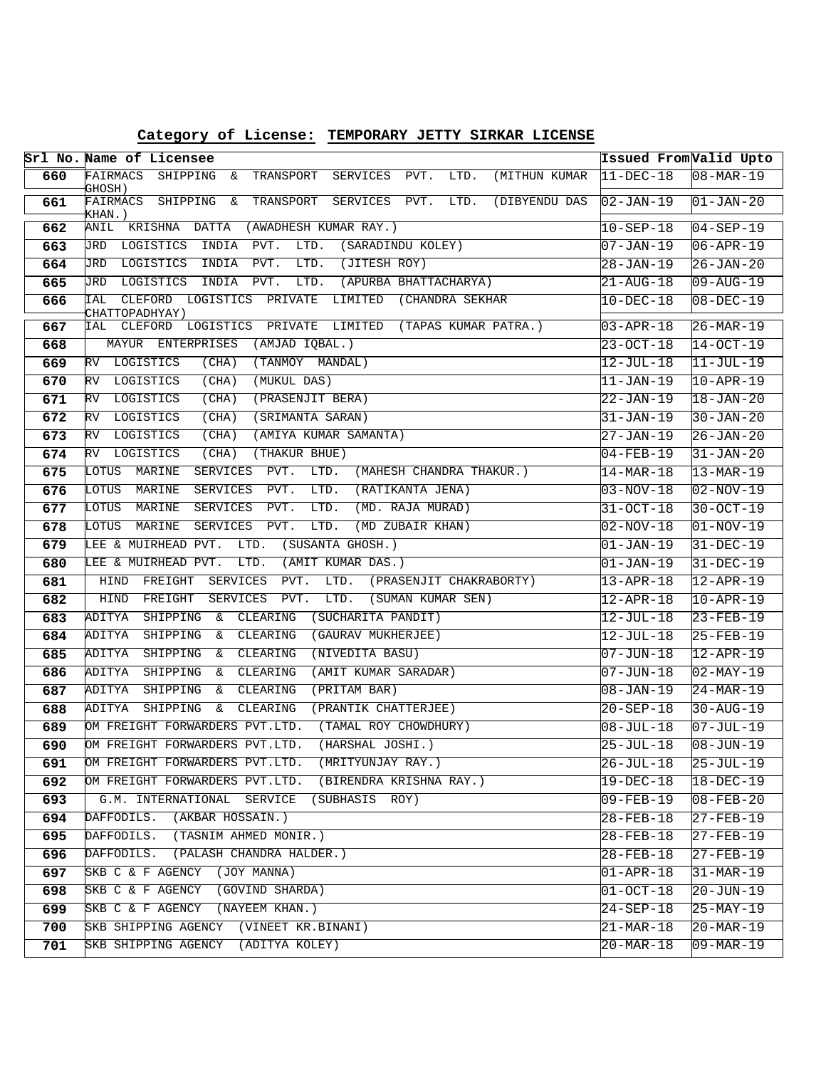**Category of License: TEMPORARY JETTY SIRKAR LICENSE**

| Srl No. | Name of Licensee | Issued From | Valid Upto |
|---|---|---|---|
| 660 | FAIRMACS SHIPPING & TRANSPORT SERVICES PVT. LTD. (MITHUN KUMAR GHOSH) | 11-DEC-18 | 08-MAR-19 |
| 661 | FAIRMACS SHIPPING & TRANSPORT SERVICES PVT. LTD. (DIBYENDU DAS KHAN.) | 02-JAN-19 | 01-JAN-20 |
| 662 | ANIL KRISHNA DATTA (AWADHESH KUMAR RAY.) | 10-SEP-18 | 04-SEP-19 |
| 663 | JRD LOGISTICS INDIA PVT. LTD. (SARADINDU KOLEY) | 07-JAN-19 | 06-APR-19 |
| 664 | JRD LOGISTICS INDIA PVT. LTD. (JITESH ROY) | 28-JAN-19 | 26-JAN-20 |
| 665 | JRD LOGISTICS INDIA PVT. LTD. (APURBA BHATTACHARYA) | 21-AUG-18 | 09-AUG-19 |
| 666 | IAL CLEFORD LOGISTICS PRIVATE LIMITED (CHANDRA SEKHAR CHATTOPADHYAY) | 10-DEC-18 | 08-DEC-19 |
| 667 | IAL CLEFORD LOGISTICS PRIVATE LIMITED (TAPAS KUMAR PATRA.) | 03-APR-18 | 26-MAR-19 |
| 668 | MAYUR ENTERPRISES (AMJAD IQBAL.) | 23-OCT-18 | 14-OCT-19 |
| 669 | RV LOGISTICS (CHA) (TANMOY MANDAL) | 12-JUL-18 | 11-JUL-19 |
| 670 | RV LOGISTICS (CHA) (MUKUL DAS) | 11-JAN-19 | 10-APR-19 |
| 671 | RV LOGISTICS (CHA) (PRASENJIT BERA) | 22-JAN-19 | 18-JAN-20 |
| 672 | RV LOGISTICS (CHA) (SRIMANTA SARAN) | 31-JAN-19 | 30-JAN-20 |
| 673 | RV LOGISTICS (CHA) (AMIYA KUMAR SAMANTA) | 27-JAN-19 | 26-JAN-20 |
| 674 | RV LOGISTICS (CHA) (THAKUR BHUE) | 04-FEB-19 | 31-JAN-20 |
| 675 | LOTUS MARINE SERVICES PVT. LTD. (MAHESH CHANDRA THAKUR.) | 14-MAR-18 | 13-MAR-19 |
| 676 | LOTUS MARINE SERVICES PVT. LTD. (RATIKANTA JENA) | 03-NOV-18 | 02-NOV-19 |
| 677 | LOTUS MARINE SERVICES PVT. LTD. (MD. RAJA MURAD) | 31-OCT-18 | 30-OCT-19 |
| 678 | LOTUS MARINE SERVICES PVT. LTD. (MD ZUBAIR KHAN) | 02-NOV-18 | 01-NOV-19 |
| 679 | LEE & MUIRHEAD PVT. LTD. (SUSANTA GHOSH.) | 01-JAN-19 | 31-DEC-19 |
| 680 | LEE & MUIRHEAD PVT. LTD. (AMIT KUMAR DAS.) | 01-JAN-19 | 31-DEC-19 |
| 681 | HIND FREIGHT SERVICES PVT. LTD. (PRASENJIT CHAKRABORTY) | 13-APR-18 | 12-APR-19 |
| 682 | HIND FREIGHT SERVICES PVT. LTD. (SUMAN KUMAR SEN) | 12-APR-18 | 10-APR-19 |
| 683 | ADITYA SHIPPING & CLEARING (SUCHARITA PANDIT) | 12-JUL-18 | 23-FEB-19 |
| 684 | ADITYA SHIPPING & CLEARING (GAURAV MUKHERJEE) | 12-JUL-18 | 25-FEB-19 |
| 685 | ADITYA SHIPPING & CLEARING (NIVEDITA BASU) | 07-JUN-18 | 12-APR-19 |
| 686 | ADITYA SHIPPING & CLEARING (AMIT KUMAR SARADAR) | 07-JUN-18 | 02-MAY-19 |
| 687 | ADITYA SHIPPING & CLEARING (PRITAM BAR) | 08-JAN-19 | 24-MAR-19 |
| 688 | ADITYA SHIPPING & CLEARING (PRANTIK CHATTERJEE) | 20-SEP-18 | 30-AUG-19 |
| 689 | OM FREIGHT FORWARDERS PVT.LTD. (TAMAL ROY CHOWDHURY) | 08-JUL-18 | 07-JUL-19 |
| 690 | OM FREIGHT FORWARDERS PVT.LTD. (HARSHAL JOSHI.) | 25-JUL-18 | 08-JUN-19 |
| 691 | OM FREIGHT FORWARDERS PVT.LTD. (MRITYUNJAY RAY.) | 26-JUL-18 | 25-JUL-19 |
| 692 | OM FREIGHT FORWARDERS PVT.LTD. (BIRENDRA KRISHNA RAY.) | 19-DEC-18 | 18-DEC-19 |
| 693 | G.M. INTERNATIONAL SERVICE (SUBHASIS ROY) | 09-FEB-19 | 08-FEB-20 |
| 694 | DAFFODILS. (AKBAR HOSSAIN.) | 28-FEB-18 | 27-FEB-19 |
| 695 | DAFFODILS. (TASNIM AHMED MONIR.) | 28-FEB-18 | 27-FEB-19 |
| 696 | DAFFODILS. (PALASH CHANDRA HALDER.) | 28-FEB-18 | 27-FEB-19 |
| 697 | SKB C & F AGENCY (JOY MANNA) | 01-APR-18 | 31-MAR-19 |
| 698 | SKB C & F AGENCY (GOVIND SHARDA) | 01-OCT-18 | 20-JUN-19 |
| 699 | SKB C & F AGENCY (NAYEEM KHAN.) | 24-SEP-18 | 25-MAY-19 |
| 700 | SKB SHIPPING AGENCY (VINEET KR.BINANI) | 21-MAR-18 | 20-MAR-19 |
| 701 | SKB SHIPPING AGENCY (ADITYA KOLEY) | 20-MAR-18 | 09-MAR-19 |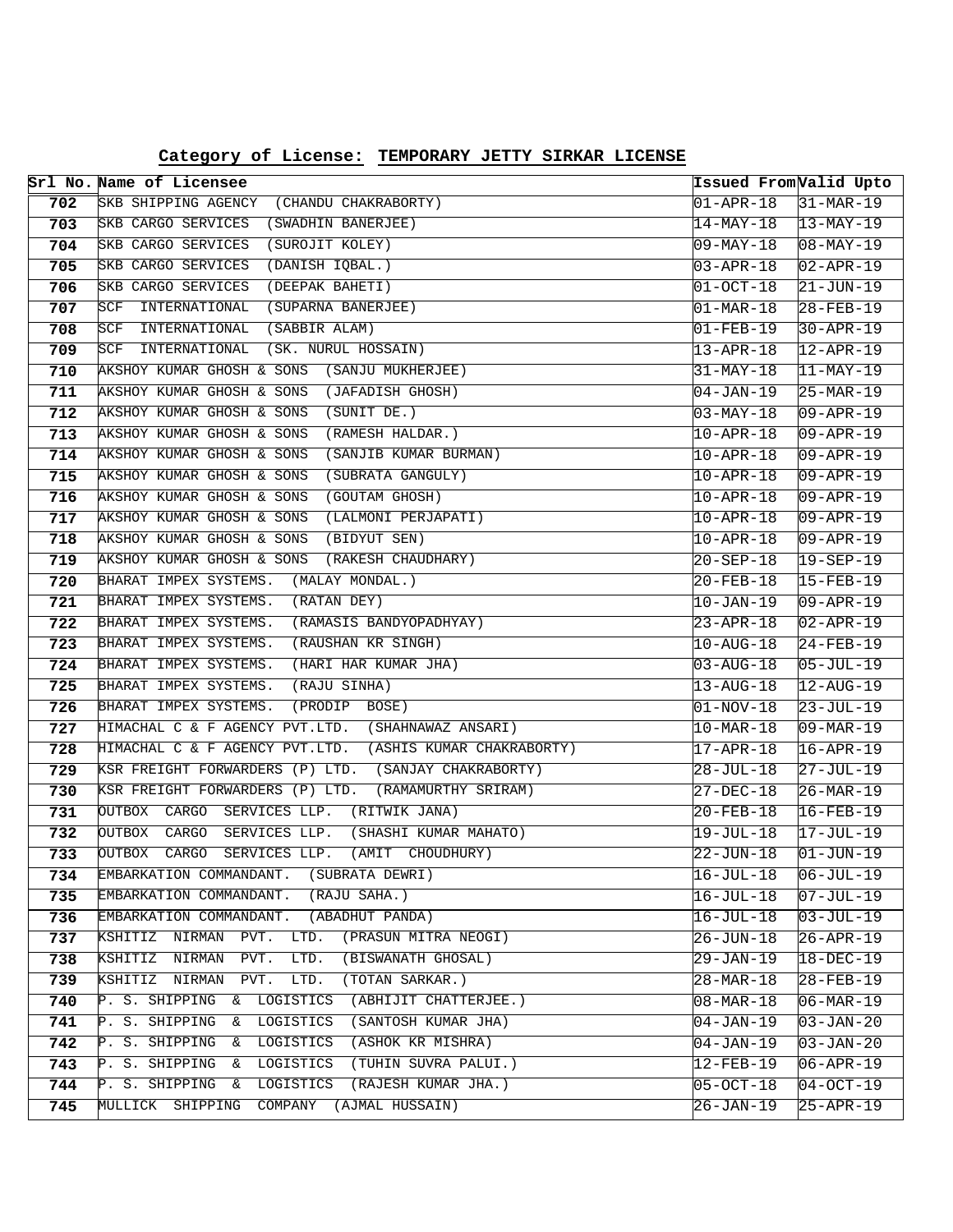## Category of License: TEMPORARY JETTY SIRKAR LICENSE

| Srl No. | Name of Licensee | Issued From | Valid Upto |
|---|---|---|---|
| 702 | SKB SHIPPING AGENCY (CHANDU CHAKRABORTY) | 01-APR-18 | 31-MAR-19 |
| 703 | SKB CARGO SERVICES (SWADHIN BANERJEE) | 14-MAY-18 | 13-MAY-19 |
| 704 | SKB CARGO SERVICES (SUROJIT KOLEY) | 09-MAY-18 | 08-MAY-19 |
| 705 | SKB CARGO SERVICES (DANISH IQBAL.) | 03-APR-18 | 02-APR-19 |
| 706 | SKB CARGO SERVICES (DEEPAK BAHETI) | 01-OCT-18 | 21-JUN-19 |
| 707 | SCF INTERNATIONAL (SUPARNA BANERJEE) | 01-MAR-18 | 28-FEB-19 |
| 708 | SCF INTERNATIONAL (SABBIR ALAM) | 01-FEB-19 | 30-APR-19 |
| 709 | SCF INTERNATIONAL (SK. NURUL HOSSAIN) | 13-APR-18 | 12-APR-19 |
| 710 | AKSHOY KUMAR GHOSH & SONS (SANJU MUKHERJEE) | 31-MAY-18 | 11-MAY-19 |
| 711 | AKSHOY KUMAR GHOSH & SONS (JAFADISH GHOSH) | 04-JAN-19 | 25-MAR-19 |
| 712 | AKSHOY KUMAR GHOSH & SONS (SUNIT DE.) | 03-MAY-18 | 09-APR-19 |
| 713 | AKSHOY KUMAR GHOSH & SONS (RAMESH HALDAR.) | 10-APR-18 | 09-APR-19 |
| 714 | AKSHOY KUMAR GHOSH & SONS (SANJIB KUMAR BURMAN) | 10-APR-18 | 09-APR-19 |
| 715 | AKSHOY KUMAR GHOSH & SONS (SUBRATA GANGULY) | 10-APR-18 | 09-APR-19 |
| 716 | AKSHOY KUMAR GHOSH & SONS (GOUTAM GHOSH) | 10-APR-18 | 09-APR-19 |
| 717 | AKSHOY KUMAR GHOSH & SONS (LALMONI PERJAPATI) | 10-APR-18 | 09-APR-19 |
| 718 | AKSHOY KUMAR GHOSH & SONS (BIDYUT SEN) | 10-APR-18 | 09-APR-19 |
| 719 | AKSHOY KUMAR GHOSH & SONS (RAKESH CHAUDHARY) | 20-SEP-18 | 19-SEP-19 |
| 720 | BHARAT IMPEX SYSTEMS. (MALAY MONDAL.) | 20-FEB-18 | 15-FEB-19 |
| 721 | BHARAT IMPEX SYSTEMS. (RATAN DEY) | 10-JAN-19 | 09-APR-19 |
| 722 | BHARAT IMPEX SYSTEMS. (RAMASIS BANDYOPADHYAY) | 23-APR-18 | 02-APR-19 |
| 723 | BHARAT IMPEX SYSTEMS. (RAUSHAN KR SINGH) | 10-AUG-18 | 24-FEB-19 |
| 724 | BHARAT IMPEX SYSTEMS. (HARI HAR KUMAR JHA) | 03-AUG-18 | 05-JUL-19 |
| 725 | BHARAT IMPEX SYSTEMS. (RAJU SINHA) | 13-AUG-18 | 12-AUG-19 |
| 726 | BHARAT IMPEX SYSTEMS. (PRODIP BOSE) | 01-NOV-18 | 23-JUL-19 |
| 727 | HIMACHAL C & F AGENCY PVT.LTD. (SHAHNAWAZ ANSARI) | 10-MAR-18 | 09-MAR-19 |
| 728 | HIMACHAL C & F AGENCY PVT.LTD. (ASHIS KUMAR CHAKRABORTY) | 17-APR-18 | 16-APR-19 |
| 729 | KSR FREIGHT FORWARDERS (P) LTD. (SANJAY CHAKRABORTY) | 28-JUL-18 | 27-JUL-19 |
| 730 | KSR FREIGHT FORWARDERS (P) LTD. (RAMAMURTHY SRIRAM) | 27-DEC-18 | 26-MAR-19 |
| 731 | OUTBOX CARGO SERVICES LLP. (RITWIK JANA) | 20-FEB-18 | 16-FEB-19 |
| 732 | OUTBOX CARGO SERVICES LLP. (SHASHI KUMAR MAHATO) | 19-JUL-18 | 17-JUL-19 |
| 733 | OUTBOX CARGO SERVICES LLP. (AMIT CHOUDHURY) | 22-JUN-18 | 01-JUN-19 |
| 734 | EMBARKATION COMMANDANT. (SUBRATA DEWRI) | 16-JUL-18 | 06-JUL-19 |
| 735 | EMBARKATION COMMANDANT. (RAJU SAHA.) | 16-JUL-18 | 07-JUL-19 |
| 736 | EMBARKATION COMMANDANT. (ABADHUT PANDA) | 16-JUL-18 | 03-JUL-19 |
| 737 | KSHITIZ NIRMAN PVT. LTD. (PRASUN MITRA NEOGI) | 26-JUN-18 | 26-APR-19 |
| 738 | KSHITIZ NIRMAN PVT. LTD. (BISWANATH GHOSAL) | 29-JAN-19 | 18-DEC-19 |
| 739 | KSHITIZ NIRMAN PVT. LTD. (TOTAN SARKAR.) | 28-MAR-18 | 28-FEB-19 |
| 740 | P. S. SHIPPING & LOGISTICS (ABHIJIT CHATTERJEE.) | 08-MAR-18 | 06-MAR-19 |
| 741 | P. S. SHIPPING & LOGISTICS (SANTOSH KUMAR JHA) | 04-JAN-19 | 03-JAN-20 |
| 742 | P. S. SHIPPING & LOGISTICS (ASHOK KR MISHRA) | 04-JAN-19 | 03-JAN-20 |
| 743 | P. S. SHIPPING & LOGISTICS (TUHIN SUVRA PALUI.) | 12-FEB-19 | 06-APR-19 |
| 744 | P. S. SHIPPING & LOGISTICS (RAJESH KUMAR JHA.) | 05-OCT-18 | 04-OCT-19 |
| 745 | MULLICK SHIPPING COMPANY (AJMAL HUSSAIN) | 26-JAN-19 | 25-APR-19 |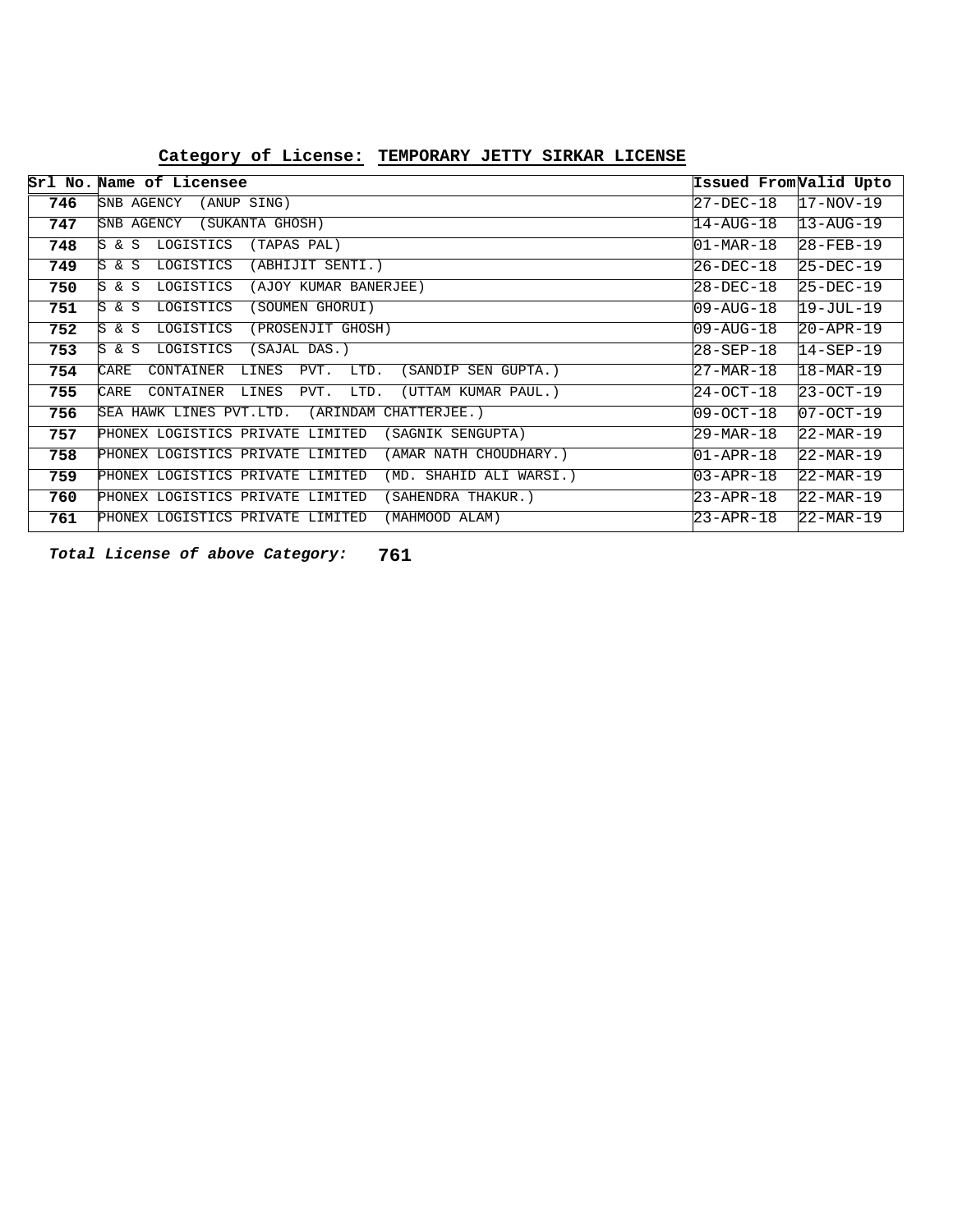**Category of License: TEMPORARY JETTY SIRKAR LICENSE**

| Srl No. | Name of Licensee | Issued From | Valid Upto |
|---|---|---|---|
| 746 | SNB AGENCY (ANUP SING) | 27-DEC-18 | 17-NOV-19 |
| 747 | SNB AGENCY (SUKANTA GHOSH) | 14-AUG-18 | 13-AUG-19 |
| 748 | S & S LOGISTICS (TAPAS PAL) | 01-MAR-18 | 28-FEB-19 |
| 749 | S & S LOGISTICS (ABHIJIT SENTI.) | 26-DEC-18 | 25-DEC-19 |
| 750 | S & S LOGISTICS (AJOY KUMAR BANERJEE) | 28-DEC-18 | 25-DEC-19 |
| 751 | S & S LOGISTICS (SOUMEN GHORUI) | 09-AUG-18 | 19-JUL-19 |
| 752 | S & S LOGISTICS (PROSENJIT GHOSH) | 09-AUG-18 | 20-APR-19 |
| 753 | S & S LOGISTICS (SAJAL DAS.) | 28-SEP-18 | 14-SEP-19 |
| 754 | CARE CONTAINER LINES PVT. LTD. (SANDIP SEN GUPTA.) | 27-MAR-18 | 18-MAR-19 |
| 755 | CARE CONTAINER LINES PVT. LTD. (UTTAM KUMAR PAUL.) | 24-OCT-18 | 23-OCT-19 |
| 756 | SEA HAWK LINES PVT.LTD. (ARINDAM CHATTERJEE.) | 09-OCT-18 | 07-OCT-19 |
| 757 | PHONEX LOGISTICS PRIVATE LIMITED (SAGNIK SENGUPTA) | 29-MAR-18 | 22-MAR-19 |
| 758 | PHONEX LOGISTICS PRIVATE LIMITED (AMAR NATH CHOUDHARY.) | 01-APR-18 | 22-MAR-19 |
| 759 | PHONEX LOGISTICS PRIVATE LIMITED (MD. SHAHID ALI WARSI.) | 03-APR-18 | 22-MAR-19 |
| 760 | PHONEX LOGISTICS PRIVATE LIMITED (SAHENDRA THAKUR.) | 23-APR-18 | 22-MAR-19 |
| 761 | PHONEX LOGISTICS PRIVATE LIMITED (MAHMOOD ALAM) | 23-APR-18 | 22-MAR-19 |

***Total License of above Category:*** **761**